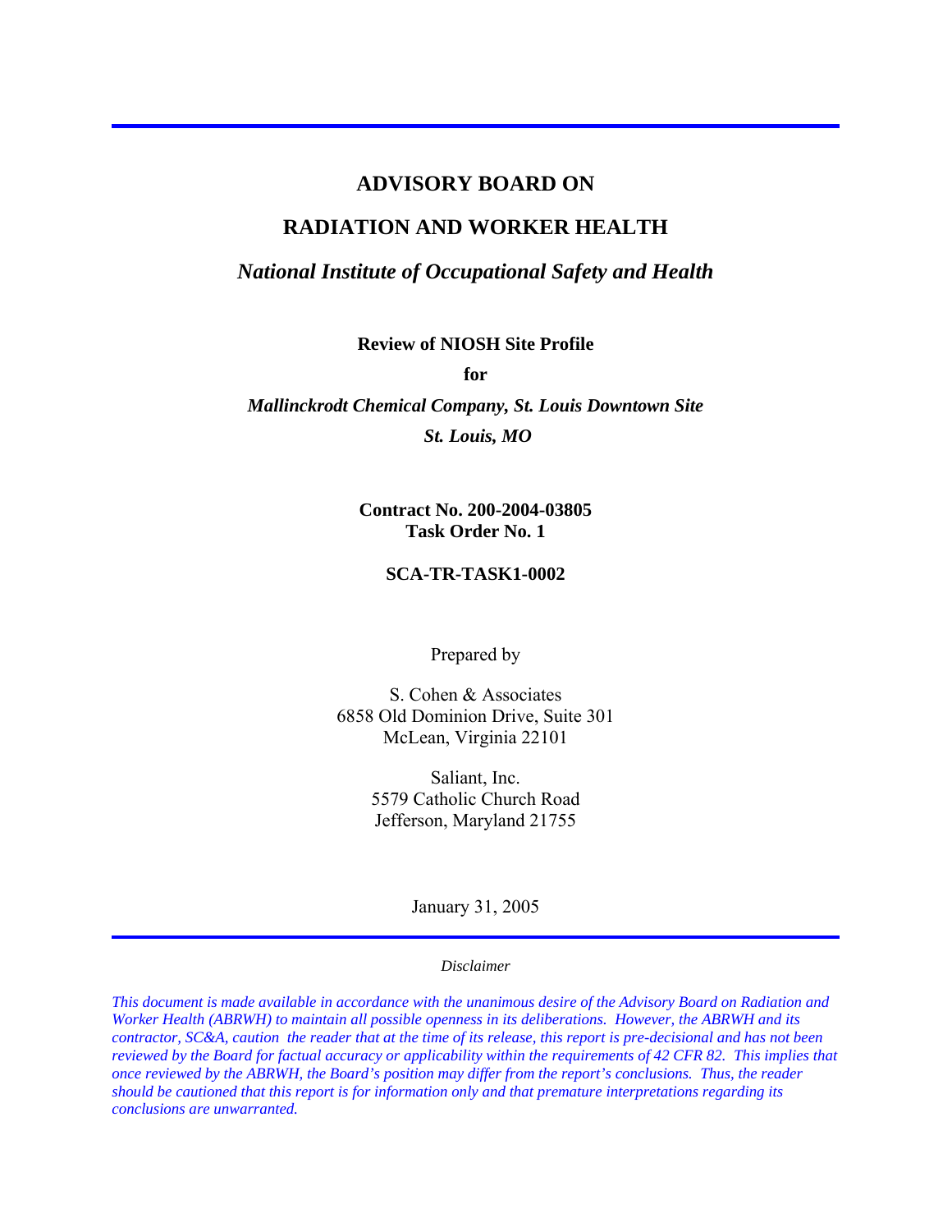# ADVISORY BOARD ON

# RADIATION AND WORKER HEALTH

***National Institute of Occupational Safety and Health***

**Review of NIOSH Site Profile**

**for**

***Mallinckrodt Chemical Company, St. Louis Downtown Site***

***St. Louis, MO***

**Contract No. 200-2004-03805**
**Task Order No. 1**

**SCA-TR-TASK1-0002**

Prepared by

S. Cohen & Associates
6858 Old Dominion Drive, Suite 301
McLean, Virginia 22101

Saliant, Inc.
5579 Catholic Church Road
Jefferson, Maryland 21755

January 31, 2005

*Disclaimer*

*This document is made available in accordance with the unanimous desire of the Advisory Board on Radiation and Worker Health (ABRWH) to maintain all possible openness in its deliberations. However, the ABRWH and its contractor, SC&A, caution the reader that at the time of its release, this report is pre-decisional and has not been reviewed by the Board for factual accuracy or applicability within the requirements of 42 CFR 82. This implies that once reviewed by the ABRWH, the Board's position may differ from the report's conclusions. Thus, the reader should be cautioned that this report is for information only and that premature interpretations regarding its conclusions are unwarranted.*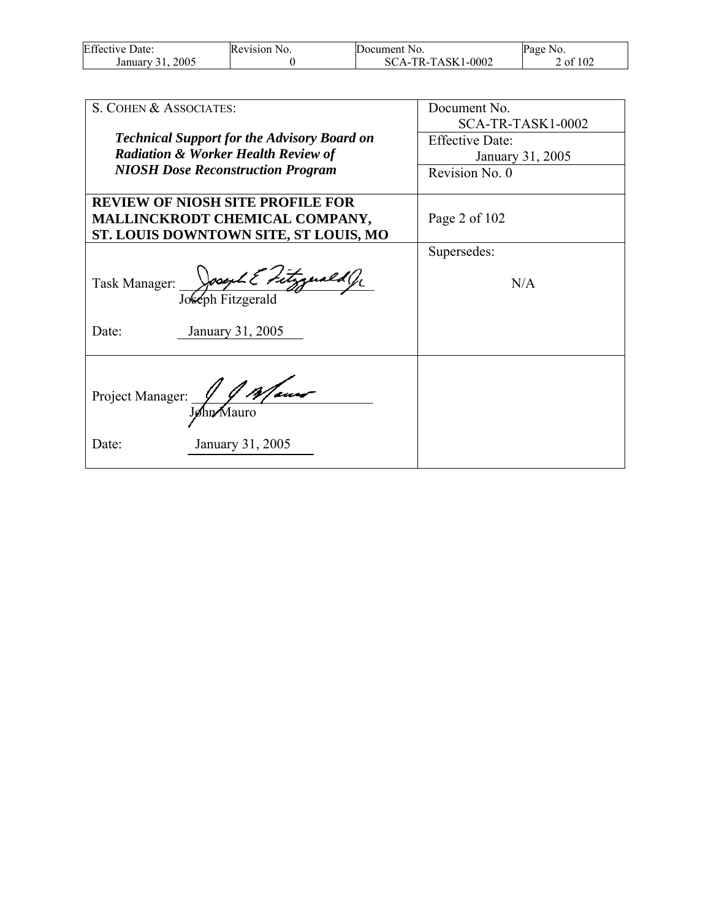| S. COHEN & ASSOCIATES: *Technical Support for the Advisory Board on Radiation & Worker Health Review of NIOSH Dose Reconstruction Program* | Document No. SCA-TR-TASK1-0002 |
|---|---|
| | Effective Date: January 31, 2005 |
| | Revision No. 0 |
| **REVIEW OF NIOSH SITE PROFILE FOR MALLINCKRODT CHEMICAL COMPANY, ST. LOUIS DOWNTOWN SITE, ST LOUIS, MO** | Page 2 of 102 |
| Task Manager: Joseph Fitzgerald<br><br>Date: January 31, 2005 | Supersedes:<br><br>N/A |
| Project Manager: John Mauro<br><br>Date: January 31, 2005 | |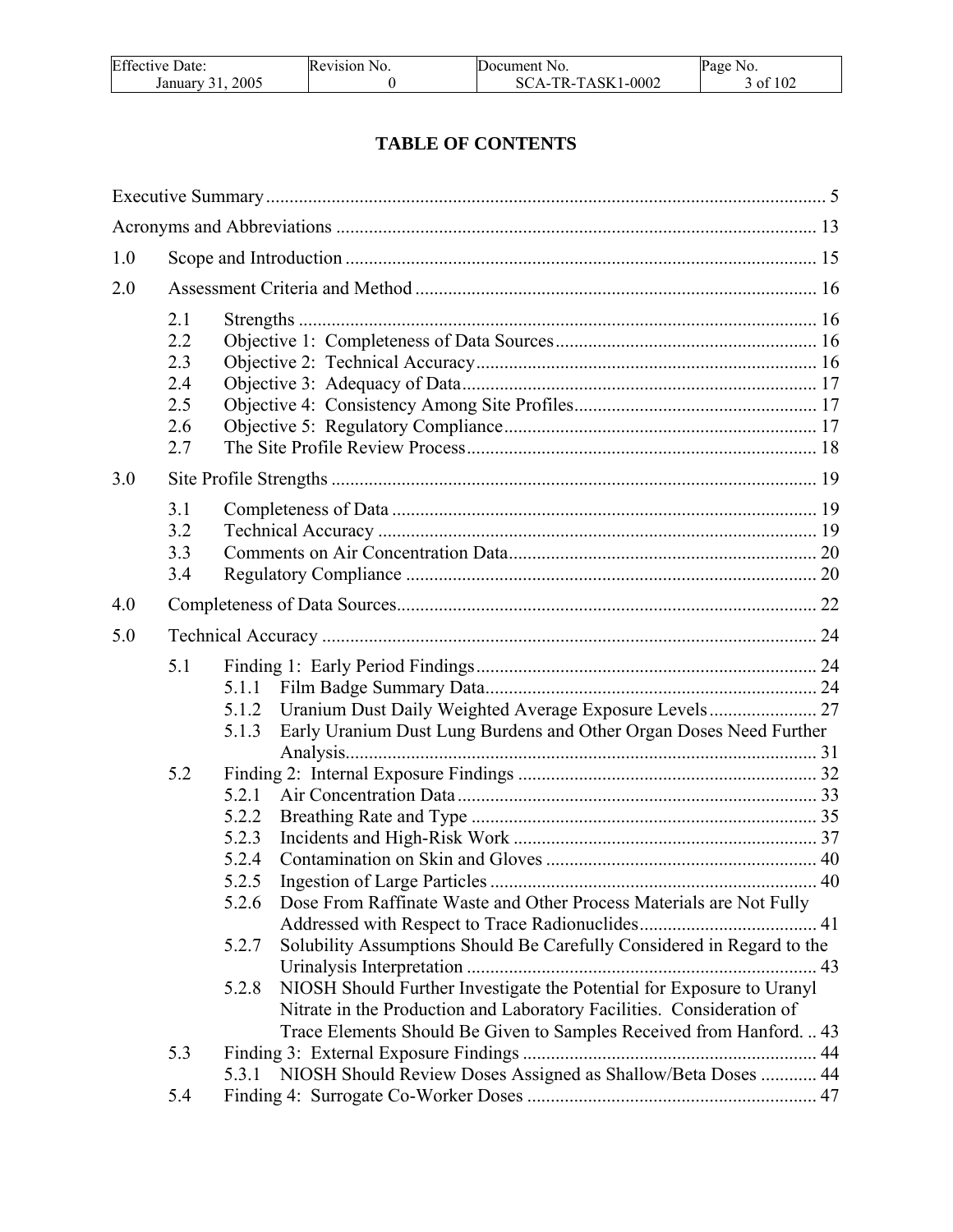# TABLE OF CONTENTS

Executive Summary ..... 5

Acronyms and Abbreviations ..... 13

1.0 Scope and Introduction ..... 15

2.0 Assessment Criteria and Method ..... 16

- 2.1 Strengths ..... 16
- 2.2 Objective 1: Completeness of Data Sources ..... 16
- 2.3 Objective 2: Technical Accuracy ..... 16
- 2.4 Objective 3: Adequacy of Data ..... 17
- 2.5 Objective 4: Consistency Among Site Profiles ..... 17
- 2.6 Objective 5: Regulatory Compliance ..... 17
- 2.7 The Site Profile Review Process ..... 18

3.0 Site Profile Strengths ..... 19

- 3.1 Completeness of Data ..... 19
- 3.2 Technical Accuracy ..... 19
- 3.3 Comments on Air Concentration Data ..... 20
- 3.4 Regulatory Compliance ..... 20

4.0 Completeness of Data Sources ..... 22

5.0 Technical Accuracy ..... 24

- 5.1 Finding 1: Early Period Findings ..... 24
  - 5.1.1 Film Badge Summary Data ..... 24
  - 5.1.2 Uranium Dust Daily Weighted Average Exposure Levels ..... 27
  - 5.1.3 Early Uranium Dust Lung Burdens and Other Organ Doses Need Further Analysis ..... 31
- 5.2 Finding 2: Internal Exposure Findings ..... 32
  - 5.2.1 Air Concentration Data ..... 33
  - 5.2.2 Breathing Rate and Type ..... 35
  - 5.2.3 Incidents and High-Risk Work ..... 37
  - 5.2.4 Contamination on Skin and Gloves ..... 40
  - 5.2.5 Ingestion of Large Particles ..... 40
  - 5.2.6 Dose From Raffinate Waste and Other Process Materials are Not Fully Addressed with Respect to Trace Radionuclides ..... 41
  - 5.2.7 Solubility Assumptions Should Be Carefully Considered in Regard to the Urinalysis Interpretation ..... 43
  - 5.2.8 NIOSH Should Further Investigate the Potential for Exposure to Uranyl Nitrate in the Production and Laboratory Facilities. Consideration of Trace Elements Should Be Given to Samples Received from Hanford. ..... 43
- 5.3 Finding 3: External Exposure Findings ..... 44
  - 5.3.1 NIOSH Should Review Doses Assigned as Shallow/Beta Doses ..... 44
- 5.4 Finding 4: Surrogate Co-Worker Doses ..... 47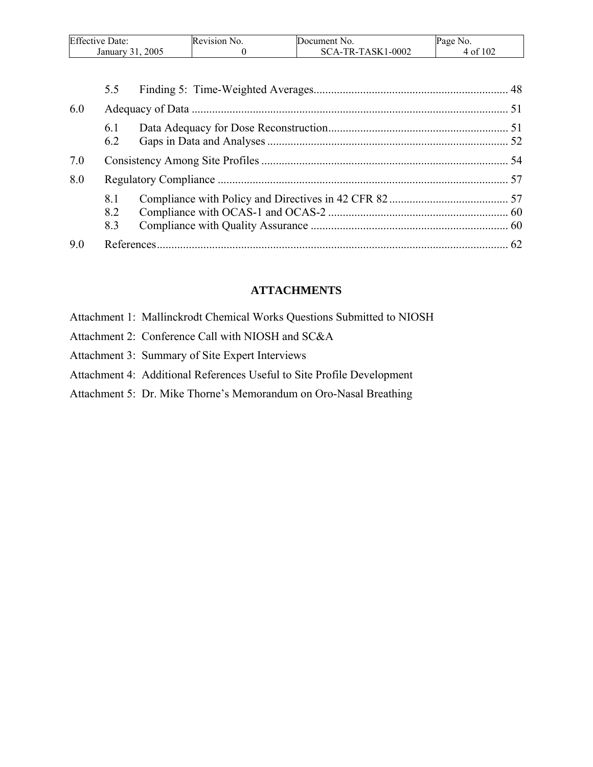5.5 Finding 5: Time-Weighted Averages .................................................................. 48

6.0 Adequacy of Data ............................................................................................................ 51

6.1 Data Adequacy for Dose Reconstruction .............................................................. 51
6.2 Gaps in Data and Analyses .................................................................................. 52

7.0 Consistency Among Site Profiles .................................................................................... 54

8.0 Regulatory Compliance ................................................................................................... 57

8.1 Compliance with Policy and Directives in 42 CFR 82 ......................................... 57
8.2 Compliance with OCAS-1 and OCAS-2 ............................................................. 60
8.3 Compliance with Quality Assurance .................................................................... 60

9.0 References ........................................................................................................................ 62

## ATTACHMENTS

Attachment 1: Mallinckrodt Chemical Works Questions Submitted to NIOSH

Attachment 2: Conference Call with NIOSH and SC&A

Attachment 3: Summary of Site Expert Interviews

Attachment 4: Additional References Useful to Site Profile Development

Attachment 5: Dr. Mike Thorne's Memorandum on Oro-Nasal Breathing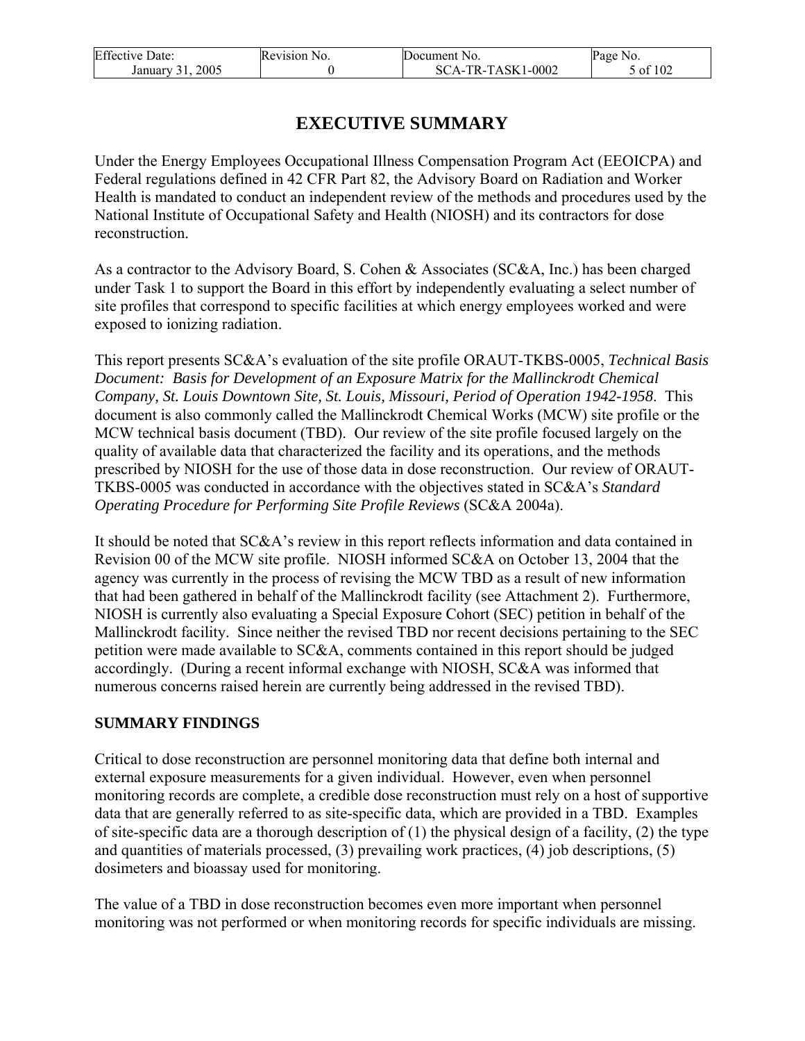# EXECUTIVE SUMMARY

Under the Energy Employees Occupational Illness Compensation Program Act (EEOICPA) and Federal regulations defined in 42 CFR Part 82, the Advisory Board on Radiation and Worker Health is mandated to conduct an independent review of the methods and procedures used by the National Institute of Occupational Safety and Health (NIOSH) and its contractors for dose reconstruction.

As a contractor to the Advisory Board, S. Cohen & Associates (SC&A, Inc.) has been charged under Task 1 to support the Board in this effort by independently evaluating a select number of site profiles that correspond to specific facilities at which energy employees worked and were exposed to ionizing radiation.

This report presents SC&A's evaluation of the site profile ORAUT-TKBS-0005, *Technical Basis Document: Basis for Development of an Exposure Matrix for the Mallinckrodt Chemical Company, St. Louis Downtown Site, St. Louis, Missouri, Period of Operation 1942-1958*. This document is also commonly called the Mallinckrodt Chemical Works (MCW) site profile or the MCW technical basis document (TBD). Our review of the site profile focused largely on the quality of available data that characterized the facility and its operations, and the methods prescribed by NIOSH for the use of those data in dose reconstruction. Our review of ORAUT-TKBS-0005 was conducted in accordance with the objectives stated in SC&A's *Standard Operating Procedure for Performing Site Profile Reviews* (SC&A 2004a).

It should be noted that SC&A's review in this report reflects information and data contained in Revision 00 of the MCW site profile. NIOSH informed SC&A on October 13, 2004 that the agency was currently in the process of revising the MCW TBD as a result of new information that had been gathered in behalf of the Mallinckrodt facility (see Attachment 2). Furthermore, NIOSH is currently also evaluating a Special Exposure Cohort (SEC) petition in behalf of the Mallinckrodt facility. Since neither the revised TBD nor recent decisions pertaining to the SEC petition were made available to SC&A, comments contained in this report should be judged accordingly. (During a recent informal exchange with NIOSH, SC&A was informed that numerous concerns raised herein are currently being addressed in the revised TBD).

## SUMMARY FINDINGS

Critical to dose reconstruction are personnel monitoring data that define both internal and external exposure measurements for a given individual. However, even when personnel monitoring records are complete, a credible dose reconstruction must rely on a host of supportive data that are generally referred to as site-specific data, which are provided in a TBD. Examples of site-specific data are a thorough description of (1) the physical design of a facility, (2) the type and quantities of materials processed, (3) prevailing work practices, (4) job descriptions, (5) dosimeters and bioassay used for monitoring.

The value of a TBD in dose reconstruction becomes even more important when personnel monitoring was not performed or when monitoring records for specific individuals are missing.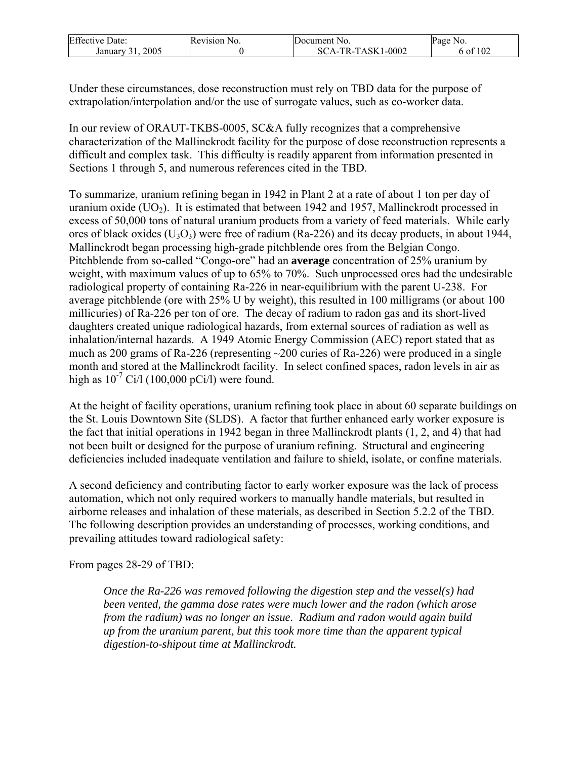Under these circumstances, dose reconstruction must rely on TBD data for the purpose of extrapolation/interpolation and/or the use of surrogate values, such as co-worker data.

In our review of ORAUT-TKBS-0005, SC&A fully recognizes that a comprehensive characterization of the Mallinckrodt facility for the purpose of dose reconstruction represents a difficult and complex task. This difficulty is readily apparent from information presented in Sections 1 through 5, and numerous references cited in the TBD.

To summarize, uranium refining began in 1942 in Plant 2 at a rate of about 1 ton per day of uranium oxide ($UO_2$). It is estimated that between 1942 and 1957, Mallinckrodt processed in excess of 50,000 tons of natural uranium products from a variety of feed materials. While early ores of black oxides ($U_3O_3$) were free of radium (Ra-226) and its decay products, in about 1944, Mallinckrodt began processing high-grade pitchblende ores from the Belgian Congo. Pitchblende from so-called "Congo-ore" had an **average** concentration of 25% uranium by weight, with maximum values of up to 65% to 70%. Such unprocessed ores had the undesirable radiological property of containing Ra-226 in near-equilibrium with the parent U-238. For average pitchblende (ore with 25% U by weight), this resulted in 100 milligrams (or about 100 millicuries) of Ra-226 per ton of ore. The decay of radium to radon gas and its short-lived daughters created unique radiological hazards, from external sources of radiation as well as inhalation/internal hazards. A 1949 Atomic Energy Commission (AEC) report stated that as much as 200 grams of Ra-226 (representing ~200 curies of Ra-226) were produced in a single month and stored at the Mallinckrodt facility. In select confined spaces, radon levels in air as high as $10^{-7}$ Ci/l (100,000 pCi/l) were found.

At the height of facility operations, uranium refining took place in about 60 separate buildings on the St. Louis Downtown Site (SLDS). A factor that further enhanced early worker exposure is the fact that initial operations in 1942 began in three Mallinckrodt plants (1, 2, and 4) that had not been built or designed for the purpose of uranium refining. Structural and engineering deficiencies included inadequate ventilation and failure to shield, isolate, or confine materials.

A second deficiency and contributing factor to early worker exposure was the lack of process automation, which not only required workers to manually handle materials, but resulted in airborne releases and inhalation of these materials, as described in Section 5.2.2 of the TBD. The following description provides an understanding of processes, working conditions, and prevailing attitudes toward radiological safety:

From pages 28-29 of TBD:

> *Once the Ra-226 was removed following the digestion step and the vessel(s) had been vented, the gamma dose rates were much lower and the radon (which arose from the radium) was no longer an issue. Radium and radon would again build up from the uranium parent, but this took more time than the apparent typical digestion-to-shipout time at Mallinckrodt.*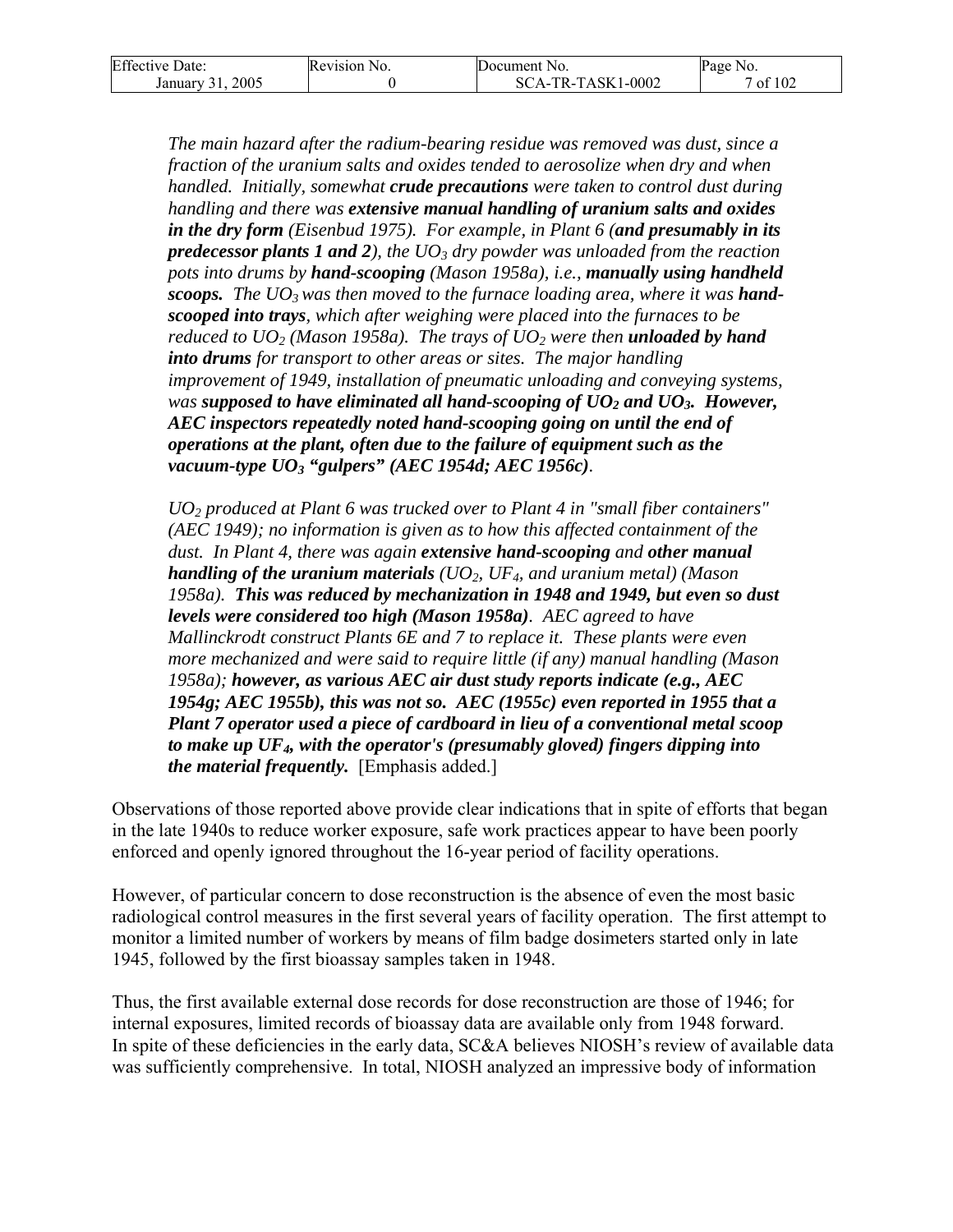> *The main hazard after the radium-bearing residue was removed was dust, since a fraction of the uranium salts and oxides tended to aerosolize when dry and when handled. Initially, somewhat **crude precautions** were taken to control dust during handling and there was **extensive manual handling of uranium salts and oxides in the dry form** (Eisenbud 1975). For example, in Plant 6 (**and presumably in its predecessor plants 1 and 2**), the $UO_3$ dry powder was unloaded from the reaction pots into drums by **hand-scooping** (Mason 1958a), i.e., **manually using handheld scoops.** The $UO_3$ was then moved to the furnace loading area, where it was **hand-scooped into trays**, which after weighing were placed into the furnaces to be reduced to $UO_2$ (Mason 1958a). The trays of $UO_2$ were then **unloaded by hand into drums** for transport to other areas or sites. The major handling improvement of 1949, installation of pneumatic unloading and conveying systems, was **supposed to have eliminated all hand-scooping of $UO_2$ and $UO_3$. However, AEC inspectors repeatedly noted hand-scooping going on until the end of operations at the plant, often due to the failure of equipment such as the vacuum-type $UO_3$ "gulpers" (AEC 1954d; AEC 1956c)**.*
>
> *$UO_2$ produced at Plant 6 was trucked over to Plant 4 in "small fiber containers" (AEC 1949); no information is given as to how this affected containment of the dust. In Plant 4, there was again **extensive hand-scooping** and **other manual handling of the uranium materials** ($UO_2$, $UF_4$, and uranium metal) (Mason 1958a). **This was reduced by mechanization in 1948 and 1949, but even so dust levels were considered too high (Mason 1958a)**. AEC agreed to have Mallinckrodt construct Plants 6E and 7 to replace it. These plants were even more mechanized and were said to require little (if any) manual handling (Mason 1958a); **however, as various AEC air dust study reports indicate (e.g., AEC 1954g; AEC 1955b), this was not so. AEC (1955c) even reported in 1955 that a Plant 7 operator used a piece of cardboard in lieu of a conventional metal scoop to make up $UF_4$, with the operator's (presumably gloved) fingers dipping into the material frequently.*** [Emphasis added.]

Observations of those reported above provide clear indications that in spite of efforts that began in the late 1940s to reduce worker exposure, safe work practices appear to have been poorly enforced and openly ignored throughout the 16-year period of facility operations.

However, of particular concern to dose reconstruction is the absence of even the most basic radiological control measures in the first several years of facility operation. The first attempt to monitor a limited number of workers by means of film badge dosimeters started only in late 1945, followed by the first bioassay samples taken in 1948.

Thus, the first available external dose records for dose reconstruction are those of 1946; for internal exposures, limited records of bioassay data are available only from 1948 forward. In spite of these deficiencies in the early data, SC&A believes NIOSH's review of available data was sufficiently comprehensive. In total, NIOSH analyzed an impressive body of information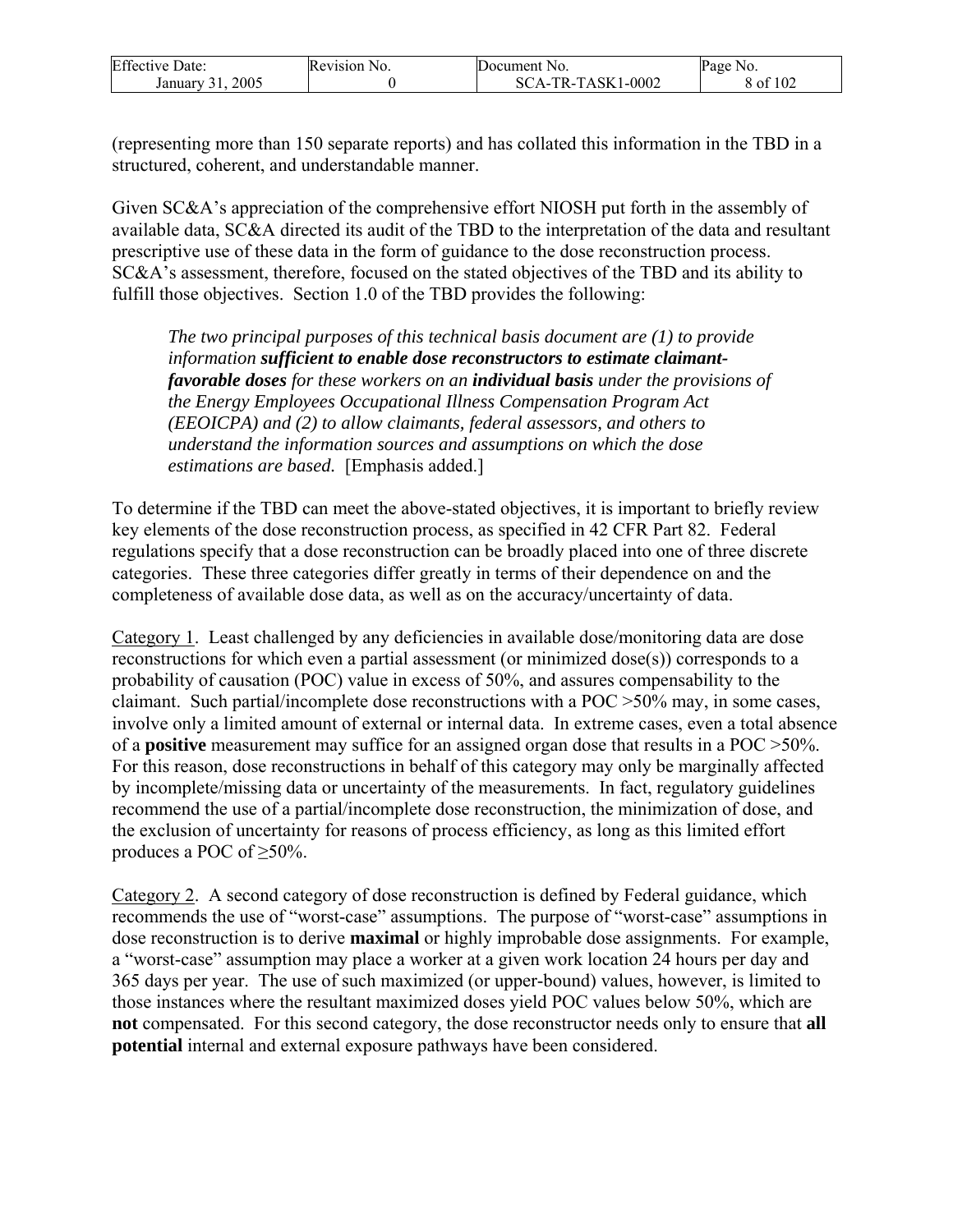(representing more than 150 separate reports) and has collated this information in the TBD in a structured, coherent, and understandable manner.

Given SC&A's appreciation of the comprehensive effort NIOSH put forth in the assembly of available data, SC&A directed its audit of the TBD to the interpretation of the data and resultant prescriptive use of these data in the form of guidance to the dose reconstruction process. SC&A's assessment, therefore, focused on the stated objectives of the TBD and its ability to fulfill those objectives. Section 1.0 of the TBD provides the following:

> *The two principal purposes of this technical basis document are (1) to provide information* ***sufficient to enable dose reconstructors to estimate claimant-favorable doses*** *for these workers on an* ***individual basis*** *under the provisions of the Energy Employees Occupational Illness Compensation Program Act (EEOICPA) and (2) to allow claimants, federal assessors, and others to understand the information sources and assumptions on which the dose estimations are based.* [Emphasis added.]

To determine if the TBD can meet the above-stated objectives, it is important to briefly review key elements of the dose reconstruction process, as specified in 42 CFR Part 82. Federal regulations specify that a dose reconstruction can be broadly placed into one of three discrete categories. These three categories differ greatly in terms of their dependence on and the completeness of available dose data, as well as on the accuracy/uncertainty of data.

Category 1. Least challenged by any deficiencies in available dose/monitoring data are dose reconstructions for which even a partial assessment (or minimized dose(s)) corresponds to a probability of causation (POC) value in excess of 50%, and assures compensability to the claimant. Such partial/incomplete dose reconstructions with a POC >50% may, in some cases, involve only a limited amount of external or internal data. In extreme cases, even a total absence of a **positive** measurement may suffice for an assigned organ dose that results in a POC >50%. For this reason, dose reconstructions in behalf of this category may only be marginally affected by incomplete/missing data or uncertainty of the measurements. In fact, regulatory guidelines recommend the use of a partial/incomplete dose reconstruction, the minimization of dose, and the exclusion of uncertainty for reasons of process efficiency, as long as this limited effort produces a POC of $\geq$50%.

Category 2. A second category of dose reconstruction is defined by Federal guidance, which recommends the use of "worst-case" assumptions. The purpose of "worst-case" assumptions in dose reconstruction is to derive **maximal** or highly improbable dose assignments. For example, a "worst-case" assumption may place a worker at a given work location 24 hours per day and 365 days per year. The use of such maximized (or upper-bound) values, however, is limited to those instances where the resultant maximized doses yield POC values below 50%, which are **not** compensated. For this second category, the dose reconstructor needs only to ensure that **all potential** internal and external exposure pathways have been considered.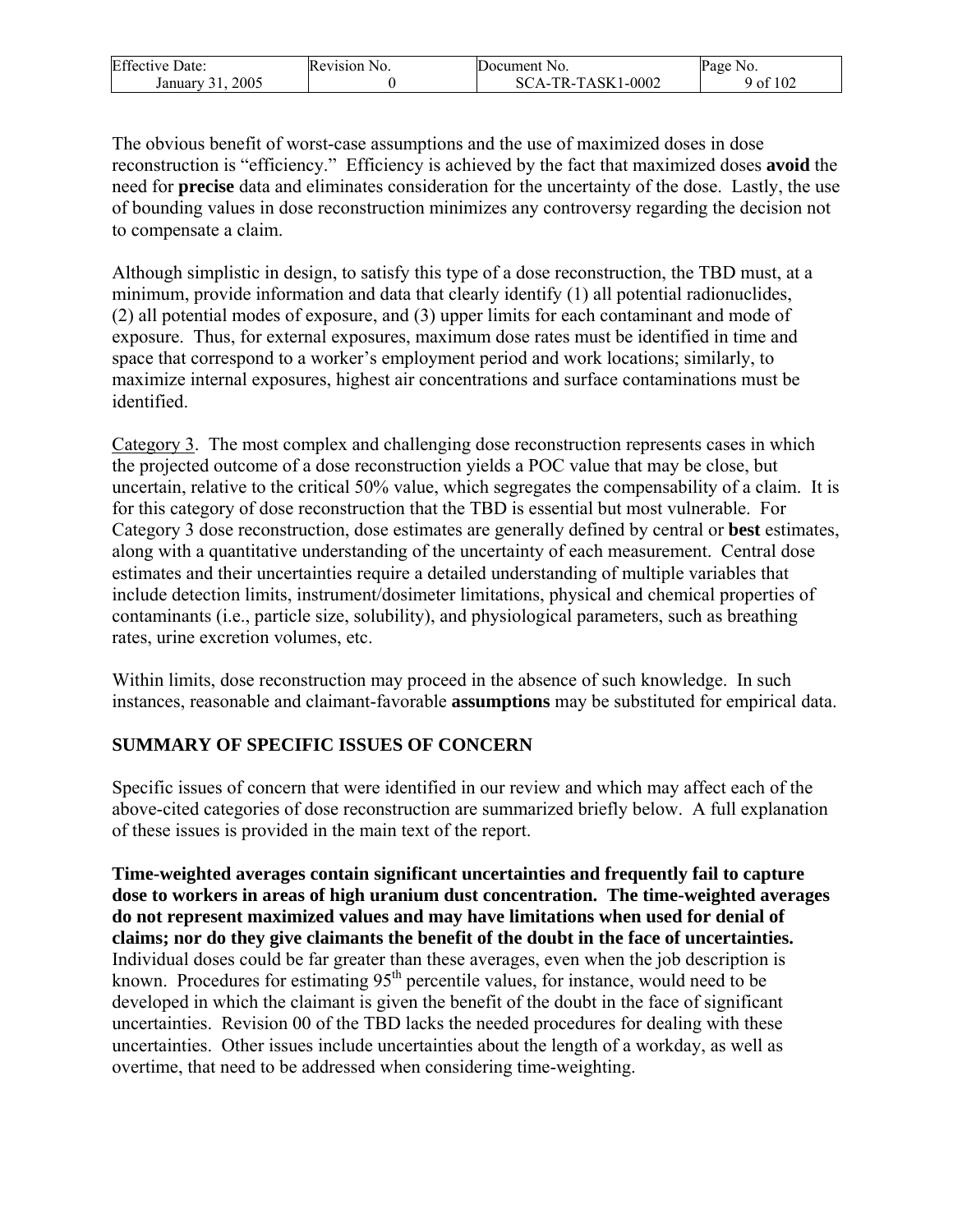The obvious benefit of worst-case assumptions and the use of maximized doses in dose reconstruction is "efficiency." Efficiency is achieved by the fact that maximized doses **avoid** the need for **precise** data and eliminates consideration for the uncertainty of the dose. Lastly, the use of bounding values in dose reconstruction minimizes any controversy regarding the decision not to compensate a claim.

Although simplistic in design, to satisfy this type of a dose reconstruction, the TBD must, at a minimum, provide information and data that clearly identify (1) all potential radionuclides, (2) all potential modes of exposure, and (3) upper limits for each contaminant and mode of exposure. Thus, for external exposures, maximum dose rates must be identified in time and space that correspond to a worker's employment period and work locations; similarly, to maximize internal exposures, highest air concentrations and surface contaminations must be identified.

Category 3. The most complex and challenging dose reconstruction represents cases in which the projected outcome of a dose reconstruction yields a POC value that may be close, but uncertain, relative to the critical 50% value, which segregates the compensability of a claim. It is for this category of dose reconstruction that the TBD is essential but most vulnerable. For Category 3 dose reconstruction, dose estimates are generally defined by central or **best** estimates, along with a quantitative understanding of the uncertainty of each measurement. Central dose estimates and their uncertainties require a detailed understanding of multiple variables that include detection limits, instrument/dosimeter limitations, physical and chemical properties of contaminants (i.e., particle size, solubility), and physiological parameters, such as breathing rates, urine excretion volumes, etc.

Within limits, dose reconstruction may proceed in the absence of such knowledge. In such instances, reasonable and claimant-favorable **assumptions** may be substituted for empirical data.

## SUMMARY OF SPECIFIC ISSUES OF CONCERN

Specific issues of concern that were identified in our review and which may affect each of the above-cited categories of dose reconstruction are summarized briefly below. A full explanation of these issues is provided in the main text of the report.

**Time-weighted averages contain significant uncertainties and frequently fail to capture dose to workers in areas of high uranium dust concentration. The time-weighted averages do not represent maximized values and may have limitations when used for denial of claims; nor do they give claimants the benefit of the doubt in the face of uncertainties.** Individual doses could be far greater than these averages, even when the job description is known. Procedures for estimating 95$^{th}$ percentile values, for instance, would need to be developed in which the claimant is given the benefit of the doubt in the face of significant uncertainties. Revision 00 of the TBD lacks the needed procedures for dealing with these uncertainties. Other issues include uncertainties about the length of a workday, as well as overtime, that need to be addressed when considering time-weighting.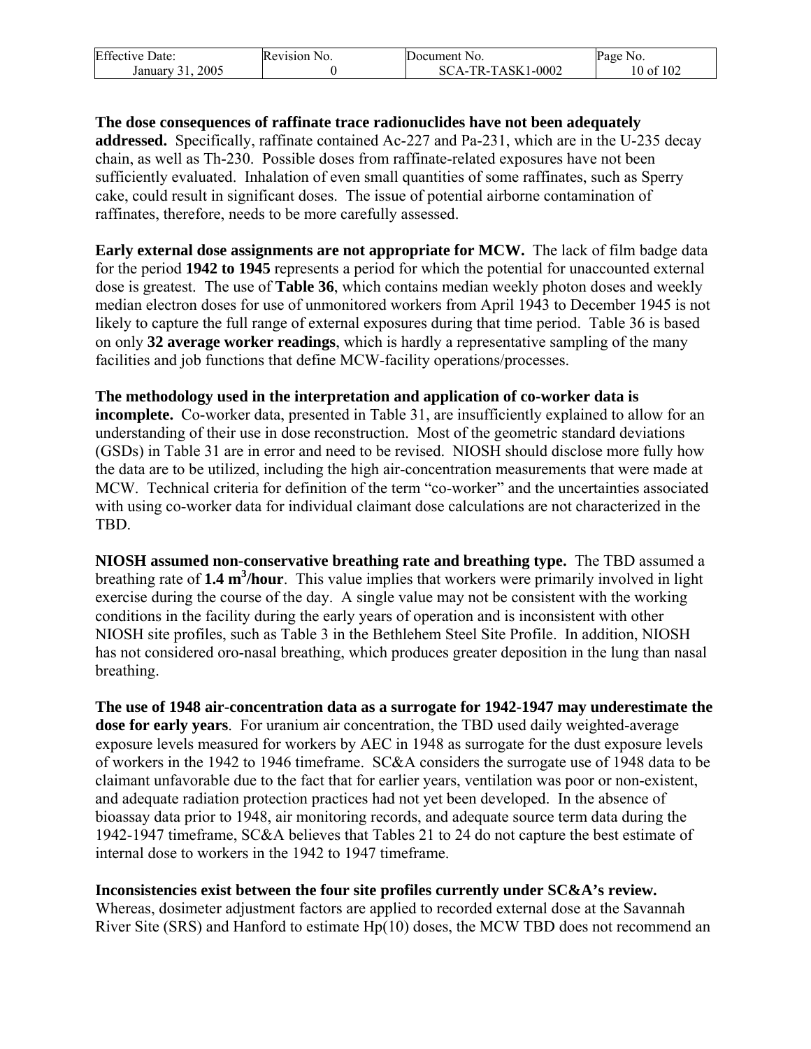**The dose consequences of raffinate trace radionuclides have not been adequately addressed.** Specifically, raffinate contained Ac-227 and Pa-231, which are in the U-235 decay chain, as well as Th-230. Possible doses from raffinate-related exposures have not been sufficiently evaluated. Inhalation of even small quantities of some raffinates, such as Sperry cake, could result in significant doses. The issue of potential airborne contamination of raffinates, therefore, needs to be more carefully assessed.

**Early external dose assignments are not appropriate for MCW.** The lack of film badge data for the period **1942 to 1945** represents a period for which the potential for unaccounted external dose is greatest. The use of **Table 36**, which contains median weekly photon doses and weekly median electron doses for use of unmonitored workers from April 1943 to December 1945 is not likely to capture the full range of external exposures during that time period. Table 36 is based on only **32 average worker readings**, which is hardly a representative sampling of the many facilities and job functions that define MCW-facility operations/processes.

**The methodology used in the interpretation and application of co-worker data is incomplete.** Co-worker data, presented in Table 31, are insufficiently explained to allow for an understanding of their use in dose reconstruction. Most of the geometric standard deviations (GSDs) in Table 31 are in error and need to be revised. NIOSH should disclose more fully how the data are to be utilized, including the high air-concentration measurements that were made at MCW. Technical criteria for definition of the term "co-worker" and the uncertainties associated with using co-worker data for individual claimant dose calculations are not characterized in the TBD.

**NIOSH assumed non-conservative breathing rate and breathing type.** The TBD assumed a breathing rate of **1.4 $m^3$/hour**. This value implies that workers were primarily involved in light exercise during the course of the day. A single value may not be consistent with the working conditions in the facility during the early years of operation and is inconsistent with other NIOSH site profiles, such as Table 3 in the Bethlehem Steel Site Profile. In addition, NIOSH has not considered oro-nasal breathing, which produces greater deposition in the lung than nasal breathing.

**The use of 1948 air-concentration data as a surrogate for 1942-1947 may underestimate the dose for early years**. For uranium air concentration, the TBD used daily weighted-average exposure levels measured for workers by AEC in 1948 as surrogate for the dust exposure levels of workers in the 1942 to 1946 timeframe. SC&A considers the surrogate use of 1948 data to be claimant unfavorable due to the fact that for earlier years, ventilation was poor or non-existent, and adequate radiation protection practices had not yet been developed. In the absence of bioassay data prior to 1948, air monitoring records, and adequate source term data during the 1942-1947 timeframe, SC&A believes that Tables 21 to 24 do not capture the best estimate of internal dose to workers in the 1942 to 1947 timeframe.

**Inconsistencies exist between the four site profiles currently under SC&A's review.** Whereas, dosimeter adjustment factors are applied to recorded external dose at the Savannah River Site (SRS) and Hanford to estimate Hp(10) doses, the MCW TBD does not recommend an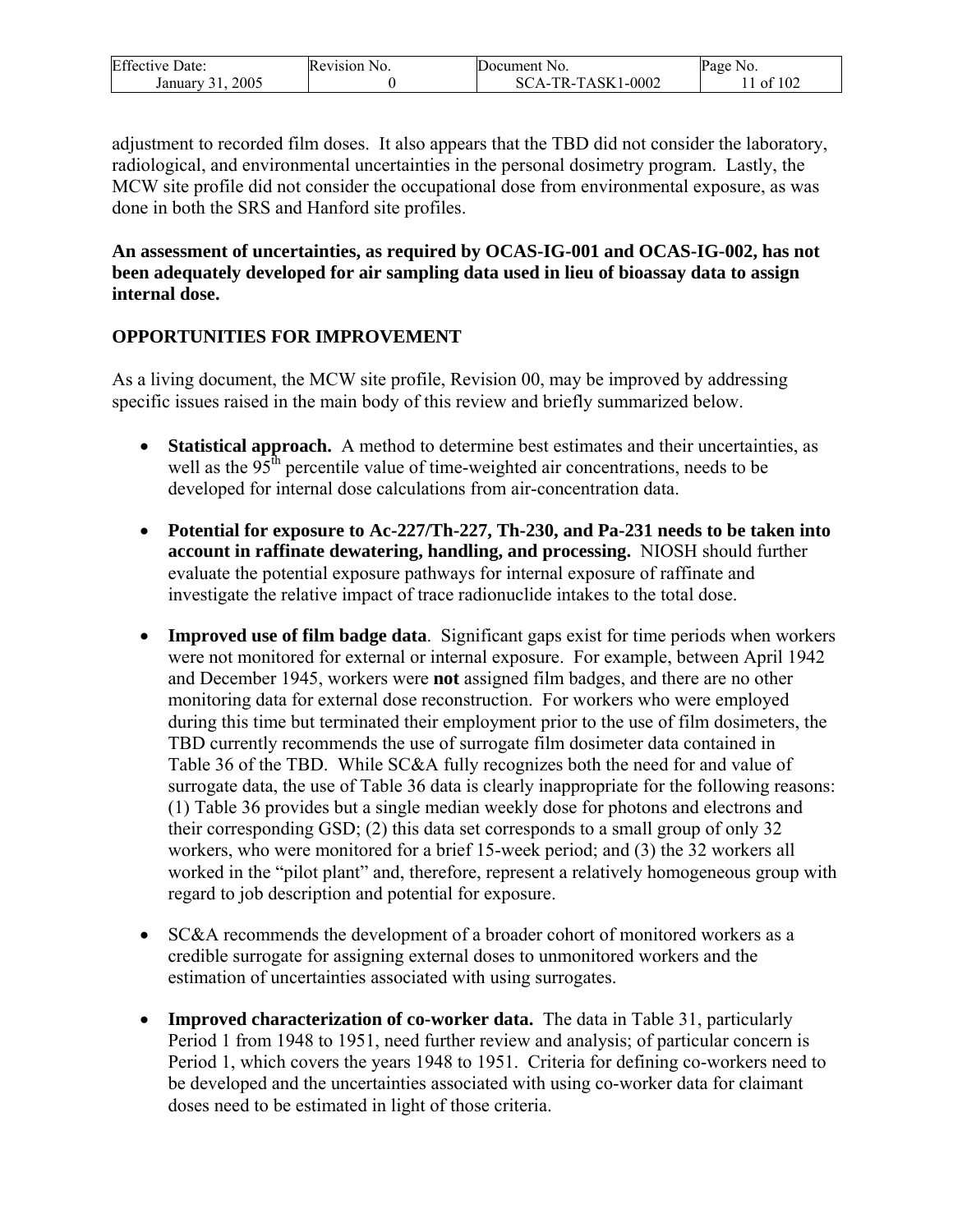adjustment to recorded film doses. It also appears that the TBD did not consider the laboratory, radiological, and environmental uncertainties in the personal dosimetry program. Lastly, the MCW site profile did not consider the occupational dose from environmental exposure, as was done in both the SRS and Hanford site profiles.

**An assessment of uncertainties, as required by OCAS-IG-001 and OCAS-IG-002, has not been adequately developed for air sampling data used in lieu of bioassay data to assign internal dose.**

## OPPORTUNITIES FOR IMPROVEMENT

As a living document, the MCW site profile, Revision 00, may be improved by addressing specific issues raised in the main body of this review and briefly summarized below.

- **Statistical approach.** A method to determine best estimates and their uncertainties, as well as the 95th percentile value of time-weighted air concentrations, needs to be developed for internal dose calculations from air-concentration data.
- **Potential for exposure to Ac-227/Th-227, Th-230, and Pa-231 needs to be taken into account in raffinate dewatering, handling, and processing.** NIOSH should further evaluate the potential exposure pathways for internal exposure of raffinate and investigate the relative impact of trace radionuclide intakes to the total dose.
- **Improved use of film badge data**. Significant gaps exist for time periods when workers were not monitored for external or internal exposure. For example, between April 1942 and December 1945, workers were **not** assigned film badges, and there are no other monitoring data for external dose reconstruction. For workers who were employed during this time but terminated their employment prior to the use of film dosimeters, the TBD currently recommends the use of surrogate film dosimeter data contained in Table 36 of the TBD. While SC&A fully recognizes both the need for and value of surrogate data, the use of Table 36 data is clearly inappropriate for the following reasons: (1) Table 36 provides but a single median weekly dose for photons and electrons and their corresponding GSD; (2) this data set corresponds to a small group of only 32 workers, who were monitored for a brief 15-week period; and (3) the 32 workers all worked in the "pilot plant" and, therefore, represent a relatively homogeneous group with regard to job description and potential for exposure.
- SC&A recommends the development of a broader cohort of monitored workers as a credible surrogate for assigning external doses to unmonitored workers and the estimation of uncertainties associated with using surrogates.
- **Improved characterization of co-worker data.** The data in Table 31, particularly Period 1 from 1948 to 1951, need further review and analysis; of particular concern is Period 1, which covers the years 1948 to 1951. Criteria for defining co-workers need to be developed and the uncertainties associated with using co-worker data for claimant doses need to be estimated in light of those criteria.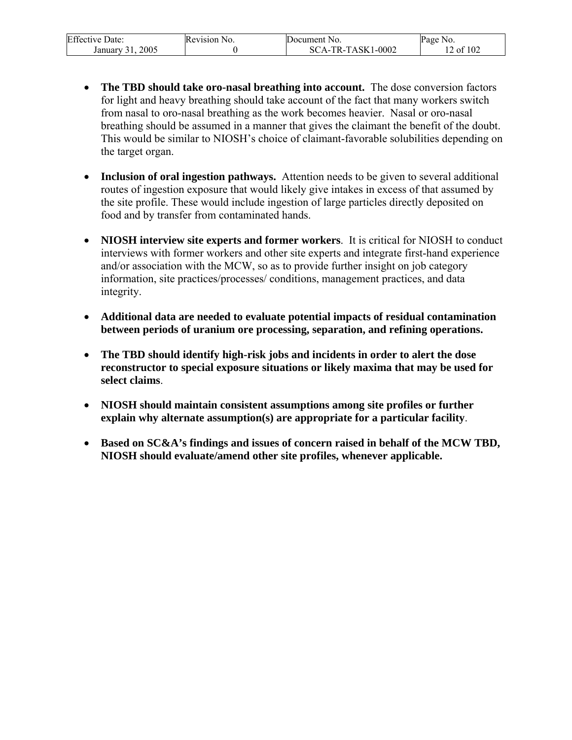- **The TBD should take oro-nasal breathing into account.** The dose conversion factors for light and heavy breathing should take account of the fact that many workers switch from nasal to oro-nasal breathing as the work becomes heavier. Nasal or oro-nasal breathing should be assumed in a manner that gives the claimant the benefit of the doubt. This would be similar to NIOSH's choice of claimant-favorable solubilities depending on the target organ.

- **Inclusion of oral ingestion pathways.** Attention needs to be given to several additional routes of ingestion exposure that would likely give intakes in excess of that assumed by the site profile. These would include ingestion of large particles directly deposited on food and by transfer from contaminated hands.

- **NIOSH interview site experts and former workers**. It is critical for NIOSH to conduct interviews with former workers and other site experts and integrate first-hand experience and/or association with the MCW, so as to provide further insight on job category information, site practices/processes/ conditions, management practices, and data integrity.

- **Additional data are needed to evaluate potential impacts of residual contamination between periods of uranium ore processing, separation, and refining operations.**

- **The TBD should identify high-risk jobs and incidents in order to alert the dose reconstructor to special exposure situations or likely maxima that may be used for select claims**.

- **NIOSH should maintain consistent assumptions among site profiles or further explain why alternate assumption(s) are appropriate for a particular facility**.

- **Based on SC&A's findings and issues of concern raised in behalf of the MCW TBD, NIOSH should evaluate/amend other site profiles, whenever applicable.**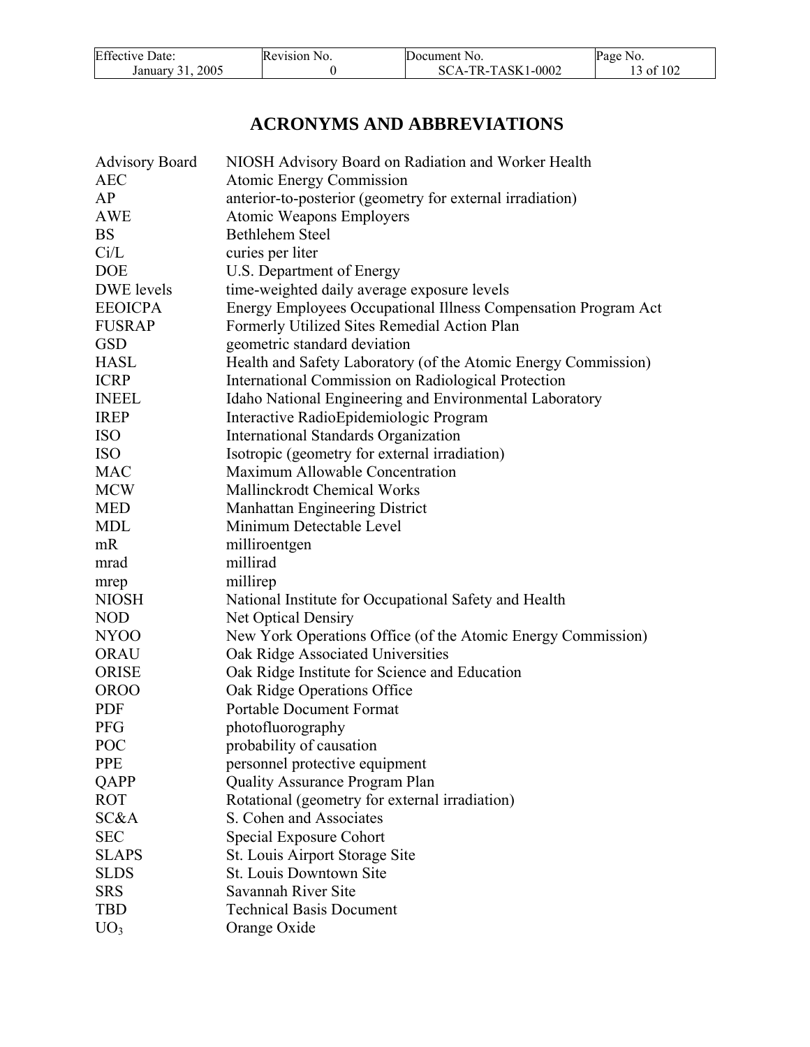# ACRONYMS AND ABBREVIATIONS

| | |
|---|---|
| Advisory Board | NIOSH Advisory Board on Radiation and Worker Health |
| AEC | Atomic Energy Commission |
| AP | anterior-to-posterior (geometry for external irradiation) |
| AWE | Atomic Weapons Employers |
| BS | Bethlehem Steel |
| Ci/L | curies per liter |
| DOE | U.S. Department of Energy |
| DWE levels | time-weighted daily average exposure levels |
| EEOICPA | Energy Employees Occupational Illness Compensation Program Act |
| FUSRAP | Formerly Utilized Sites Remedial Action Plan |
| GSD | geometric standard deviation |
| HASL | Health and Safety Laboratory (of the Atomic Energy Commission) |
| ICRP | International Commission on Radiological Protection |
| INEEL | Idaho National Engineering and Environmental Laboratory |
| IREP | Interactive RadioEpidemiologic Program |
| ISO | International Standards Organization |
| ISO | Isotropic (geometry for external irradiation) |
| MAC | Maximum Allowable Concentration |
| MCW | Mallinckrodt Chemical Works |
| MED | Manhattan Engineering District |
| MDL | Minimum Detectable Level |
| mR | milliroentgen |
| mrad | millirad |
| mrep | millirep |
| NIOSH | National Institute for Occupational Safety and Health |
| NOD | Net Optical Densiry |
| NYOO | New York Operations Office (of the Atomic Energy Commission) |
| ORAU | Oak Ridge Associated Universities |
| ORISE | Oak Ridge Institute for Science and Education |
| OROO | Oak Ridge Operations Office |
| PDF | Portable Document Format |
| PFG | photofluorography |
| POC | probability of causation |
| PPE | personnel protective equipment |
| QAPP | Quality Assurance Program Plan |
| ROT | Rotational (geometry for external irradiation) |
| SC&A | S. Cohen and Associates |
| SEC | Special Exposure Cohort |
| SLAPS | St. Louis Airport Storage Site |
| SLDS | St. Louis Downtown Site |
| SRS | Savannah River Site |
| TBD | Technical Basis Document |
| $UO_3$ | Orange Oxide |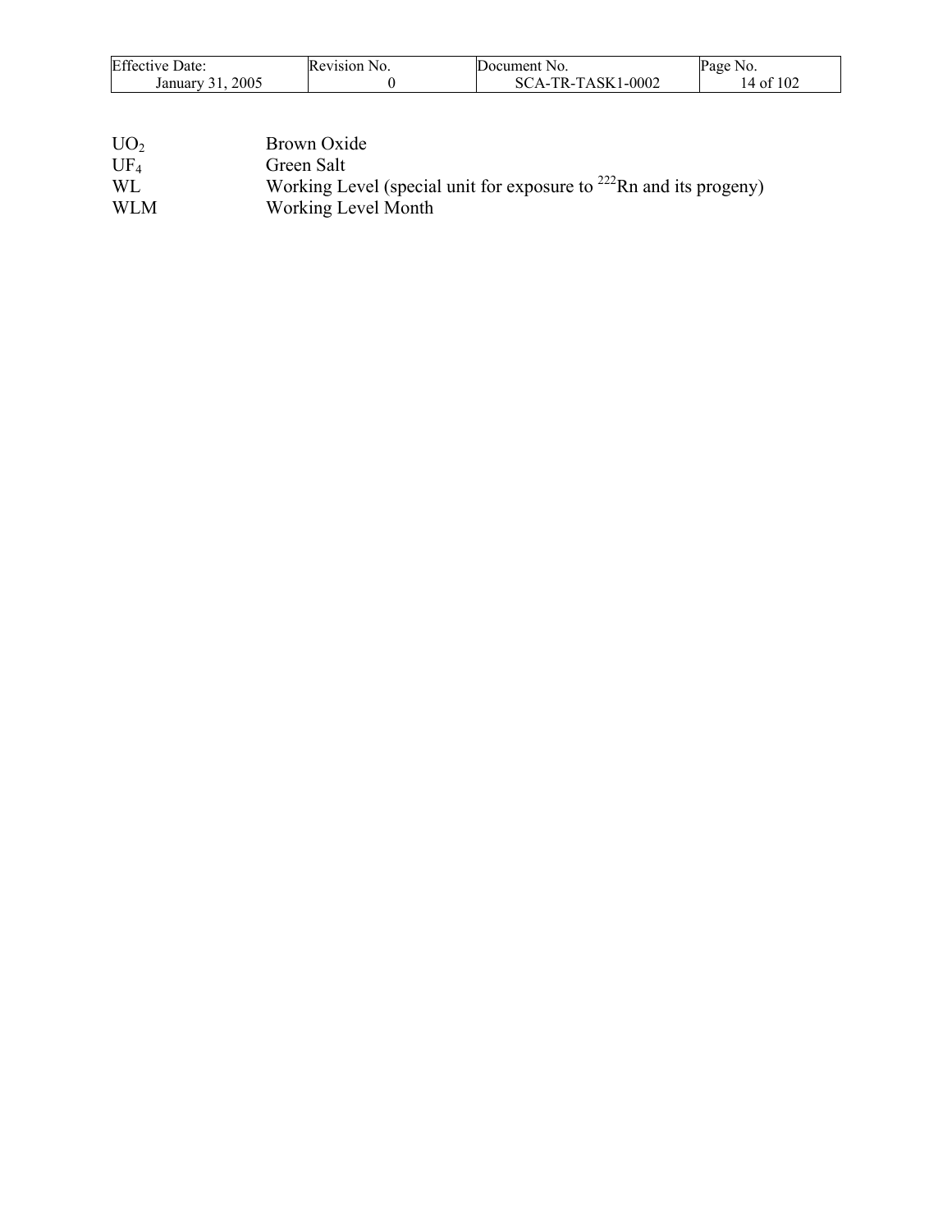| | |
|---|---|
| $UO_2$ | Brown Oxide |
| $UF_4$ | Green Salt |
| WL | Working Level (special unit for exposure to $^{222}Rn$ and its progeny) |
| WLM | Working Level Month |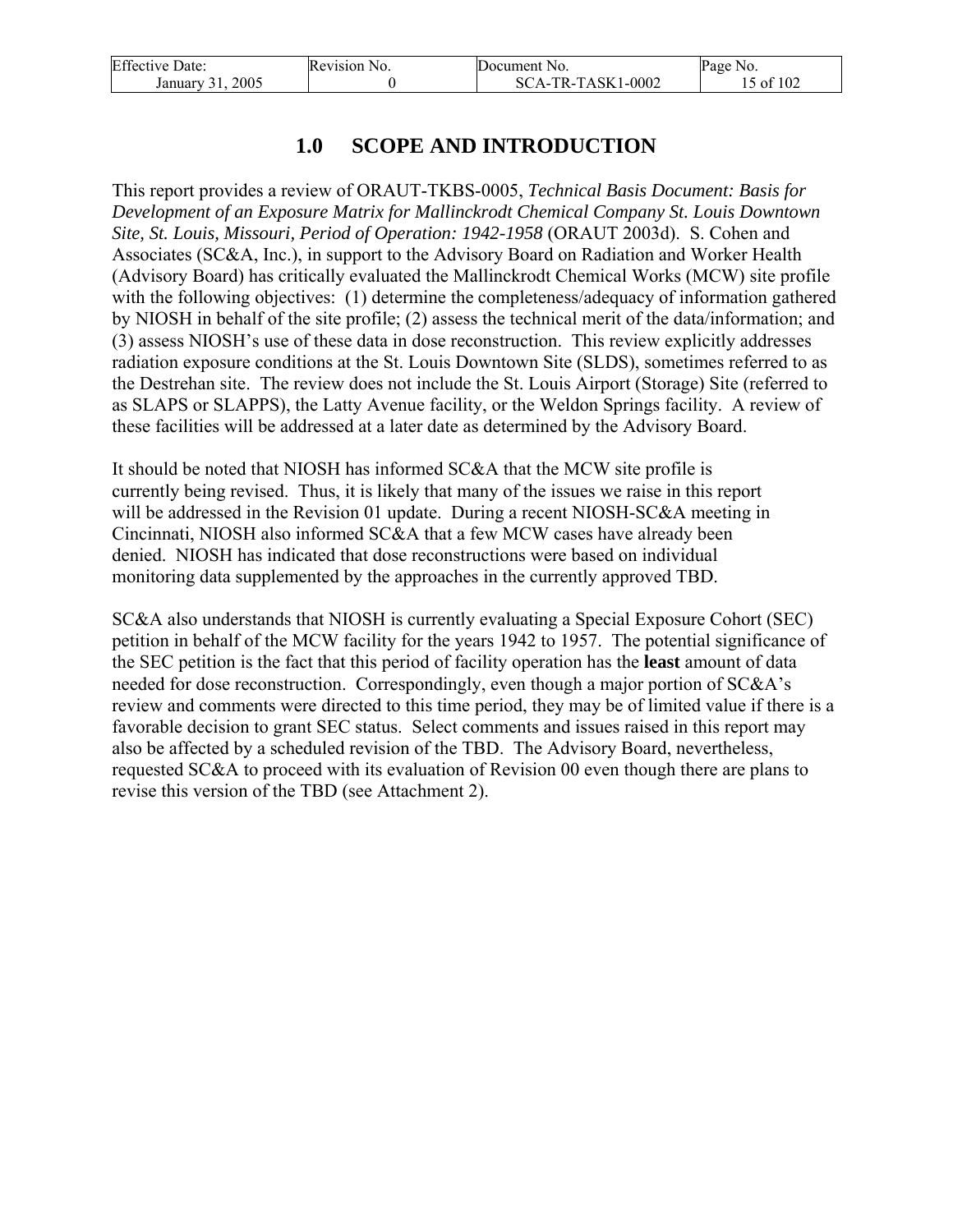# 1.0 SCOPE AND INTRODUCTION

This report provides a review of ORAUT-TKBS-0005, *Technical Basis Document: Basis for Development of an Exposure Matrix for Mallinckrodt Chemical Company St. Louis Downtown Site, St. Louis, Missouri, Period of Operation: 1942-1958* (ORAUT 2003d). S. Cohen and Associates (SC&A, Inc.), in support to the Advisory Board on Radiation and Worker Health (Advisory Board) has critically evaluated the Mallinckrodt Chemical Works (MCW) site profile with the following objectives: (1) determine the completeness/adequacy of information gathered by NIOSH in behalf of the site profile; (2) assess the technical merit of the data/information; and (3) assess NIOSH's use of these data in dose reconstruction. This review explicitly addresses radiation exposure conditions at the St. Louis Downtown Site (SLDS), sometimes referred to as the Destrehan site. The review does not include the St. Louis Airport (Storage) Site (referred to as SLAPS or SLAPPS), the Latty Avenue facility, or the Weldon Springs facility. A review of these facilities will be addressed at a later date as determined by the Advisory Board.

It should be noted that NIOSH has informed SC&A that the MCW site profile is currently being revised. Thus, it is likely that many of the issues we raise in this report will be addressed in the Revision 01 update. During a recent NIOSH-SC&A meeting in Cincinnati, NIOSH also informed SC&A that a few MCW cases have already been denied. NIOSH has indicated that dose reconstructions were based on individual monitoring data supplemented by the approaches in the currently approved TBD.

SC&A also understands that NIOSH is currently evaluating a Special Exposure Cohort (SEC) petition in behalf of the MCW facility for the years 1942 to 1957. The potential significance of the SEC petition is the fact that this period of facility operation has the **least** amount of data needed for dose reconstruction. Correspondingly, even though a major portion of SC&A's review and comments were directed to this time period, they may be of limited value if there is a favorable decision to grant SEC status. Select comments and issues raised in this report may also be affected by a scheduled revision of the TBD. The Advisory Board, nevertheless, requested SC&A to proceed with its evaluation of Revision 00 even though there are plans to revise this version of the TBD (see Attachment 2).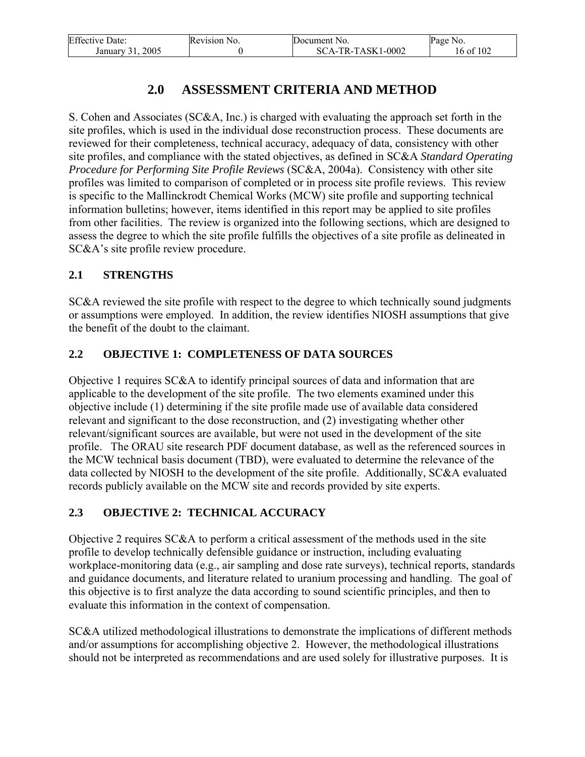# 2.0 ASSESSMENT CRITERIA AND METHOD

S. Cohen and Associates (SC&A, Inc.) is charged with evaluating the approach set forth in the site profiles, which is used in the individual dose reconstruction process. These documents are reviewed for their completeness, technical accuracy, adequacy of data, consistency with other site profiles, and compliance with the stated objectives, as defined in SC&A *Standard Operating Procedure for Performing Site Profile Reviews* (SC&A, 2004a). Consistency with other site profiles was limited to comparison of completed or in process site profile reviews. This review is specific to the Mallinckrodt Chemical Works (MCW) site profile and supporting technical information bulletins; however, items identified in this report may be applied to site profiles from other facilities. The review is organized into the following sections, which are designed to assess the degree to which the site profile fulfills the objectives of a site profile as delineated in SC&A's site profile review procedure.

## 2.1 STRENGTHS

SC&A reviewed the site profile with respect to the degree to which technically sound judgments or assumptions were employed. In addition, the review identifies NIOSH assumptions that give the benefit of the doubt to the claimant.

## 2.2 OBJECTIVE 1: COMPLETENESS OF DATA SOURCES

Objective 1 requires SC&A to identify principal sources of data and information that are applicable to the development of the site profile. The two elements examined under this objective include (1) determining if the site profile made use of available data considered relevant and significant to the dose reconstruction, and (2) investigating whether other relevant/significant sources are available, but were not used in the development of the site profile. The ORAU site research PDF document database, as well as the referenced sources in the MCW technical basis document (TBD), were evaluated to determine the relevance of the data collected by NIOSH to the development of the site profile. Additionally, SC&A evaluated records publicly available on the MCW site and records provided by site experts.

## 2.3 OBJECTIVE 2: TECHNICAL ACCURACY

Objective 2 requires SC&A to perform a critical assessment of the methods used in the site profile to develop technically defensible guidance or instruction, including evaluating workplace-monitoring data (e.g., air sampling and dose rate surveys), technical reports, standards and guidance documents, and literature related to uranium processing and handling. The goal of this objective is to first analyze the data according to sound scientific principles, and then to evaluate this information in the context of compensation.

SC&A utilized methodological illustrations to demonstrate the implications of different methods and/or assumptions for accomplishing objective 2. However, the methodological illustrations should not be interpreted as recommendations and are used solely for illustrative purposes. It is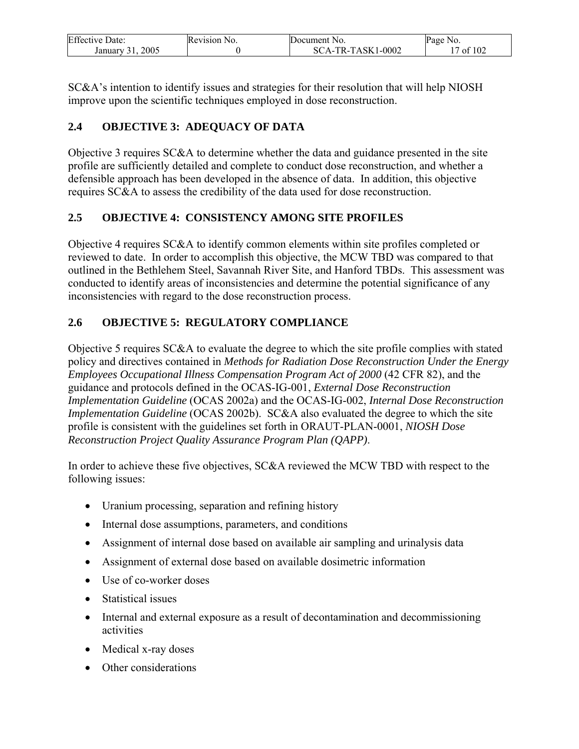SC&A's intention to identify issues and strategies for their resolution that will help NIOSH improve upon the scientific techniques employed in dose reconstruction.

## 2.4 OBJECTIVE 3: ADEQUACY OF DATA

Objective 3 requires SC&A to determine whether the data and guidance presented in the site profile are sufficiently detailed and complete to conduct dose reconstruction, and whether a defensible approach has been developed in the absence of data. In addition, this objective requires SC&A to assess the credibility of the data used for dose reconstruction.

## 2.5 OBJECTIVE 4: CONSISTENCY AMONG SITE PROFILES

Objective 4 requires SC&A to identify common elements within site profiles completed or reviewed to date. In order to accomplish this objective, the MCW TBD was compared to that outlined in the Bethlehem Steel, Savannah River Site, and Hanford TBDs. This assessment was conducted to identify areas of inconsistencies and determine the potential significance of any inconsistencies with regard to the dose reconstruction process.

## 2.6 OBJECTIVE 5: REGULATORY COMPLIANCE

Objective 5 requires SC&A to evaluate the degree to which the site profile complies with stated policy and directives contained in *Methods for Radiation Dose Reconstruction Under the Energy Employees Occupational Illness Compensation Program Act of 2000* (42 CFR 82), and the guidance and protocols defined in the OCAS-IG-001, *External Dose Reconstruction Implementation Guideline* (OCAS 2002a) and the OCAS-IG-002, *Internal Dose Reconstruction Implementation Guideline* (OCAS 2002b). SC&A also evaluated the degree to which the site profile is consistent with the guidelines set forth in ORAUT-PLAN-0001, *NIOSH Dose Reconstruction Project Quality Assurance Program Plan (QAPP)*.

In order to achieve these five objectives, SC&A reviewed the MCW TBD with respect to the following issues:

- Uranium processing, separation and refining history
- Internal dose assumptions, parameters, and conditions
- Assignment of internal dose based on available air sampling and urinalysis data
- Assignment of external dose based on available dosimetric information
- Use of co-worker doses
- Statistical issues
- Internal and external exposure as a result of decontamination and decommissioning activities
- Medical x-ray doses
- Other considerations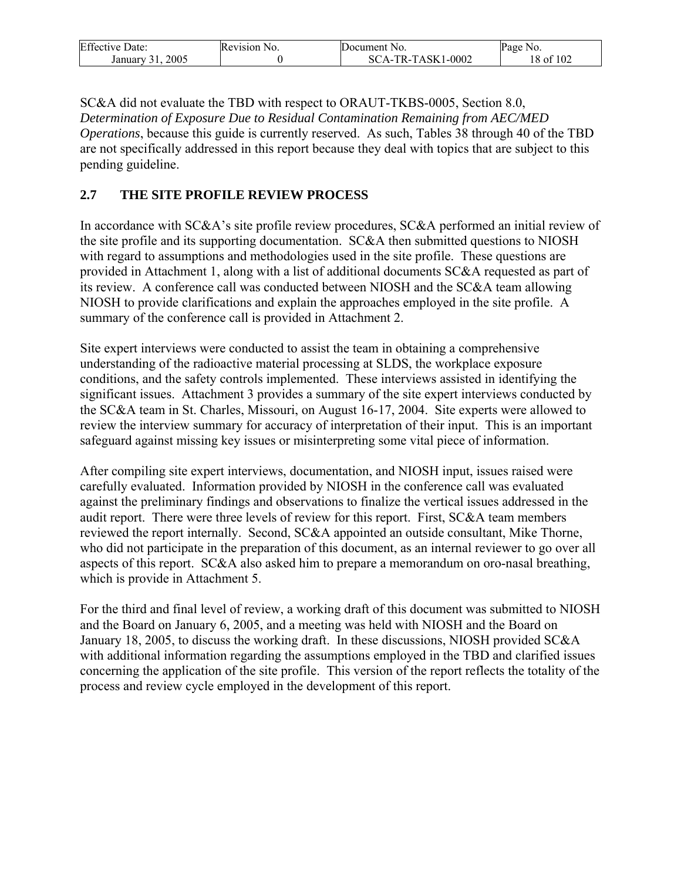SC&A did not evaluate the TBD with respect to ORAUT-TKBS-0005, Section 8.0, *Determination of Exposure Due to Residual Contamination Remaining from AEC/MED Operations*, because this guide is currently reserved. As such, Tables 38 through 40 of the TBD are not specifically addressed in this report because they deal with topics that are subject to this pending guideline.

## 2.7 THE SITE PROFILE REVIEW PROCESS

In accordance with SC&A's site profile review procedures, SC&A performed an initial review of the site profile and its supporting documentation. SC&A then submitted questions to NIOSH with regard to assumptions and methodologies used in the site profile. These questions are provided in Attachment 1, along with a list of additional documents SC&A requested as part of its review. A conference call was conducted between NIOSH and the SC&A team allowing NIOSH to provide clarifications and explain the approaches employed in the site profile. A summary of the conference call is provided in Attachment 2.

Site expert interviews were conducted to assist the team in obtaining a comprehensive understanding of the radioactive material processing at SLDS, the workplace exposure conditions, and the safety controls implemented. These interviews assisted in identifying the significant issues. Attachment 3 provides a summary of the site expert interviews conducted by the SC&A team in St. Charles, Missouri, on August 16-17, 2004. Site experts were allowed to review the interview summary for accuracy of interpretation of their input. This is an important safeguard against missing key issues or misinterpreting some vital piece of information.

After compiling site expert interviews, documentation, and NIOSH input, issues raised were carefully evaluated. Information provided by NIOSH in the conference call was evaluated against the preliminary findings and observations to finalize the vertical issues addressed in the audit report. There were three levels of review for this report. First, SC&A team members reviewed the report internally. Second, SC&A appointed an outside consultant, Mike Thorne, who did not participate in the preparation of this document, as an internal reviewer to go over all aspects of this report. SC&A also asked him to prepare a memorandum on oro-nasal breathing, which is provide in Attachment 5.

For the third and final level of review, a working draft of this document was submitted to NIOSH and the Board on January 6, 2005, and a meeting was held with NIOSH and the Board on January 18, 2005, to discuss the working draft. In these discussions, NIOSH provided SC&A with additional information regarding the assumptions employed in the TBD and clarified issues concerning the application of the site profile. This version of the report reflects the totality of the process and review cycle employed in the development of this report.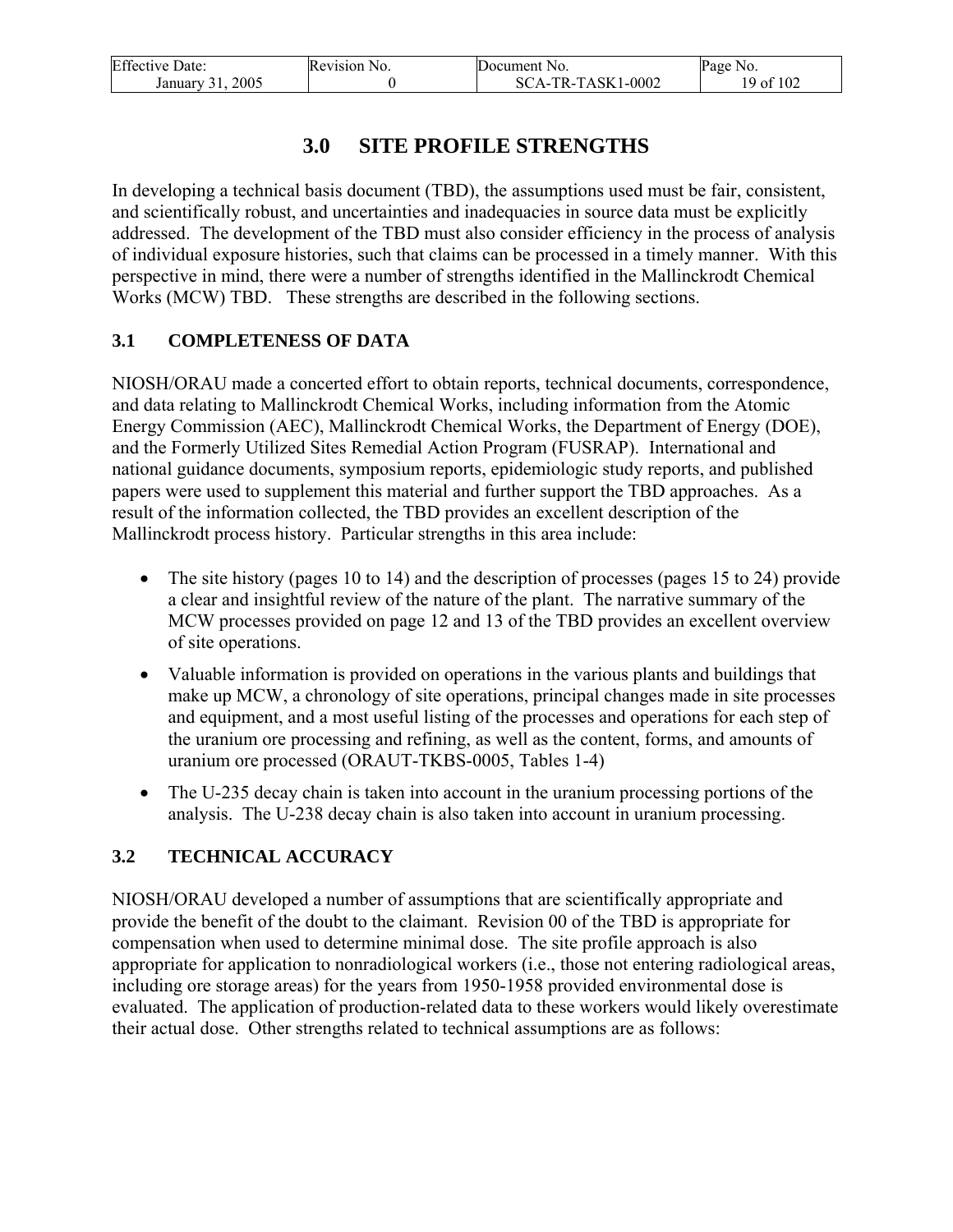# 3.0 SITE PROFILE STRENGTHS

In developing a technical basis document (TBD), the assumptions used must be fair, consistent, and scientifically robust, and uncertainties and inadequacies in source data must be explicitly addressed. The development of the TBD must also consider efficiency in the process of analysis of individual exposure histories, such that claims can be processed in a timely manner. With this perspective in mind, there were a number of strengths identified in the Mallinckrodt Chemical Works (MCW) TBD. These strengths are described in the following sections.

## 3.1 COMPLETENESS OF DATA

NIOSH/ORAU made a concerted effort to obtain reports, technical documents, correspondence, and data relating to Mallinckrodt Chemical Works, including information from the Atomic Energy Commission (AEC), Mallinckrodt Chemical Works, the Department of Energy (DOE), and the Formerly Utilized Sites Remedial Action Program (FUSRAP). International and national guidance documents, symposium reports, epidemiologic study reports, and published papers were used to supplement this material and further support the TBD approaches. As a result of the information collected, the TBD provides an excellent description of the Mallinckrodt process history. Particular strengths in this area include:

- The site history (pages 10 to 14) and the description of processes (pages 15 to 24) provide a clear and insightful review of the nature of the plant. The narrative summary of the MCW processes provided on page 12 and 13 of the TBD provides an excellent overview of site operations.
- Valuable information is provided on operations in the various plants and buildings that make up MCW, a chronology of site operations, principal changes made in site processes and equipment, and a most useful listing of the processes and operations for each step of the uranium ore processing and refining, as well as the content, forms, and amounts of uranium ore processed (ORAUT-TKBS-0005, Tables 1-4)
- The U-235 decay chain is taken into account in the uranium processing portions of the analysis. The U-238 decay chain is also taken into account in uranium processing.

## 3.2 TECHNICAL ACCURACY

NIOSH/ORAU developed a number of assumptions that are scientifically appropriate and provide the benefit of the doubt to the claimant. Revision 00 of the TBD is appropriate for compensation when used to determine minimal dose. The site profile approach is also appropriate for application to nonradiological workers (i.e., those not entering radiological areas, including ore storage areas) for the years from 1950-1958 provided environmental dose is evaluated. The application of production-related data to these workers would likely overestimate their actual dose. Other strengths related to technical assumptions are as follows: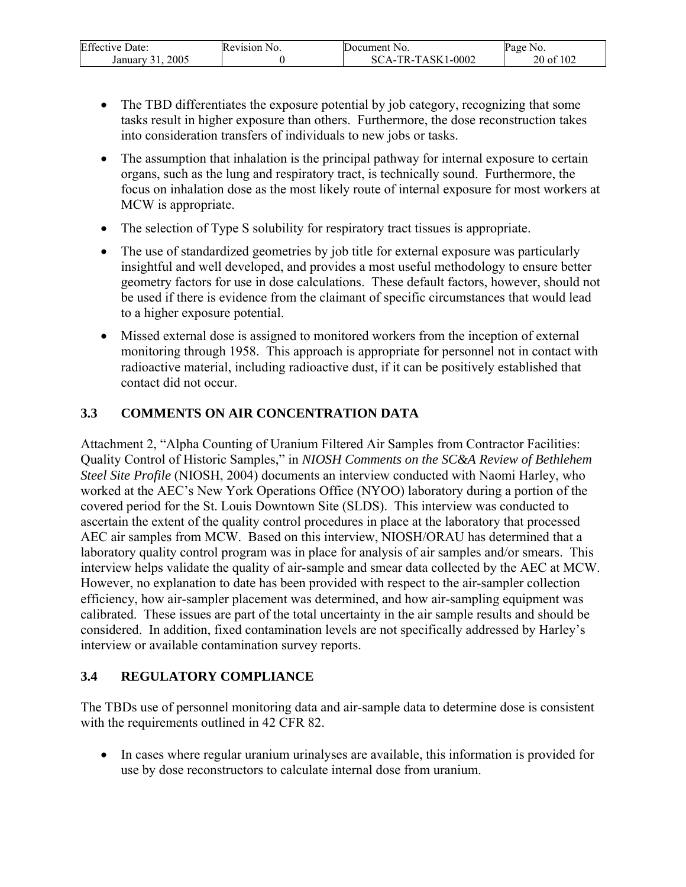- The TBD differentiates the exposure potential by job category, recognizing that some tasks result in higher exposure than others. Furthermore, the dose reconstruction takes into consideration transfers of individuals to new jobs or tasks.

- The assumption that inhalation is the principal pathway for internal exposure to certain organs, such as the lung and respiratory tract, is technically sound. Furthermore, the focus on inhalation dose as the most likely route of internal exposure for most workers at MCW is appropriate.

- The selection of Type S solubility for respiratory tract tissues is appropriate.

- The use of standardized geometries by job title for external exposure was particularly insightful and well developed, and provides a most useful methodology to ensure better geometry factors for use in dose calculations. These default factors, however, should not be used if there is evidence from the claimant of specific circumstances that would lead to a higher exposure potential.

- Missed external dose is assigned to monitored workers from the inception of external monitoring through 1958. This approach is appropriate for personnel not in contact with radioactive material, including radioactive dust, if it can be positively established that contact did not occur.

## 3.3 COMMENTS ON AIR CONCENTRATION DATA

Attachment 2, "Alpha Counting of Uranium Filtered Air Samples from Contractor Facilities: Quality Control of Historic Samples," in *NIOSH Comments on the SC&A Review of Bethlehem Steel Site Profile* (NIOSH, 2004) documents an interview conducted with Naomi Harley, who worked at the AEC's New York Operations Office (NYOO) laboratory during a portion of the covered period for the St. Louis Downtown Site (SLDS). This interview was conducted to ascertain the extent of the quality control procedures in place at the laboratory that processed AEC air samples from MCW. Based on this interview, NIOSH/ORAU has determined that a laboratory quality control program was in place for analysis of air samples and/or smears. This interview helps validate the quality of air-sample and smear data collected by the AEC at MCW. However, no explanation to date has been provided with respect to the air-sampler collection efficiency, how air-sampler placement was determined, and how air-sampling equipment was calibrated. These issues are part of the total uncertainty in the air sample results and should be considered. In addition, fixed contamination levels are not specifically addressed by Harley's interview or available contamination survey reports.

## 3.4 REGULATORY COMPLIANCE

The TBDs use of personnel monitoring data and air-sample data to determine dose is consistent with the requirements outlined in 42 CFR 82.

- In cases where regular uranium urinalyses are available, this information is provided for use by dose reconstructors to calculate internal dose from uranium.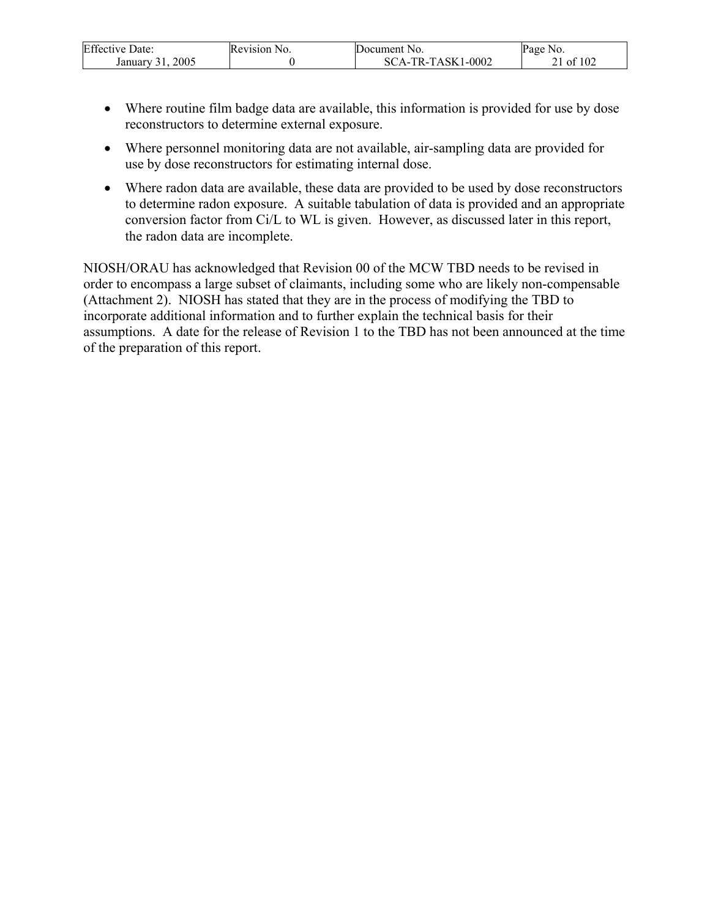- Where routine film badge data are available, this information is provided for use by dose reconstructors to determine external exposure.
- Where personnel monitoring data are not available, air-sampling data are provided for use by dose reconstructors for estimating internal dose.
- Where radon data are available, these data are provided to be used by dose reconstructors to determine radon exposure. A suitable tabulation of data is provided and an appropriate conversion factor from Ci/L to WL is given. However, as discussed later in this report, the radon data are incomplete.

NIOSH/ORAU has acknowledged that Revision 00 of the MCW TBD needs to be revised in order to encompass a large subset of claimants, including some who are likely non-compensable (Attachment 2). NIOSH has stated that they are in the process of modifying the TBD to incorporate additional information and to further explain the technical basis for their assumptions. A date for the release of Revision 1 to the TBD has not been announced at the time of the preparation of this report.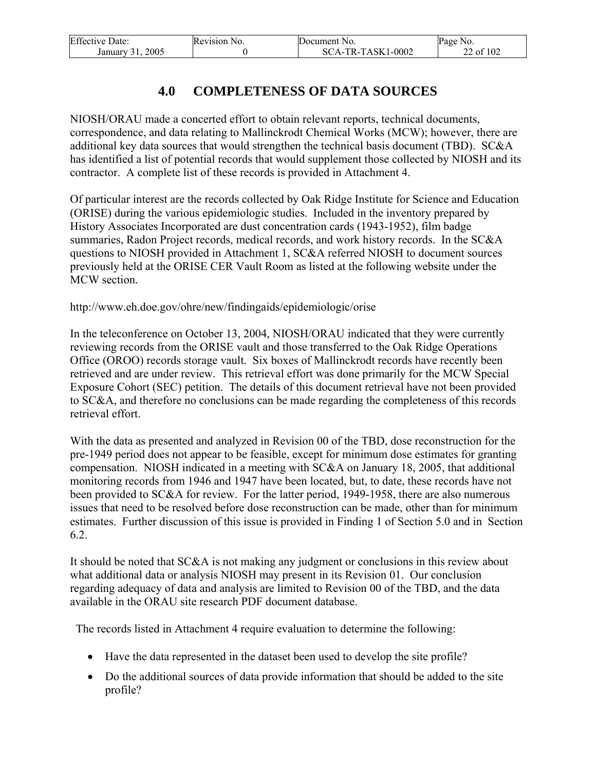# 4.0 COMPLETENESS OF DATA SOURCES

NIOSH/ORAU made a concerted effort to obtain relevant reports, technical documents, correspondence, and data relating to Mallinckrodt Chemical Works (MCW); however, there are additional key data sources that would strengthen the technical basis document (TBD). SC&A has identified a list of potential records that would supplement those collected by NIOSH and its contractor. A complete list of these records is provided in Attachment 4.

Of particular interest are the records collected by Oak Ridge Institute for Science and Education (ORISE) during the various epidemiologic studies. Included in the inventory prepared by History Associates Incorporated are dust concentration cards (1943-1952), film badge summaries, Radon Project records, medical records, and work history records. In the SC&A questions to NIOSH provided in Attachment 1, SC&A referred NIOSH to document sources previously held at the ORISE CER Vault Room as listed at the following website under the MCW section.

http://www.eh.doe.gov/ohre/new/findingaids/epidemiologic/orise

In the teleconference on October 13, 2004, NIOSH/ORAU indicated that they were currently reviewing records from the ORISE vault and those transferred to the Oak Ridge Operations Office (OROO) records storage vault. Six boxes of Mallinckrodt records have recently been retrieved and are under review. This retrieval effort was done primarily for the MCW Special Exposure Cohort (SEC) petition. The details of this document retrieval have not been provided to SC&A, and therefore no conclusions can be made regarding the completeness of this records retrieval effort.

With the data as presented and analyzed in Revision 00 of the TBD, dose reconstruction for the pre-1949 period does not appear to be feasible, except for minimum dose estimates for granting compensation. NIOSH indicated in a meeting with SC&A on January 18, 2005, that additional monitoring records from 1946 and 1947 have been located, but, to date, these records have not been provided to SC&A for review. For the latter period, 1949-1958, there are also numerous issues that need to be resolved before dose reconstruction can be made, other than for minimum estimates. Further discussion of this issue is provided in Finding 1 of Section 5.0 and in Section 6.2.

It should be noted that SC&A is not making any judgment or conclusions in this review about what additional data or analysis NIOSH may present in its Revision 01. Our conclusion regarding adequacy of data and analysis are limited to Revision 00 of the TBD, and the data available in the ORAU site research PDF document database.

The records listed in Attachment 4 require evaluation to determine the following:

- Have the data represented in the dataset been used to develop the site profile?
- Do the additional sources of data provide information that should be added to the site profile?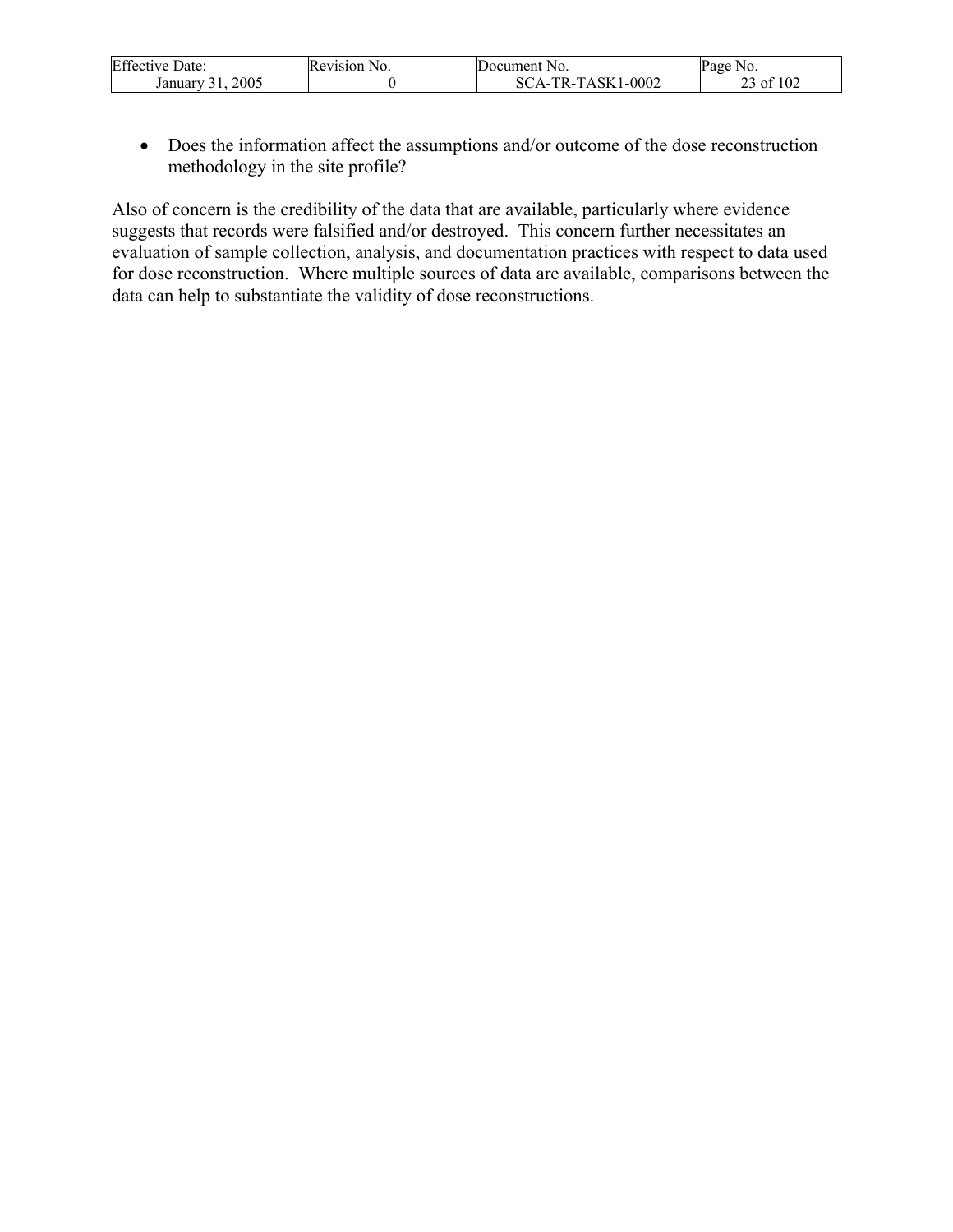- Does the information affect the assumptions and/or outcome of the dose reconstruction methodology in the site profile?

Also of concern is the credibility of the data that are available, particularly where evidence suggests that records were falsified and/or destroyed. This concern further necessitates an evaluation of sample collection, analysis, and documentation practices with respect to data used for dose reconstruction. Where multiple sources of data are available, comparisons between the data can help to substantiate the validity of dose reconstructions.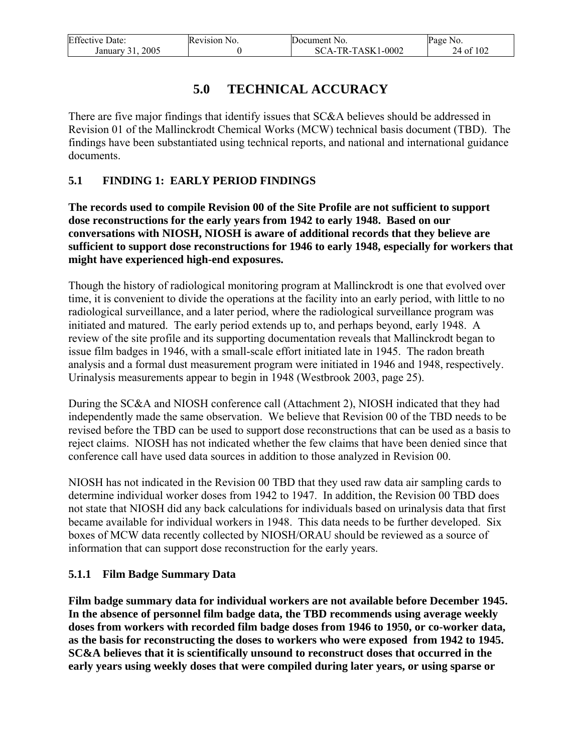# 5.0 TECHNICAL ACCURACY

There are five major findings that identify issues that SC&A believes should be addressed in Revision 01 of the Mallinckrodt Chemical Works (MCW) technical basis document (TBD). The findings have been substantiated using technical reports, and national and international guidance documents.

## 5.1 FINDING 1: EARLY PERIOD FINDINGS

**The records used to compile Revision 00 of the Site Profile are not sufficient to support dose reconstructions for the early years from 1942 to early 1948. Based on our conversations with NIOSH, NIOSH is aware of additional records that they believe are sufficient to support dose reconstructions for 1946 to early 1948, especially for workers that might have experienced high-end exposures.**

Though the history of radiological monitoring program at Mallinckrodt is one that evolved over time, it is convenient to divide the operations at the facility into an early period, with little to no radiological surveillance, and a later period, where the radiological surveillance program was initiated and matured. The early period extends up to, and perhaps beyond, early 1948. A review of the site profile and its supporting documentation reveals that Mallinckrodt began to issue film badges in 1946, with a small-scale effort initiated late in 1945. The radon breath analysis and a formal dust measurement program were initiated in 1946 and 1948, respectively. Urinalysis measurements appear to begin in 1948 (Westbrook 2003, page 25).

During the SC&A and NIOSH conference call (Attachment 2), NIOSH indicated that they had independently made the same observation. We believe that Revision 00 of the TBD needs to be revised before the TBD can be used to support dose reconstructions that can be used as a basis to reject claims. NIOSH has not indicated whether the few claims that have been denied since that conference call have used data sources in addition to those analyzed in Revision 00.

NIOSH has not indicated in the Revision 00 TBD that they used raw data air sampling cards to determine individual worker doses from 1942 to 1947. In addition, the Revision 00 TBD does not state that NIOSH did any back calculations for individuals based on urinalysis data that first became available for individual workers in 1948. This data needs to be further developed. Six boxes of MCW data recently collected by NIOSH/ORAU should be reviewed as a source of information that can support dose reconstruction for the early years.

### 5.1.1 Film Badge Summary Data

**Film badge summary data for individual workers are not available before December 1945. In the absence of personnel film badge data, the TBD recommends using average weekly doses from workers with recorded film badge doses from 1946 to 1950, or co-worker data, as the basis for reconstructing the doses to workers who were exposed from 1942 to 1945. SC&A believes that it is scientifically unsound to reconstruct doses that occurred in the early years using weekly doses that were compiled during later years, or using sparse or**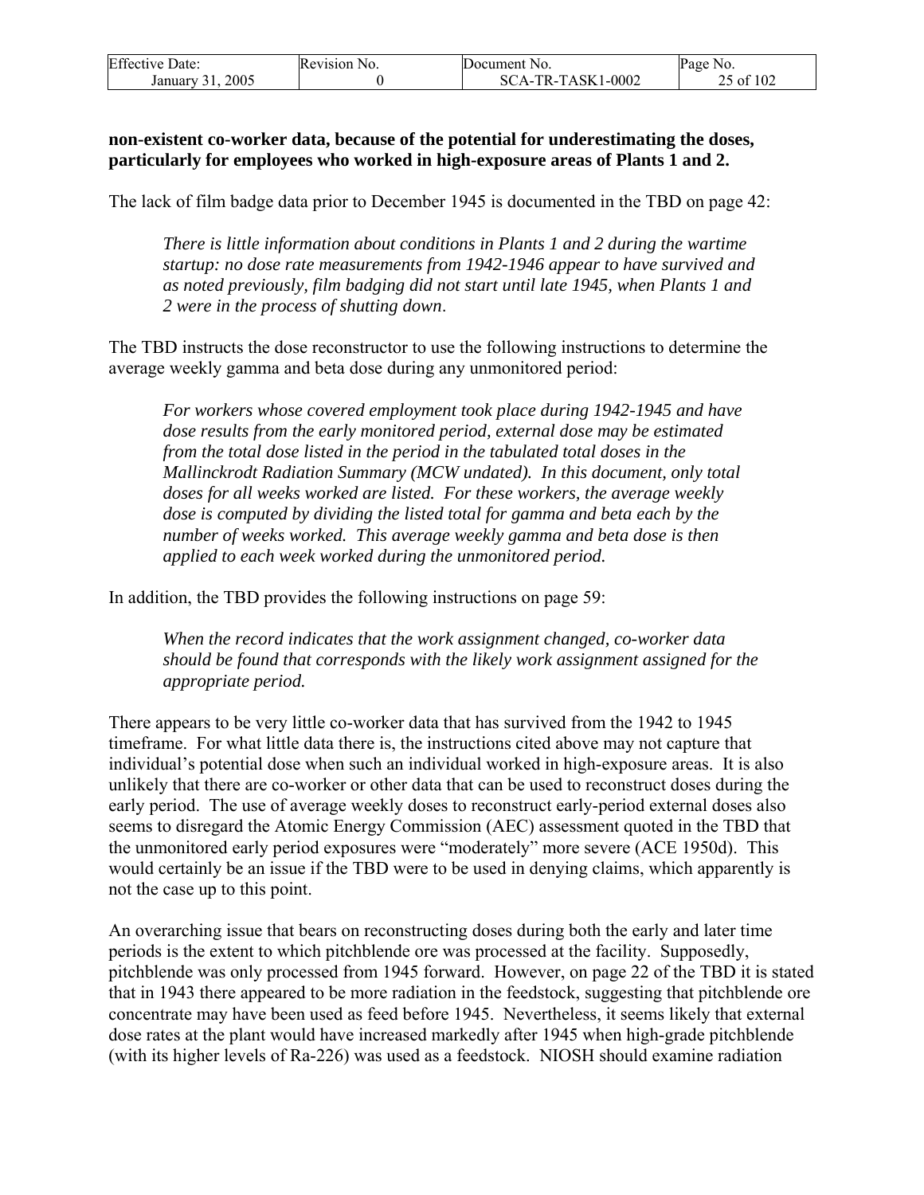**non-existent co-worker data, because of the potential for underestimating the doses, particularly for employees who worked in high-exposure areas of Plants 1 and 2.**

The lack of film badge data prior to December 1945 is documented in the TBD on page 42:

> *There is little information about conditions in Plants 1 and 2 during the wartime startup: no dose rate measurements from 1942-1946 appear to have survived and as noted previously, film badging did not start until late 1945, when Plants 1 and 2 were in the process of shutting down*.

The TBD instructs the dose reconstructor to use the following instructions to determine the average weekly gamma and beta dose during any unmonitored period:

> *For workers whose covered employment took place during 1942-1945 and have dose results from the early monitored period, external dose may be estimated from the total dose listed in the period in the tabulated total doses in the Mallinckrodt Radiation Summary (MCW undated). In this document, only total doses for all weeks worked are listed. For these workers, the average weekly dose is computed by dividing the listed total for gamma and beta each by the number of weeks worked. This average weekly gamma and beta dose is then applied to each week worked during the unmonitored period.*

In addition, the TBD provides the following instructions on page 59:

> *When the record indicates that the work assignment changed, co-worker data should be found that corresponds with the likely work assignment assigned for the appropriate period.*

There appears to be very little co-worker data that has survived from the 1942 to 1945 timeframe. For what little data there is, the instructions cited above may not capture that individual's potential dose when such an individual worked in high-exposure areas. It is also unlikely that there are co-worker or other data that can be used to reconstruct doses during the early period. The use of average weekly doses to reconstruct early-period external doses also seems to disregard the Atomic Energy Commission (AEC) assessment quoted in the TBD that the unmonitored early period exposures were "moderately" more severe (ACE 1950d). This would certainly be an issue if the TBD were to be used in denying claims, which apparently is not the case up to this point.

An overarching issue that bears on reconstructing doses during both the early and later time periods is the extent to which pitchblende ore was processed at the facility. Supposedly, pitchblende was only processed from 1945 forward. However, on page 22 of the TBD it is stated that in 1943 there appeared to be more radiation in the feedstock, suggesting that pitchblende ore concentrate may have been used as feed before 1945. Nevertheless, it seems likely that external dose rates at the plant would have increased markedly after 1945 when high-grade pitchblende (with its higher levels of Ra-226) was used as a feedstock. NIOSH should examine radiation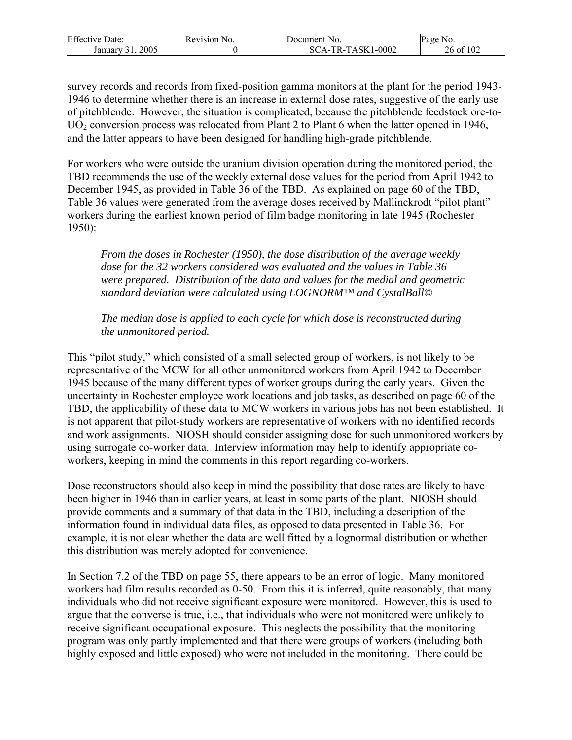survey records and records from fixed-position gamma monitors at the plant for the period 1943-1946 to determine whether there is an increase in external dose rates, suggestive of the early use of pitchblende. However, the situation is complicated, because the pitchblende feedstock ore-to-$UO_2$ conversion process was relocated from Plant 2 to Plant 6 when the latter opened in 1946, and the latter appears to have been designed for handling high-grade pitchblende.

For workers who were outside the uranium division operation during the monitored period, the TBD recommends the use of the weekly external dose values for the period from April 1942 to December 1945, as provided in Table 36 of the TBD. As explained on page 60 of the TBD, Table 36 values were generated from the average doses received by Mallinckrodt "pilot plant" workers during the earliest known period of film badge monitoring in late 1945 (Rochester 1950):

> *From the doses in Rochester (1950), the dose distribution of the average weekly dose for the 32 workers considered was evaluated and the values in Table 36 were prepared. Distribution of the data and values for the medial and geometric standard deviation were calculated using LOGNORM™ and CystalBall©*
>
> *The median dose is applied to each cycle for which dose is reconstructed during the unmonitored period.*

This "pilot study," which consisted of a small selected group of workers, is not likely to be representative of the MCW for all other unmonitored workers from April 1942 to December 1945 because of the many different types of worker groups during the early years. Given the uncertainty in Rochester employee work locations and job tasks, as described on page 60 of the TBD, the applicability of these data to MCW workers in various jobs has not been established. It is not apparent that pilot-study workers are representative of workers with no identified records and work assignments. NIOSH should consider assigning dose for such unmonitored workers by using surrogate co-worker data. Interview information may help to identify appropriate co-workers, keeping in mind the comments in this report regarding co-workers.

Dose reconstructors should also keep in mind the possibility that dose rates are likely to have been higher in 1946 than in earlier years, at least in some parts of the plant. NIOSH should provide comments and a summary of that data in the TBD, including a description of the information found in individual data files, as opposed to data presented in Table 36. For example, it is not clear whether the data are well fitted by a lognormal distribution or whether this distribution was merely adopted for convenience.

In Section 7.2 of the TBD on page 55, there appears to be an error of logic. Many monitored workers had film results recorded as 0-50. From this it is inferred, quite reasonably, that many individuals who did not receive significant exposure were monitored. However, this is used to argue that the converse is true, i.e., that individuals who were not monitored were unlikely to receive significant occupational exposure. This neglects the possibility that the monitoring program was only partly implemented and that there were groups of workers (including both highly exposed and little exposed) who were not included in the monitoring. There could be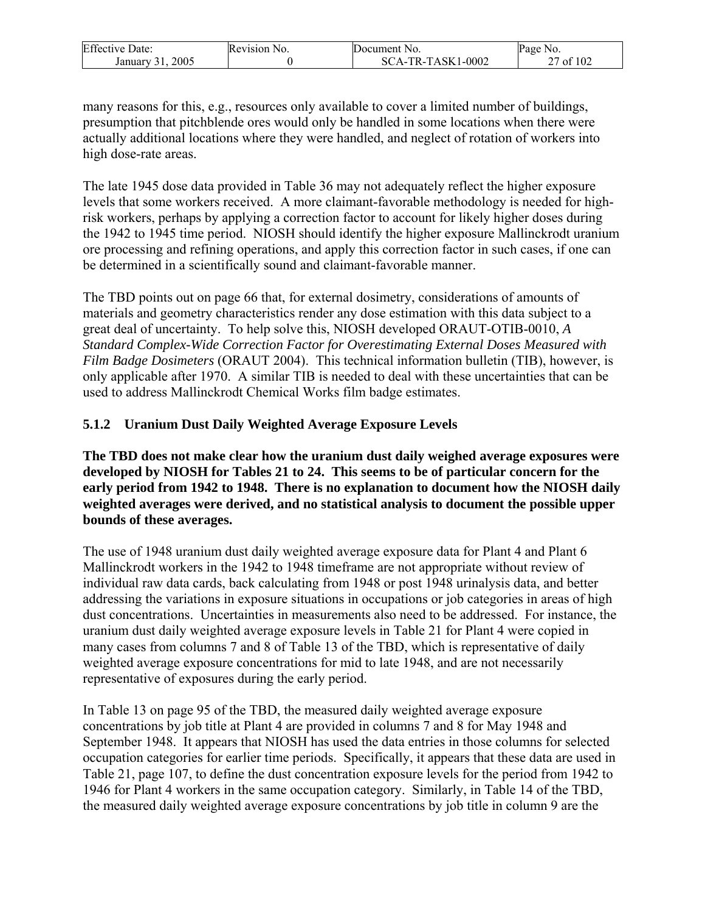many reasons for this, e.g., resources only available to cover a limited number of buildings, presumption that pitchblende ores would only be handled in some locations when there were actually additional locations where they were handled, and neglect of rotation of workers into high dose-rate areas.

The late 1945 dose data provided in Table 36 may not adequately reflect the higher exposure levels that some workers received. A more claimant-favorable methodology is needed for high-risk workers, perhaps by applying a correction factor to account for likely higher doses during the 1942 to 1945 time period. NIOSH should identify the higher exposure Mallinckrodt uranium ore processing and refining operations, and apply this correction factor in such cases, if one can be determined in a scientifically sound and claimant-favorable manner.

The TBD points out on page 66 that, for external dosimetry, considerations of amounts of materials and geometry characteristics render any dose estimation with this data subject to a great deal of uncertainty. To help solve this, NIOSH developed ORAUT-OTIB-0010, *A Standard Complex-Wide Correction Factor for Overestimating External Doses Measured with Film Badge Dosimeters* (ORAUT 2004). This technical information bulletin (TIB), however, is only applicable after 1970. A similar TIB is needed to deal with these uncertainties that can be used to address Mallinckrodt Chemical Works film badge estimates.

### 5.1.2 Uranium Dust Daily Weighted Average Exposure Levels

**The TBD does not make clear how the uranium dust daily weighed average exposures were developed by NIOSH for Tables 21 to 24. This seems to be of particular concern for the early period from 1942 to 1948. There is no explanation to document how the NIOSH daily weighted averages were derived, and no statistical analysis to document the possible upper bounds of these averages.**

The use of 1948 uranium dust daily weighted average exposure data for Plant 4 and Plant 6 Mallinckrodt workers in the 1942 to 1948 timeframe are not appropriate without review of individual raw data cards, back calculating from 1948 or post 1948 urinalysis data, and better addressing the variations in exposure situations in occupations or job categories in areas of high dust concentrations. Uncertainties in measurements also need to be addressed. For instance, the uranium dust daily weighted average exposure levels in Table 21 for Plant 4 were copied in many cases from columns 7 and 8 of Table 13 of the TBD, which is representative of daily weighted average exposure concentrations for mid to late 1948, and are not necessarily representative of exposures during the early period.

In Table 13 on page 95 of the TBD, the measured daily weighted average exposure concentrations by job title at Plant 4 are provided in columns 7 and 8 for May 1948 and September 1948. It appears that NIOSH has used the data entries in those columns for selected occupation categories for earlier time periods. Specifically, it appears that these data are used in Table 21, page 107, to define the dust concentration exposure levels for the period from 1942 to 1946 for Plant 4 workers in the same occupation category. Similarly, in Table 14 of the TBD, the measured daily weighted average exposure concentrations by job title in column 9 are the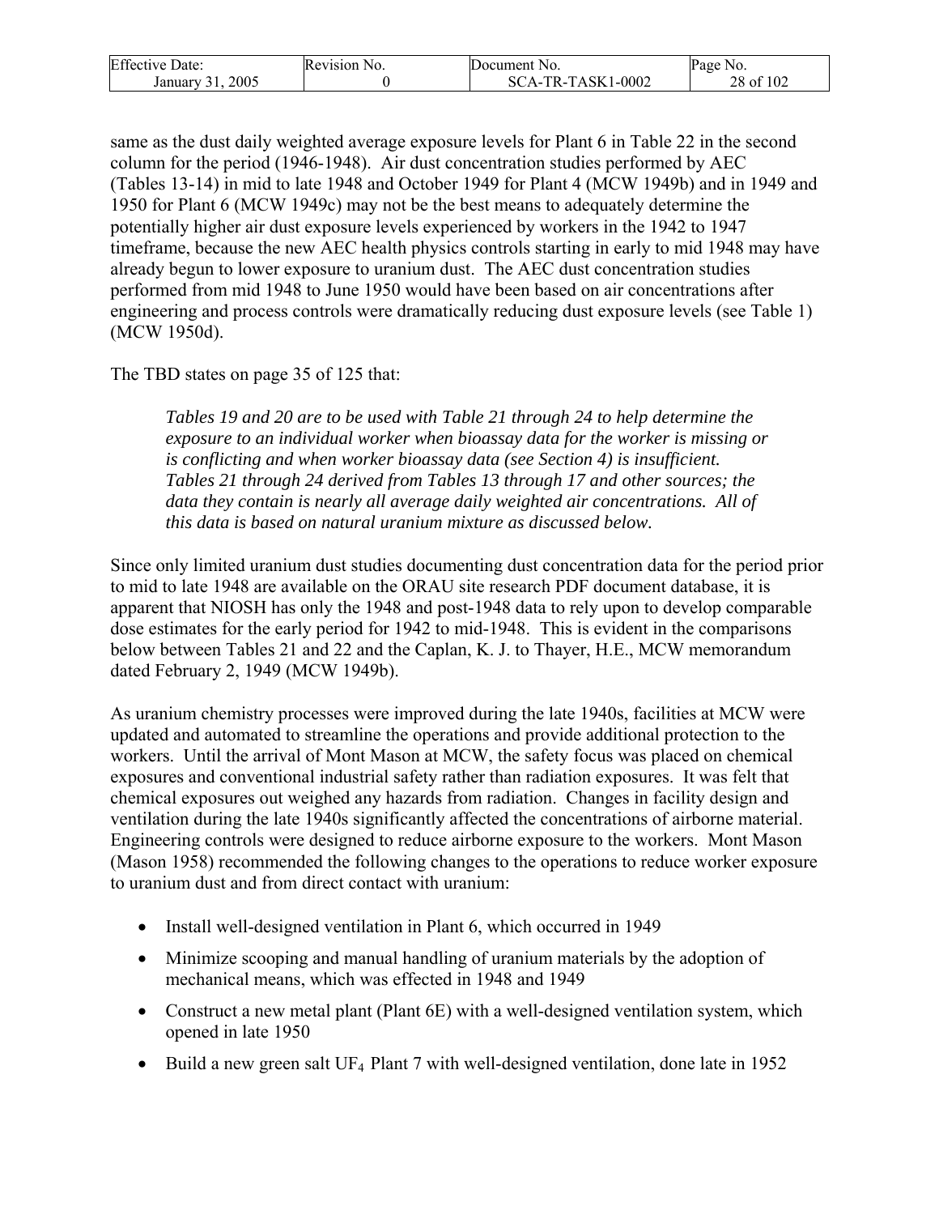same as the dust daily weighted average exposure levels for Plant 6 in Table 22 in the second column for the period (1946-1948). Air dust concentration studies performed by AEC (Tables 13-14) in mid to late 1948 and October 1949 for Plant 4 (MCW 1949b) and in 1949 and 1950 for Plant 6 (MCW 1949c) may not be the best means to adequately determine the potentially higher air dust exposure levels experienced by workers in the 1942 to 1947 timeframe, because the new AEC health physics controls starting in early to mid 1948 may have already begun to lower exposure to uranium dust. The AEC dust concentration studies performed from mid 1948 to June 1950 would have been based on air concentrations after engineering and process controls were dramatically reducing dust exposure levels (see Table 1) (MCW 1950d).

The TBD states on page 35 of 125 that:

> *Tables 19 and 20 are to be used with Table 21 through 24 to help determine the exposure to an individual worker when bioassay data for the worker is missing or is conflicting and when worker bioassay data (see Section 4) is insufficient. Tables 21 through 24 derived from Tables 13 through 17 and other sources; the data they contain is nearly all average daily weighted air concentrations. All of this data is based on natural uranium mixture as discussed below.*

Since only limited uranium dust studies documenting dust concentration data for the period prior to mid to late 1948 are available on the ORAU site research PDF document database, it is apparent that NIOSH has only the 1948 and post-1948 data to rely upon to develop comparable dose estimates for the early period for 1942 to mid-1948. This is evident in the comparisons below between Tables 21 and 22 and the Caplan, K. J. to Thayer, H.E., MCW memorandum dated February 2, 1949 (MCW 1949b).

As uranium chemistry processes were improved during the late 1940s, facilities at MCW were updated and automated to streamline the operations and provide additional protection to the workers. Until the arrival of Mont Mason at MCW, the safety focus was placed on chemical exposures and conventional industrial safety rather than radiation exposures. It was felt that chemical exposures out weighed any hazards from radiation. Changes in facility design and ventilation during the late 1940s significantly affected the concentrations of airborne material. Engineering controls were designed to reduce airborne exposure to the workers. Mont Mason (Mason 1958) recommended the following changes to the operations to reduce worker exposure to uranium dust and from direct contact with uranium:

- Install well-designed ventilation in Plant 6, which occurred in 1949
- Minimize scooping and manual handling of uranium materials by the adoption of mechanical means, which was effected in 1948 and 1949
- Construct a new metal plant (Plant 6E) with a well-designed ventilation system, which opened in late 1950
- Build a new green salt $UF_4$ Plant 7 with well-designed ventilation, done late in 1952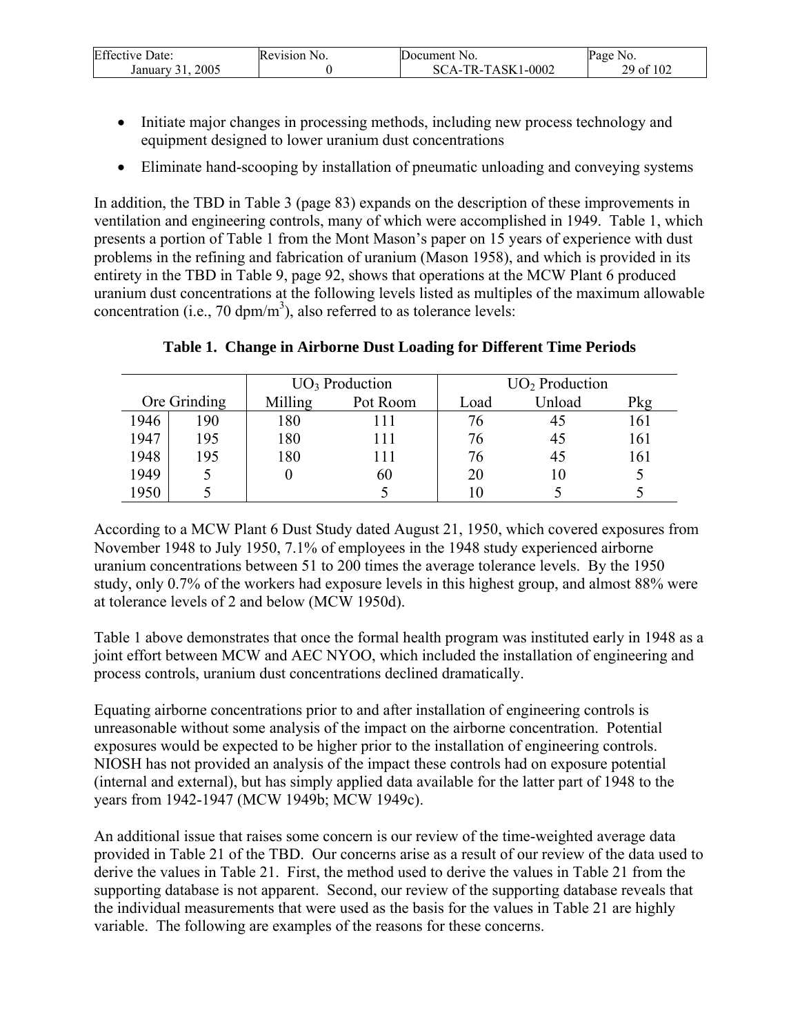- Initiate major changes in processing methods, including new process technology and equipment designed to lower uranium dust concentrations
- Eliminate hand-scooping by installation of pneumatic unloading and conveying systems

In addition, the TBD in Table 3 (page 83) expands on the description of these improvements in ventilation and engineering controls, many of which were accomplished in 1949. Table 1, which presents a portion of Table 1 from the Mont Mason's paper on 15 years of experience with dust problems in the refining and fabrication of uranium (Mason 1958), and which is provided in its entirety in the TBD in Table 9, page 92, shows that operations at the MCW Plant 6 produced uranium dust concentrations at the following levels listed as multiples of the maximum allowable concentration (i.e., 70 dpm/m$^3$), also referred to as tolerance levels:

**Table 1. Change in Airborne Dust Loading for Different Time Periods**

| | | $UO_3$ Production | | $UO_2$ Production | | |
|---|---|---|---|---|---|---|
| Ore Grinding | | Milling | Pot Room | Load | Unload | Pkg |
| 1946 | 190 | 180 | 111 | 76 | 45 | 161 |
| 1947 | 195 | 180 | 111 | 76 | 45 | 161 |
| 1948 | 195 | 180 | 111 | 76 | 45 | 161 |
| 1949 | 5 | 0 | 60 | 20 | 10 | 5 |
| 1950 | 5 | | 5 | 10 | 5 | 5 |

According to a MCW Plant 6 Dust Study dated August 21, 1950, which covered exposures from November 1948 to July 1950, 7.1% of employees in the 1948 study experienced airborne uranium concentrations between 51 to 200 times the average tolerance levels. By the 1950 study, only 0.7% of the workers had exposure levels in this highest group, and almost 88% were at tolerance levels of 2 and below (MCW 1950d).

Table 1 above demonstrates that once the formal health program was instituted early in 1948 as a joint effort between MCW and AEC NYOO, which included the installation of engineering and process controls, uranium dust concentrations declined dramatically.

Equating airborne concentrations prior to and after installation of engineering controls is unreasonable without some analysis of the impact on the airborne concentration. Potential exposures would be expected to be higher prior to the installation of engineering controls. NIOSH has not provided an analysis of the impact these controls had on exposure potential (internal and external), but has simply applied data available for the latter part of 1948 to the years from 1942-1947 (MCW 1949b; MCW 1949c).

An additional issue that raises some concern is our review of the time-weighted average data provided in Table 21 of the TBD. Our concerns arise as a result of our review of the data used to derive the values in Table 21. First, the method used to derive the values in Table 21 from the supporting database is not apparent. Second, our review of the supporting database reveals that the individual measurements that were used as the basis for the values in Table 21 are highly variable. The following are examples of the reasons for these concerns.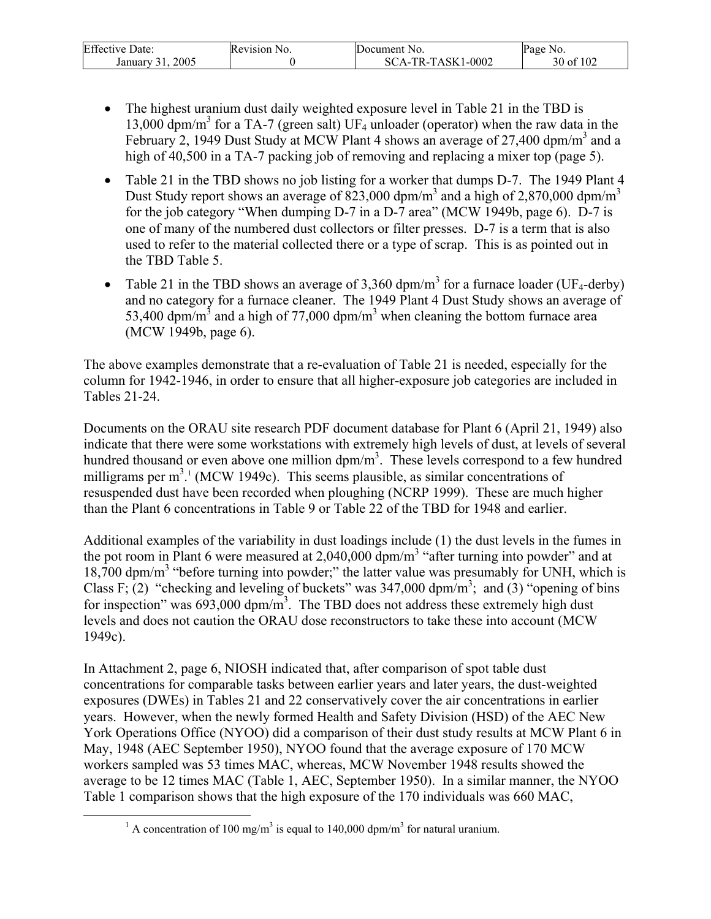- The highest uranium dust daily weighted exposure level in Table 21 in the TBD is 13,000 dpm/m$^3$ for a TA-7 (green salt) $UF_4$ unloader (operator) when the raw data in the February 2, 1949 Dust Study at MCW Plant 4 shows an average of 27,400 dpm/m$^3$ and a high of 40,500 in a TA-7 packing job of removing and replacing a mixer top (page 5).
- Table 21 in the TBD shows no job listing for a worker that dumps D-7. The 1949 Plant 4 Dust Study report shows an average of 823,000 dpm/m$^3$ and a high of 2,870,000 dpm/m$^3$ for the job category "When dumping D-7 in a D-7 area" (MCW 1949b, page 6). D-7 is one of many of the numbered dust collectors or filter presses. D-7 is a term that is also used to refer to the material collected there or a type of scrap. This is as pointed out in the TBD Table 5.
- Table 21 in the TBD shows an average of 3,360 dpm/m$^3$ for a furnace loader ($UF_4$-derby) and no category for a furnace cleaner. The 1949 Plant 4 Dust Study shows an average of 53,400 dpm/m$^3$ and a high of 77,000 dpm/m$^3$ when cleaning the bottom furnace area (MCW 1949b, page 6).

The above examples demonstrate that a re-evaluation of Table 21 is needed, especially for the column for 1942-1946, in order to ensure that all higher-exposure job categories are included in Tables 21-24.

Documents on the ORAU site research PDF document database for Plant 6 (April 21, 1949) also indicate that there were some workstations with extremely high levels of dust, at levels of several hundred thousand or even above one million dpm/m$^3$. These levels correspond to a few hundred milligrams per m$^3$.[1] (MCW 1949c). This seems plausible, as similar concentrations of resuspended dust have been recorded when ploughing (NCRP 1999). These are much higher than the Plant 6 concentrations in Table 9 or Table 22 of the TBD for 1948 and earlier.

Additional examples of the variability in dust loadings include (1) the dust levels in the fumes in the pot room in Plant 6 were measured at 2,040,000 dpm/m$^3$ "after turning into powder" and at 18,700 dpm/m$^3$ "before turning into powder;" the latter value was presumably for UNH, which is Class F; (2) "checking and leveling of buckets" was 347,000 dpm/m$^3$; and (3) "opening of bins for inspection" was 693,000 dpm/m$^3$. The TBD does not address these extremely high dust levels and does not caution the ORAU dose reconstructors to take these into account (MCW 1949c).

In Attachment 2, page 6, NIOSH indicated that, after comparison of spot table dust concentrations for comparable tasks between earlier years and later years, the dust-weighted exposures (DWEs) in Tables 21 and 22 conservatively cover the air concentrations in earlier years. However, when the newly formed Health and Safety Division (HSD) of the AEC New York Operations Office (NYOO) did a comparison of their dust study results at MCW Plant 6 in May, 1948 (AEC September 1950), NYOO found that the average exposure of 170 MCW workers sampled was 53 times MAC, whereas, MCW November 1948 results showed the average to be 12 times MAC (Table 1, AEC, September 1950). In a similar manner, the NYOO Table 1 comparison shows that the high exposure of the 170 individuals was 660 MAC,

---

[1] A concentration of 100 mg/m$^3$ is equal to 140,000 dpm/m$^3$ for natural uranium.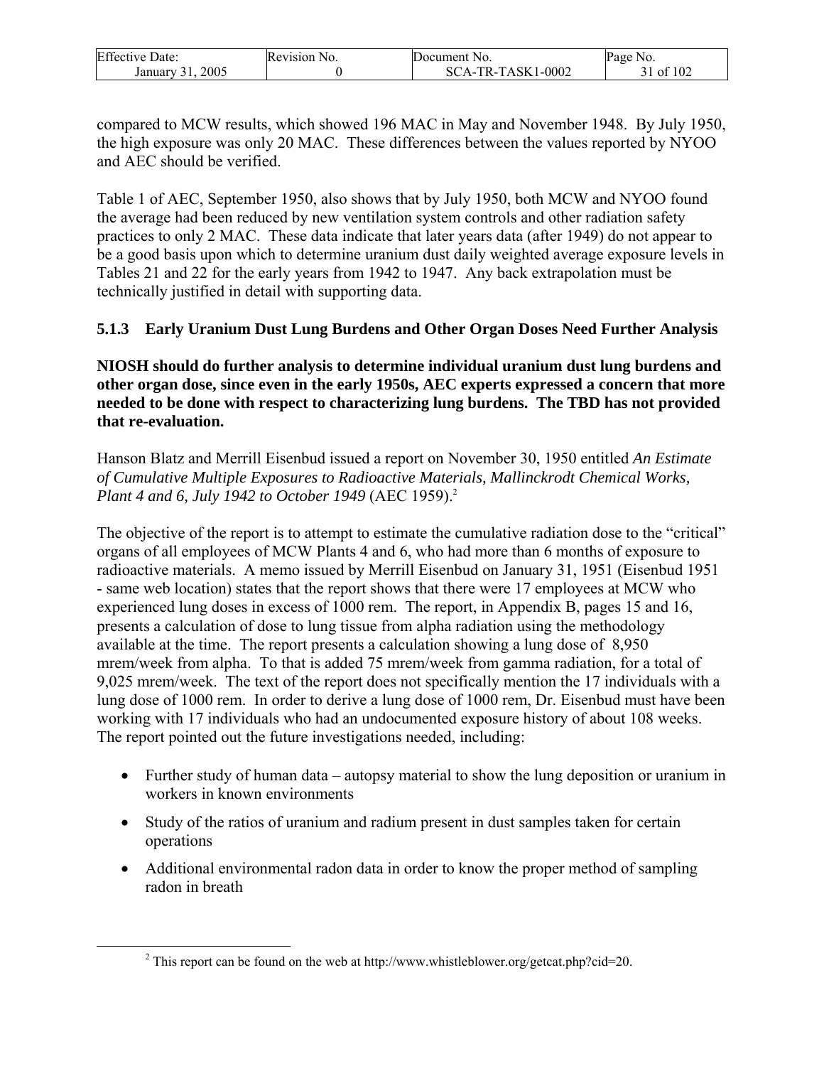compared to MCW results, which showed 196 MAC in May and November 1948. By July 1950, the high exposure was only 20 MAC. These differences between the values reported by NYOO and AEC should be verified.

Table 1 of AEC, September 1950, also shows that by July 1950, both MCW and NYOO found the average had been reduced by new ventilation system controls and other radiation safety practices to only 2 MAC. These data indicate that later years data (after 1949) do not appear to be a good basis upon which to determine uranium dust daily weighted average exposure levels in Tables 21 and 22 for the early years from 1942 to 1947. Any back extrapolation must be technically justified in detail with supporting data.

### 5.1.3 Early Uranium Dust Lung Burdens and Other Organ Doses Need Further Analysis

**NIOSH should do further analysis to determine individual uranium dust lung burdens and other organ dose, since even in the early 1950s, AEC experts expressed a concern that more needed to be done with respect to characterizing lung burdens. The TBD has not provided that re-evaluation.**

Hanson Blatz and Merrill Eisenbud issued a report on November 30, 1950 entitled *An Estimate of Cumulative Multiple Exposures to Radioactive Materials, Mallinckrodt Chemical Works, Plant 4 and 6, July 1942 to October 1949* (AEC 1959).[2]

The objective of the report is to attempt to estimate the cumulative radiation dose to the "critical" organs of all employees of MCW Plants 4 and 6, who had more than 6 months of exposure to radioactive materials. A memo issued by Merrill Eisenbud on January 31, 1951 (Eisenbud 1951 - same web location) states that the report shows that there were 17 employees at MCW who experienced lung doses in excess of 1000 rem. The report, in Appendix B, pages 15 and 16, presents a calculation of dose to lung tissue from alpha radiation using the methodology available at the time. The report presents a calculation showing a lung dose of 8,950 mrem/week from alpha. To that is added 75 mrem/week from gamma radiation, for a total of 9,025 mrem/week. The text of the report does not specifically mention the 17 individuals with a lung dose of 1000 rem. In order to derive a lung dose of 1000 rem, Dr. Eisenbud must have been working with 17 individuals who had an undocumented exposure history of about 108 weeks. The report pointed out the future investigations needed, including:

- Further study of human data – autopsy material to show the lung deposition or uranium in workers in known environments
- Study of the ratios of uranium and radium present in dust samples taken for certain operations
- Additional environmental radon data in order to know the proper method of sampling radon in breath

[2] This report can be found on the web at http://www.whistleblower.org/getcat.php?cid=20.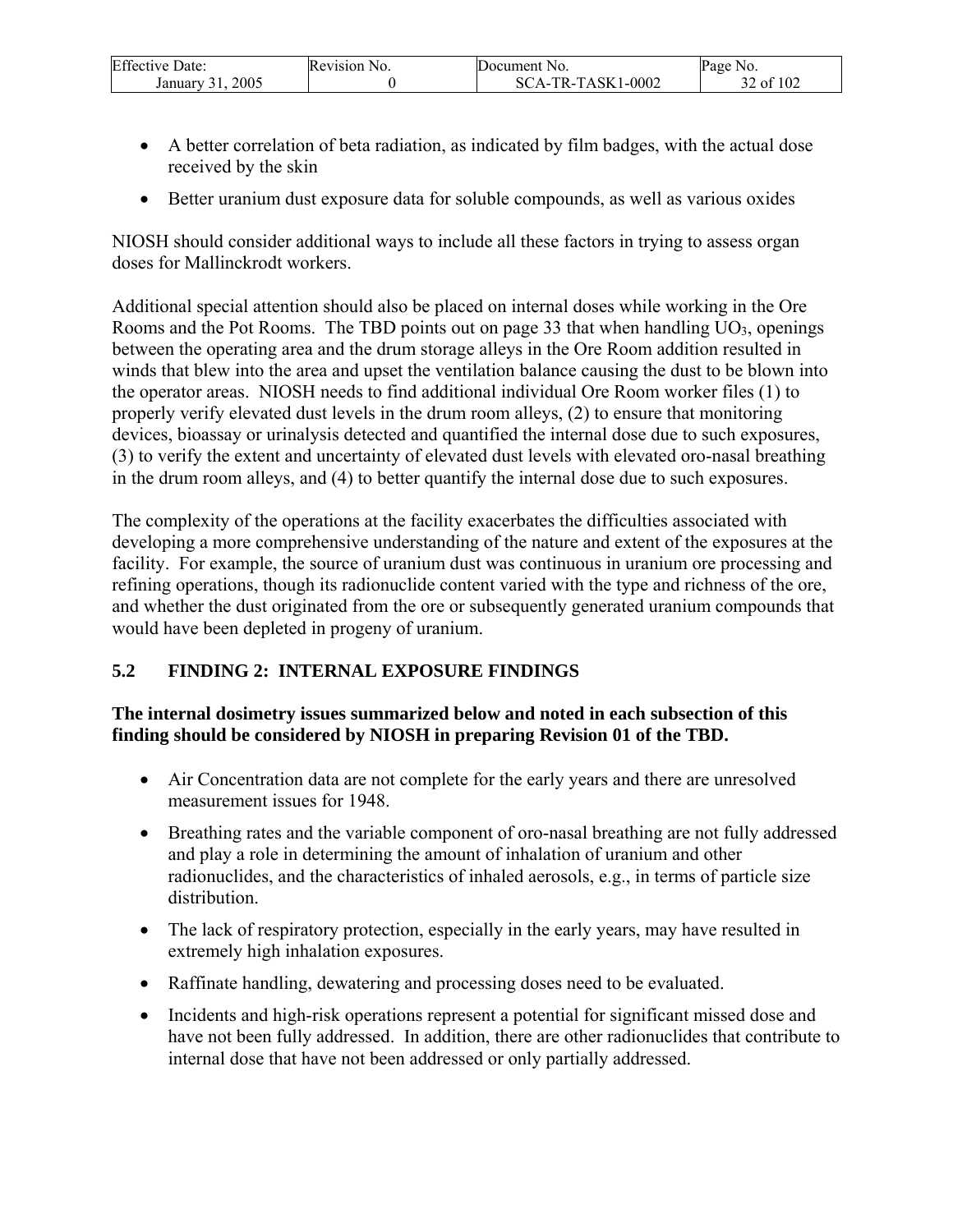- A better correlation of beta radiation, as indicated by film badges, with the actual dose received by the skin
- Better uranium dust exposure data for soluble compounds, as well as various oxides

NIOSH should consider additional ways to include all these factors in trying to assess organ doses for Mallinckrodt workers.

Additional special attention should also be placed on internal doses while working in the Ore Rooms and the Pot Rooms. The TBD points out on page 33 that when handling $UO_3$, openings between the operating area and the drum storage alleys in the Ore Room addition resulted in winds that blew into the area and upset the ventilation balance causing the dust to be blown into the operator areas. NIOSH needs to find additional individual Ore Room worker files (1) to properly verify elevated dust levels in the drum room alleys, (2) to ensure that monitoring devices, bioassay or urinalysis detected and quantified the internal dose due to such exposures, (3) to verify the extent and uncertainty of elevated dust levels with elevated oro-nasal breathing in the drum room alleys, and (4) to better quantify the internal dose due to such exposures.

The complexity of the operations at the facility exacerbates the difficulties associated with developing a more comprehensive understanding of the nature and extent of the exposures at the facility. For example, the source of uranium dust was continuous in uranium ore processing and refining operations, though its radionuclide content varied with the type and richness of the ore, and whether the dust originated from the ore or subsequently generated uranium compounds that would have been depleted in progeny of uranium.

## 5.2 FINDING 2: INTERNAL EXPOSURE FINDINGS

**The internal dosimetry issues summarized below and noted in each subsection of this finding should be considered by NIOSH in preparing Revision 01 of the TBD.**

- Air Concentration data are not complete for the early years and there are unresolved measurement issues for 1948.
- Breathing rates and the variable component of oro-nasal breathing are not fully addressed and play a role in determining the amount of inhalation of uranium and other radionuclides, and the characteristics of inhaled aerosols, e.g., in terms of particle size distribution.
- The lack of respiratory protection, especially in the early years, may have resulted in extremely high inhalation exposures.
- Raffinate handling, dewatering and processing doses need to be evaluated.
- Incidents and high-risk operations represent a potential for significant missed dose and have not been fully addressed. In addition, there are other radionuclides that contribute to internal dose that have not been addressed or only partially addressed.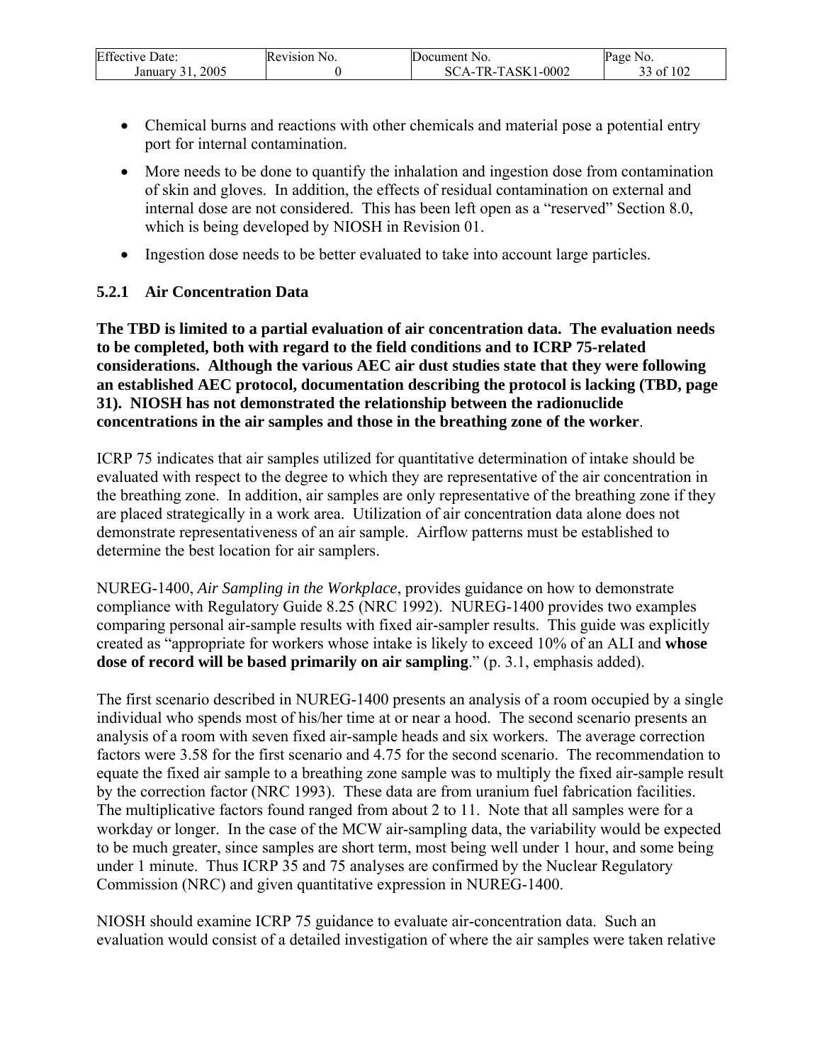- Chemical burns and reactions with other chemicals and material pose a potential entry port for internal contamination.
- More needs to be done to quantify the inhalation and ingestion dose from contamination of skin and gloves. In addition, the effects of residual contamination on external and internal dose are not considered. This has been left open as a "reserved" Section 8.0, which is being developed by NIOSH in Revision 01.
- Ingestion dose needs to be better evaluated to take into account large particles.

### 5.2.1 Air Concentration Data

**The TBD is limited to a partial evaluation of air concentration data. The evaluation needs to be completed, both with regard to the field conditions and to ICRP 75-related considerations. Although the various AEC air dust studies state that they were following an established AEC protocol, documentation describing the protocol is lacking (TBD, page 31). NIOSH has not demonstrated the relationship between the radionuclide concentrations in the air samples and those in the breathing zone of the worker**.

ICRP 75 indicates that air samples utilized for quantitative determination of intake should be evaluated with respect to the degree to which they are representative of the air concentration in the breathing zone. In addition, air samples are only representative of the breathing zone if they are placed strategically in a work area. Utilization of air concentration data alone does not demonstrate representativeness of an air sample. Airflow patterns must be established to determine the best location for air samplers.

NUREG-1400, *Air Sampling in the Workplace*, provides guidance on how to demonstrate compliance with Regulatory Guide 8.25 (NRC 1992). NUREG-1400 provides two examples comparing personal air-sample results with fixed air-sampler results. This guide was explicitly created as "appropriate for workers whose intake is likely to exceed 10% of an ALI and **whose dose of record will be based primarily on air sampling**." (p. 3.1, emphasis added).

The first scenario described in NUREG-1400 presents an analysis of a room occupied by a single individual who spends most of his/her time at or near a hood. The second scenario presents an analysis of a room with seven fixed air-sample heads and six workers. The average correction factors were 3.58 for the first scenario and 4.75 for the second scenario. The recommendation to equate the fixed air sample to a breathing zone sample was to multiply the fixed air-sample result by the correction factor (NRC 1993). These data are from uranium fuel fabrication facilities. The multiplicative factors found ranged from about 2 to 11. Note that all samples were for a workday or longer. In the case of the MCW air-sampling data, the variability would be expected to be much greater, since samples are short term, most being well under 1 hour, and some being under 1 minute. Thus ICRP 35 and 75 analyses are confirmed by the Nuclear Regulatory Commission (NRC) and given quantitative expression in NUREG-1400.

NIOSH should examine ICRP 75 guidance to evaluate air-concentration data. Such an evaluation would consist of a detailed investigation of where the air samples were taken relative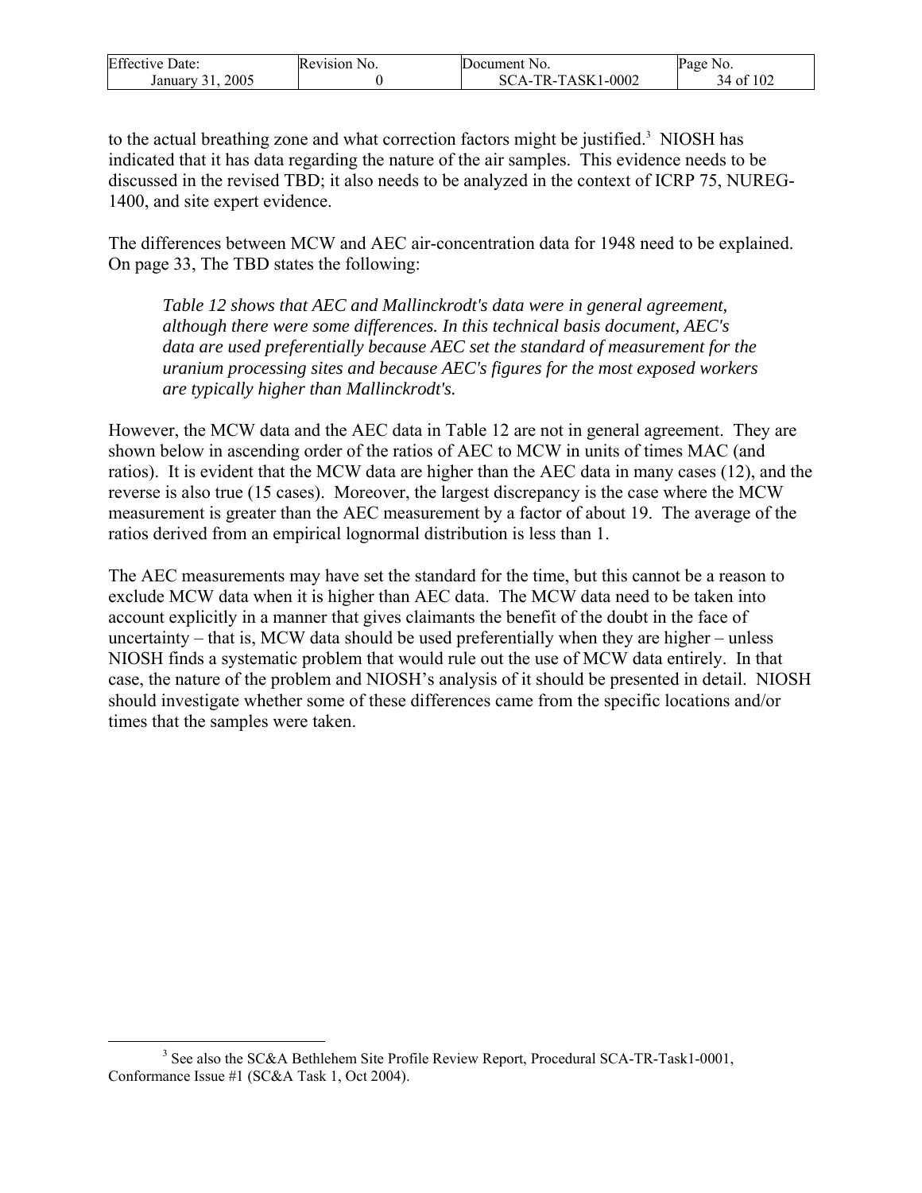to the actual breathing zone and what correction factors might be justified.[3] NIOSH has indicated that it has data regarding the nature of the air samples. This evidence needs to be discussed in the revised TBD; it also needs to be analyzed in the context of ICRP 75, NUREG-1400, and site expert evidence.

The differences between MCW and AEC air-concentration data for 1948 need to be explained. On page 33, The TBD states the following:

> *Table 12 shows that AEC and Mallinckrodt's data were in general agreement, although there were some differences. In this technical basis document, AEC's data are used preferentially because AEC set the standard of measurement for the uranium processing sites and because AEC's figures for the most exposed workers are typically higher than Mallinckrodt's.*

However, the MCW data and the AEC data in Table 12 are not in general agreement. They are shown below in ascending order of the ratios of AEC to MCW in units of times MAC (and ratios). It is evident that the MCW data are higher than the AEC data in many cases (12), and the reverse is also true (15 cases). Moreover, the largest discrepancy is the case where the MCW measurement is greater than the AEC measurement by a factor of about 19. The average of the ratios derived from an empirical lognormal distribution is less than 1.

The AEC measurements may have set the standard for the time, but this cannot be a reason to exclude MCW data when it is higher than AEC data. The MCW data need to be taken into account explicitly in a manner that gives claimants the benefit of the doubt in the face of uncertainty – that is, MCW data should be used preferentially when they are higher – unless NIOSH finds a systematic problem that would rule out the use of MCW data entirely. In that case, the nature of the problem and NIOSH's analysis of it should be presented in detail. NIOSH should investigate whether some of these differences came from the specific locations and/or times that the samples were taken.

---

[3] See also the SC&A Bethlehem Site Profile Review Report, Procedural SCA-TR-Task1-0001, Conformance Issue #1 (SC&A Task 1, Oct 2004).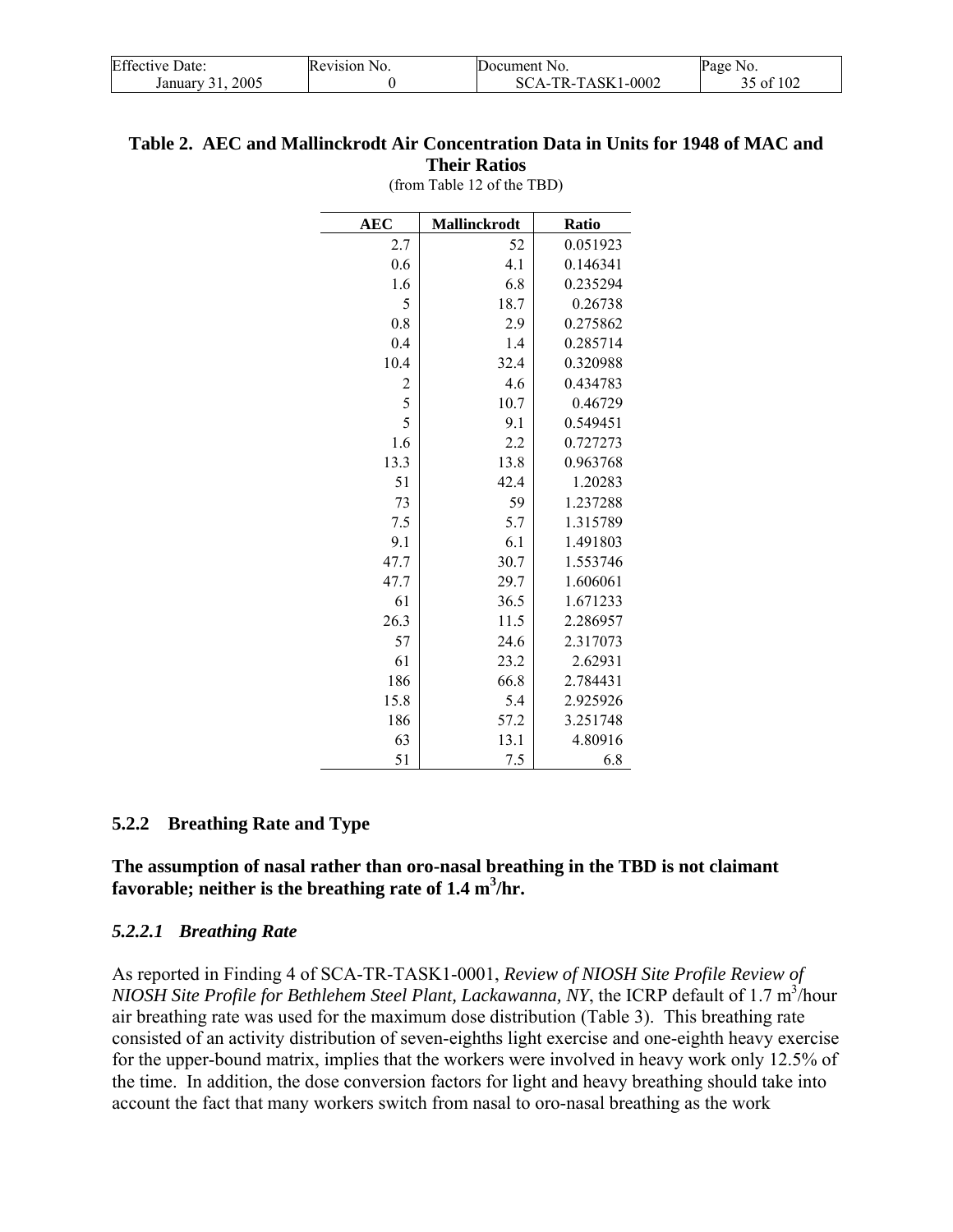**Table 2. AEC and Mallinckrodt Air Concentration Data in Units for 1948 of MAC and Their Ratios**

(from Table 12 of the TBD)

| AEC | Mallinckrodt | Ratio |
|---|---|---|
| 2.7 | 52 | 0.051923 |
| 0.6 | 4.1 | 0.146341 |
| 1.6 | 6.8 | 0.235294 |
| 5 | 18.7 | 0.26738 |
| 0.8 | 2.9 | 0.275862 |
| 0.4 | 1.4 | 0.285714 |
| 10.4 | 32.4 | 0.320988 |
| 2 | 4.6 | 0.434783 |
| 5 | 10.7 | 0.46729 |
| 5 | 9.1 | 0.549451 |
| 1.6 | 2.2 | 0.727273 |
| 13.3 | 13.8 | 0.963768 |
| 51 | 42.4 | 1.20283 |
| 73 | 59 | 1.237288 |
| 7.5 | 5.7 | 1.315789 |
| 9.1 | 6.1 | 1.491803 |
| 47.7 | 30.7 | 1.553746 |
| 47.7 | 29.7 | 1.606061 |
| 61 | 36.5 | 1.671233 |
| 26.3 | 11.5 | 2.286957 |
| 57 | 24.6 | 2.317073 |
| 61 | 23.2 | 2.62931 |
| 186 | 66.8 | 2.784431 |
| 15.8 | 5.4 | 2.925926 |
| 186 | 57.2 | 3.251748 |
| 63 | 13.1 | 4.80916 |
| 51 | 7.5 | 6.8 |

### 5.2.2 Breathing Rate and Type

**The assumption of nasal rather than oro-nasal breathing in the TBD is not claimant favorable; neither is the breathing rate of 1.4 $m^3$/hr.**

#### *5.2.2.1 Breathing Rate*

As reported in Finding 4 of SCA-TR-TASK1-0001, *Review of NIOSH Site Profile Review of NIOSH Site Profile for Bethlehem Steel Plant, Lackawanna, NY*, the ICRP default of 1.7 $m^3$/hour air breathing rate was used for the maximum dose distribution (Table 3). This breathing rate consisted of an activity distribution of seven-eighths light exercise and one-eighth heavy exercise for the upper-bound matrix, implies that the workers were involved in heavy work only 12.5% of the time. In addition, the dose conversion factors for light and heavy breathing should take into account the fact that many workers switch from nasal to oro-nasal breathing as the work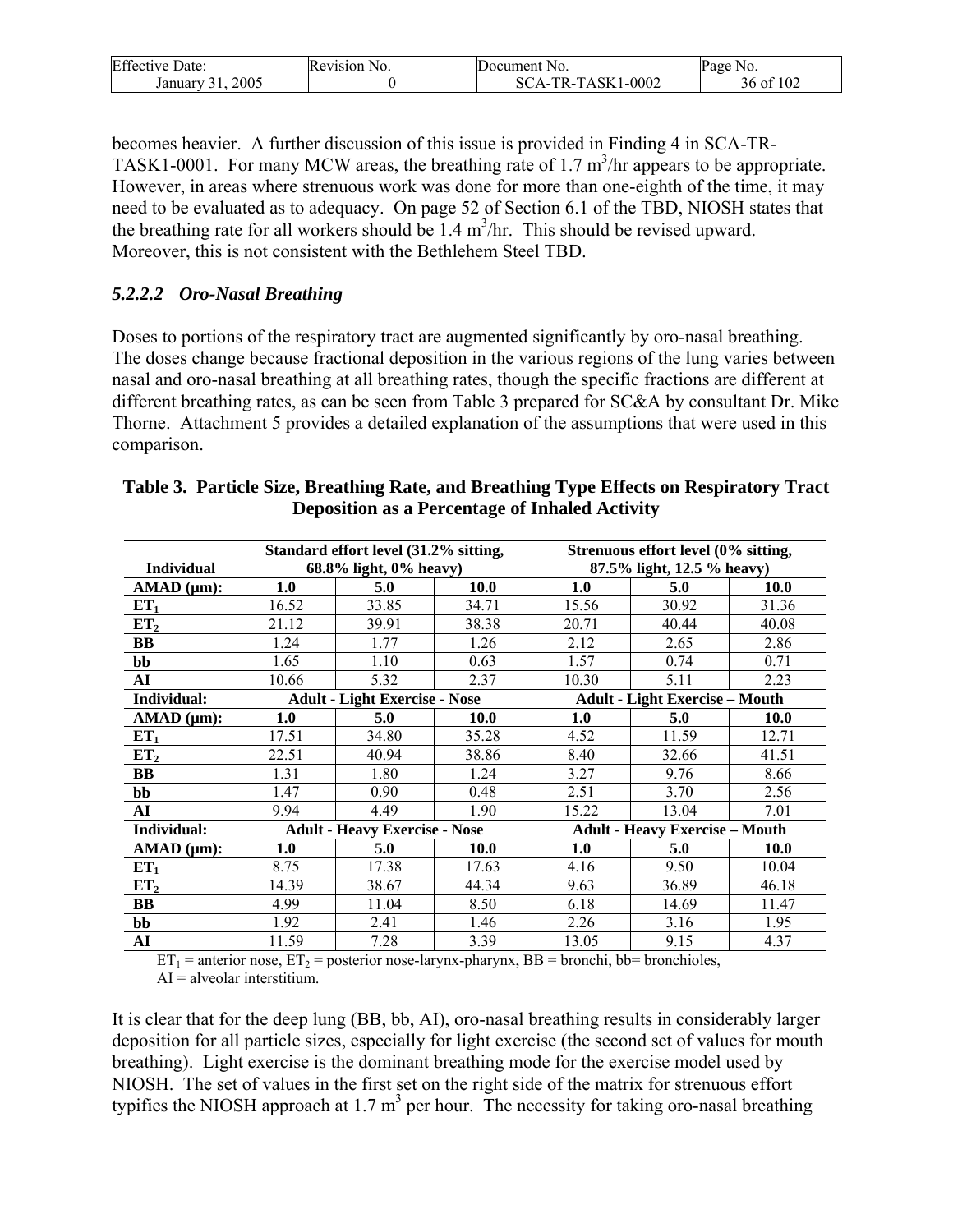becomes heavier. A further discussion of this issue is provided in Finding 4 in SCA-TR-TASK1-0001. For many MCW areas, the breathing rate of 1.7 $m^3$/hr appears to be appropriate. However, in areas where strenuous work was done for more than one-eighth of the time, it may need to be evaluated as to adequacy. On page 52 of Section 6.1 of the TBD, NIOSH states that the breathing rate for all workers should be 1.4 $m^3$/hr. This should be revised upward. Moreover, this is not consistent with the Bethlehem Steel TBD.

### *5.2.2.2 Oro-Nasal Breathing*

Doses to portions of the respiratory tract are augmented significantly by oro-nasal breathing. The doses change because fractional deposition in the various regions of the lung varies between nasal and oro-nasal breathing at all breathing rates, though the specific fractions are different at different breathing rates, as can be seen from Table 3 prepared for SC&A by consultant Dr. Mike Thorne. Attachment 5 provides a detailed explanation of the assumptions that were used in this comparison.

**Table 3. Particle Size, Breathing Rate, and Breathing Type Effects on Respiratory Tract Deposition as a Percentage of Inhaled Activity**

| Individual | Standard effort level (31.2% sitting, 68.8% light, 0% heavy) | | | Strenuous effort level (0% sitting, 87.5% light, 12.5 % heavy) | | |
|---|---|---|---|---|---|---|
| **AMAD (µm):** | **1.0** | **5.0** | **10.0** | **1.0** | **5.0** | **10.0** |
| $ET_1$ | 16.52 | 33.85 | 34.71 | 15.56 | 30.92 | 31.36 |
| $ET_2$ | 21.12 | 39.91 | 38.38 | 20.71 | 40.44 | 40.08 |
| **BB** | 1.24 | 1.77 | 1.26 | 2.12 | 2.65 | 2.86 |
| **bb** | 1.65 | 1.10 | 0.63 | 1.57 | 0.74 | 0.71 |
| **AI** | 10.66 | 5.32 | 2.37 | 10.30 | 5.11 | 2.23 |
| **Individual:** | **Adult - Light Exercise - Nose** | | | **Adult - Light Exercise – Mouth** | | |
| **AMAD (µm):** | **1.0** | **5.0** | **10.0** | **1.0** | **5.0** | **10.0** |
| $ET_1$ | 17.51 | 34.80 | 35.28 | 4.52 | 11.59 | 12.71 |
| $ET_2$ | 22.51 | 40.94 | 38.86 | 8.40 | 32.66 | 41.51 |
| **BB** | 1.31 | 1.80 | 1.24 | 3.27 | 9.76 | 8.66 |
| **bb** | 1.47 | 0.90 | 0.48 | 2.51 | 3.70 | 2.56 |
| **AI** | 9.94 | 4.49 | 1.90 | 15.22 | 13.04 | 7.01 |
| **Individual:** | **Adult - Heavy Exercise - Nose** | | | **Adult - Heavy Exercise – Mouth** | | |
| **AMAD (µm):** | **1.0** | **5.0** | **10.0** | **1.0** | **5.0** | **10.0** |
| $ET_1$ | 8.75 | 17.38 | 17.63 | 4.16 | 9.50 | 10.04 |
| $ET_2$ | 14.39 | 38.67 | 44.34 | 9.63 | 36.89 | 46.18 |
| **BB** | 4.99 | 11.04 | 8.50 | 6.18 | 14.69 | 11.47 |
| **bb** | 1.92 | 2.41 | 1.46 | 2.26 | 3.16 | 1.95 |
| **AI** | 11.59 | 7.28 | 3.39 | 13.05 | 9.15 | 4.37 |

$ET_1$ = anterior nose, $ET_2$ = posterior nose-larynx-pharynx, BB = bronchi, bb= bronchioles, AI = alveolar interstitium.

It is clear that for the deep lung (BB, bb, AI), oro-nasal breathing results in considerably larger deposition for all particle sizes, especially for light exercise (the second set of values for mouth breathing). Light exercise is the dominant breathing mode for the exercise model used by NIOSH. The set of values in the first set on the right side of the matrix for strenuous effort typifies the NIOSH approach at 1.7 $m^3$ per hour. The necessity for taking oro-nasal breathing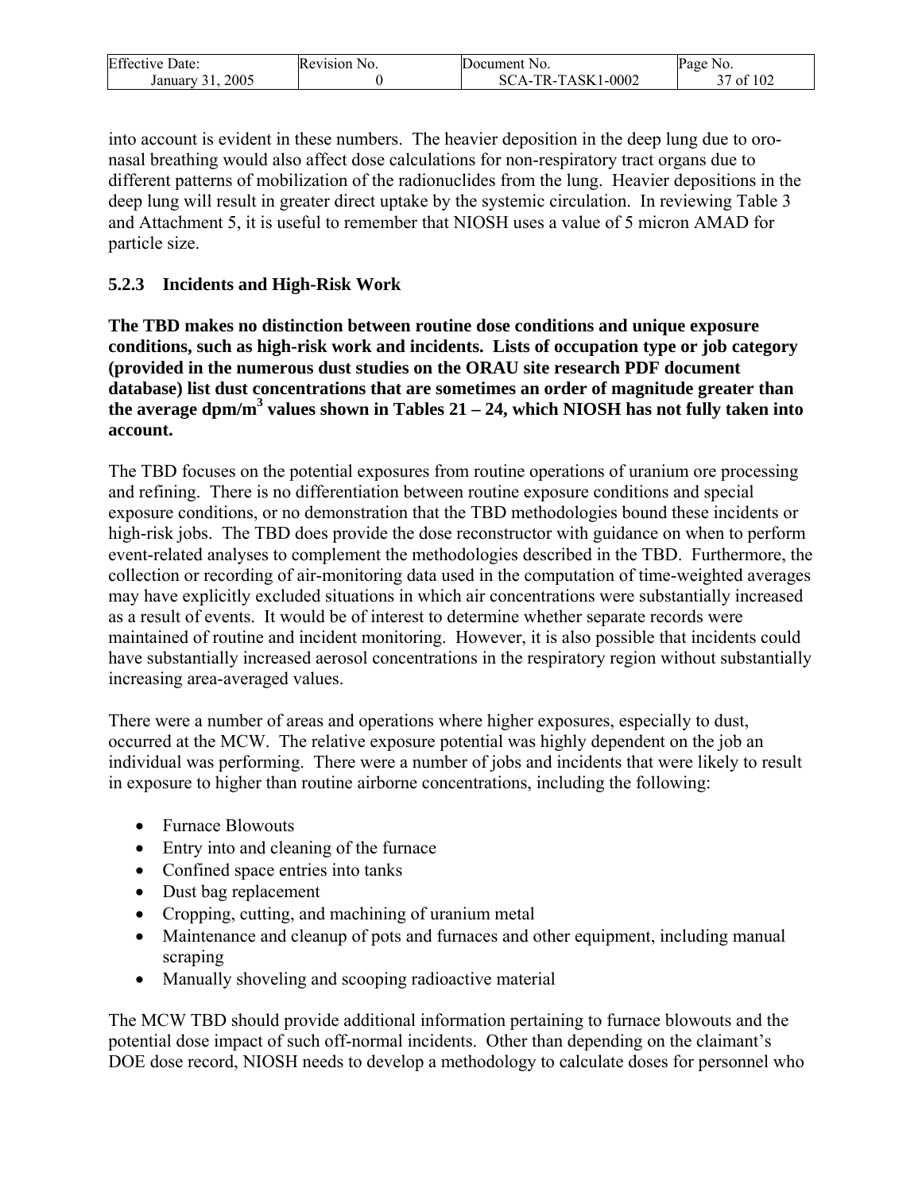into account is evident in these numbers. The heavier deposition in the deep lung due to oro-nasal breathing would also affect dose calculations for non-respiratory tract organs due to different patterns of mobilization of the radionuclides from the lung. Heavier depositions in the deep lung will result in greater direct uptake by the systemic circulation. In reviewing Table 3 and Attachment 5, it is useful to remember that NIOSH uses a value of 5 micron AMAD for particle size.

### 5.2.3 Incidents and High-Risk Work

**The TBD makes no distinction between routine dose conditions and unique exposure conditions, such as high-risk work and incidents. Lists of occupation type or job category (provided in the numerous dust studies on the ORAU site research PDF document database) list dust concentrations that are sometimes an order of magnitude greater than the average dpm/m$^3$ values shown in Tables 21 – 24, which NIOSH has not fully taken into account.**

The TBD focuses on the potential exposures from routine operations of uranium ore processing and refining. There is no differentiation between routine exposure conditions and special exposure conditions, or no demonstration that the TBD methodologies bound these incidents or high-risk jobs. The TBD does provide the dose reconstructor with guidance on when to perform event-related analyses to complement the methodologies described in the TBD. Furthermore, the collection or recording of air-monitoring data used in the computation of time-weighted averages may have explicitly excluded situations in which air concentrations were substantially increased as a result of events. It would be of interest to determine whether separate records were maintained of routine and incident monitoring. However, it is also possible that incidents could have substantially increased aerosol concentrations in the respiratory region without substantially increasing area-averaged values.

There were a number of areas and operations where higher exposures, especially to dust, occurred at the MCW. The relative exposure potential was highly dependent on the job an individual was performing. There were a number of jobs and incidents that were likely to result in exposure to higher than routine airborne concentrations, including the following:

- Furnace Blowouts
- Entry into and cleaning of the furnace
- Confined space entries into tanks
- Dust bag replacement
- Cropping, cutting, and machining of uranium metal
- Maintenance and cleanup of pots and furnaces and other equipment, including manual scraping
- Manually shoveling and scooping radioactive material

The MCW TBD should provide additional information pertaining to furnace blowouts and the potential dose impact of such off-normal incidents. Other than depending on the claimant's DOE dose record, NIOSH needs to develop a methodology to calculate doses for personnel who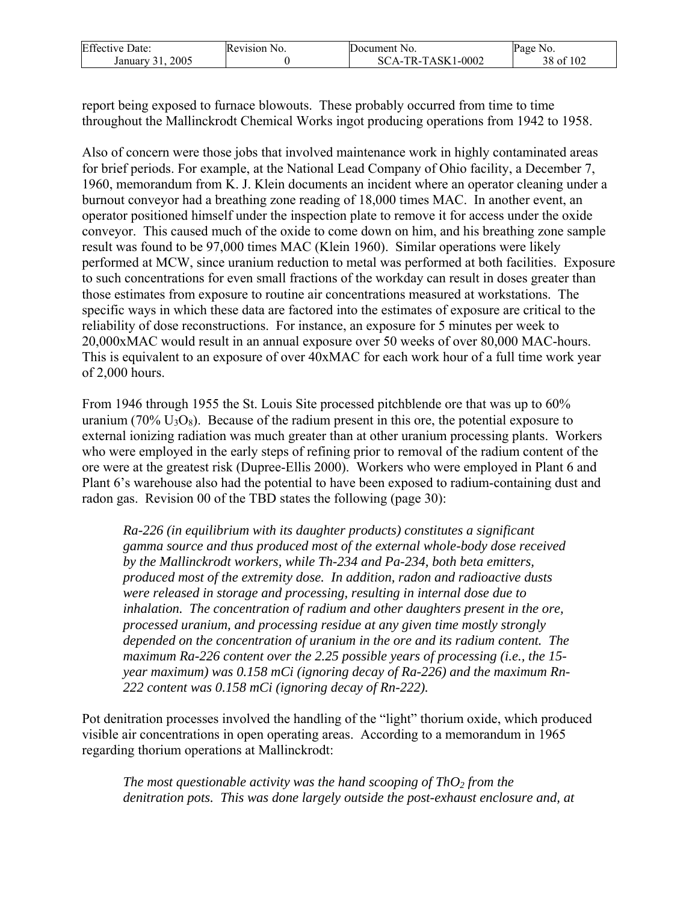report being exposed to furnace blowouts. These probably occurred from time to time throughout the Mallinckrodt Chemical Works ingot producing operations from 1942 to 1958.

Also of concern were those jobs that involved maintenance work in highly contaminated areas for brief periods. For example, at the National Lead Company of Ohio facility, a December 7, 1960, memorandum from K. J. Klein documents an incident where an operator cleaning under a burnout conveyor had a breathing zone reading of 18,000 times MAC. In another event, an operator positioned himself under the inspection plate to remove it for access under the oxide conveyor. This caused much of the oxide to come down on him, and his breathing zone sample result was found to be 97,000 times MAC (Klein 1960). Similar operations were likely performed at MCW, since uranium reduction to metal was performed at both facilities. Exposure to such concentrations for even small fractions of the workday can result in doses greater than those estimates from exposure to routine air concentrations measured at workstations. The specific ways in which these data are factored into the estimates of exposure are critical to the reliability of dose reconstructions. For instance, an exposure for 5 minutes per week to 20,000xMAC would result in an annual exposure over 50 weeks of over 80,000 MAC-hours. This is equivalent to an exposure of over 40xMAC for each work hour of a full time work year of 2,000 hours.

From 1946 through 1955 the St. Louis Site processed pitchblende ore that was up to 60% uranium (70% $U_3O_8$). Because of the radium present in this ore, the potential exposure to external ionizing radiation was much greater than at other uranium processing plants. Workers who were employed in the early steps of refining prior to removal of the radium content of the ore were at the greatest risk (Dupree-Ellis 2000). Workers who were employed in Plant 6 and Plant 6's warehouse also had the potential to have been exposed to radium-containing dust and radon gas. Revision 00 of the TBD states the following (page 30):

> *Ra-226 (in equilibrium with its daughter products) constitutes a significant gamma source and thus produced most of the external whole-body dose received by the Mallinckrodt workers, while Th-234 and Pa-234, both beta emitters, produced most of the extremity dose. In addition, radon and radioactive dusts were released in storage and processing, resulting in internal dose due to inhalation. The concentration of radium and other daughters present in the ore, processed uranium, and processing residue at any given time mostly strongly depended on the concentration of uranium in the ore and its radium content. The maximum Ra-226 content over the 2.25 possible years of processing (i.e., the 15-year maximum) was 0.158 mCi (ignoring decay of Ra-226) and the maximum Rn-222 content was 0.158 mCi (ignoring decay of Rn-222).*

Pot denitration processes involved the handling of the "light" thorium oxide, which produced visible air concentrations in open operating areas. According to a memorandum in 1965 regarding thorium operations at Mallinckrodt:

> *The most questionable activity was the hand scooping of $ThO_2$ from the denitration pots. This was done largely outside the post-exhaust enclosure and, at*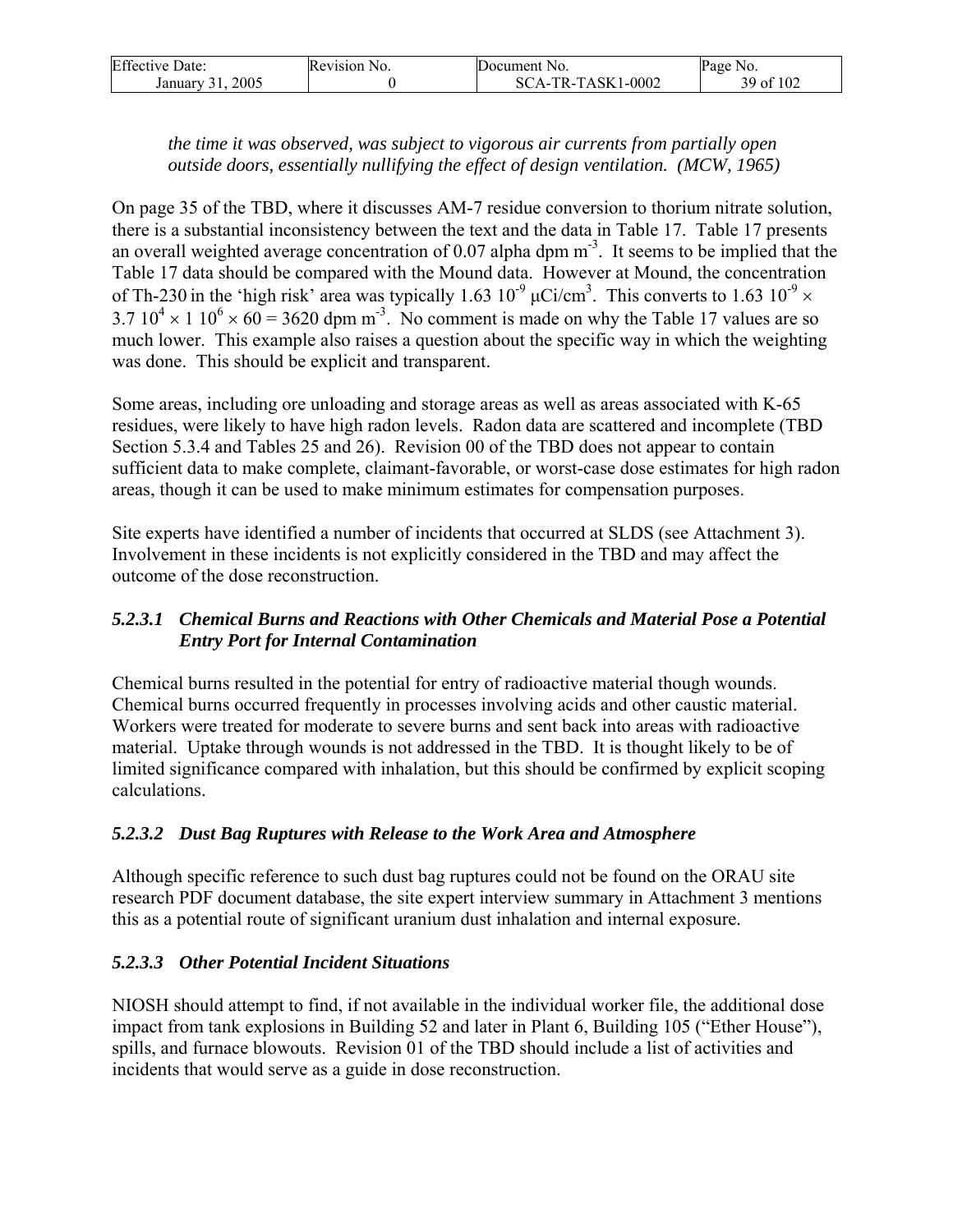*the time it was observed, was subject to vigorous air currents from partially open outside doors, essentially nullifying the effect of design ventilation. (MCW, 1965)*

On page 35 of the TBD, where it discusses AM-7 residue conversion to thorium nitrate solution, there is a substantial inconsistency between the text and the data in Table 17. Table 17 presents an overall weighted average concentration of 0.07 alpha dpm $m^{-3}$. It seems to be implied that the Table 17 data should be compared with the Mound data. However at Mound, the concentration of Th-230 in the 'high risk' area was typically $1.63\ 10^{-9}$ μCi/$cm^3$. This converts to $1.63\ 10^{-9} \times 3.7\ 10^4 \times 1\ 10^6 \times 60 = 3620$ dpm $m^{-3}$. No comment is made on why the Table 17 values are so much lower. This example also raises a question about the specific way in which the weighting was done. This should be explicit and transparent.

Some areas, including ore unloading and storage areas as well as areas associated with K-65 residues, were likely to have high radon levels. Radon data are scattered and incomplete (TBD Section 5.3.4 and Tables 25 and 26). Revision 00 of the TBD does not appear to contain sufficient data to make complete, claimant-favorable, or worst-case dose estimates for high radon areas, though it can be used to make minimum estimates for compensation purposes.

Site experts have identified a number of incidents that occurred at SLDS (see Attachment 3). Involvement in these incidents is not explicitly considered in the TBD and may affect the outcome of the dose reconstruction.

#### *5.2.3.1 Chemical Burns and Reactions with Other Chemicals and Material Pose a Potential Entry Port for Internal Contamination*

Chemical burns resulted in the potential for entry of radioactive material though wounds. Chemical burns occurred frequently in processes involving acids and other caustic material. Workers were treated for moderate to severe burns and sent back into areas with radioactive material. Uptake through wounds is not addressed in the TBD. It is thought likely to be of limited significance compared with inhalation, but this should be confirmed by explicit scoping calculations.

#### *5.2.3.2 Dust Bag Ruptures with Release to the Work Area and Atmosphere*

Although specific reference to such dust bag ruptures could not be found on the ORAU site research PDF document database, the site expert interview summary in Attachment 3 mentions this as a potential route of significant uranium dust inhalation and internal exposure.

#### *5.2.3.3 Other Potential Incident Situations*

NIOSH should attempt to find, if not available in the individual worker file, the additional dose impact from tank explosions in Building 52 and later in Plant 6, Building 105 ("Ether House"), spills, and furnace blowouts. Revision 01 of the TBD should include a list of activities and incidents that would serve as a guide in dose reconstruction.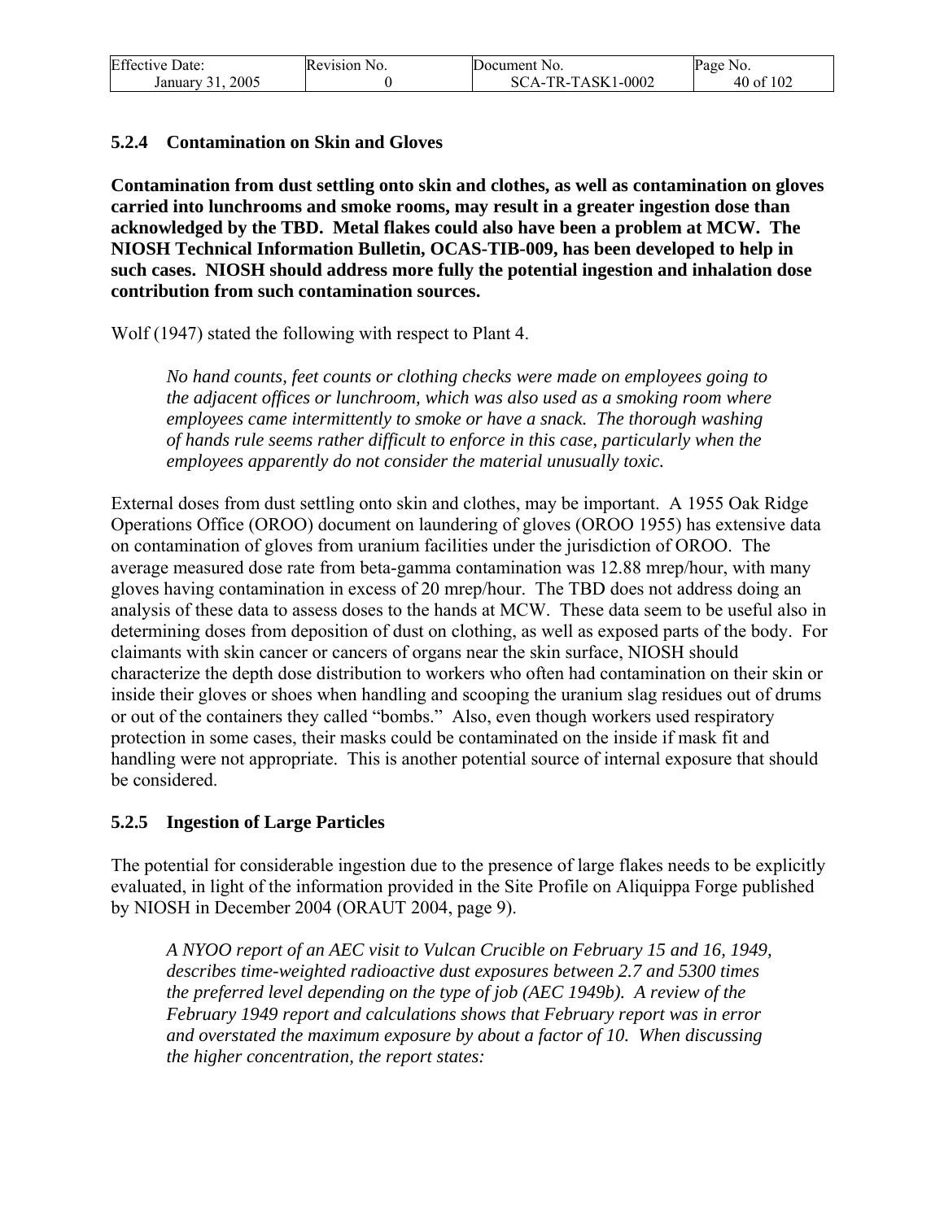### 5.2.4 Contamination on Skin and Gloves

**Contamination from dust settling onto skin and clothes, as well as contamination on gloves carried into lunchrooms and smoke rooms, may result in a greater ingestion dose than acknowledged by the TBD. Metal flakes could also have been a problem at MCW. The NIOSH Technical Information Bulletin, OCAS-TIB-009, has been developed to help in such cases. NIOSH should address more fully the potential ingestion and inhalation dose contribution from such contamination sources.**

Wolf (1947) stated the following with respect to Plant 4.

> *No hand counts, feet counts or clothing checks were made on employees going to the adjacent offices or lunchroom, which was also used as a smoking room where employees came intermittently to smoke or have a snack. The thorough washing of hands rule seems rather difficult to enforce in this case, particularly when the employees apparently do not consider the material unusually toxic.*

External doses from dust settling onto skin and clothes, may be important. A 1955 Oak Ridge Operations Office (OROO) document on laundering of gloves (OROO 1955) has extensive data on contamination of gloves from uranium facilities under the jurisdiction of OROO. The average measured dose rate from beta-gamma contamination was 12.88 mrep/hour, with many gloves having contamination in excess of 20 mrep/hour. The TBD does not address doing an analysis of these data to assess doses to the hands at MCW. These data seem to be useful also in determining doses from deposition of dust on clothing, as well as exposed parts of the body. For claimants with skin cancer or cancers of organs near the skin surface, NIOSH should characterize the depth dose distribution to workers who often had contamination on their skin or inside their gloves or shoes when handling and scooping the uranium slag residues out of drums or out of the containers they called "bombs." Also, even though workers used respiratory protection in some cases, their masks could be contaminated on the inside if mask fit and handling were not appropriate. This is another potential source of internal exposure that should be considered.

### 5.2.5 Ingestion of Large Particles

The potential for considerable ingestion due to the presence of large flakes needs to be explicitly evaluated, in light of the information provided in the Site Profile on Aliquippa Forge published by NIOSH in December 2004 (ORAUT 2004, page 9).

> *A NYOO report of an AEC visit to Vulcan Crucible on February 15 and 16, 1949, describes time-weighted radioactive dust exposures between 2.7 and 5300 times the preferred level depending on the type of job (AEC 1949b). A review of the February 1949 report and calculations shows that February report was in error and overstated the maximum exposure by about a factor of 10. When discussing the higher concentration, the report states:*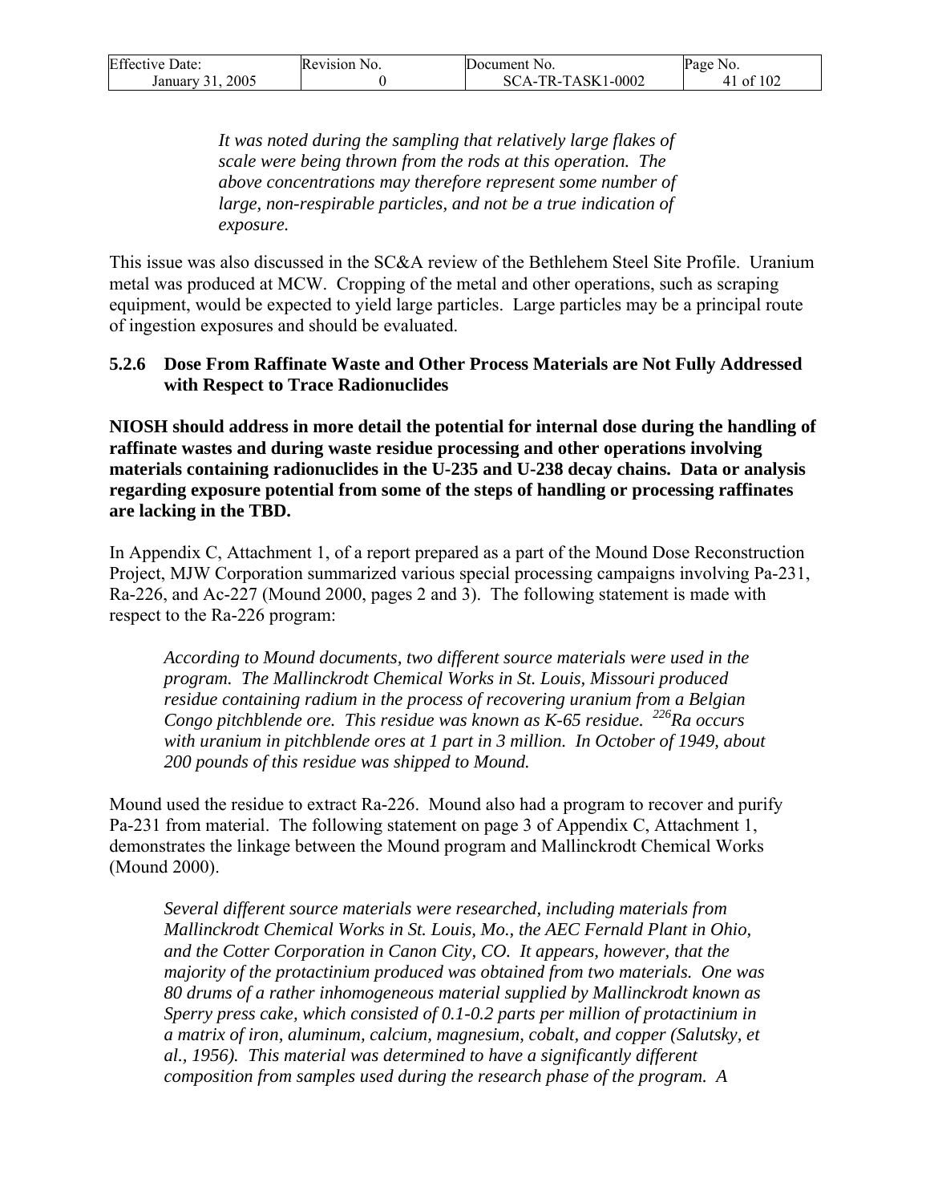*It was noted during the sampling that relatively large flakes of scale were being thrown from the rods at this operation. The above concentrations may therefore represent some number of large, non-respirable particles, and not be a true indication of exposure.*

This issue was also discussed in the SC&A review of the Bethlehem Steel Site Profile. Uranium metal was produced at MCW. Cropping of the metal and other operations, such as scraping equipment, would be expected to yield large particles. Large particles may be a principal route of ingestion exposures and should be evaluated.

### 5.2.6 Dose From Raffinate Waste and Other Process Materials are Not Fully Addressed with Respect to Trace Radionuclides

**NIOSH should address in more detail the potential for internal dose during the handling of raffinate wastes and during waste residue processing and other operations involving materials containing radionuclides in the U-235 and U-238 decay chains. Data or analysis regarding exposure potential from some of the steps of handling or processing raffinates are lacking in the TBD.**

In Appendix C, Attachment 1, of a report prepared as a part of the Mound Dose Reconstruction Project, MJW Corporation summarized various special processing campaigns involving Pa-231, Ra-226, and Ac-227 (Mound 2000, pages 2 and 3). The following statement is made with respect to the Ra-226 program:

> *According to Mound documents, two different source materials were used in the program. The Mallinckrodt Chemical Works in St. Louis, Missouri produced residue containing radium in the process of recovering uranium from a Belgian Congo pitchblende ore. This residue was known as K-65 residue. $^{226}$Ra occurs with uranium in pitchblende ores at 1 part in 3 million. In October of 1949, about 200 pounds of this residue was shipped to Mound.*

Mound used the residue to extract Ra-226. Mound also had a program to recover and purify Pa-231 from material. The following statement on page 3 of Appendix C, Attachment 1, demonstrates the linkage between the Mound program and Mallinckrodt Chemical Works (Mound 2000).

> *Several different source materials were researched, including materials from Mallinckrodt Chemical Works in St. Louis, Mo., the AEC Fernald Plant in Ohio, and the Cotter Corporation in Canon City, CO. It appears, however, that the majority of the protactinium produced was obtained from two materials. One was 80 drums of a rather inhomogeneous material supplied by Mallinckrodt known as Sperry press cake, which consisted of 0.1-0.2 parts per million of protactinium in a matrix of iron, aluminum, calcium, magnesium, cobalt, and copper (Salutsky, et al., 1956). This material was determined to have a significantly different composition from samples used during the research phase of the program. A*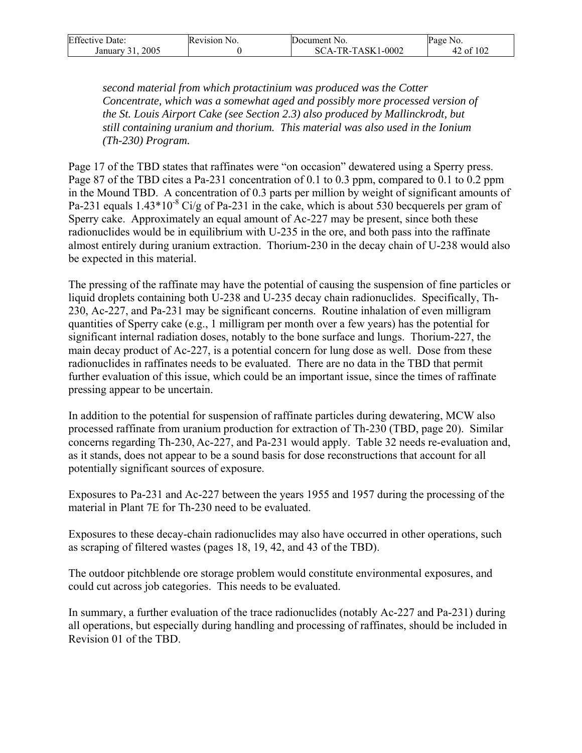*second material from which protactinium was produced was the Cotter Concentrate, which was a somewhat aged and possibly more processed version of the St. Louis Airport Cake (see Section 2.3) also produced by Mallinckrodt, but still containing uranium and thorium. This material was also used in the Ionium (Th-230) Program.*

Page 17 of the TBD states that raffinates were "on occasion" dewatered using a Sperry press. Page 87 of the TBD cites a Pa-231 concentration of 0.1 to 0.3 ppm, compared to 0.1 to 0.2 ppm in the Mound TBD. A concentration of 0.3 parts per million by weight of significant amounts of Pa-231 equals $1.43 \times 10^{-8}$ Ci/g of Pa-231 in the cake, which is about 530 becquerels per gram of Sperry cake. Approximately an equal amount of Ac-227 may be present, since both these radionuclides would be in equilibrium with U-235 in the ore, and both pass into the raffinate almost entirely during uranium extraction. Thorium-230 in the decay chain of U-238 would also be expected in this material.

The pressing of the raffinate may have the potential of causing the suspension of fine particles or liquid droplets containing both U-238 and U-235 decay chain radionuclides. Specifically, Th-230, Ac-227, and Pa-231 may be significant concerns. Routine inhalation of even milligram quantities of Sperry cake (e.g., 1 milligram per month over a few years) has the potential for significant internal radiation doses, notably to the bone surface and lungs. Thorium-227, the main decay product of Ac-227, is a potential concern for lung dose as well. Dose from these radionuclides in raffinates needs to be evaluated. There are no data in the TBD that permit further evaluation of this issue, which could be an important issue, since the times of raffinate pressing appear to be uncertain.

In addition to the potential for suspension of raffinate particles during dewatering, MCW also processed raffinate from uranium production for extraction of Th-230 (TBD, page 20). Similar concerns regarding Th-230, Ac-227, and Pa-231 would apply. Table 32 needs re-evaluation and, as it stands, does not appear to be a sound basis for dose reconstructions that account for all potentially significant sources of exposure.

Exposures to Pa-231 and Ac-227 between the years 1955 and 1957 during the processing of the material in Plant 7E for Th-230 need to be evaluated.

Exposures to these decay-chain radionuclides may also have occurred in other operations, such as scraping of filtered wastes (pages 18, 19, 42, and 43 of the TBD).

The outdoor pitchblende ore storage problem would constitute environmental exposures, and could cut across job categories. This needs to be evaluated.

In summary, a further evaluation of the trace radionuclides (notably Ac-227 and Pa-231) during all operations, but especially during handling and processing of raffinates, should be included in Revision 01 of the TBD.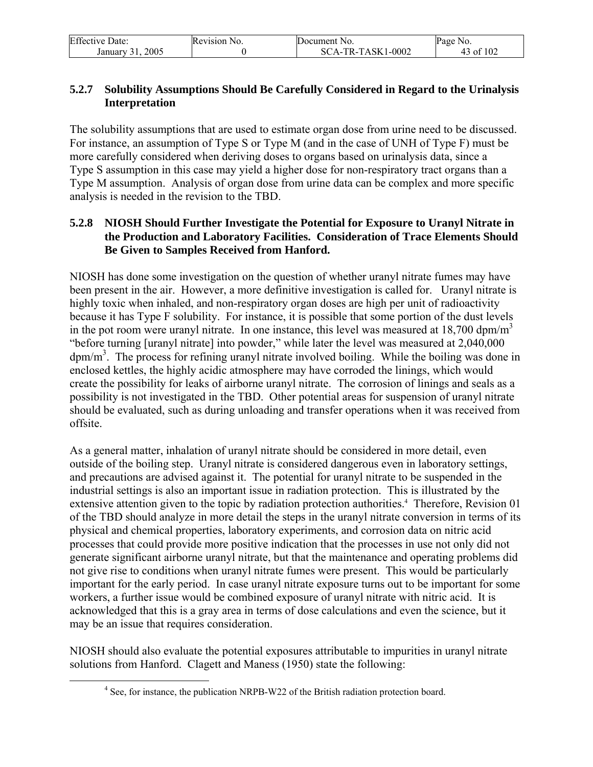### 5.2.7 Solubility Assumptions Should Be Carefully Considered in Regard to the Urinalysis Interpretation

The solubility assumptions that are used to estimate organ dose from urine need to be discussed. For instance, an assumption of Type S or Type M (and in the case of UNH of Type F) must be more carefully considered when deriving doses to organs based on urinalysis data, since a Type S assumption in this case may yield a higher dose for non-respiratory tract organs than a Type M assumption. Analysis of organ dose from urine data can be complex and more specific analysis is needed in the revision to the TBD.

### 5.2.8 NIOSH Should Further Investigate the Potential for Exposure to Uranyl Nitrate in the Production and Laboratory Facilities. Consideration of Trace Elements Should Be Given to Samples Received from Hanford.

NIOSH has done some investigation on the question of whether uranyl nitrate fumes may have been present in the air. However, a more definitive investigation is called for. Uranyl nitrate is highly toxic when inhaled, and non-respiratory organ doses are high per unit of radioactivity because it has Type F solubility. For instance, it is possible that some portion of the dust levels in the pot room were uranyl nitrate. In one instance, this level was measured at 18,700 dpm/m$^3$ "before turning [uranyl nitrate] into powder," while later the level was measured at 2,040,000 dpm/m$^3$. The process for refining uranyl nitrate involved boiling. While the boiling was done in enclosed kettles, the highly acidic atmosphere may have corroded the linings, which would create the possibility for leaks of airborne uranyl nitrate. The corrosion of linings and seals as a possibility is not investigated in the TBD. Other potential areas for suspension of uranyl nitrate should be evaluated, such as during unloading and transfer operations when it was received from offsite.

As a general matter, inhalation of uranyl nitrate should be considered in more detail, even outside of the boiling step. Uranyl nitrate is considered dangerous even in laboratory settings, and precautions are advised against it. The potential for uranyl nitrate to be suspended in the industrial settings is also an important issue in radiation protection. This is illustrated by the extensive attention given to the topic by radiation protection authorities.[4] Therefore, Revision 01 of the TBD should analyze in more detail the steps in the uranyl nitrate conversion in terms of its physical and chemical properties, laboratory experiments, and corrosion data on nitric acid processes that could provide more positive indication that the processes in use not only did not generate significant airborne uranyl nitrate, but that the maintenance and operating problems did not give rise to conditions when uranyl nitrate fumes were present. This would be particularly important for the early period. In case uranyl nitrate exposure turns out to be important for some workers, a further issue would be combined exposure of uranyl nitrate with nitric acid. It is acknowledged that this is a gray area in terms of dose calculations and even the science, but it may be an issue that requires consideration.

NIOSH should also evaluate the potential exposures attributable to impurities in uranyl nitrate solutions from Hanford. Clagett and Maness (1950) state the following:

[4] See, for instance, the publication NRPB-W22 of the British radiation protection board.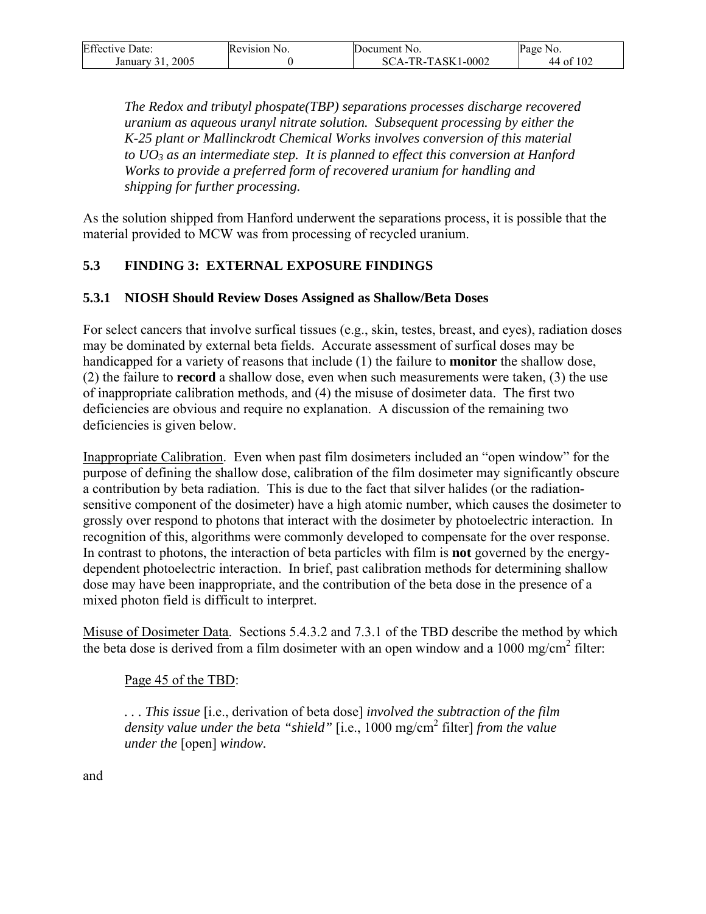*The Redox and tributyl phospate(TBP) separations processes discharge recovered uranium as aqueous uranyl nitrate solution. Subsequent processing by either the K-25 plant or Mallinckrodt Chemical Works involves conversion of this material to $UO_3$ as an intermediate step. It is planned to effect this conversion at Hanford Works to provide a preferred form of recovered uranium for handling and shipping for further processing.*

As the solution shipped from Hanford underwent the separations process, it is possible that the material provided to MCW was from processing of recycled uranium.

## 5.3 FINDING 3: EXTERNAL EXPOSURE FINDINGS

### 5.3.1 NIOSH Should Review Doses Assigned as Shallow/Beta Doses

For select cancers that involve surfical tissues (e.g., skin, testes, breast, and eyes), radiation doses may be dominated by external beta fields. Accurate assessment of surfical doses may be handicapped for a variety of reasons that include (1) the failure to **monitor** the shallow dose, (2) the failure to **record** a shallow dose, even when such measurements were taken, (3) the use of inappropriate calibration methods, and (4) the misuse of dosimeter data. The first two deficiencies are obvious and require no explanation. A discussion of the remaining two deficiencies is given below.

Inappropriate Calibration. Even when past film dosimeters included an "open window" for the purpose of defining the shallow dose, calibration of the film dosimeter may significantly obscure a contribution by beta radiation. This is due to the fact that silver halides (or the radiation-sensitive component of the dosimeter) have a high atomic number, which causes the dosimeter to grossly over respond to photons that interact with the dosimeter by photoelectric interaction. In recognition of this, algorithms were commonly developed to compensate for the over response. In contrast to photons, the interaction of beta particles with film is **not** governed by the energy-dependent photoelectric interaction. In brief, past calibration methods for determining shallow dose may have been inappropriate, and the contribution of the beta dose in the presence of a mixed photon field is difficult to interpret.

Misuse of Dosimeter Data. Sections 5.4.3.2 and 7.3.1 of the TBD describe the method by which the beta dose is derived from a film dosimeter with an open window and a 1000 mg/cm$^2$ filter:

Page 45 of the TBD:

> . . . *This issue* [i.e., derivation of beta dose] *involved the subtraction of the film density value under the beta "shield"* [i.e., 1000 mg/cm$^2$ filter] *from the value under the* [open] *window.*

and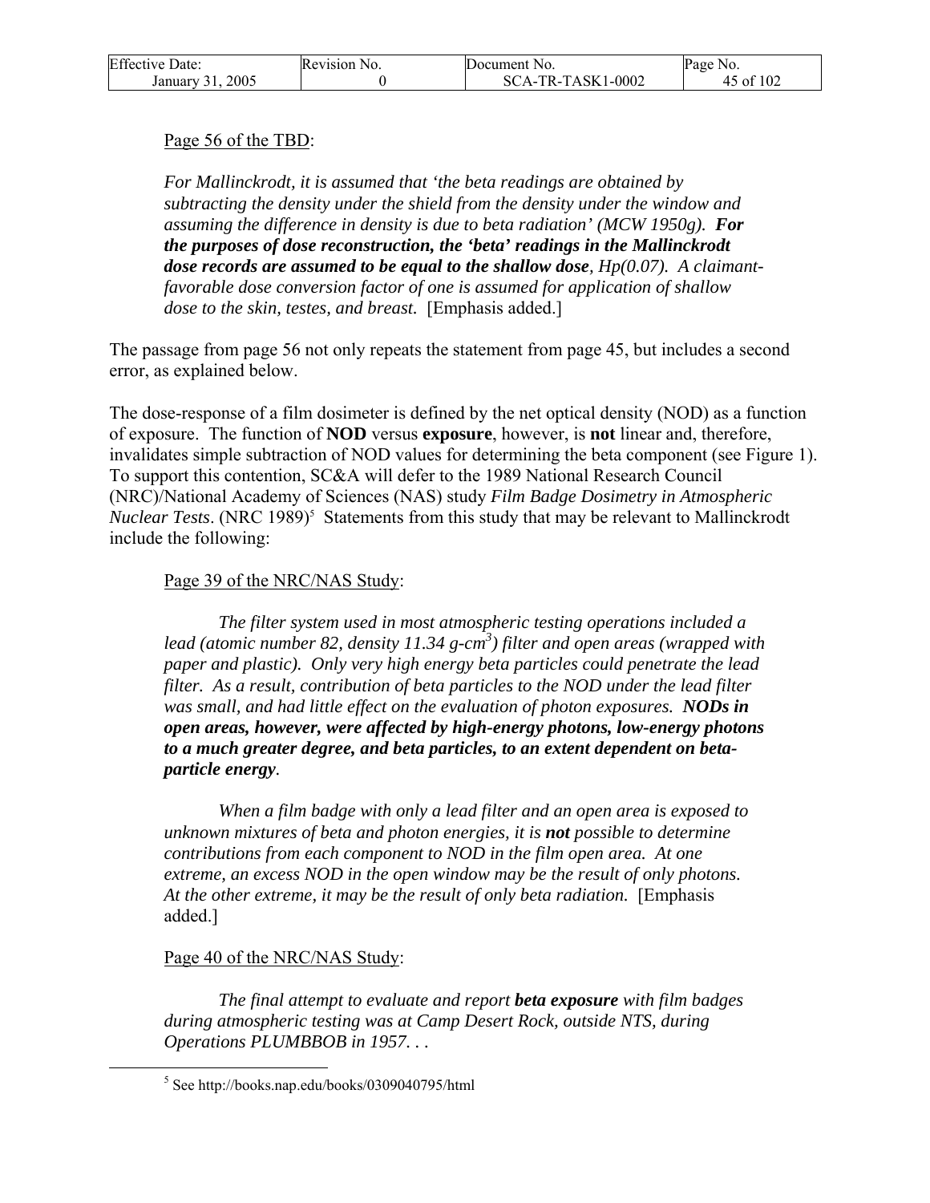Page 56 of the TBD:

> *For Mallinckrodt, it is assumed that 'the beta readings are obtained by subtracting the density under the shield from the density under the window and assuming the difference in density is due to beta radiation' (MCW 1950g).* ***For the purposes of dose reconstruction, the 'beta' readings in the Mallinckrodt dose records are assumed to be equal to the shallow dose****, Hp(0.07). A claimant-favorable dose conversion factor of one is assumed for application of shallow dose to the skin, testes, and breast.* [Emphasis added.]

The passage from page 56 not only repeats the statement from page 45, but includes a second error, as explained below.

The dose-response of a film dosimeter is defined by the net optical density (NOD) as a function of exposure. The function of **NOD** versus **exposure**, however, is **not** linear and, therefore, invalidates simple subtraction of NOD values for determining the beta component (see Figure 1). To support this contention, SC&A will defer to the 1989 National Research Council (NRC)/National Academy of Sciences (NAS) study *Film Badge Dosimetry in Atmospheric Nuclear Tests*. (NRC 1989)[5] Statements from this study that may be relevant to Mallinckrodt include the following:

Page 39 of the NRC/NAS Study:

> *The filter system used in most atmospheric testing operations included a lead (atomic number 82, density 11.34 g-cm$^3$) filter and open areas (wrapped with paper and plastic). Only very high energy beta particles could penetrate the lead filter. As a result, contribution of beta particles to the NOD under the lead filter was small, and had little effect on the evaluation of photon exposures.* ***NODs in open areas, however, were affected by high-energy photons, low-energy photons to a much greater degree, and beta particles, to an extent dependent on beta-particle energy****.*
>
> *When a film badge with only a lead filter and an open area is exposed to unknown mixtures of beta and photon energies, it is* ***not*** *possible to determine contributions from each component to NOD in the film open area. At one extreme, an excess NOD in the open window may be the result of only photons. At the other extreme, it may be the result of only beta radiation.* [Emphasis added.]

Page 40 of the NRC/NAS Study:

> *The final attempt to evaluate and report* ***beta exposure*** *with film badges during atmospheric testing was at Camp Desert Rock, outside NTS, during Operations PLUMBBOB in 1957. . .*

[5] See http://books.nap.edu/books/0309040795/html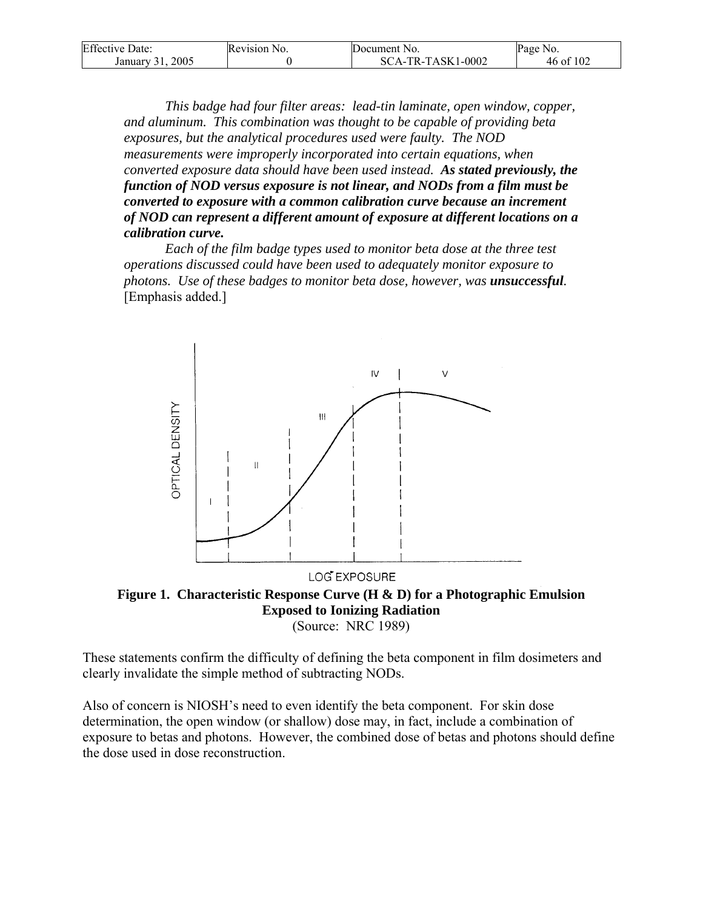*This badge had four filter areas: lead-tin laminate, open window, copper, and aluminum. This combination was thought to be capable of providing beta exposures, but the analytical procedures used were faulty. The NOD measurements were improperly incorporated into certain equations, when converted exposure data should have been used instead.* ***As stated previously, the function of NOD versus exposure is not linear, and NODs from a film must be converted to exposure with a common calibration curve because an increment of NOD can represent a different amount of exposure at different locations on a calibration curve.***

*Each of the film badge types used to monitor beta dose at the three test operations discussed could have been used to adequately monitor exposure to photons. Use of these badges to monitor beta dose, however, was* ***unsuccessful****.* [Emphasis added.]

**Figure 1. Characteristic Response Curve (H & D) for a Photographic Emulsion Exposed to Ionizing Radiation**
(Source: NRC 1989)

These statements confirm the difficulty of defining the beta component in film dosimeters and clearly invalidate the simple method of subtracting NODs.

Also of concern is NIOSH's need to even identify the beta component. For skin dose determination, the open window (or shallow) dose may, in fact, include a combination of exposure to betas and photons. However, the combined dose of betas and photons should define the dose used in dose reconstruction.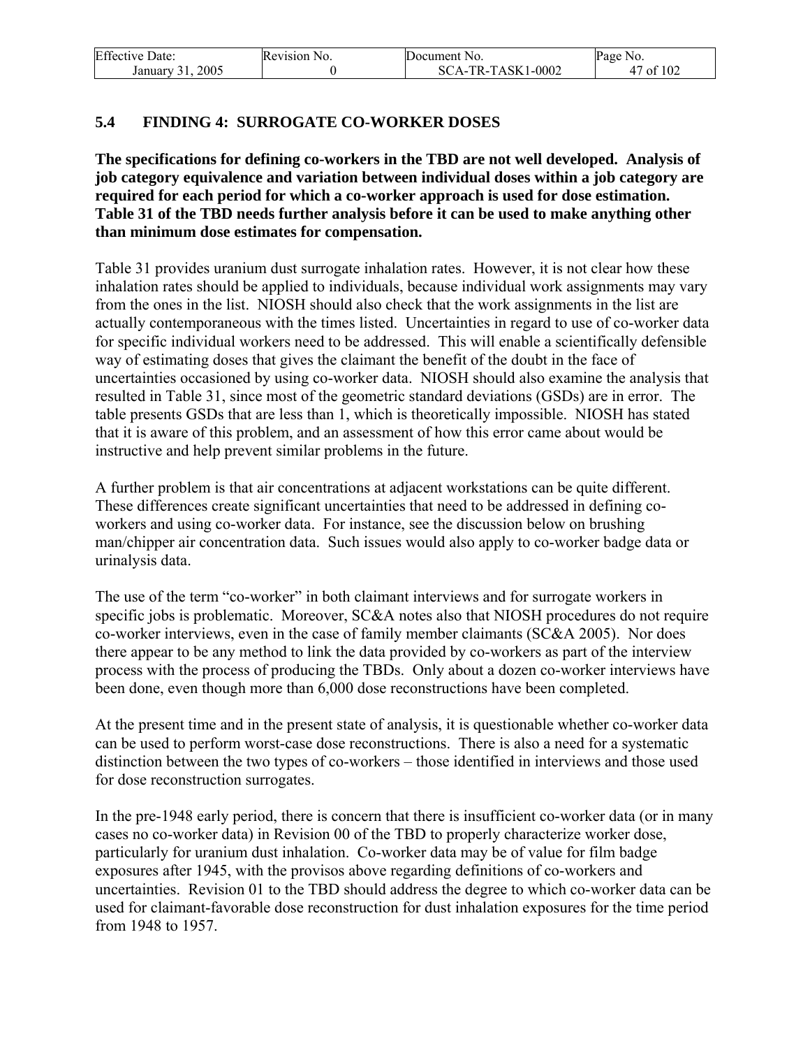## 5.4 FINDING 4: SURROGATE CO-WORKER DOSES

**The specifications for defining co-workers in the TBD are not well developed. Analysis of job category equivalence and variation between individual doses within a job category are required for each period for which a co-worker approach is used for dose estimation. Table 31 of the TBD needs further analysis before it can be used to make anything other than minimum dose estimates for compensation.**

Table 31 provides uranium dust surrogate inhalation rates. However, it is not clear how these inhalation rates should be applied to individuals, because individual work assignments may vary from the ones in the list. NIOSH should also check that the work assignments in the list are actually contemporaneous with the times listed. Uncertainties in regard to use of co-worker data for specific individual workers need to be addressed. This will enable a scientifically defensible way of estimating doses that gives the claimant the benefit of the doubt in the face of uncertainties occasioned by using co-worker data. NIOSH should also examine the analysis that resulted in Table 31, since most of the geometric standard deviations (GSDs) are in error. The table presents GSDs that are less than 1, which is theoretically impossible. NIOSH has stated that it is aware of this problem, and an assessment of how this error came about would be instructive and help prevent similar problems in the future.

A further problem is that air concentrations at adjacent workstations can be quite different. These differences create significant uncertainties that need to be addressed in defining co-workers and using co-worker data. For instance, see the discussion below on brushing man/chipper air concentration data. Such issues would also apply to co-worker badge data or urinalysis data.

The use of the term "co-worker" in both claimant interviews and for surrogate workers in specific jobs is problematic. Moreover, SC&A notes also that NIOSH procedures do not require co-worker interviews, even in the case of family member claimants (SC&A 2005). Nor does there appear to be any method to link the data provided by co-workers as part of the interview process with the process of producing the TBDs. Only about a dozen co-worker interviews have been done, even though more than 6,000 dose reconstructions have been completed.

At the present time and in the present state of analysis, it is questionable whether co-worker data can be used to perform worst-case dose reconstructions. There is also a need for a systematic distinction between the two types of co-workers – those identified in interviews and those used for dose reconstruction surrogates.

In the pre-1948 early period, there is concern that there is insufficient co-worker data (or in many cases no co-worker data) in Revision 00 of the TBD to properly characterize worker dose, particularly for uranium dust inhalation. Co-worker data may be of value for film badge exposures after 1945, with the provisos above regarding definitions of co-workers and uncertainties. Revision 01 to the TBD should address the degree to which co-worker data can be used for claimant-favorable dose reconstruction for dust inhalation exposures for the time period from 1948 to 1957.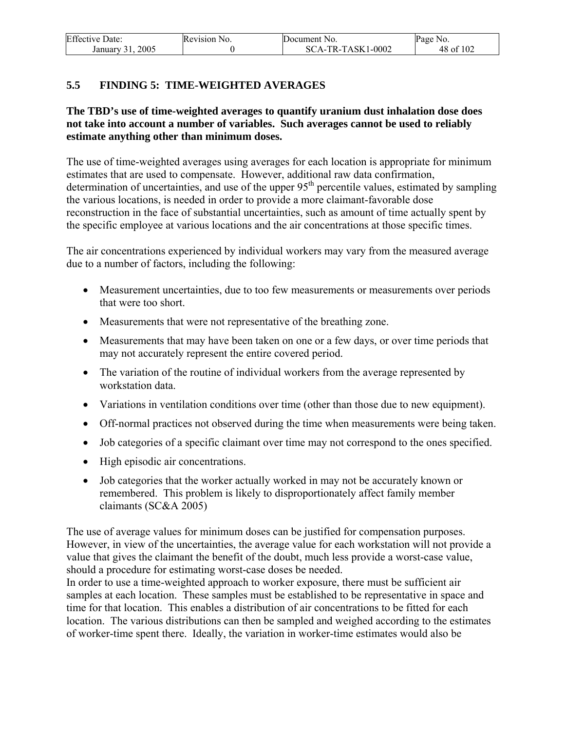## 5.5 FINDING 5: TIME-WEIGHTED AVERAGES

**The TBD's use of time-weighted averages to quantify uranium dust inhalation dose does not take into account a number of variables. Such averages cannot be used to reliably estimate anything other than minimum doses.**

The use of time-weighted averages using averages for each location is appropriate for minimum estimates that are used to compensate. However, additional raw data confirmation, determination of uncertainties, and use of the upper 95$^{th}$ percentile values, estimated by sampling the various locations, is needed in order to provide a more claimant-favorable dose reconstruction in the face of substantial uncertainties, such as amount of time actually spent by the specific employee at various locations and the air concentrations at those specific times.

The air concentrations experienced by individual workers may vary from the measured average due to a number of factors, including the following:

- Measurement uncertainties, due to too few measurements or measurements over periods that were too short.
- Measurements that were not representative of the breathing zone.
- Measurements that may have been taken on one or a few days, or over time periods that may not accurately represent the entire covered period.
- The variation of the routine of individual workers from the average represented by workstation data.
- Variations in ventilation conditions over time (other than those due to new equipment).
- Off-normal practices not observed during the time when measurements were being taken.
- Job categories of a specific claimant over time may not correspond to the ones specified.
- High episodic air concentrations.
- Job categories that the worker actually worked in may not be accurately known or remembered. This problem is likely to disproportionately affect family member claimants (SC&A 2005)

The use of average values for minimum doses can be justified for compensation purposes. However, in view of the uncertainties, the average value for each workstation will not provide a value that gives the claimant the benefit of the doubt, much less provide a worst-case value, should a procedure for estimating worst-case doses be needed.

In order to use a time-weighted approach to worker exposure, there must be sufficient air samples at each location. These samples must be established to be representative in space and time for that location. This enables a distribution of air concentrations to be fitted for each location. The various distributions can then be sampled and weighed according to the estimates of worker-time spent there. Ideally, the variation in worker-time estimates would also be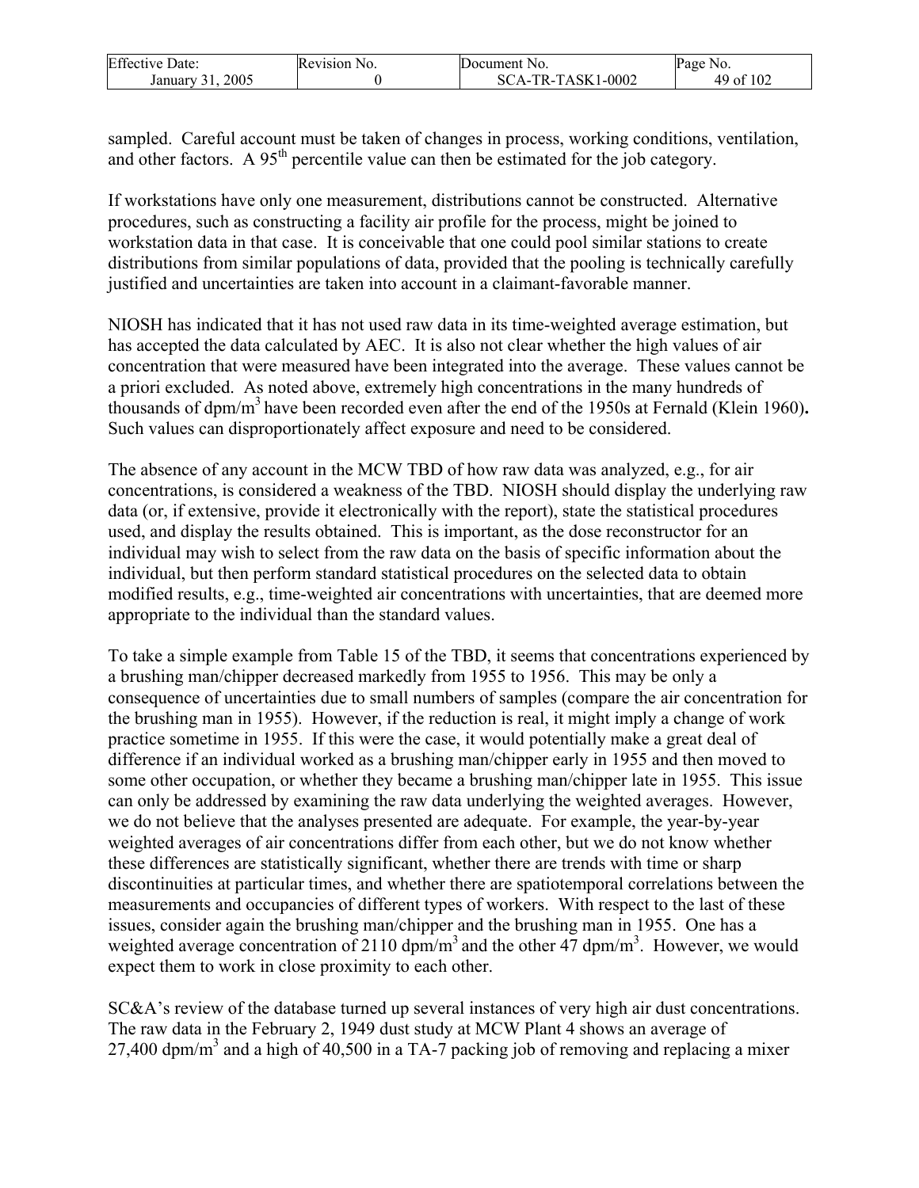sampled. Careful account must be taken of changes in process, working conditions, ventilation, and other factors. A 95th percentile value can then be estimated for the job category.

If workstations have only one measurement, distributions cannot be constructed. Alternative procedures, such as constructing a facility air profile for the process, might be joined to workstation data in that case. It is conceivable that one could pool similar stations to create distributions from similar populations of data, provided that the pooling is technically carefully justified and uncertainties are taken into account in a claimant-favorable manner.

NIOSH has indicated that it has not used raw data in its time-weighted average estimation, but has accepted the data calculated by AEC. It is also not clear whether the high values of air concentration that were measured have been integrated into the average. These values cannot be a priori excluded. As noted above, extremely high concentrations in the many hundreds of thousands of dpm/m$^3$ have been recorded even after the end of the 1950s at Fernald (Klein 1960). Such values can disproportionately affect exposure and need to be considered.

The absence of any account in the MCW TBD of how raw data was analyzed, e.g., for air concentrations, is considered a weakness of the TBD. NIOSH should display the underlying raw data (or, if extensive, provide it electronically with the report), state the statistical procedures used, and display the results obtained. This is important, as the dose reconstructor for an individual may wish to select from the raw data on the basis of specific information about the individual, but then perform standard statistical procedures on the selected data to obtain modified results, e.g., time-weighted air concentrations with uncertainties, that are deemed more appropriate to the individual than the standard values.

To take a simple example from Table 15 of the TBD, it seems that concentrations experienced by a brushing man/chipper decreased markedly from 1955 to 1956. This may be only a consequence of uncertainties due to small numbers of samples (compare the air concentration for the brushing man in 1955). However, if the reduction is real, it might imply a change of work practice sometime in 1955. If this were the case, it would potentially make a great deal of difference if an individual worked as a brushing man/chipper early in 1955 and then moved to some other occupation, or whether they became a brushing man/chipper late in 1955. This issue can only be addressed by examining the raw data underlying the weighted averages. However, we do not believe that the analyses presented are adequate. For example, the year-by-year weighted averages of air concentrations differ from each other, but we do not know whether these differences are statistically significant, whether there are trends with time or sharp discontinuities at particular times, and whether there are spatiotemporal correlations between the measurements and occupancies of different types of workers. With respect to the last of these issues, consider again the brushing man/chipper and the brushing man in 1955. One has a weighted average concentration of 2110 dpm/m$^3$ and the other 47 dpm/m$^3$. However, we would expect them to work in close proximity to each other.

SC&A's review of the database turned up several instances of very high air dust concentrations. The raw data in the February 2, 1949 dust study at MCW Plant 4 shows an average of 27,400 dpm/m$^3$ and a high of 40,500 in a TA-7 packing job of removing and replacing a mixer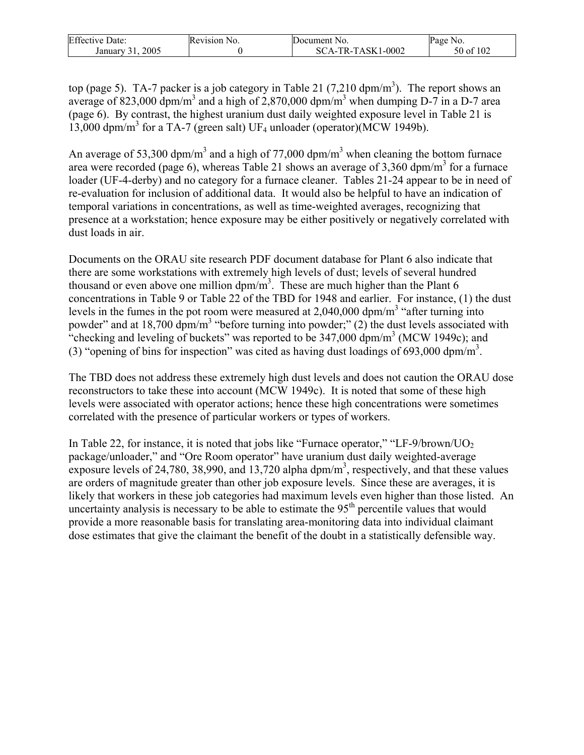top (page 5). TA-7 packer is a job category in Table 21 (7,210 dpm/$m^3$). The report shows an average of 823,000 dpm/$m^3$ and a high of 2,870,000 dpm/$m^3$ when dumping D-7 in a D-7 area (page 6). By contrast, the highest uranium dust daily weighted exposure level in Table 21 is 13,000 dpm/$m^3$ for a TA-7 (green salt) $UF_4$ unloader (operator)(MCW 1949b).

An average of 53,300 dpm/$m^3$ and a high of 77,000 dpm/$m^3$ when cleaning the bottom furnace area were recorded (page 6), whereas Table 21 shows an average of 3,360 dpm/$m^3$ for a furnace loader (UF-4-derby) and no category for a furnace cleaner. Tables 21-24 appear to be in need of re-evaluation for inclusion of additional data. It would also be helpful to have an indication of temporal variations in concentrations, as well as time-weighted averages, recognizing that presence at a workstation; hence exposure may be either positively or negatively correlated with dust loads in air.

Documents on the ORAU site research PDF document database for Plant 6 also indicate that there are some workstations with extremely high levels of dust; levels of several hundred thousand or even above one million dpm/$m^3$. These are much higher than the Plant 6 concentrations in Table 9 or Table 22 of the TBD for 1948 and earlier. For instance, (1) the dust levels in the fumes in the pot room were measured at 2,040,000 dpm/$m^3$ "after turning into powder" and at 18,700 dpm/$m^3$ "before turning into powder;" (2) the dust levels associated with "checking and leveling of buckets" was reported to be 347,000 dpm/$m^3$ (MCW 1949c); and (3) "opening of bins for inspection" was cited as having dust loadings of 693,000 dpm/$m^3$.

The TBD does not address these extremely high dust levels and does not caution the ORAU dose reconstructors to take these into account (MCW 1949c). It is noted that some of these high levels were associated with operator actions; hence these high concentrations were sometimes correlated with the presence of particular workers or types of workers.

In Table 22, for instance, it is noted that jobs like "Furnace operator," "LF-9/brown/$UO_2$ package/unloader," and "Ore Room operator" have uranium dust daily weighted-average exposure levels of 24,780, 38,990, and 13,720 alpha dpm/$m^3$, respectively, and that these values are orders of magnitude greater than other job exposure levels. Since these are averages, it is likely that workers in these job categories had maximum levels even higher than those listed. An uncertainty analysis is necessary to be able to estimate the 95th percentile values that would provide a more reasonable basis for translating area-monitoring data into individual claimant dose estimates that give the claimant the benefit of the doubt in a statistically defensible way.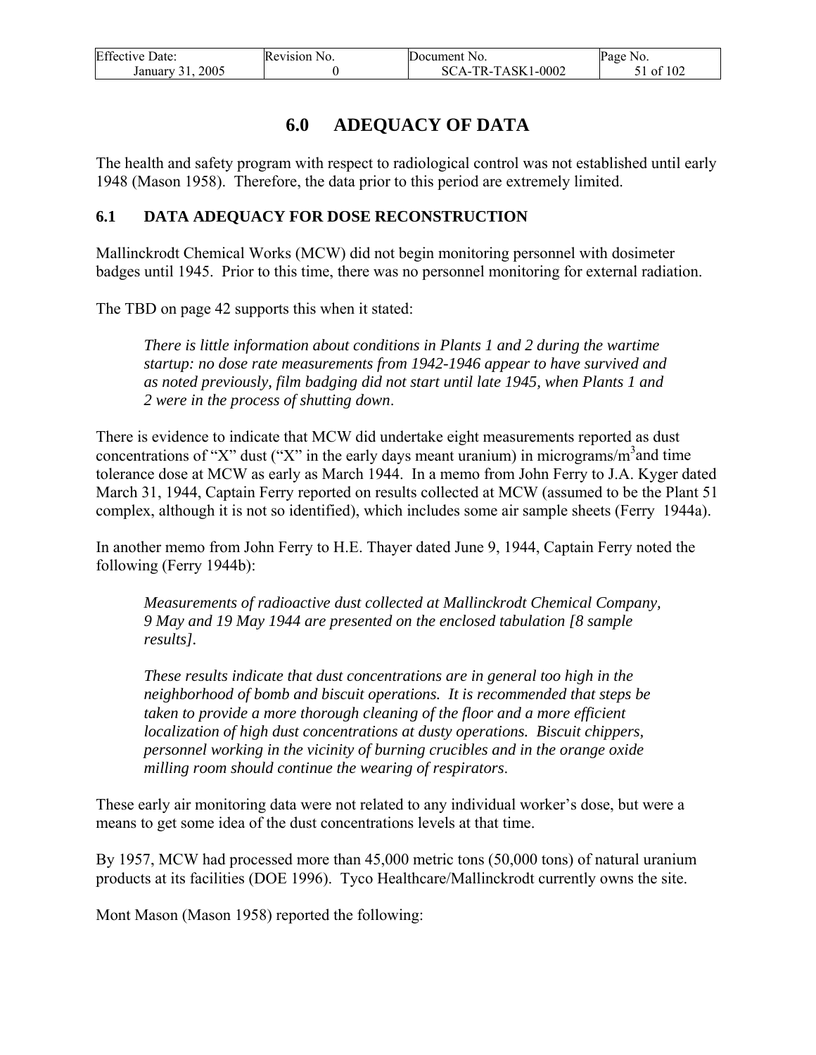# 6.0 ADEQUACY OF DATA

The health and safety program with respect to radiological control was not established until early 1948 (Mason 1958). Therefore, the data prior to this period are extremely limited.

## 6.1 DATA ADEQUACY FOR DOSE RECONSTRUCTION

Mallinckrodt Chemical Works (MCW) did not begin monitoring personnel with dosimeter badges until 1945. Prior to this time, there was no personnel monitoring for external radiation.

The TBD on page 42 supports this when it stated:

> *There is little information about conditions in Plants 1 and 2 during the wartime startup: no dose rate measurements from 1942-1946 appear to have survived and as noted previously, film badging did not start until late 1945, when Plants 1 and 2 were in the process of shutting down*.

There is evidence to indicate that MCW did undertake eight measurements reported as dust concentrations of "X" dust ("X" in the early days meant uranium) in micrograms/$m^3$and time tolerance dose at MCW as early as March 1944. In a memo from John Ferry to J.A. Kyger dated March 31, 1944, Captain Ferry reported on results collected at MCW (assumed to be the Plant 51 complex, although it is not so identified), which includes some air sample sheets (Ferry 1944a).

In another memo from John Ferry to H.E. Thayer dated June 9, 1944, Captain Ferry noted the following (Ferry 1944b):

> *Measurements of radioactive dust collected at Mallinckrodt Chemical Company, 9 May and 19 May 1944 are presented on the enclosed tabulation [8 sample results].*
>
> *These results indicate that dust concentrations are in general too high in the neighborhood of bomb and biscuit operations. It is recommended that steps be taken to provide a more thorough cleaning of the floor and a more efficient localization of high dust concentrations at dusty operations. Biscuit chippers, personnel working in the vicinity of burning crucibles and in the orange oxide milling room should continue the wearing of respirators*.

These early air monitoring data were not related to any individual worker's dose, but were a means to get some idea of the dust concentrations levels at that time.

By 1957, MCW had processed more than 45,000 metric tons (50,000 tons) of natural uranium products at its facilities (DOE 1996). Tyco Healthcare/Mallinckrodt currently owns the site.

Mont Mason (Mason 1958) reported the following: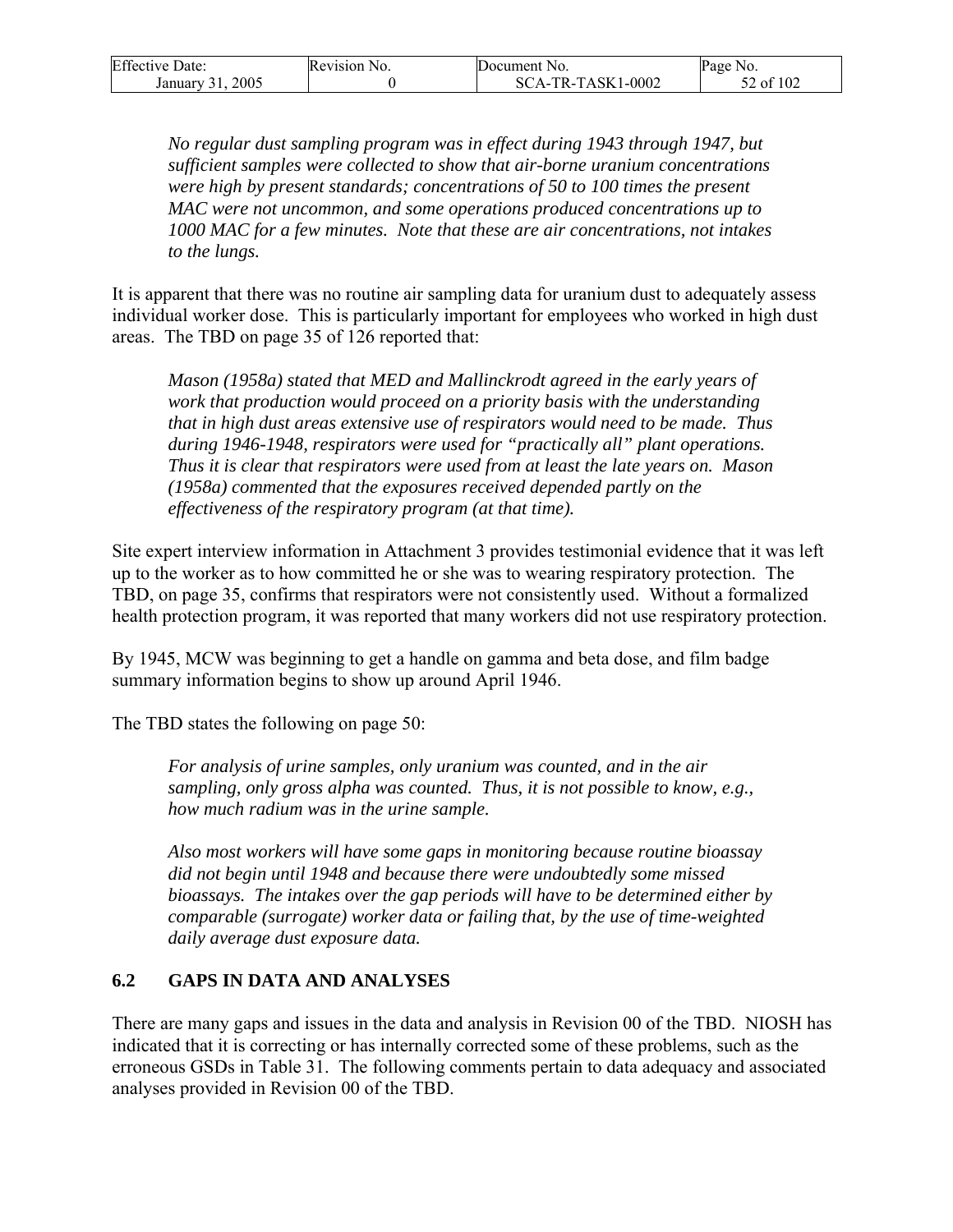*No regular dust sampling program was in effect during 1943 through 1947, but sufficient samples were collected to show that air-borne uranium concentrations were high by present standards; concentrations of 50 to 100 times the present MAC were not uncommon, and some operations produced concentrations up to 1000 MAC for a few minutes. Note that these are air concentrations, not intakes to the lungs.*

It is apparent that there was no routine air sampling data for uranium dust to adequately assess individual worker dose. This is particularly important for employees who worked in high dust areas. The TBD on page 35 of 126 reported that:

*Mason (1958a) stated that MED and Mallinckrodt agreed in the early years of work that production would proceed on a priority basis with the understanding that in high dust areas extensive use of respirators would need to be made. Thus during 1946-1948, respirators were used for "practically all" plant operations. Thus it is clear that respirators were used from at least the late years on. Mason (1958a) commented that the exposures received depended partly on the effectiveness of the respiratory program (at that time).*

Site expert interview information in Attachment 3 provides testimonial evidence that it was left up to the worker as to how committed he or she was to wearing respiratory protection. The TBD, on page 35, confirms that respirators were not consistently used. Without a formalized health protection program, it was reported that many workers did not use respiratory protection.

By 1945, MCW was beginning to get a handle on gamma and beta dose, and film badge summary information begins to show up around April 1946.

The TBD states the following on page 50:

*For analysis of urine samples, only uranium was counted, and in the air sampling, only gross alpha was counted. Thus, it is not possible to know, e.g., how much radium was in the urine sample.*

*Also most workers will have some gaps in monitoring because routine bioassay did not begin until 1948 and because there were undoubtedly some missed bioassays. The intakes over the gap periods will have to be determined either by comparable (surrogate) worker data or failing that, by the use of time-weighted daily average dust exposure data.*

## 6.2 GAPS IN DATA AND ANALYSES

There are many gaps and issues in the data and analysis in Revision 00 of the TBD. NIOSH has indicated that it is correcting or has internally corrected some of these problems, such as the erroneous GSDs in Table 31. The following comments pertain to data adequacy and associated analyses provided in Revision 00 of the TBD.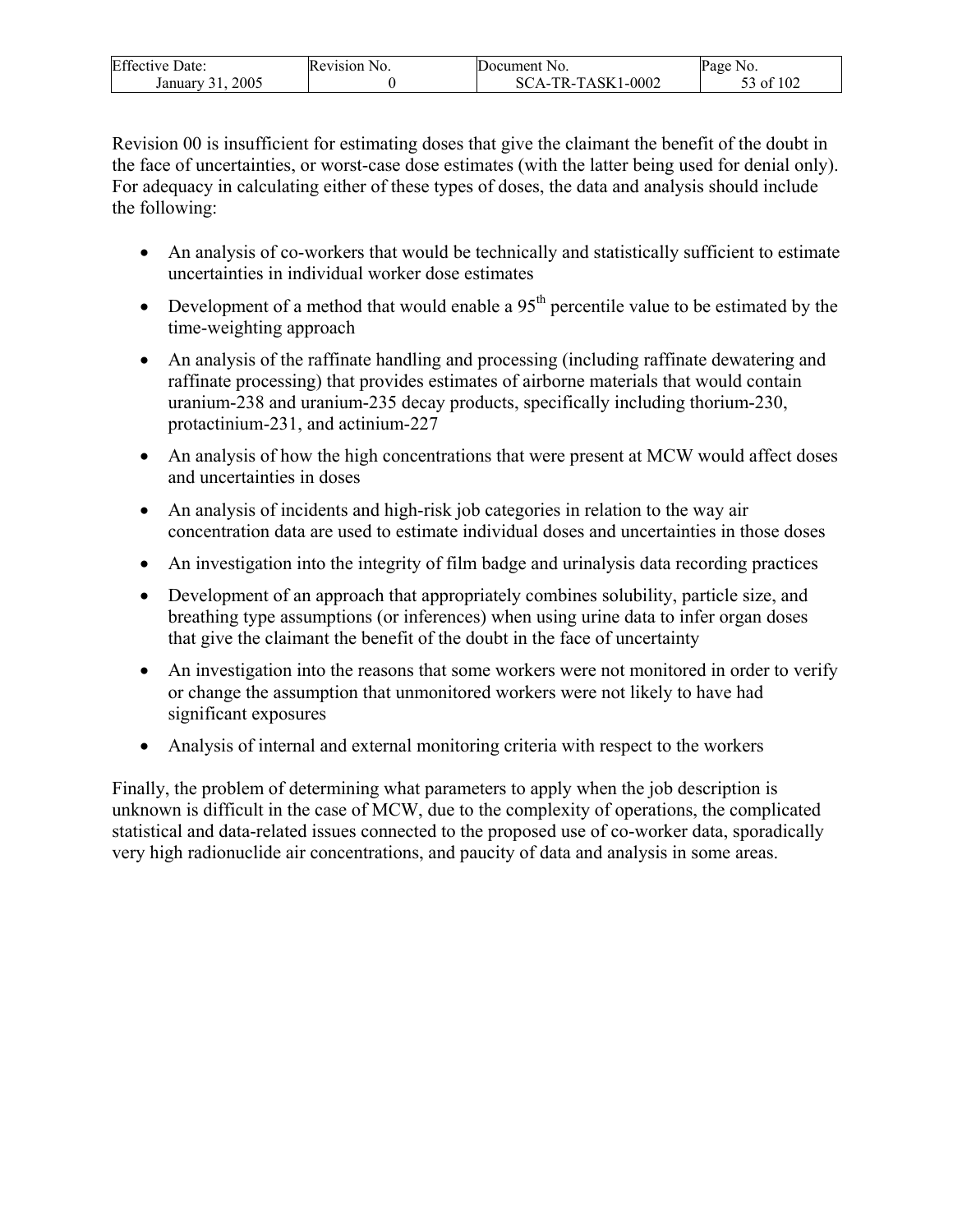Revision 00 is insufficient for estimating doses that give the claimant the benefit of the doubt in the face of uncertainties, or worst-case dose estimates (with the latter being used for denial only). For adequacy in calculating either of these types of doses, the data and analysis should include the following:

- An analysis of co-workers that would be technically and statistically sufficient to estimate uncertainties in individual worker dose estimates
- Development of a method that would enable a 95$^{th}$ percentile value to be estimated by the time-weighting approach
- An analysis of the raffinate handling and processing (including raffinate dewatering and raffinate processing) that provides estimates of airborne materials that would contain uranium-238 and uranium-235 decay products, specifically including thorium-230, protactinium-231, and actinium-227
- An analysis of how the high concentrations that were present at MCW would affect doses and uncertainties in doses
- An analysis of incidents and high-risk job categories in relation to the way air concentration data are used to estimate individual doses and uncertainties in those doses
- An investigation into the integrity of film badge and urinalysis data recording practices
- Development of an approach that appropriately combines solubility, particle size, and breathing type assumptions (or inferences) when using urine data to infer organ doses that give the claimant the benefit of the doubt in the face of uncertainty
- An investigation into the reasons that some workers were not monitored in order to verify or change the assumption that unmonitored workers were not likely to have had significant exposures
- Analysis of internal and external monitoring criteria with respect to the workers

Finally, the problem of determining what parameters to apply when the job description is unknown is difficult in the case of MCW, due to the complexity of operations, the complicated statistical and data-related issues connected to the proposed use of co-worker data, sporadically very high radionuclide air concentrations, and paucity of data and analysis in some areas.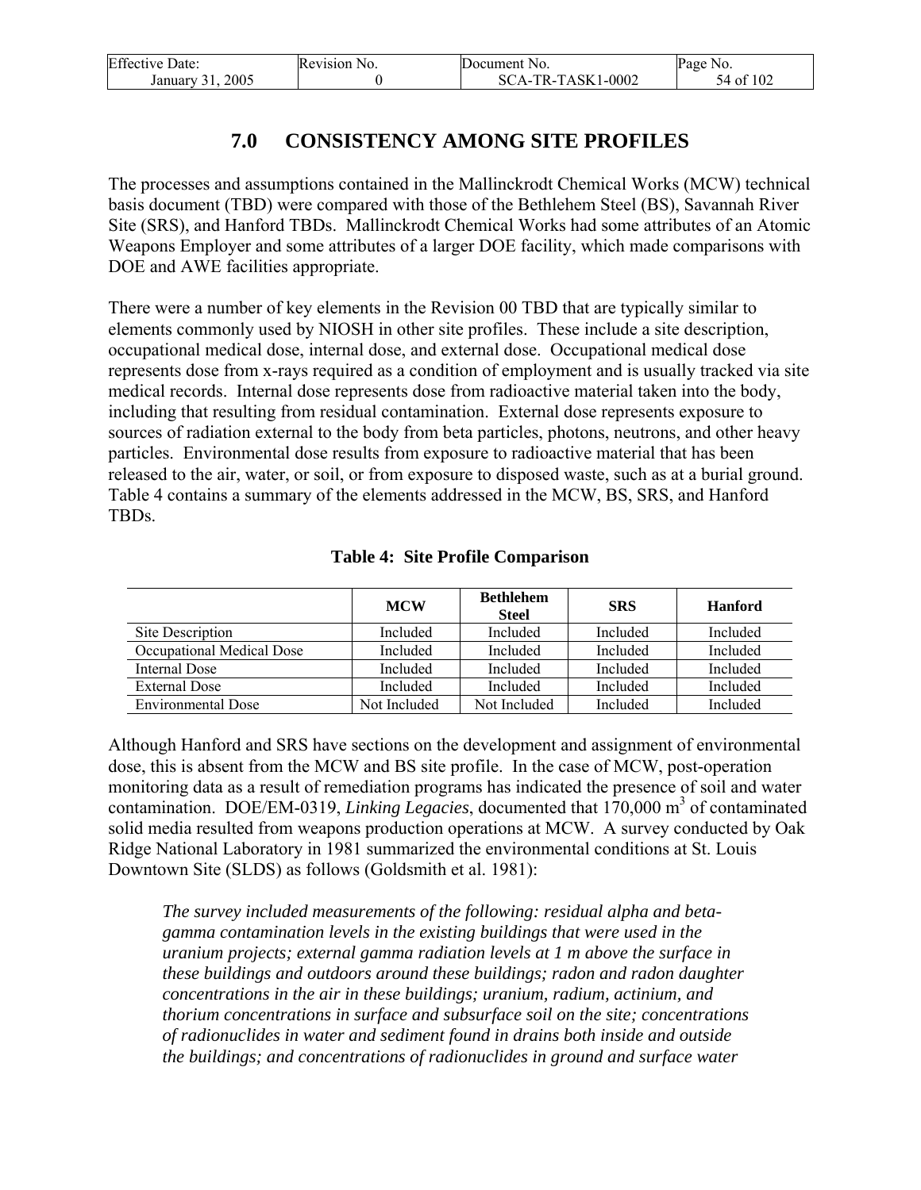# 7.0 CONSISTENCY AMONG SITE PROFILES

The processes and assumptions contained in the Mallinckrodt Chemical Works (MCW) technical basis document (TBD) were compared with those of the Bethlehem Steel (BS), Savannah River Site (SRS), and Hanford TBDs. Mallinckrodt Chemical Works had some attributes of an Atomic Weapons Employer and some attributes of a larger DOE facility, which made comparisons with DOE and AWE facilities appropriate.

There were a number of key elements in the Revision 00 TBD that are typically similar to elements commonly used by NIOSH in other site profiles. These include a site description, occupational medical dose, internal dose, and external dose. Occupational medical dose represents dose from x-rays required as a condition of employment and is usually tracked via site medical records. Internal dose represents dose from radioactive material taken into the body, including that resulting from residual contamination. External dose represents exposure to sources of radiation external to the body from beta particles, photons, neutrons, and other heavy particles. Environmental dose results from exposure to radioactive material that has been released to the air, water, or soil, or from exposure to disposed waste, such as at a burial ground. Table 4 contains a summary of the elements addressed in the MCW, BS, SRS, and Hanford TBDs.

**Table 4: Site Profile Comparison**

| | MCW | Bethlehem Steel | SRS | Hanford |
|---|---|---|---|---|
| Site Description | Included | Included | Included | Included |
| Occupational Medical Dose | Included | Included | Included | Included |
| Internal Dose | Included | Included | Included | Included |
| External Dose | Included | Included | Included | Included |
| Environmental Dose | Not Included | Not Included | Included | Included |

Although Hanford and SRS have sections on the development and assignment of environmental dose, this is absent from the MCW and BS site profile. In the case of MCW, post-operation monitoring data as a result of remediation programs has indicated the presence of soil and water contamination. DOE/EM-0319, *Linking Legacies*, documented that 170,000 $m^3$ of contaminated solid media resulted from weapons production operations at MCW. A survey conducted by Oak Ridge National Laboratory in 1981 summarized the environmental conditions at St. Louis Downtown Site (SLDS) as follows (Goldsmith et al. 1981):

> *The survey included measurements of the following: residual alpha and beta-gamma contamination levels in the existing buildings that were used in the uranium projects; external gamma radiation levels at 1 m above the surface in these buildings and outdoors around these buildings; radon and radon daughter concentrations in the air in these buildings; uranium, radium, actinium, and thorium concentrations in surface and subsurface soil on the site; concentrations of radionuclides in water and sediment found in drains both inside and outside the buildings; and concentrations of radionuclides in ground and surface water*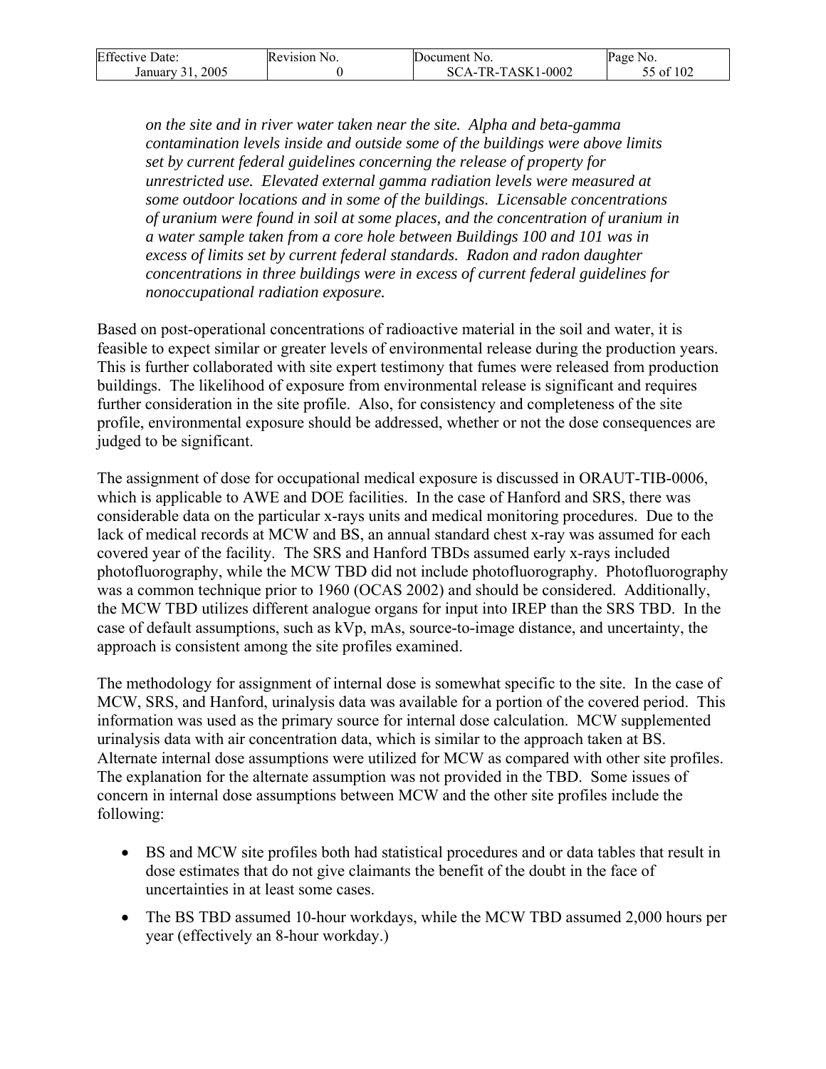*on the site and in river water taken near the site. Alpha and beta-gamma contamination levels inside and outside some of the buildings were above limits set by current federal guidelines concerning the release of property for unrestricted use. Elevated external gamma radiation levels were measured at some outdoor locations and in some of the buildings. Licensable concentrations of uranium were found in soil at some places, and the concentration of uranium in a water sample taken from a core hole between Buildings 100 and 101 was in excess of limits set by current federal standards. Radon and radon daughter concentrations in three buildings were in excess of current federal guidelines for nonoccupational radiation exposure.*

Based on post-operational concentrations of radioactive material in the soil and water, it is feasible to expect similar or greater levels of environmental release during the production years. This is further collaborated with site expert testimony that fumes were released from production buildings. The likelihood of exposure from environmental release is significant and requires further consideration in the site profile. Also, for consistency and completeness of the site profile, environmental exposure should be addressed, whether or not the dose consequences are judged to be significant.

The assignment of dose for occupational medical exposure is discussed in ORAUT-TIB-0006, which is applicable to AWE and DOE facilities. In the case of Hanford and SRS, there was considerable data on the particular x-rays units and medical monitoring procedures. Due to the lack of medical records at MCW and BS, an annual standard chest x-ray was assumed for each covered year of the facility. The SRS and Hanford TBDs assumed early x-rays included photofluorography, while the MCW TBD did not include photofluorography. Photofluorography was a common technique prior to 1960 (OCAS 2002) and should be considered. Additionally, the MCW TBD utilizes different analogue organs for input into IREP than the SRS TBD. In the case of default assumptions, such as kVp, mAs, source-to-image distance, and uncertainty, the approach is consistent among the site profiles examined.

The methodology for assignment of internal dose is somewhat specific to the site. In the case of MCW, SRS, and Hanford, urinalysis data was available for a portion of the covered period. This information was used as the primary source for internal dose calculation. MCW supplemented urinalysis data with air concentration data, which is similar to the approach taken at BS. Alternate internal dose assumptions were utilized for MCW as compared with other site profiles. The explanation for the alternate assumption was not provided in the TBD. Some issues of concern in internal dose assumptions between MCW and the other site profiles include the following:

- BS and MCW site profiles both had statistical procedures and or data tables that result in dose estimates that do not give claimants the benefit of the doubt in the face of uncertainties in at least some cases.
- The BS TBD assumed 10-hour workdays, while the MCW TBD assumed 2,000 hours per year (effectively an 8-hour workday.)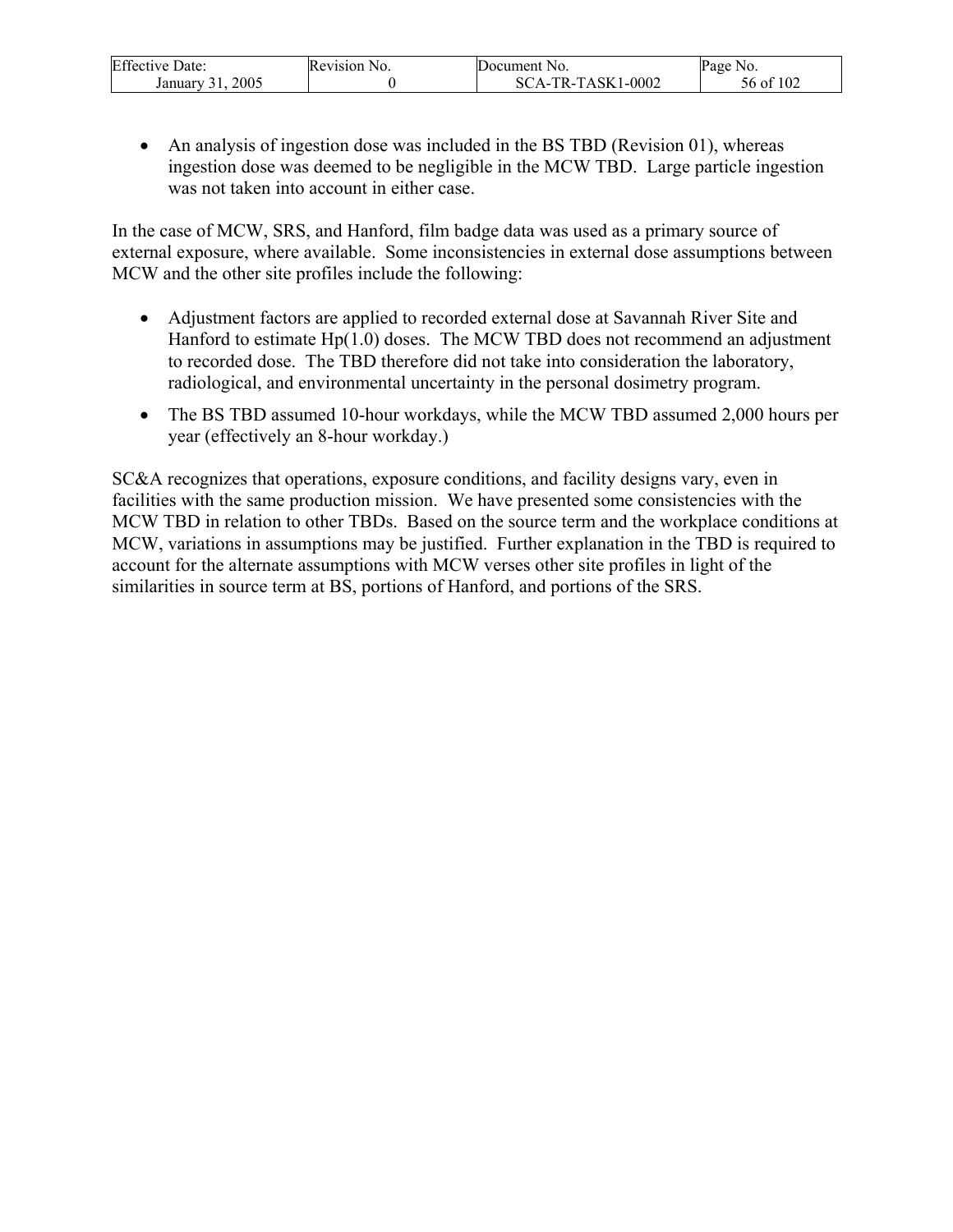- An analysis of ingestion dose was included in the BS TBD (Revision 01), whereas ingestion dose was deemed to be negligible in the MCW TBD. Large particle ingestion was not taken into account in either case.

In the case of MCW, SRS, and Hanford, film badge data was used as a primary source of external exposure, where available. Some inconsistencies in external dose assumptions between MCW and the other site profiles include the following:

- Adjustment factors are applied to recorded external dose at Savannah River Site and Hanford to estimate Hp(1.0) doses. The MCW TBD does not recommend an adjustment to recorded dose. The TBD therefore did not take into consideration the laboratory, radiological, and environmental uncertainty in the personal dosimetry program.
- The BS TBD assumed 10-hour workdays, while the MCW TBD assumed 2,000 hours per year (effectively an 8-hour workday.)

SC&A recognizes that operations, exposure conditions, and facility designs vary, even in facilities with the same production mission. We have presented some consistencies with the MCW TBD in relation to other TBDs. Based on the source term and the workplace conditions at MCW, variations in assumptions may be justified. Further explanation in the TBD is required to account for the alternate assumptions with MCW verses other site profiles in light of the similarities in source term at BS, portions of Hanford, and portions of the SRS.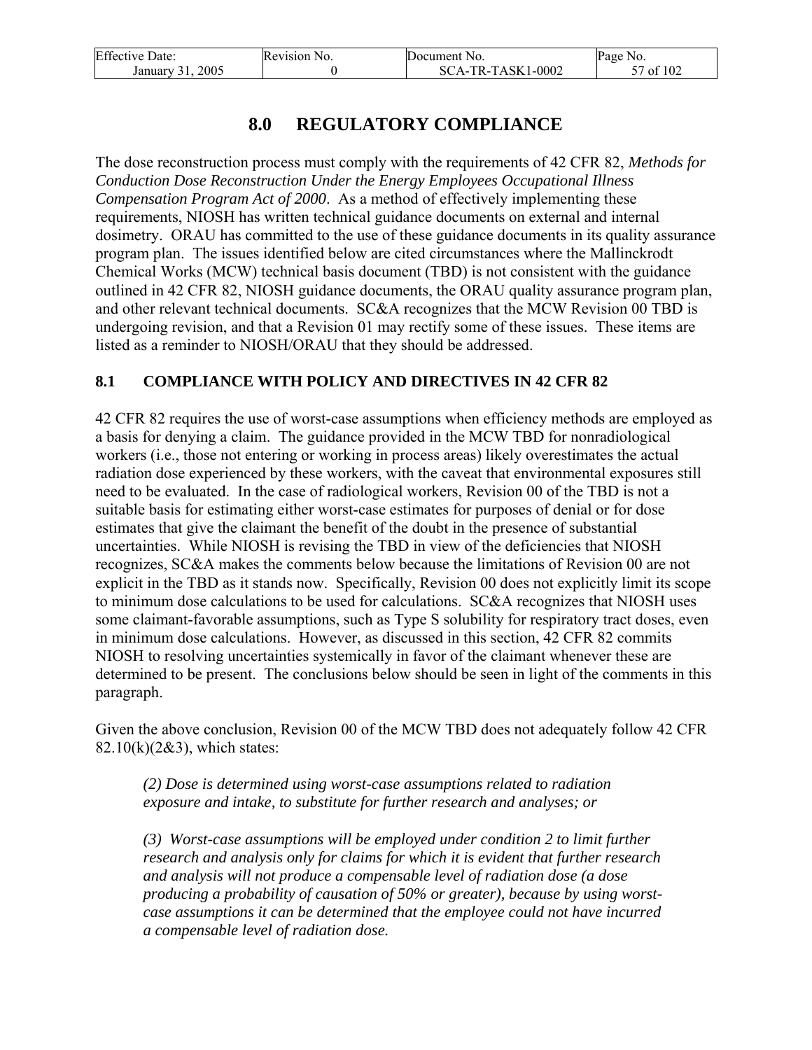# 8.0 REGULATORY COMPLIANCE

The dose reconstruction process must comply with the requirements of 42 CFR 82, *Methods for Conduction Dose Reconstruction Under the Energy Employees Occupational Illness Compensation Program Act of 2000*. As a method of effectively implementing these requirements, NIOSH has written technical guidance documents on external and internal dosimetry. ORAU has committed to the use of these guidance documents in its quality assurance program plan. The issues identified below are cited circumstances where the Mallinckrodt Chemical Works (MCW) technical basis document (TBD) is not consistent with the guidance outlined in 42 CFR 82, NIOSH guidance documents, the ORAU quality assurance program plan, and other relevant technical documents. SC&A recognizes that the MCW Revision 00 TBD is undergoing revision, and that a Revision 01 may rectify some of these issues. These items are listed as a reminder to NIOSH/ORAU that they should be addressed.

## 8.1 COMPLIANCE WITH POLICY AND DIRECTIVES IN 42 CFR 82

42 CFR 82 requires the use of worst-case assumptions when efficiency methods are employed as a basis for denying a claim. The guidance provided in the MCW TBD for nonradiological workers (i.e., those not entering or working in process areas) likely overestimates the actual radiation dose experienced by these workers, with the caveat that environmental exposures still need to be evaluated. In the case of radiological workers, Revision 00 of the TBD is not a suitable basis for estimating either worst-case estimates for purposes of denial or for dose estimates that give the claimant the benefit of the doubt in the presence of substantial uncertainties. While NIOSH is revising the TBD in view of the deficiencies that NIOSH recognizes, SC&A makes the comments below because the limitations of Revision 00 are not explicit in the TBD as it stands now. Specifically, Revision 00 does not explicitly limit its scope to minimum dose calculations to be used for calculations. SC&A recognizes that NIOSH uses some claimant-favorable assumptions, such as Type S solubility for respiratory tract doses, even in minimum dose calculations. However, as discussed in this section, 42 CFR 82 commits NIOSH to resolving uncertainties systemically in favor of the claimant whenever these are determined to be present. The conclusions below should be seen in light of the comments in this paragraph.

Given the above conclusion, Revision 00 of the MCW TBD does not adequately follow 42 CFR 82.10(k)(2&3), which states:

> *(2) Dose is determined using worst-case assumptions related to radiation exposure and intake, to substitute for further research and analyses; or*
>
> *(3) Worst-case assumptions will be employed under condition 2 to limit further research and analysis only for claims for which it is evident that further research and analysis will not produce a compensable level of radiation dose (a dose producing a probability of causation of 50% or greater), because by using worst-case assumptions it can be determined that the employee could not have incurred a compensable level of radiation dose.*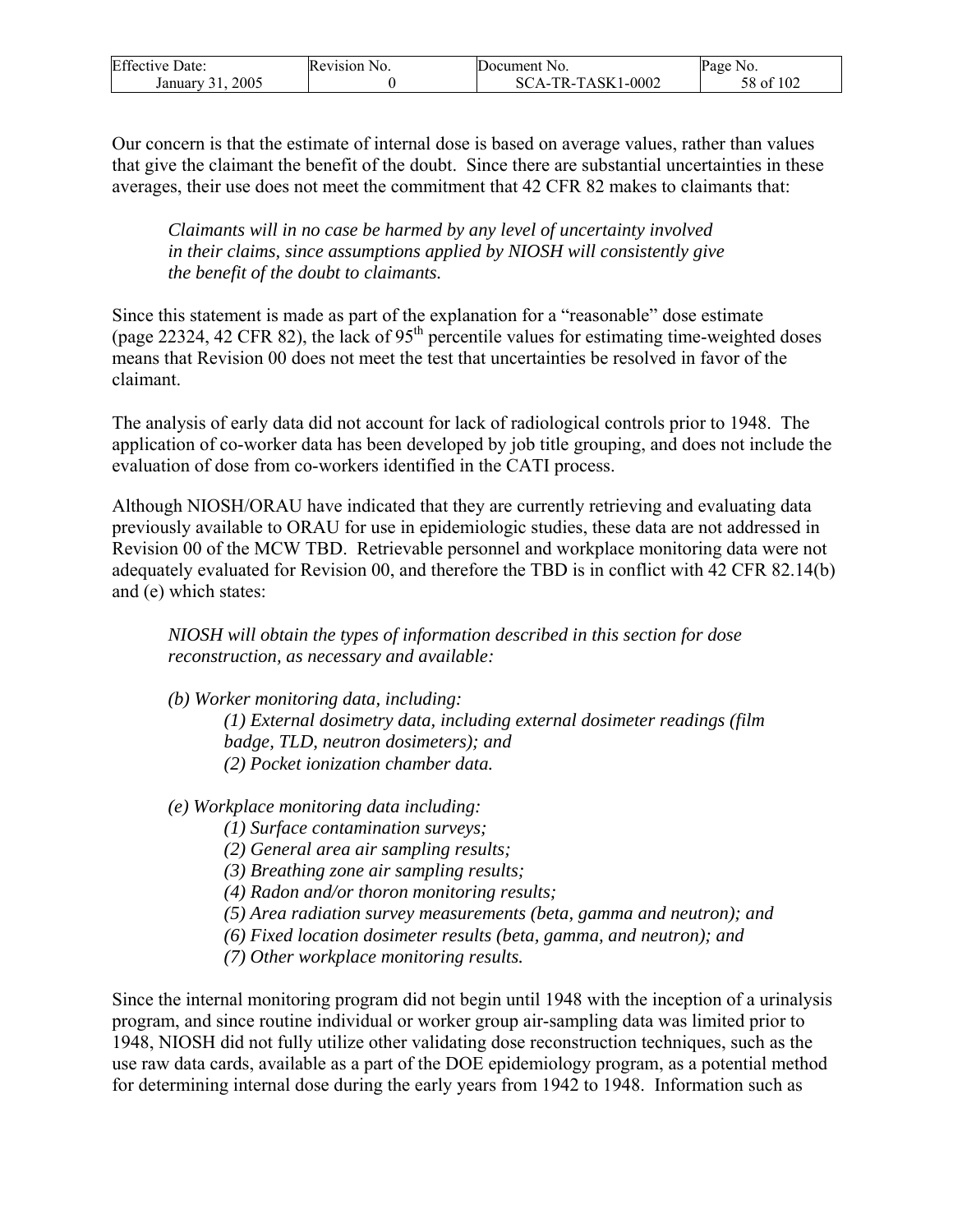Our concern is that the estimate of internal dose is based on average values, rather than values that give the claimant the benefit of the doubt. Since there are substantial uncertainties in these averages, their use does not meet the commitment that 42 CFR 82 makes to claimants that:

> *Claimants will in no case be harmed by any level of uncertainty involved in their claims, since assumptions applied by NIOSH will consistently give the benefit of the doubt to claimants.*

Since this statement is made as part of the explanation for a "reasonable" dose estimate (page 22324, 42 CFR 82), the lack of 95th percentile values for estimating time-weighted doses means that Revision 00 does not meet the test that uncertainties be resolved in favor of the claimant.

The analysis of early data did not account for lack of radiological controls prior to 1948. The application of co-worker data has been developed by job title grouping, and does not include the evaluation of dose from co-workers identified in the CATI process.

Although NIOSH/ORAU have indicated that they are currently retrieving and evaluating data previously available to ORAU for use in epidemiologic studies, these data are not addressed in Revision 00 of the MCW TBD. Retrievable personnel and workplace monitoring data were not adequately evaluated for Revision 00, and therefore the TBD is in conflict with 42 CFR 82.14(b) and (e) which states:

> *NIOSH will obtain the types of information described in this section for dose reconstruction, as necessary and available:*
>
> *(b) Worker monitoring data, including:*
>
> > *(1) External dosimetry data, including external dosimeter readings (film badge, TLD, neutron dosimeters); and*
> > *(2) Pocket ionization chamber data.*
>
> *(e) Workplace monitoring data including:*
>
> > *(1) Surface contamination surveys;*
> > *(2) General area air sampling results;*
> > *(3) Breathing zone air sampling results;*
> > *(4) Radon and/or thoron monitoring results;*
> > *(5) Area radiation survey measurements (beta, gamma and neutron); and*
> > *(6) Fixed location dosimeter results (beta, gamma, and neutron); and*
> > *(7) Other workplace monitoring results.*

Since the internal monitoring program did not begin until 1948 with the inception of a urinalysis program, and since routine individual or worker group air-sampling data was limited prior to 1948, NIOSH did not fully utilize other validating dose reconstruction techniques, such as the use raw data cards, available as a part of the DOE epidemiology program, as a potential method for determining internal dose during the early years from 1942 to 1948. Information such as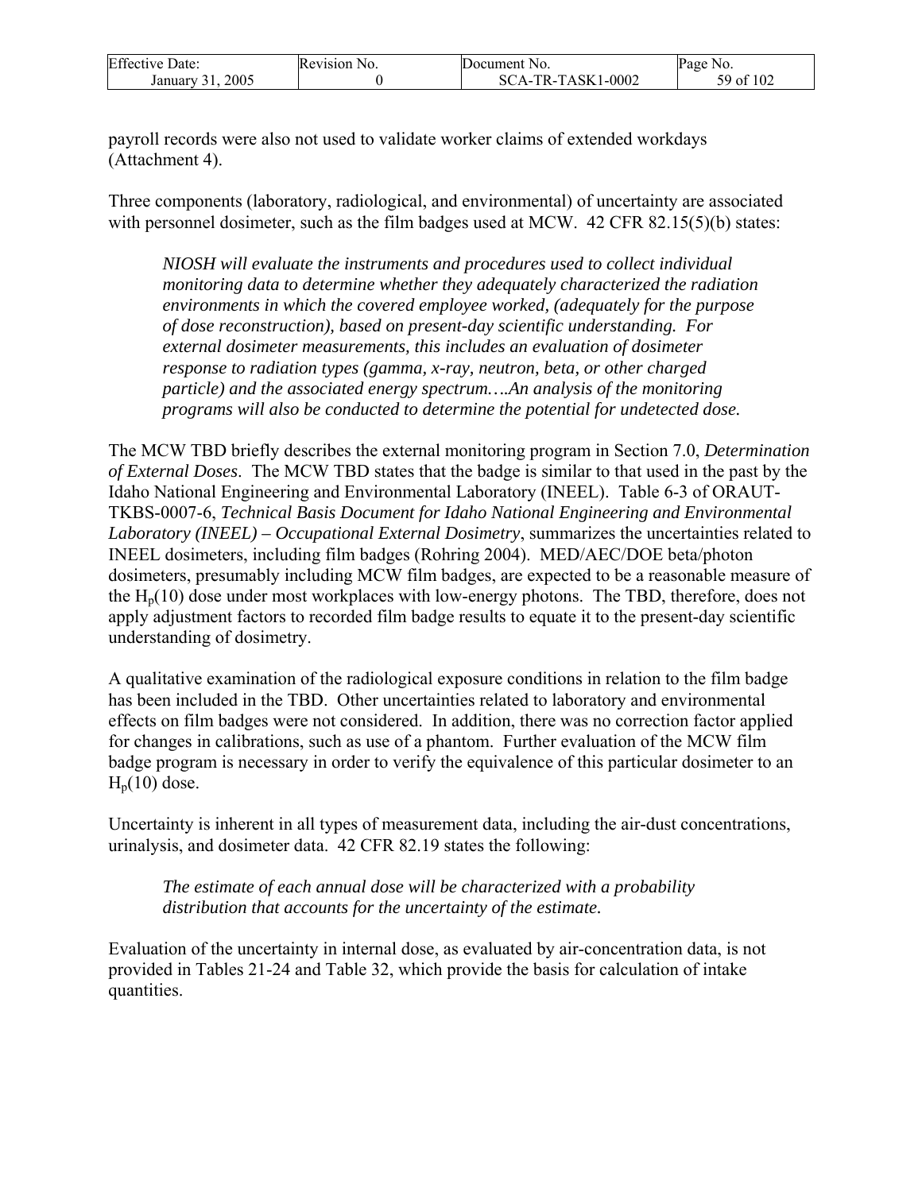payroll records were also not used to validate worker claims of extended workdays (Attachment 4).

Three components (laboratory, radiological, and environmental) of uncertainty are associated with personnel dosimeter, such as the film badges used at MCW. 42 CFR 82.15(5)(b) states:

> *NIOSH will evaluate the instruments and procedures used to collect individual monitoring data to determine whether they adequately characterized the radiation environments in which the covered employee worked, (adequately for the purpose of dose reconstruction), based on present-day scientific understanding. For external dosimeter measurements, this includes an evaluation of dosimeter response to radiation types (gamma, x-ray, neutron, beta, or other charged particle) and the associated energy spectrum….An analysis of the monitoring programs will also be conducted to determine the potential for undetected dose.*

The MCW TBD briefly describes the external monitoring program in Section 7.0, *Determination of External Doses*. The MCW TBD states that the badge is similar to that used in the past by the Idaho National Engineering and Environmental Laboratory (INEEL). Table 6-3 of ORAUT-TKBS-0007-6, *Technical Basis Document for Idaho National Engineering and Environmental Laboratory (INEEL) – Occupational External Dosimetry*, summarizes the uncertainties related to INEEL dosimeters, including film badges (Rohring 2004). MED/AEC/DOE beta/photon dosimeters, presumably including MCW film badges, are expected to be a reasonable measure of the $H_p(10)$ dose under most workplaces with low-energy photons. The TBD, therefore, does not apply adjustment factors to recorded film badge results to equate it to the present-day scientific understanding of dosimetry.

A qualitative examination of the radiological exposure conditions in relation to the film badge has been included in the TBD. Other uncertainties related to laboratory and environmental effects on film badges were not considered. In addition, there was no correction factor applied for changes in calibrations, such as use of a phantom. Further evaluation of the MCW film badge program is necessary in order to verify the equivalence of this particular dosimeter to an $H_p(10)$ dose.

Uncertainty is inherent in all types of measurement data, including the air-dust concentrations, urinalysis, and dosimeter data. 42 CFR 82.19 states the following:

> *The estimate of each annual dose will be characterized with a probability distribution that accounts for the uncertainty of the estimate.*

Evaluation of the uncertainty in internal dose, as evaluated by air-concentration data, is not provided in Tables 21-24 and Table 32, which provide the basis for calculation of intake quantities.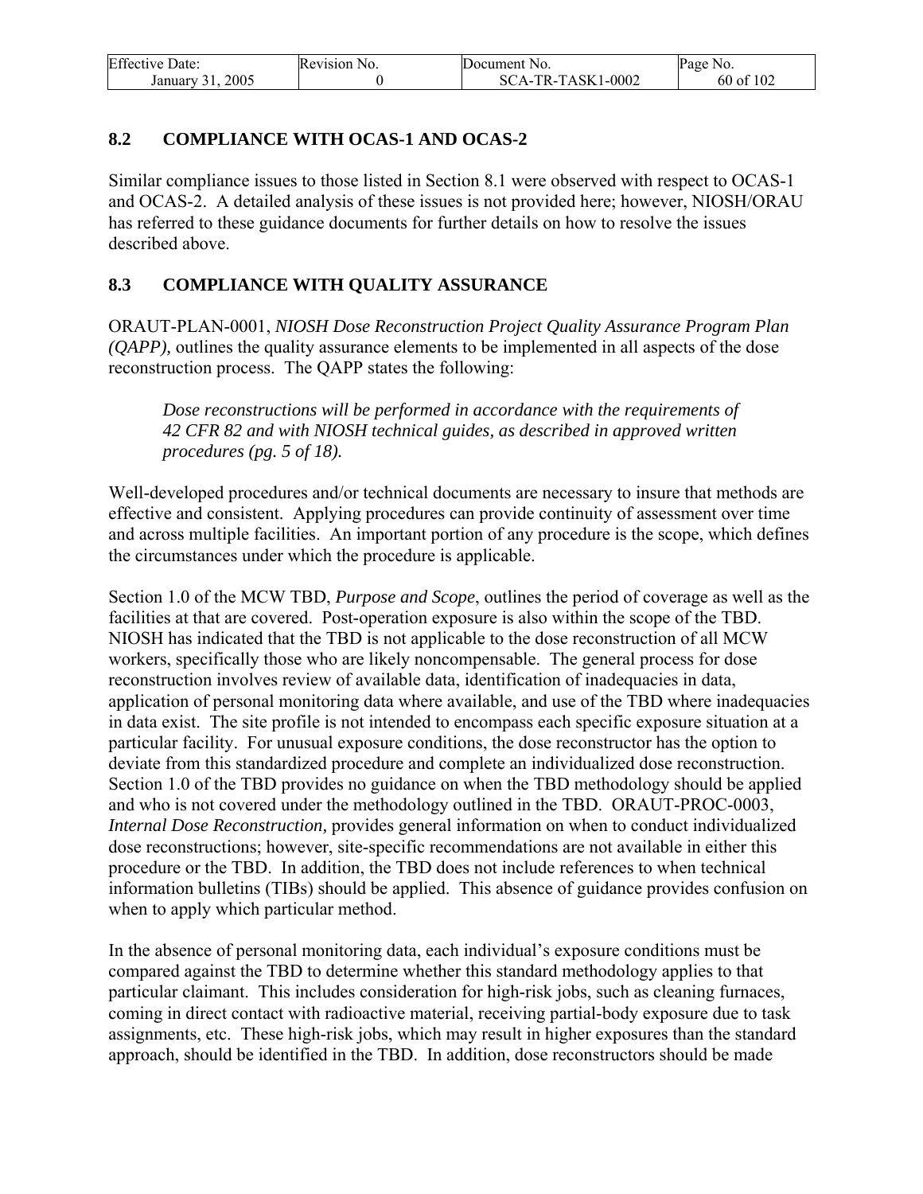### 8.2 COMPLIANCE WITH OCAS-1 AND OCAS-2

Similar compliance issues to those listed in Section 8.1 were observed with respect to OCAS-1 and OCAS-2. A detailed analysis of these issues is not provided here; however, NIOSH/ORAU has referred to these guidance documents for further details on how to resolve the issues described above.

### 8.3 COMPLIANCE WITH QUALITY ASSURANCE

ORAUT-PLAN-0001, *NIOSH Dose Reconstruction Project Quality Assurance Program Plan (QAPP),* outlines the quality assurance elements to be implemented in all aspects of the dose reconstruction process. The QAPP states the following:

> *Dose reconstructions will be performed in accordance with the requirements of 42 CFR 82 and with NIOSH technical guides, as described in approved written procedures (pg. 5 of 18).*

Well-developed procedures and/or technical documents are necessary to insure that methods are effective and consistent. Applying procedures can provide continuity of assessment over time and across multiple facilities. An important portion of any procedure is the scope, which defines the circumstances under which the procedure is applicable.

Section 1.0 of the MCW TBD, *Purpose and Scope*, outlines the period of coverage as well as the facilities at that are covered. Post-operation exposure is also within the scope of the TBD. NIOSH has indicated that the TBD is not applicable to the dose reconstruction of all MCW workers, specifically those who are likely noncompensable. The general process for dose reconstruction involves review of available data, identification of inadequacies in data, application of personal monitoring data where available, and use of the TBD where inadequacies in data exist. The site profile is not intended to encompass each specific exposure situation at a particular facility. For unusual exposure conditions, the dose reconstructor has the option to deviate from this standardized procedure and complete an individualized dose reconstruction. Section 1.0 of the TBD provides no guidance on when the TBD methodology should be applied and who is not covered under the methodology outlined in the TBD. ORAUT-PROC-0003, *Internal Dose Reconstruction,* provides general information on when to conduct individualized dose reconstructions; however, site-specific recommendations are not available in either this procedure or the TBD. In addition, the TBD does not include references to when technical information bulletins (TIBs) should be applied. This absence of guidance provides confusion on when to apply which particular method.

In the absence of personal monitoring data, each individual's exposure conditions must be compared against the TBD to determine whether this standard methodology applies to that particular claimant. This includes consideration for high-risk jobs, such as cleaning furnaces, coming in direct contact with radioactive material, receiving partial-body exposure due to task assignments, etc. These high-risk jobs, which may result in higher exposures than the standard approach, should be identified in the TBD. In addition, dose reconstructors should be made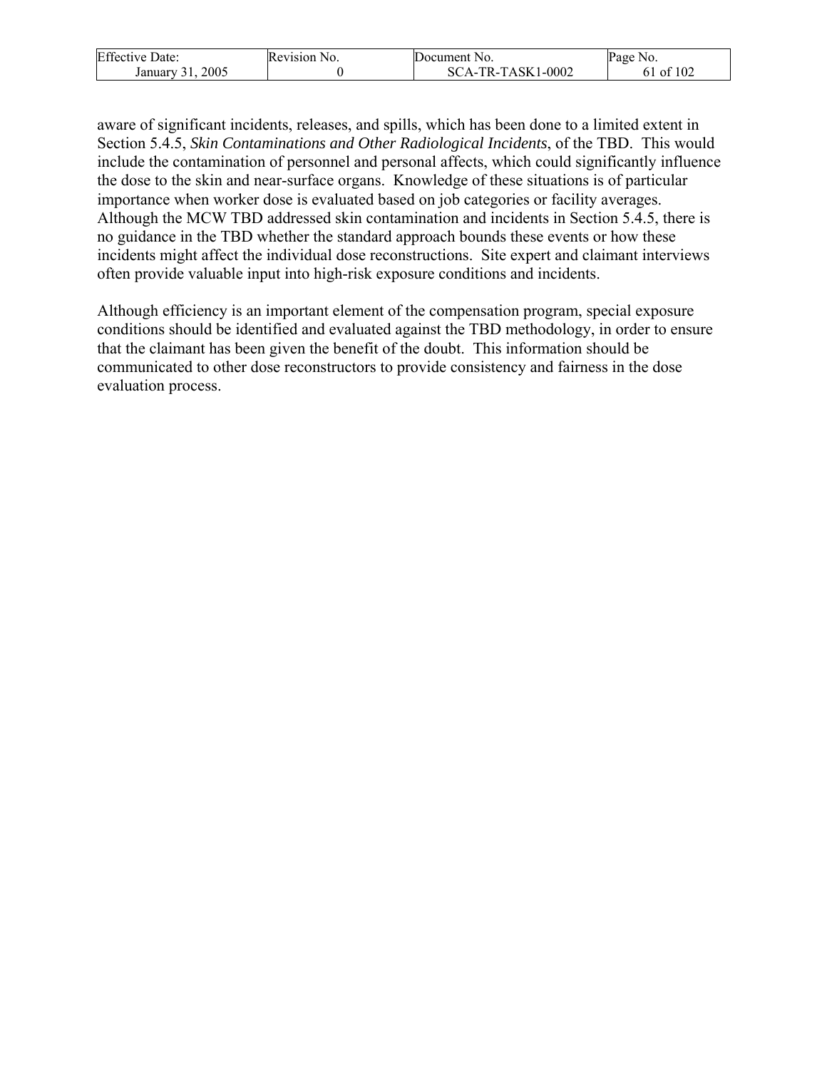aware of significant incidents, releases, and spills, which has been done to a limited extent in Section 5.4.5, *Skin Contaminations and Other Radiological Incidents*, of the TBD. This would include the contamination of personnel and personal affects, which could significantly influence the dose to the skin and near-surface organs. Knowledge of these situations is of particular importance when worker dose is evaluated based on job categories or facility averages. Although the MCW TBD addressed skin contamination and incidents in Section 5.4.5, there is no guidance in the TBD whether the standard approach bounds these events or how these incidents might affect the individual dose reconstructions. Site expert and claimant interviews often provide valuable input into high-risk exposure conditions and incidents.

Although efficiency is an important element of the compensation program, special exposure conditions should be identified and evaluated against the TBD methodology, in order to ensure that the claimant has been given the benefit of the doubt. This information should be communicated to other dose reconstructors to provide consistency and fairness in the dose evaluation process.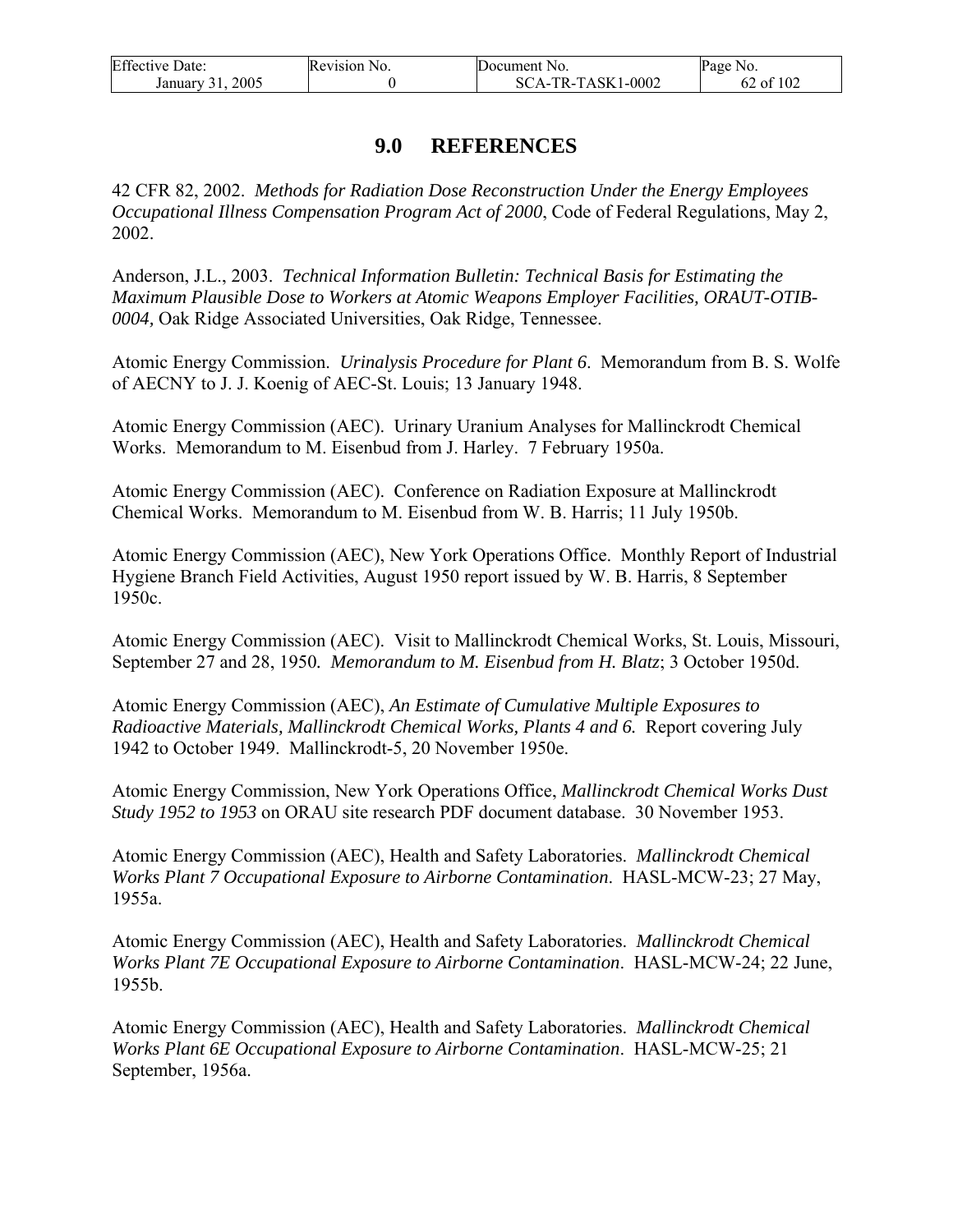# 9.0 REFERENCES

42 CFR 82, 2002. *Methods for Radiation Dose Reconstruction Under the Energy Employees Occupational Illness Compensation Program Act of 2000*, Code of Federal Regulations, May 2, 2002.

Anderson, J.L., 2003. *Technical Information Bulletin: Technical Basis for Estimating the Maximum Plausible Dose to Workers at Atomic Weapons Employer Facilities, ORAUT-OTIB-0004,* Oak Ridge Associated Universities, Oak Ridge, Tennessee.

Atomic Energy Commission. *Urinalysis Procedure for Plant 6*. Memorandum from B. S. Wolfe of AECNY to J. J. Koenig of AEC-St. Louis; 13 January 1948.

Atomic Energy Commission (AEC). Urinary Uranium Analyses for Mallinckrodt Chemical Works. Memorandum to M. Eisenbud from J. Harley. 7 February 1950a.

Atomic Energy Commission (AEC). Conference on Radiation Exposure at Mallinckrodt Chemical Works. Memorandum to M. Eisenbud from W. B. Harris; 11 July 1950b.

Atomic Energy Commission (AEC), New York Operations Office. Monthly Report of Industrial Hygiene Branch Field Activities, August 1950 report issued by W. B. Harris, 8 September 1950c.

Atomic Energy Commission (AEC). Visit to Mallinckrodt Chemical Works, St. Louis, Missouri, September 27 and 28, 1950. *Memorandum to M. Eisenbud from H. Blatz*; 3 October 1950d.

Atomic Energy Commission (AEC), *An Estimate of Cumulative Multiple Exposures to Radioactive Materials, Mallinckrodt Chemical Works, Plants 4 and 6.* Report covering July 1942 to October 1949. Mallinckrodt-5, 20 November 1950e.

Atomic Energy Commission, New York Operations Office, *Mallinckrodt Chemical Works Dust Study 1952 to 1953* on ORAU site research PDF document database. 30 November 1953.

Atomic Energy Commission (AEC), Health and Safety Laboratories. *Mallinckrodt Chemical Works Plant 7 Occupational Exposure to Airborne Contamination*. HASL-MCW-23; 27 May, 1955a.

Atomic Energy Commission (AEC), Health and Safety Laboratories. *Mallinckrodt Chemical Works Plant 7E Occupational Exposure to Airborne Contamination*. HASL-MCW-24; 22 June, 1955b.

Atomic Energy Commission (AEC), Health and Safety Laboratories. *Mallinckrodt Chemical Works Plant 6E Occupational Exposure to Airborne Contamination*. HASL-MCW-25; 21 September, 1956a.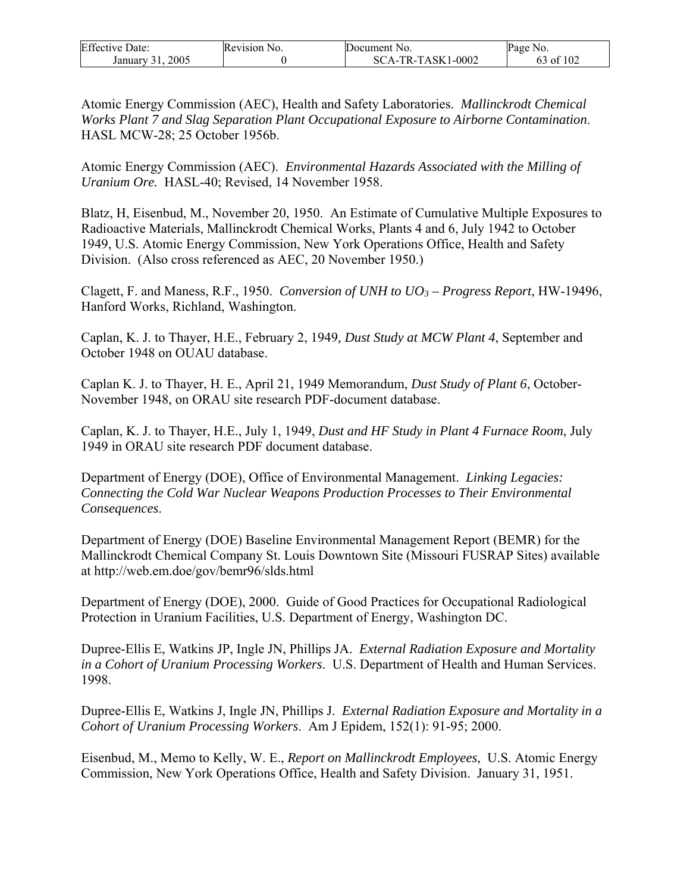Atomic Energy Commission (AEC), Health and Safety Laboratories. *Mallinckrodt Chemical Works Plant 7 and Slag Separation Plant Occupational Exposure to Airborne Contamination*. HASL MCW-28; 25 October 1956b.

Atomic Energy Commission (AEC). *Environmental Hazards Associated with the Milling of Uranium Ore.* HASL-40; Revised, 14 November 1958.

Blatz, H, Eisenbud, M., November 20, 1950. An Estimate of Cumulative Multiple Exposures to Radioactive Materials, Mallinckrodt Chemical Works, Plants 4 and 6, July 1942 to October 1949, U.S. Atomic Energy Commission, New York Operations Office, Health and Safety Division. (Also cross referenced as AEC, 20 November 1950.)

Clagett, F. and Maness, R.F., 1950. *Conversion of UNH to $UO_3$ – Progress Report*, HW-19496, Hanford Works, Richland, Washington.

Caplan, K. J. to Thayer, H.E., February 2, 1949, *Dust Study at MCW Plant 4*, September and October 1948 on OUAU database.

Caplan K. J. to Thayer, H. E., April 21, 1949 Memorandum, *Dust Study of Plant 6*, October-November 1948, on ORAU site research PDF-document database.

Caplan, K. J. to Thayer, H.E., July 1, 1949, *Dust and HF Study in Plant 4 Furnace Room*, July 1949 in ORAU site research PDF document database.

Department of Energy (DOE), Office of Environmental Management. *Linking Legacies: Connecting the Cold War Nuclear Weapons Production Processes to Their Environmental Consequences*.

Department of Energy (DOE) Baseline Environmental Management Report (BEMR) for the Mallinckrodt Chemical Company St. Louis Downtown Site (Missouri FUSRAP Sites) available at http://web.em.doe/gov/bemr96/slds.html

Department of Energy (DOE), 2000. Guide of Good Practices for Occupational Radiological Protection in Uranium Facilities, U.S. Department of Energy, Washington DC.

Dupree-Ellis E, Watkins JP, Ingle JN, Phillips JA. *External Radiation Exposure and Mortality in a Cohort of Uranium Processing Workers*. U.S. Department of Health and Human Services. 1998.

Dupree-Ellis E, Watkins J, Ingle JN, Phillips J. *External Radiation Exposure and Mortality in a Cohort of Uranium Processing Workers*. Am J Epidem, 152(1): 91-95; 2000.

Eisenbud, M., Memo to Kelly, W. E., *Report on Mallinckrodt Employees*, U.S. Atomic Energy Commission, New York Operations Office, Health and Safety Division. January 31, 1951.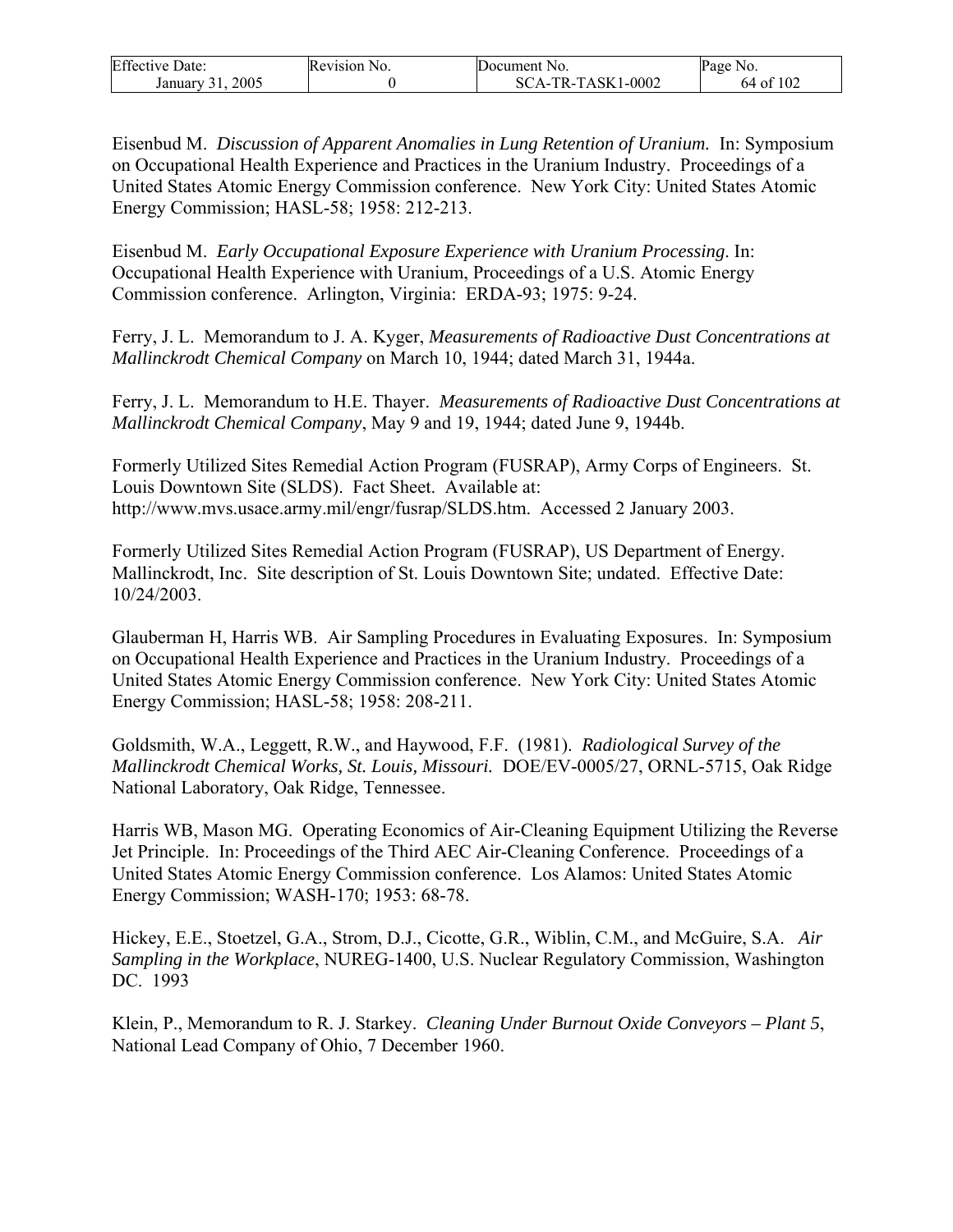Eisenbud M. *Discussion of Apparent Anomalies in Lung Retention of Uranium.* In: Symposium on Occupational Health Experience and Practices in the Uranium Industry. Proceedings of a United States Atomic Energy Commission conference. New York City: United States Atomic Energy Commission; HASL-58; 1958: 212-213.

Eisenbud M. *Early Occupational Exposure Experience with Uranium Processing*. In: Occupational Health Experience with Uranium, Proceedings of a U.S. Atomic Energy Commission conference. Arlington, Virginia: ERDA-93; 1975: 9-24.

Ferry, J. L. Memorandum to J. A. Kyger, *Measurements of Radioactive Dust Concentrations at Mallinckrodt Chemical Company* on March 10, 1944; dated March 31, 1944a.

Ferry, J. L. Memorandum to H.E. Thayer. *Measurements of Radioactive Dust Concentrations at Mallinckrodt Chemical Company*, May 9 and 19, 1944; dated June 9, 1944b.

Formerly Utilized Sites Remedial Action Program (FUSRAP), Army Corps of Engineers. St. Louis Downtown Site (SLDS). Fact Sheet. Available at: http://www.mvs.usace.army.mil/engr/fusrap/SLDS.htm. Accessed 2 January 2003.

Formerly Utilized Sites Remedial Action Program (FUSRAP), US Department of Energy. Mallinckrodt, Inc. Site description of St. Louis Downtown Site; undated. Effective Date: 10/24/2003.

Glauberman H, Harris WB. Air Sampling Procedures in Evaluating Exposures. In: Symposium on Occupational Health Experience and Practices in the Uranium Industry. Proceedings of a United States Atomic Energy Commission conference. New York City: United States Atomic Energy Commission; HASL-58; 1958: 208-211.

Goldsmith, W.A., Leggett, R.W., and Haywood, F.F. (1981). *Radiological Survey of the Mallinckrodt Chemical Works, St. Louis, Missouri.* DOE/EV-0005/27, ORNL-5715, Oak Ridge National Laboratory, Oak Ridge, Tennessee.

Harris WB, Mason MG. Operating Economics of Air-Cleaning Equipment Utilizing the Reverse Jet Principle. In: Proceedings of the Third AEC Air-Cleaning Conference. Proceedings of a United States Atomic Energy Commission conference. Los Alamos: United States Atomic Energy Commission; WASH-170; 1953: 68-78.

Hickey, E.E., Stoetzel, G.A., Strom, D.J., Cicotte, G.R., Wiblin, C.M., and McGuire, S.A. *Air Sampling in the Workplace*, NUREG-1400, U.S. Nuclear Regulatory Commission, Washington DC. 1993

Klein, P., Memorandum to R. J. Starkey. *Cleaning Under Burnout Oxide Conveyors – Plant 5*, National Lead Company of Ohio, 7 December 1960.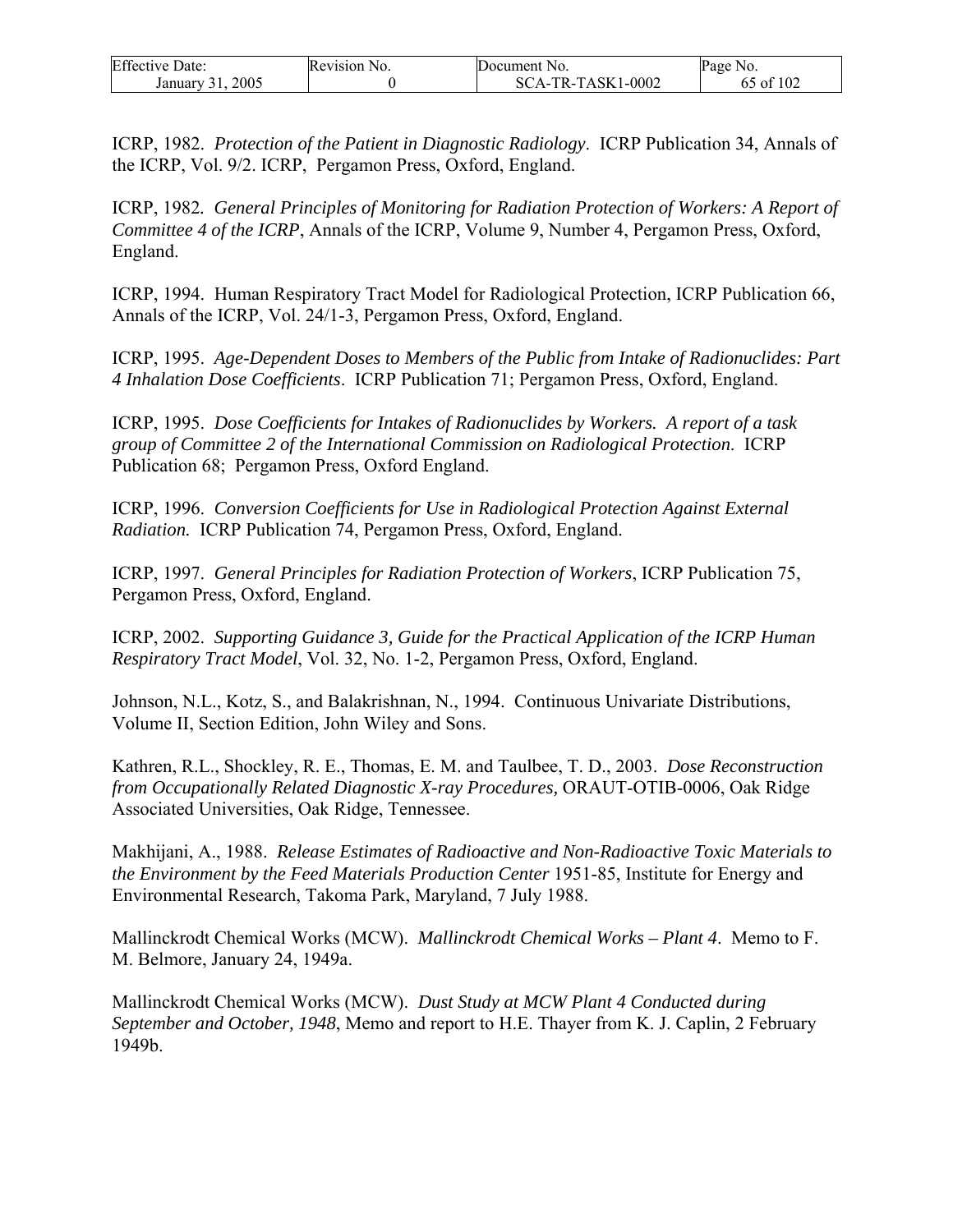ICRP, 1982. *Protection of the Patient in Diagnostic Radiology*. ICRP Publication 34, Annals of the ICRP, Vol. 9/2. ICRP, Pergamon Press, Oxford, England.

ICRP, 1982. *General Principles of Monitoring for Radiation Protection of Workers: A Report of Committee 4 of the ICRP*, Annals of the ICRP, Volume 9, Number 4, Pergamon Press, Oxford, England.

ICRP, 1994. Human Respiratory Tract Model for Radiological Protection, ICRP Publication 66, Annals of the ICRP, Vol. 24/1-3, Pergamon Press, Oxford, England.

ICRP, 1995. *Age-Dependent Doses to Members of the Public from Intake of Radionuclides: Part 4 Inhalation Dose Coefficients*. ICRP Publication 71; Pergamon Press, Oxford, England.

ICRP, 1995. *Dose Coefficients for Intakes of Radionuclides by Workers. A report of a task group of Committee 2 of the International Commission on Radiological Protection.* ICRP Publication 68; Pergamon Press, Oxford England.

ICRP, 1996. *Conversion Coefficients for Use in Radiological Protection Against External Radiation.* ICRP Publication 74, Pergamon Press, Oxford, England.

ICRP, 1997. *General Principles for Radiation Protection of Workers*, ICRP Publication 75, Pergamon Press, Oxford, England.

ICRP, 2002. *Supporting Guidance 3, Guide for the Practical Application of the ICRP Human Respiratory Tract Model*, Vol. 32, No. 1-2, Pergamon Press, Oxford, England.

Johnson, N.L., Kotz, S., and Balakrishnan, N., 1994. Continuous Univariate Distributions, Volume II, Section Edition, John Wiley and Sons.

Kathren, R.L., Shockley, R. E., Thomas, E. M. and Taulbee, T. D., 2003. *Dose Reconstruction from Occupationally Related Diagnostic X-ray Procedures,* ORAUT-OTIB-0006, Oak Ridge Associated Universities, Oak Ridge, Tennessee.

Makhijani, A., 1988. *Release Estimates of Radioactive and Non-Radioactive Toxic Materials to the Environment by the Feed Materials Production Center* 1951-85, Institute for Energy and Environmental Research, Takoma Park, Maryland, 7 July 1988.

Mallinckrodt Chemical Works (MCW). *Mallinckrodt Chemical Works – Plant 4*. Memo to F. M. Belmore, January 24, 1949a.

Mallinckrodt Chemical Works (MCW). *Dust Study at MCW Plant 4 Conducted during September and October, 1948*, Memo and report to H.E. Thayer from K. J. Caplin, 2 February 1949b.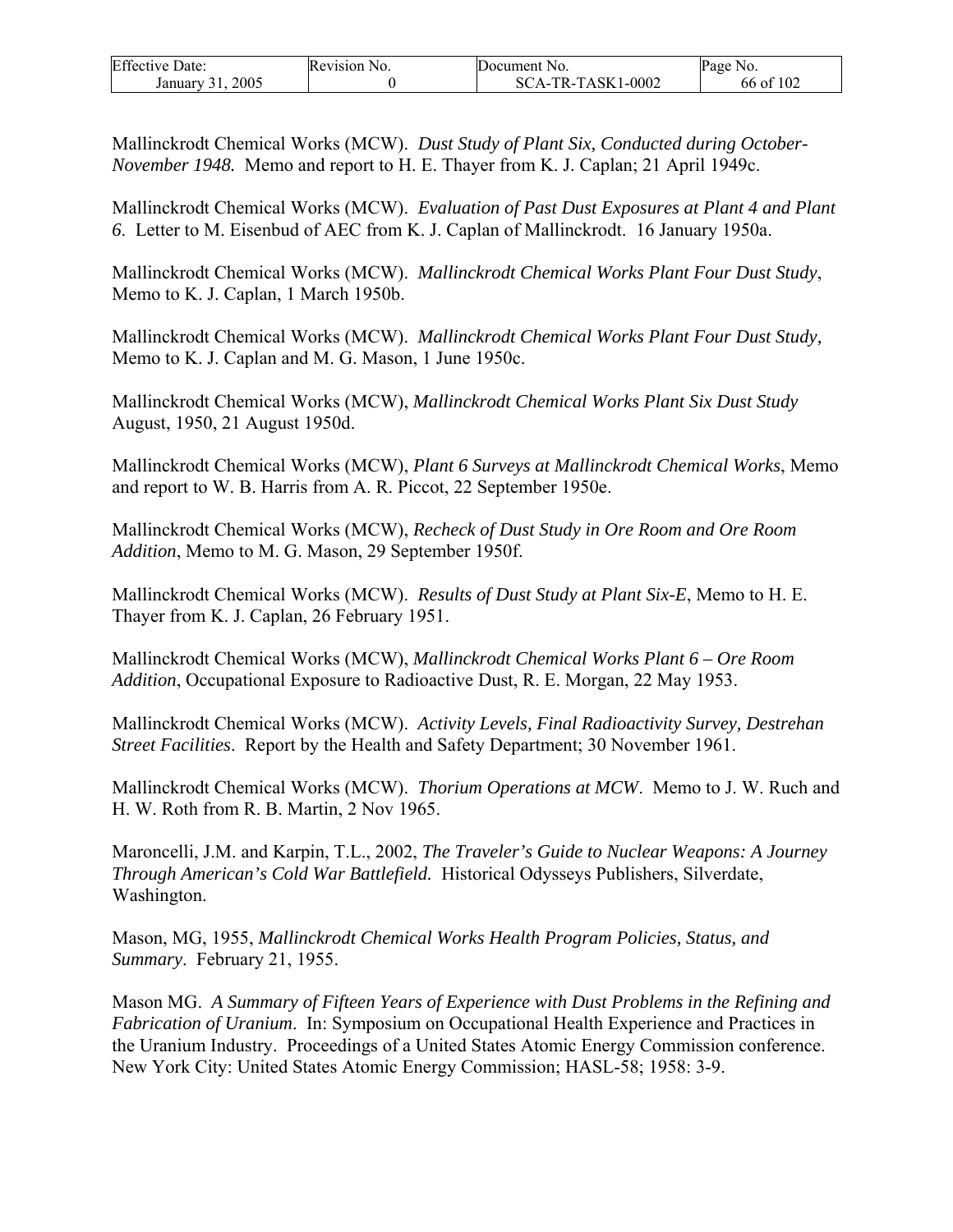Mallinckrodt Chemical Works (MCW). *Dust Study of Plant Six, Conducted during October-November 1948.* Memo and report to H. E. Thayer from K. J. Caplan; 21 April 1949c.

Mallinckrodt Chemical Works (MCW). *Evaluation of Past Dust Exposures at Plant 4 and Plant 6*. Letter to M. Eisenbud of AEC from K. J. Caplan of Mallinckrodt. 16 January 1950a.

Mallinckrodt Chemical Works (MCW). *Mallinckrodt Chemical Works Plant Four Dust Study*, Memo to K. J. Caplan, 1 March 1950b.

Mallinckrodt Chemical Works (MCW). *Mallinckrodt Chemical Works Plant Four Dust Study,* Memo to K. J. Caplan and M. G. Mason, 1 June 1950c.

Mallinckrodt Chemical Works (MCW), *Mallinckrodt Chemical Works Plant Six Dust Study* August, 1950, 21 August 1950d.

Mallinckrodt Chemical Works (MCW), *Plant 6 Surveys at Mallinckrodt Chemical Works*, Memo and report to W. B. Harris from A. R. Piccot, 22 September 1950e.

Mallinckrodt Chemical Works (MCW), *Recheck of Dust Study in Ore Room and Ore Room Addition*, Memo to M. G. Mason, 29 September 1950f.

Mallinckrodt Chemical Works (MCW). *Results of Dust Study at Plant Six-E*, Memo to H. E. Thayer from K. J. Caplan, 26 February 1951.

Mallinckrodt Chemical Works (MCW), *Mallinckrodt Chemical Works Plant 6 – Ore Room Addition*, Occupational Exposure to Radioactive Dust, R. E. Morgan, 22 May 1953.

Mallinckrodt Chemical Works (MCW). *Activity Levels, Final Radioactivity Survey, Destrehan Street Facilities*. Report by the Health and Safety Department; 30 November 1961.

Mallinckrodt Chemical Works (MCW). *Thorium Operations at MCW*. Memo to J. W. Ruch and H. W. Roth from R. B. Martin, 2 Nov 1965.

Maroncelli, J.M. and Karpin, T.L., 2002, *The Traveler's Guide to Nuclear Weapons: A Journey Through American's Cold War Battlefield.* Historical Odysseys Publishers, Silverdate, Washington.

Mason, MG, 1955, *Mallinckrodt Chemical Works Health Program Policies, Status, and Summary*. February 21, 1955.

Mason MG. *A Summary of Fifteen Years of Experience with Dust Problems in the Refining and Fabrication of Uranium*. In: Symposium on Occupational Health Experience and Practices in the Uranium Industry. Proceedings of a United States Atomic Energy Commission conference. New York City: United States Atomic Energy Commission; HASL-58; 1958: 3-9.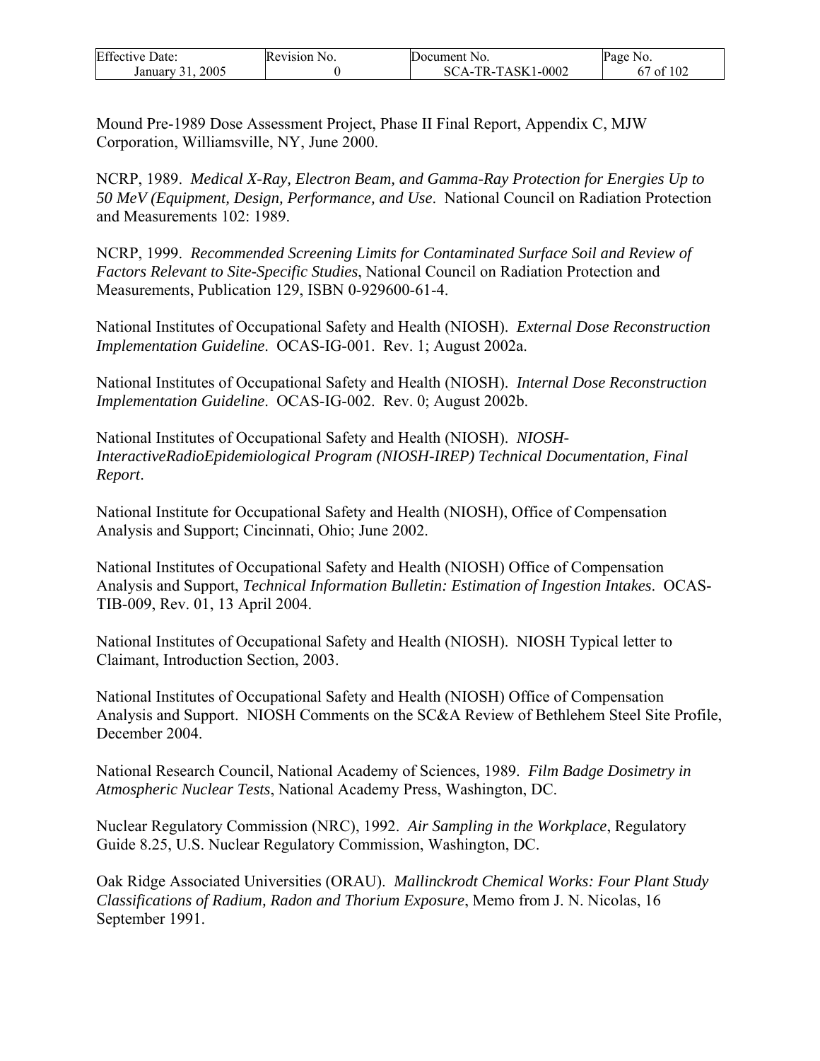Mound Pre-1989 Dose Assessment Project, Phase II Final Report, Appendix C, MJW Corporation, Williamsville, NY, June 2000.

NCRP, 1989. *Medical X-Ray, Electron Beam, and Gamma-Ray Protection for Energies Up to 50 MeV (Equipment, Design, Performance, and Use*. National Council on Radiation Protection and Measurements 102: 1989.

NCRP, 1999. *Recommended Screening Limits for Contaminated Surface Soil and Review of Factors Relevant to Site-Specific Studies*, National Council on Radiation Protection and Measurements, Publication 129, ISBN 0-929600-61-4.

National Institutes of Occupational Safety and Health (NIOSH). *External Dose Reconstruction Implementation Guideline*. OCAS-IG-001. Rev. 1; August 2002a.

National Institutes of Occupational Safety and Health (NIOSH). *Internal Dose Reconstruction Implementation Guideline*. OCAS-IG-002. Rev. 0; August 2002b.

National Institutes of Occupational Safety and Health (NIOSH). *NIOSH-InteractiveRadioEpidemiological Program (NIOSH-IREP) Technical Documentation, Final Report*.

National Institute for Occupational Safety and Health (NIOSH), Office of Compensation Analysis and Support; Cincinnati, Ohio; June 2002.

National Institutes of Occupational Safety and Health (NIOSH) Office of Compensation Analysis and Support, *Technical Information Bulletin: Estimation of Ingestion Intakes*. OCAS-TIB-009, Rev. 01, 13 April 2004.

National Institutes of Occupational Safety and Health (NIOSH). NIOSH Typical letter to Claimant, Introduction Section, 2003.

National Institutes of Occupational Safety and Health (NIOSH) Office of Compensation Analysis and Support. NIOSH Comments on the SC&A Review of Bethlehem Steel Site Profile, December 2004.

National Research Council, National Academy of Sciences, 1989. *Film Badge Dosimetry in Atmospheric Nuclear Tests*, National Academy Press, Washington, DC.

Nuclear Regulatory Commission (NRC), 1992. *Air Sampling in the Workplace*, Regulatory Guide 8.25, U.S. Nuclear Regulatory Commission, Washington, DC.

Oak Ridge Associated Universities (ORAU). *Mallinckrodt Chemical Works: Four Plant Study Classifications of Radium, Radon and Thorium Exposure*, Memo from J. N. Nicolas, 16 September 1991.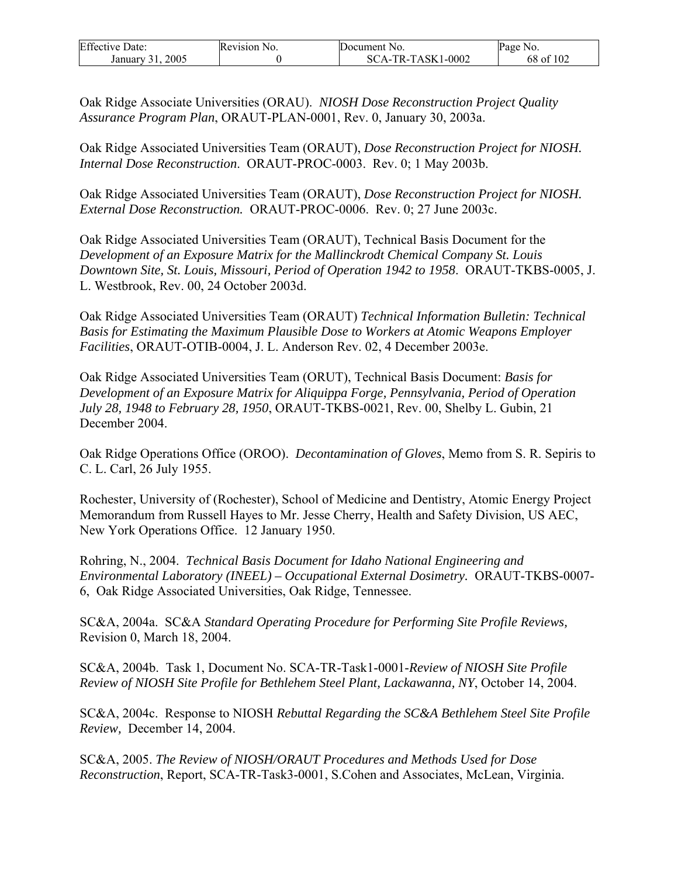Oak Ridge Associate Universities (ORAU). *NIOSH Dose Reconstruction Project Quality Assurance Program Plan*, ORAUT-PLAN-0001, Rev. 0, January 30, 2003a.

Oak Ridge Associated Universities Team (ORAUT), *Dose Reconstruction Project for NIOSH. Internal Dose Reconstruction*. ORAUT-PROC-0003. Rev. 0; 1 May 2003b.

Oak Ridge Associated Universities Team (ORAUT), *Dose Reconstruction Project for NIOSH. External Dose Reconstruction.* ORAUT-PROC-0006. Rev. 0; 27 June 2003c.

Oak Ridge Associated Universities Team (ORAUT), Technical Basis Document for the *Development of an Exposure Matrix for the Mallinckrodt Chemical Company St. Louis Downtown Site, St. Louis, Missouri, Period of Operation 1942 to 1958*. ORAUT-TKBS-0005, J. L. Westbrook, Rev. 00, 24 October 2003d.

Oak Ridge Associated Universities Team (ORAUT) *Technical Information Bulletin: Technical Basis for Estimating the Maximum Plausible Dose to Workers at Atomic Weapons Employer Facilities*, ORAUT-OTIB-0004, J. L. Anderson Rev. 02, 4 December 2003e.

Oak Ridge Associated Universities Team (ORUT), Technical Basis Document: *Basis for Development of an Exposure Matrix for Aliquippa Forge, Pennsylvania, Period of Operation July 28, 1948 to February 28, 1950*, ORAUT-TKBS-0021, Rev. 00, Shelby L. Gubin, 21 December 2004.

Oak Ridge Operations Office (OROO). *Decontamination of Gloves*, Memo from S. R. Sepiris to C. L. Carl, 26 July 1955.

Rochester, University of (Rochester), School of Medicine and Dentistry, Atomic Energy Project Memorandum from Russell Hayes to Mr. Jesse Cherry, Health and Safety Division, US AEC, New York Operations Office. 12 January 1950.

Rohring, N., 2004. *Technical Basis Document for Idaho National Engineering and Environmental Laboratory (INEEL) – Occupational External Dosimetry*. ORAUT-TKBS-0007-6, Oak Ridge Associated Universities, Oak Ridge, Tennessee.

SC&A, 2004a. SC&A *Standard Operating Procedure for Performing Site Profile Reviews,* Revision 0, March 18, 2004.

SC&A, 2004b. Task 1, Document No. SCA-TR-Task1-0001-*Review of NIOSH Site Profile Review of NIOSH Site Profile for Bethlehem Steel Plant, Lackawanna, NY*, October 14, 2004.

SC&A, 2004c. Response to NIOSH *Rebuttal Regarding the SC&A Bethlehem Steel Site Profile Review,* December 14, 2004.

SC&A, 2005. *The Review of NIOSH/ORAUT Procedures and Methods Used for Dose Reconstruction*, Report, SCA-TR-Task3-0001, S.Cohen and Associates, McLean, Virginia.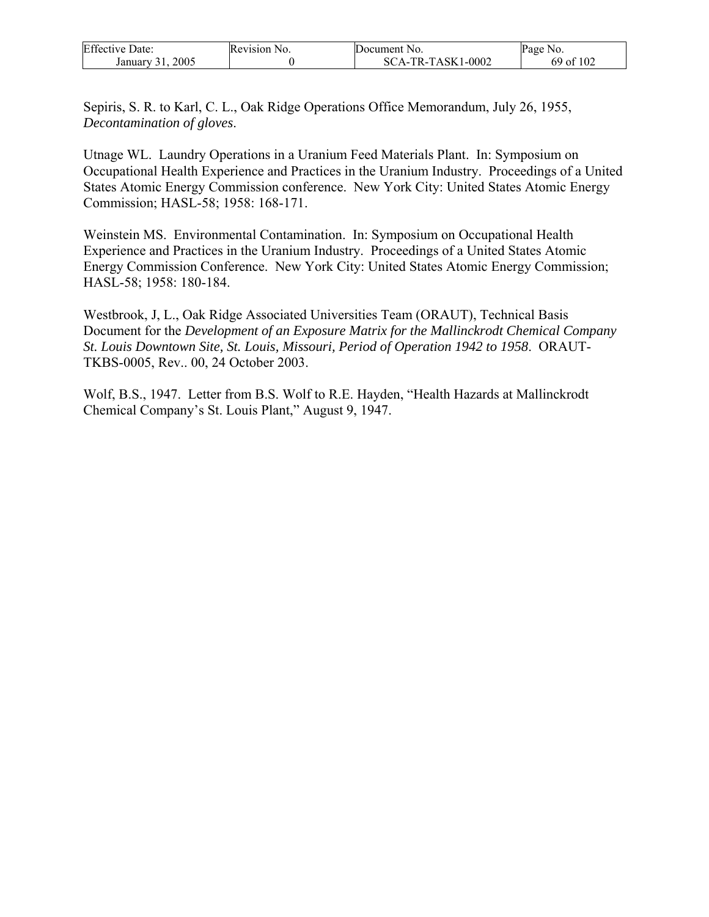Sepiris, S. R. to Karl, C. L., Oak Ridge Operations Office Memorandum, July 26, 1955, *Decontamination of gloves*.

Utnage WL. Laundry Operations in a Uranium Feed Materials Plant. In: Symposium on Occupational Health Experience and Practices in the Uranium Industry. Proceedings of a United States Atomic Energy Commission conference. New York City: United States Atomic Energy Commission; HASL-58; 1958: 168-171.

Weinstein MS. Environmental Contamination. In: Symposium on Occupational Health Experience and Practices in the Uranium Industry. Proceedings of a United States Atomic Energy Commission Conference. New York City: United States Atomic Energy Commission; HASL-58; 1958: 180-184.

Westbrook, J, L., Oak Ridge Associated Universities Team (ORAUT), Technical Basis Document for the *Development of an Exposure Matrix for the Mallinckrodt Chemical Company St. Louis Downtown Site, St. Louis, Missouri, Period of Operation 1942 to 1958*. ORAUT-TKBS-0005, Rev.. 00, 24 October 2003.

Wolf, B.S., 1947. Letter from B.S. Wolf to R.E. Hayden, "Health Hazards at Mallinckrodt Chemical Company's St. Louis Plant," August 9, 1947.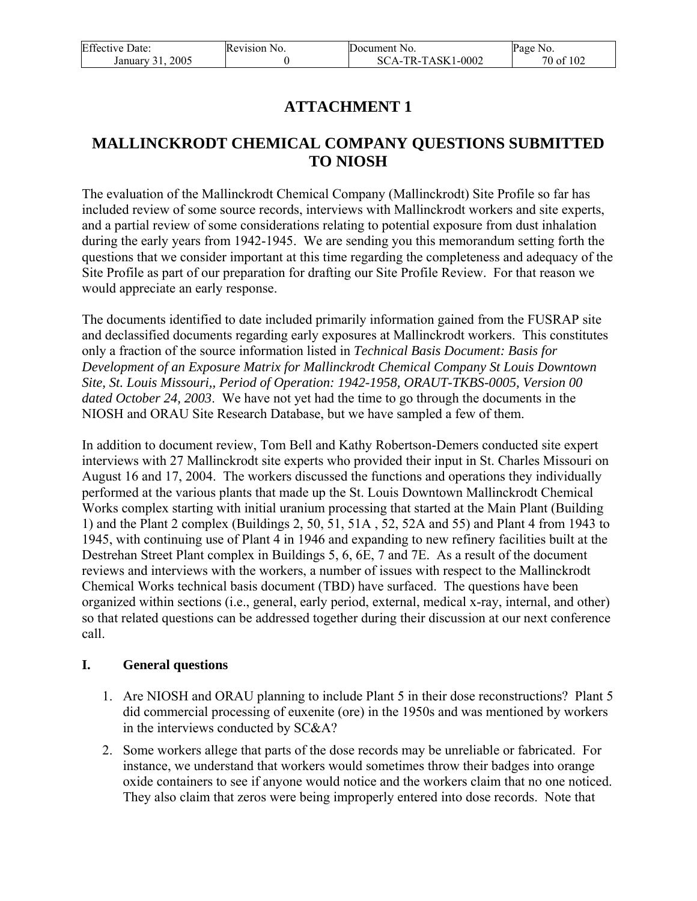# ATTACHMENT 1

# MALLINCKRODT CHEMICAL COMPANY QUESTIONS SUBMITTED TO NIOSH

The evaluation of the Mallinckrodt Chemical Company (Mallinckrodt) Site Profile so far has included review of some source records, interviews with Mallinckrodt workers and site experts, and a partial review of some considerations relating to potential exposure from dust inhalation during the early years from 1942-1945. We are sending you this memorandum setting forth the questions that we consider important at this time regarding the completeness and adequacy of the Site Profile as part of our preparation for drafting our Site Profile Review. For that reason we would appreciate an early response.

The documents identified to date included primarily information gained from the FUSRAP site and declassified documents regarding early exposures at Mallinckrodt workers. This constitutes only a fraction of the source information listed in *Technical Basis Document: Basis for Development of an Exposure Matrix for Mallinckrodt Chemical Company St Louis Downtown Site, St. Louis Missouri,, Period of Operation: 1942-1958, ORAUT-TKBS-0005, Version 00 dated October 24, 2003*. We have not yet had the time to go through the documents in the NIOSH and ORAU Site Research Database, but we have sampled a few of them.

In addition to document review, Tom Bell and Kathy Robertson-Demers conducted site expert interviews with 27 Mallinckrodt site experts who provided their input in St. Charles Missouri on August 16 and 17, 2004. The workers discussed the functions and operations they individually performed at the various plants that made up the St. Louis Downtown Mallinckrodt Chemical Works complex starting with initial uranium processing that started at the Main Plant (Building 1) and the Plant 2 complex (Buildings 2, 50, 51, 51A , 52, 52A and 55) and Plant 4 from 1943 to 1945, with continuing use of Plant 4 in 1946 and expanding to new refinery facilities built at the Destrehan Street Plant complex in Buildings 5, 6, 6E, 7 and 7E. As a result of the document reviews and interviews with the workers, a number of issues with respect to the Mallinckrodt Chemical Works technical basis document (TBD) have surfaced. The questions have been organized within sections (i.e., general, early period, external, medical x-ray, internal, and other) so that related questions can be addressed together during their discussion at our next conference call.

## I. General questions

1. Are NIOSH and ORAU planning to include Plant 5 in their dose reconstructions? Plant 5 did commercial processing of euxenite (ore) in the 1950s and was mentioned by workers in the interviews conducted by SC&A?

2. Some workers allege that parts of the dose records may be unreliable or fabricated. For instance, we understand that workers would sometimes throw their badges into orange oxide containers to see if anyone would notice and the workers claim that no one noticed. They also claim that zeros were being improperly entered into dose records. Note that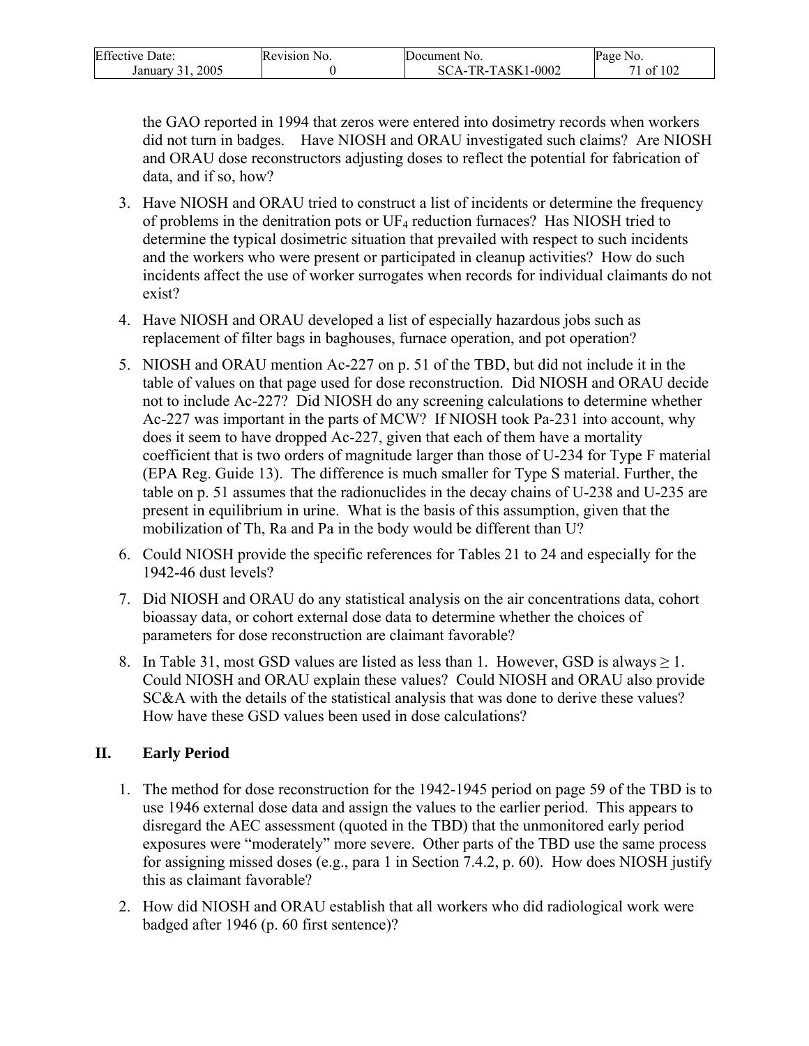the GAO reported in 1994 that zeros were entered into dosimetry records when workers did not turn in badges. Have NIOSH and ORAU investigated such claims? Are NIOSH and ORAU dose reconstructors adjusting doses to reflect the potential for fabrication of data, and if so, how?

3. Have NIOSH and ORAU tried to construct a list of incidents or determine the frequency of problems in the denitration pots or $UF_4$ reduction furnaces? Has NIOSH tried to determine the typical dosimetric situation that prevailed with respect to such incidents and the workers who were present or participated in cleanup activities? How do such incidents affect the use of worker surrogates when records for individual claimants do not exist?

4. Have NIOSH and ORAU developed a list of especially hazardous jobs such as replacement of filter bags in baghouses, furnace operation, and pot operation?

5. NIOSH and ORAU mention Ac-227 on p. 51 of the TBD, but did not include it in the table of values on that page used for dose reconstruction. Did NIOSH and ORAU decide not to include Ac-227? Did NIOSH do any screening calculations to determine whether Ac-227 was important in the parts of MCW? If NIOSH took Pa-231 into account, why does it seem to have dropped Ac-227, given that each of them have a mortality coefficient that is two orders of magnitude larger than those of U-234 for Type F material (EPA Reg. Guide 13). The difference is much smaller for Type S material. Further, the table on p. 51 assumes that the radionuclides in the decay chains of U-238 and U-235 are present in equilibrium in urine. What is the basis of this assumption, given that the mobilization of Th, Ra and Pa in the body would be different than U?

6. Could NIOSH provide the specific references for Tables 21 to 24 and especially for the 1942-46 dust levels?

7. Did NIOSH and ORAU do any statistical analysis on the air concentrations data, cohort bioassay data, or cohort external dose data to determine whether the choices of parameters for dose reconstruction are claimant favorable?

8. In Table 31, most GSD values are listed as less than 1. However, GSD is always $\geq 1$. Could NIOSH and ORAU explain these values? Could NIOSH and ORAU also provide SC&A with the details of the statistical analysis that was done to derive these values? How have these GSD values been used in dose calculations?

## II. Early Period

1. The method for dose reconstruction for the 1942-1945 period on page 59 of the TBD is to use 1946 external dose data and assign the values to the earlier period. This appears to disregard the AEC assessment (quoted in the TBD) that the unmonitored early period exposures were "moderately" more severe. Other parts of the TBD use the same process for assigning missed doses (e.g., para 1 in Section 7.4.2, p. 60). How does NIOSH justify this as claimant favorable?

2. How did NIOSH and ORAU establish that all workers who did radiological work were badged after 1946 (p. 60 first sentence)?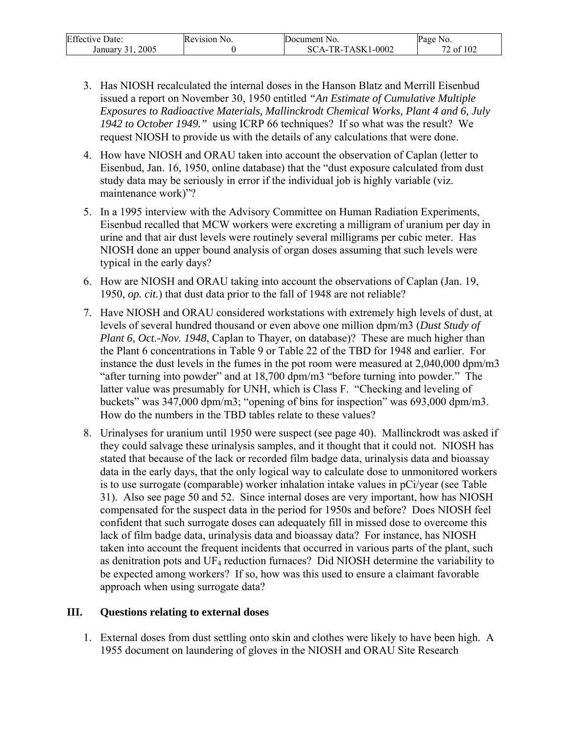3. Has NIOSH recalculated the internal doses in the Hanson Blatz and Merrill Eisenbud issued a report on November 30, 1950 entitled *"An Estimate of Cumulative Multiple Exposures to Radioactive Materials, Mallinckrodt Chemical Works, Plant 4 and 6, July 1942 to October 1949."* using ICRP 66 techniques? If so what was the result? We request NIOSH to provide us with the details of any calculations that were done.

4. How have NIOSH and ORAU taken into account the observation of Caplan (letter to Eisenbud, Jan. 16, 1950, online database) that the "dust exposure calculated from dust study data may be seriously in error if the individual job is highly variable (viz. maintenance work)"?

5. In a 1995 interview with the Advisory Committee on Human Radiation Experiments, Eisenbud recalled that MCW workers were excreting a milligram of uranium per day in urine and that air dust levels were routinely several milligrams per cubic meter. Has NIOSH done an upper bound analysis of organ doses assuming that such levels were typical in the early days?

6. How are NIOSH and ORAU taking into account the observations of Caplan (Jan. 19, 1950, *op. cit.*) that dust data prior to the fall of 1948 are not reliable?

7. Have NIOSH and ORAU considered workstations with extremely high levels of dust, at levels of several hundred thousand or even above one million dpm/m3 (*Dust Study of Plant 6, Oct.-Nov. 1948*, Caplan to Thayer, on database)? These are much higher than the Plant 6 concentrations in Table 9 or Table 22 of the TBD for 1948 and earlier. For instance the dust levels in the fumes in the pot room were measured at 2,040,000 dpm/m3 "after turning into powder" and at 18,700 dpm/m3 "before turning into powder." The latter value was presumably for UNH, which is Class F. "Checking and leveling of buckets" was 347,000 dpm/m3; "opening of bins for inspection" was 693,000 dpm/m3. How do the numbers in the TBD tables relate to these values?

8. Urinalyses for uranium until 1950 were suspect (see page 40). Mallinckrodt was asked if they could salvage these urinalysis samples, and it thought that it could not. NIOSH has stated that because of the lack or recorded film badge data, urinalysis data and bioassay data in the early days, that the only logical way to calculate dose to unmonitored workers is to use surrogate (comparable) worker inhalation intake values in pCi/year (see Table 31). Also see page 50 and 52. Since internal doses are very important, how has NIOSH compensated for the suspect data in the period for 1950s and before? Does NIOSH feel confident that such surrogate doses can adequately fill in missed dose to overcome this lack of film badge data, urinalysis data and bioassay data? For instance, has NIOSH taken into account the frequent incidents that occurred in various parts of the plant, such as denitration pots and $UF_4$ reduction furnaces? Did NIOSH determine the variability to be expected among workers? If so, how was this used to ensure a claimant favorable approach when using surrogate data?

## III. Questions relating to external doses

1. External doses from dust settling onto skin and clothes were likely to have been high. A 1955 document on laundering of gloves in the NIOSH and ORAU Site Research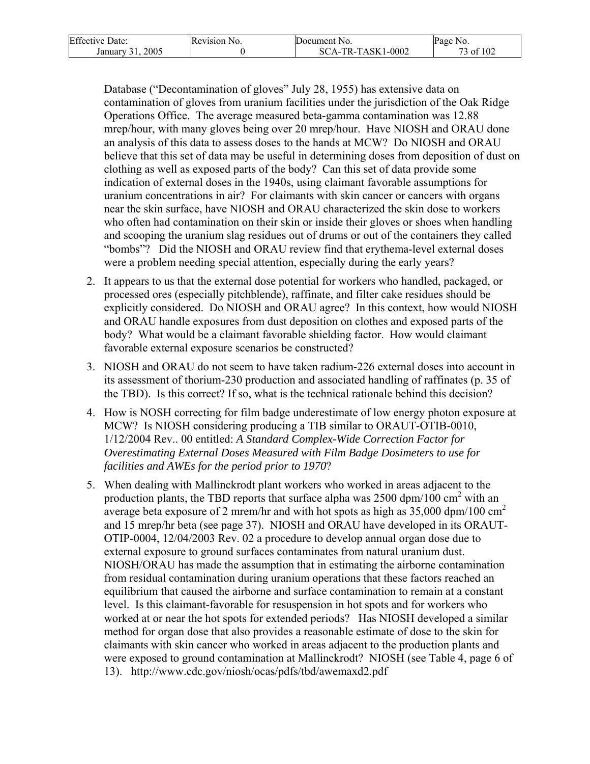Database ("Decontamination of gloves" July 28, 1955) has extensive data on contamination of gloves from uranium facilities under the jurisdiction of the Oak Ridge Operations Office. The average measured beta-gamma contamination was 12.88 mrep/hour, with many gloves being over 20 mrep/hour. Have NIOSH and ORAU done an analysis of this data to assess doses to the hands at MCW? Do NIOSH and ORAU believe that this set of data may be useful in determining doses from deposition of dust on clothing as well as exposed parts of the body? Can this set of data provide some indication of external doses in the 1940s, using claimant favorable assumptions for uranium concentrations in air? For claimants with skin cancer or cancers with organs near the skin surface, have NIOSH and ORAU characterized the skin dose to workers who often had contamination on their skin or inside their gloves or shoes when handling and scooping the uranium slag residues out of drums or out of the containers they called "bombs"? Did the NIOSH and ORAU review find that erythema-level external doses were a problem needing special attention, especially during the early years?

2. It appears to us that the external dose potential for workers who handled, packaged, or processed ores (especially pitchblende), raffinate, and filter cake residues should be explicitly considered. Do NIOSH and ORAU agree? In this context, how would NIOSH and ORAU handle exposures from dust deposition on clothes and exposed parts of the body? What would be a claimant favorable shielding factor. How would claimant favorable external exposure scenarios be constructed?

3. NIOSH and ORAU do not seem to have taken radium-226 external doses into account in its assessment of thorium-230 production and associated handling of raffinates (p. 35 of the TBD). Is this correct? If so, what is the technical rationale behind this decision?

4. How is NOSH correcting for film badge underestimate of low energy photon exposure at MCW? Is NIOSH considering producing a TIB similar to ORAUT-OTIB-0010, 1/12/2004 Rev.. 00 entitled: *A Standard Complex-Wide Correction Factor for Overestimating External Doses Measured with Film Badge Dosimeters to use for facilities and AWEs for the period prior to 1970*?

5. When dealing with Mallinckrodt plant workers who worked in areas adjacent to the production plants, the TBD reports that surface alpha was 2500 dpm/100 $cm^2$ with an average beta exposure of 2 mrem/hr and with hot spots as high as 35,000 dpm/100 $cm^2$ and 15 mrep/hr beta (see page 37). NIOSH and ORAU have developed in its ORAUT-OTIP-0004, 12/04/2003 Rev. 02 a procedure to develop annual organ dose due to external exposure to ground surfaces contaminates from natural uranium dust. NIOSH/ORAU has made the assumption that in estimating the airborne contamination from residual contamination during uranium operations that these factors reached an equilibrium that caused the airborne and surface contamination to remain at a constant level. Is this claimant-favorable for resuspension in hot spots and for workers who worked at or near the hot spots for extended periods? Has NIOSH developed a similar method for organ dose that also provides a reasonable estimate of dose to the skin for claimants with skin cancer who worked in areas adjacent to the production plants and were exposed to ground contamination at Mallinckrodt? NIOSH (see Table 4, page 6 of 13). http://www.cdc.gov/niosh/ocas/pdfs/tbd/awemaxd2.pdf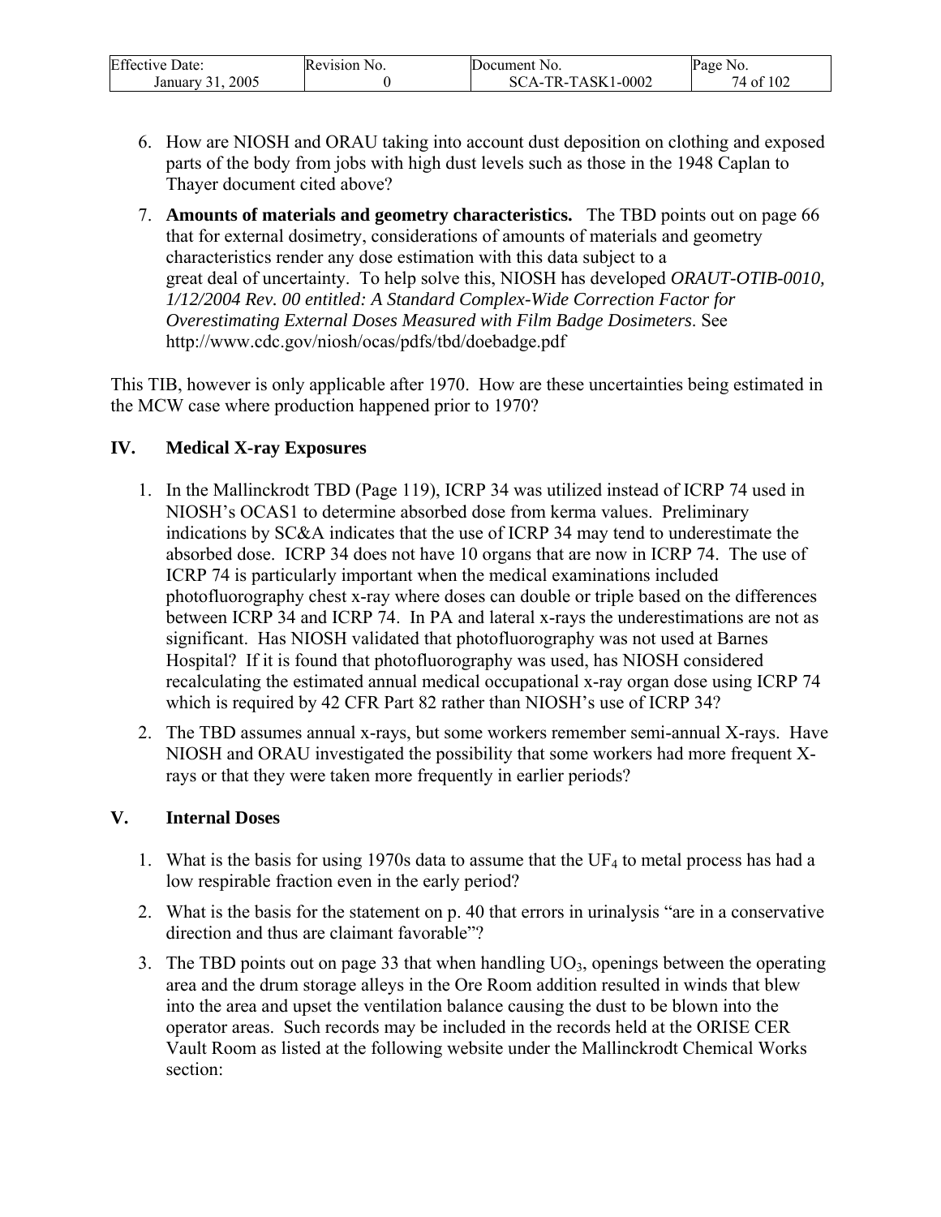6. How are NIOSH and ORAU taking into account dust deposition on clothing and exposed parts of the body from jobs with high dust levels such as those in the 1948 Caplan to Thayer document cited above?

7. **Amounts of materials and geometry characteristics.** The TBD points out on page 66 that for external dosimetry, considerations of amounts of materials and geometry characteristics render any dose estimation with this data subject to a great deal of uncertainty. To help solve this, NIOSH has developed *ORAUT-OTIB-0010, 1/12/2004 Rev. 00 entitled: A Standard Complex-Wide Correction Factor for Overestimating External Doses Measured with Film Badge Dosimeters*. See http://www.cdc.gov/niosh/ocas/pdfs/tbd/doebadge.pdf

This TIB, however is only applicable after 1970. How are these uncertainties being estimated in the MCW case where production happened prior to 1970?

## IV. Medical X-ray Exposures

1. In the Mallinckrodt TBD (Page 119), ICRP 34 was utilized instead of ICRP 74 used in NIOSH's OCAS1 to determine absorbed dose from kerma values. Preliminary indications by SC&A indicates that the use of ICRP 34 may tend to underestimate the absorbed dose. ICRP 34 does not have 10 organs that are now in ICRP 74. The use of ICRP 74 is particularly important when the medical examinations included photofluorography chest x-ray where doses can double or triple based on the differences between ICRP 34 and ICRP 74. In PA and lateral x-rays the underestimations are not as significant. Has NIOSH validated that photofluorography was not used at Barnes Hospital? If it is found that photofluorography was used, has NIOSH considered recalculating the estimated annual medical occupational x-ray organ dose using ICRP 74 which is required by 42 CFR Part 82 rather than NIOSH's use of ICRP 34?

2. The TBD assumes annual x-rays, but some workers remember semi-annual X-rays. Have NIOSH and ORAU investigated the possibility that some workers had more frequent X-rays or that they were taken more frequently in earlier periods?

## V. Internal Doses

1. What is the basis for using 1970s data to assume that the $UF_4$ to metal process has had a low respirable fraction even in the early period?

2. What is the basis for the statement on p. 40 that errors in urinalysis "are in a conservative direction and thus are claimant favorable"?

3. The TBD points out on page 33 that when handling $UO_3$, openings between the operating area and the drum storage alleys in the Ore Room addition resulted in winds that blew into the area and upset the ventilation balance causing the dust to be blown into the operator areas. Such records may be included in the records held at the ORISE CER Vault Room as listed at the following website under the Mallinckrodt Chemical Works section: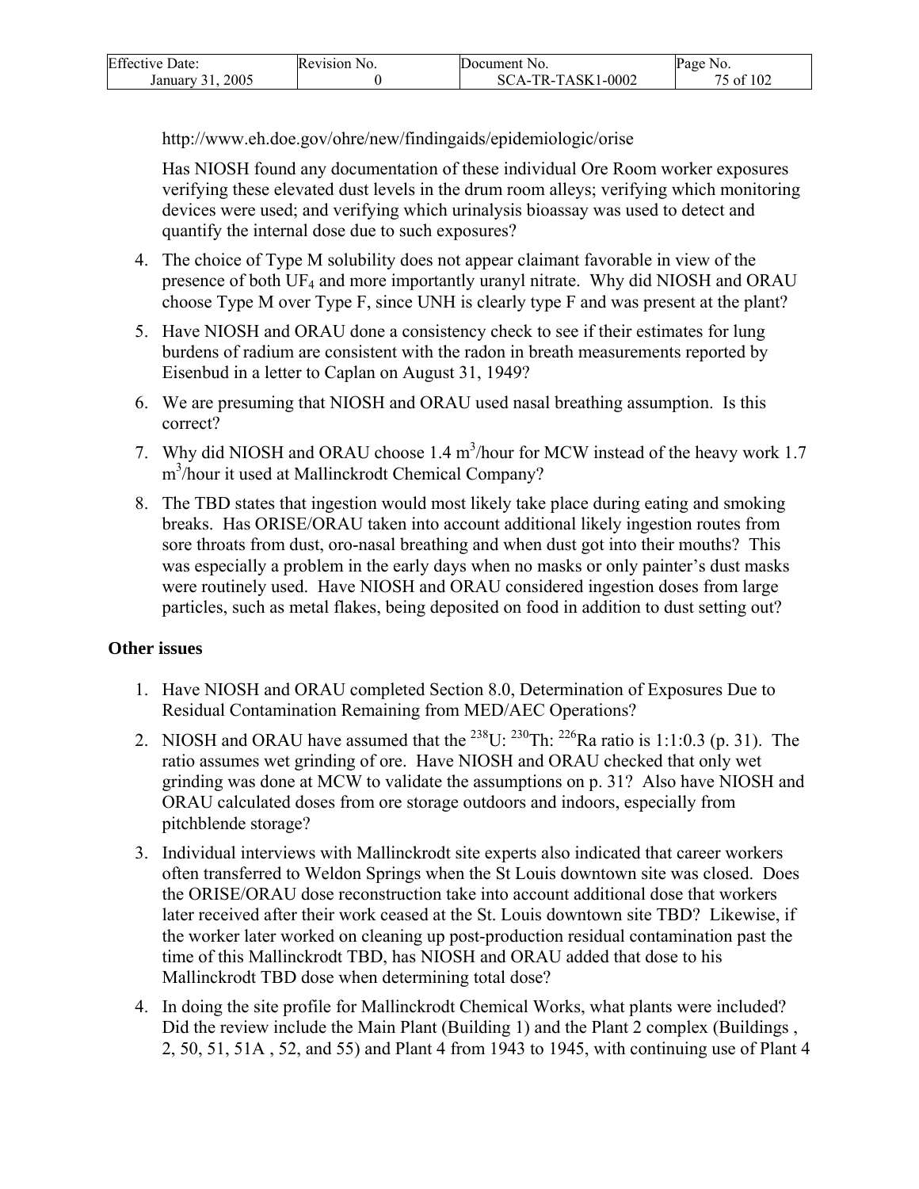http://www.eh.doe.gov/ohre/new/findingaids/epidemiologic/orise

Has NIOSH found any documentation of these individual Ore Room worker exposures verifying these elevated dust levels in the drum room alleys; verifying which monitoring devices were used; and verifying which urinalysis bioassay was used to detect and quantify the internal dose due to such exposures?

4. The choice of Type M solubility does not appear claimant favorable in view of the presence of both $UF_4$ and more importantly uranyl nitrate. Why did NIOSH and ORAU choose Type M over Type F, since UNH is clearly type F and was present at the plant?
5. Have NIOSH and ORAU done a consistency check to see if their estimates for lung burdens of radium are consistent with the radon in breath measurements reported by Eisenbud in a letter to Caplan on August 31, 1949?
6. We are presuming that NIOSH and ORAU used nasal breathing assumption. Is this correct?
7. Why did NIOSH and ORAU choose 1.4 $m^3$/hour for MCW instead of the heavy work 1.7 $m^3$/hour it used at Mallinckrodt Chemical Company?
8. The TBD states that ingestion would most likely take place during eating and smoking breaks. Has ORISE/ORAU taken into account additional likely ingestion routes from sore throats from dust, oro-nasal breathing and when dust got into their mouths? This was especially a problem in the early days when no masks or only painter's dust masks were routinely used. Have NIOSH and ORAU considered ingestion doses from large particles, such as metal flakes, being deposited on food in addition to dust setting out?

**Other issues**

1. Have NIOSH and ORAU completed Section 8.0, Determination of Exposures Due to Residual Contamination Remaining from MED/AEC Operations?
2. NIOSH and ORAU have assumed that the $^{238}U$: $^{230}Th$: $^{226}Ra$ ratio is 1:1:0.3 (p. 31). The ratio assumes wet grinding of ore. Have NIOSH and ORAU checked that only wet grinding was done at MCW to validate the assumptions on p. 31? Also have NIOSH and ORAU calculated doses from ore storage outdoors and indoors, especially from pitchblende storage?
3. Individual interviews with Mallinckrodt site experts also indicated that career workers often transferred to Weldon Springs when the St Louis downtown site was closed. Does the ORISE/ORAU dose reconstruction take into account additional dose that workers later received after their work ceased at the St. Louis downtown site TBD? Likewise, if the worker later worked on cleaning up post-production residual contamination past the time of this Mallinckrodt TBD, has NIOSH and ORAU added that dose to his Mallinckrodt TBD dose when determining total dose?
4. In doing the site profile for Mallinckrodt Chemical Works, what plants were included? Did the review include the Main Plant (Building 1) and the Plant 2 complex (Buildings , 2, 50, 51, 51A , 52, and 55) and Plant 4 from 1943 to 1945, with continuing use of Plant 4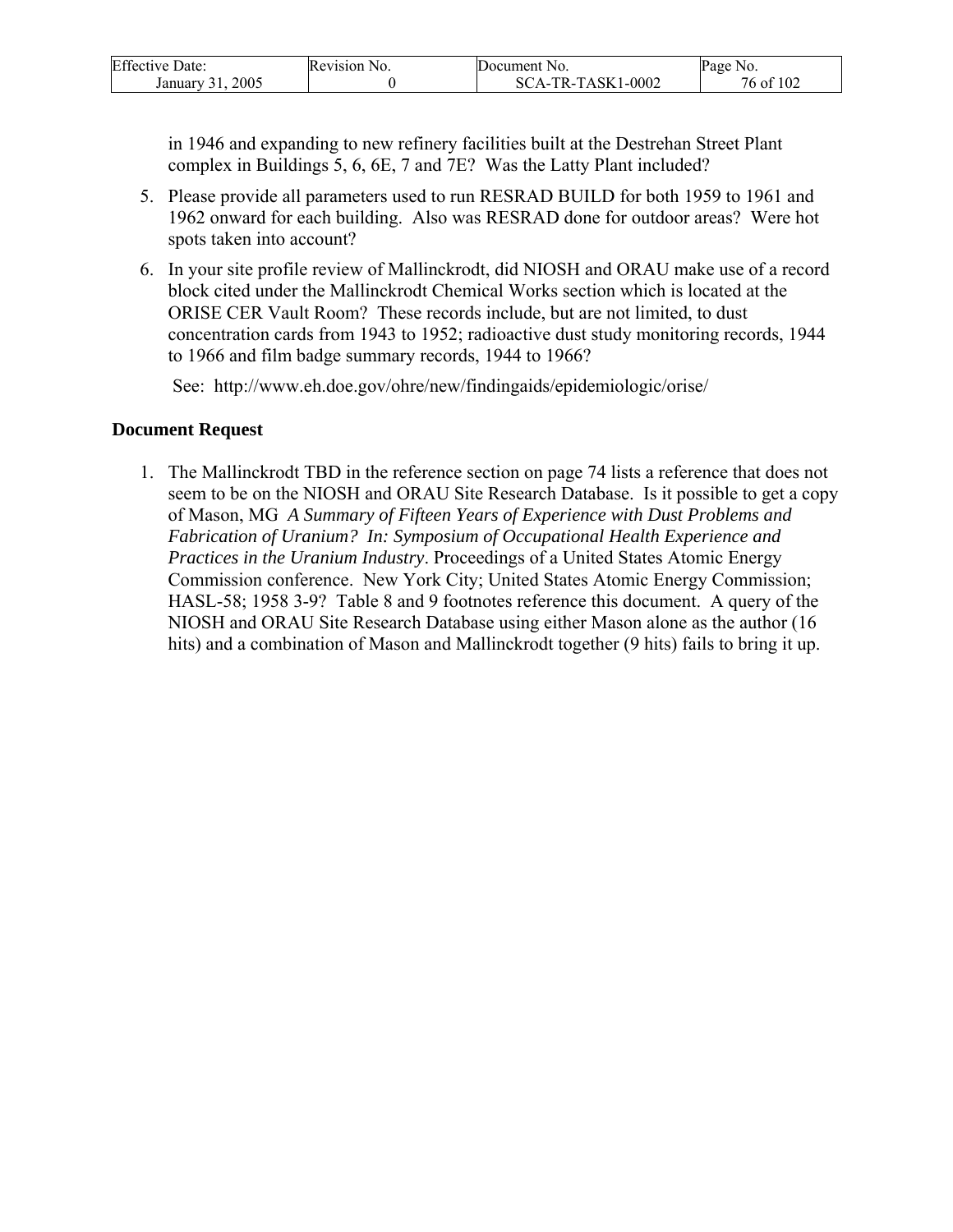in 1946 and expanding to new refinery facilities built at the Destrehan Street Plant complex in Buildings 5, 6, 6E, 7 and 7E? Was the Latty Plant included?

5. Please provide all parameters used to run RESRAD BUILD for both 1959 to 1961 and 1962 onward for each building. Also was RESRAD done for outdoor areas? Were hot spots taken into account?

6. In your site profile review of Mallinckrodt, did NIOSH and ORAU make use of a record block cited under the Mallinckrodt Chemical Works section which is located at the ORISE CER Vault Room? These records include, but are not limited, to dust concentration cards from 1943 to 1952; radioactive dust study monitoring records, 1944 to 1966 and film badge summary records, 1944 to 1966?

   See: http://www.eh.doe.gov/ohre/new/findingaids/epidemiologic/orise/

**Document Request**

1. The Mallinckrodt TBD in the reference section on page 74 lists a reference that does not seem to be on the NIOSH and ORAU Site Research Database. Is it possible to get a copy of Mason, MG *A Summary of Fifteen Years of Experience with Dust Problems and Fabrication of Uranium? In: Symposium of Occupational Health Experience and Practices in the Uranium Industry*. Proceedings of a United States Atomic Energy Commission conference. New York City; United States Atomic Energy Commission; HASL-58; 1958 3-9? Table 8 and 9 footnotes reference this document. A query of the NIOSH and ORAU Site Research Database using either Mason alone as the author (16 hits) and a combination of Mason and Mallinckrodt together (9 hits) fails to bring it up.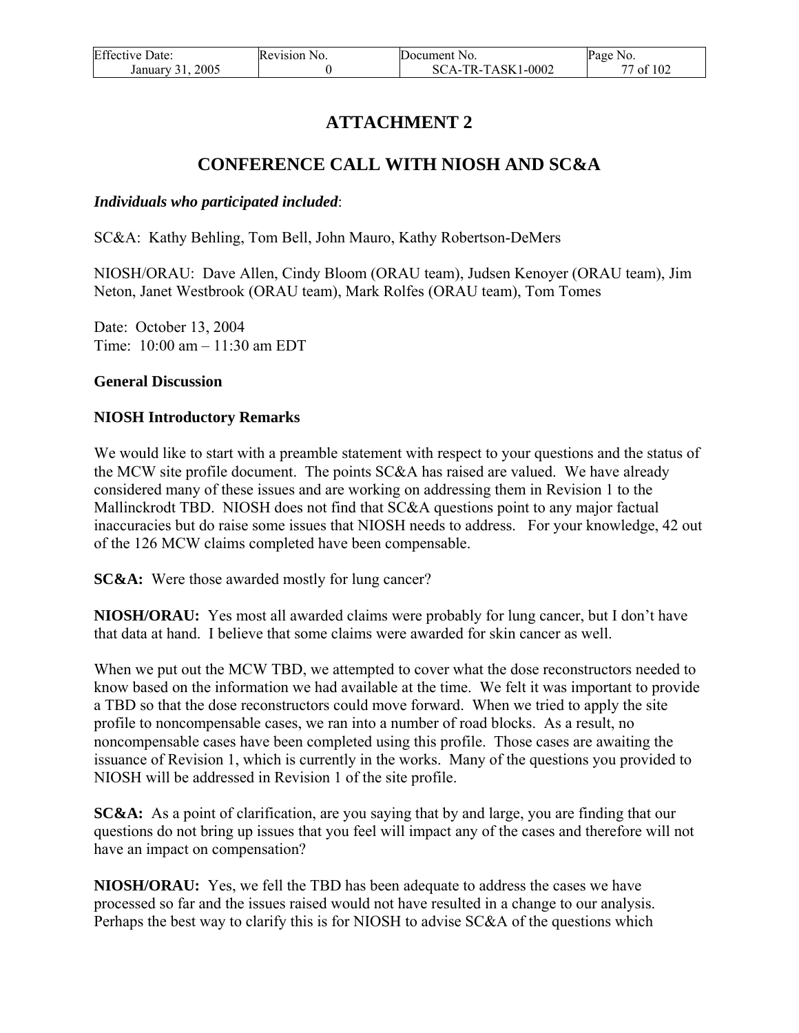# ATTACHMENT 2

## CONFERENCE CALL WITH NIOSH AND SC&A

***Individuals who participated included*:**

SC&A: Kathy Behling, Tom Bell, John Mauro, Kathy Robertson-DeMers

NIOSH/ORAU: Dave Allen, Cindy Bloom (ORAU team), Judsen Kenoyer (ORAU team), Jim Neton, Janet Westbrook (ORAU team), Mark Rolfes (ORAU team), Tom Tomes

Date: October 13, 2004
Time: 10:00 am – 11:30 am EDT

**General Discussion**

**NIOSH Introductory Remarks**

We would like to start with a preamble statement with respect to your questions and the status of the MCW site profile document. The points SC&A has raised are valued. We have already considered many of these issues and are working on addressing them in Revision 1 to the Mallinckrodt TBD. NIOSH does not find that SC&A questions point to any major factual inaccuracies but do raise some issues that NIOSH needs to address. For your knowledge, 42 out of the 126 MCW claims completed have been compensable.

**SC&A:** Were those awarded mostly for lung cancer?

**NIOSH/ORAU:** Yes most all awarded claims were probably for lung cancer, but I don't have that data at hand. I believe that some claims were awarded for skin cancer as well.

When we put out the MCW TBD, we attempted to cover what the dose reconstructors needed to know based on the information we had available at the time. We felt it was important to provide a TBD so that the dose reconstructors could move forward. When we tried to apply the site profile to noncompensable cases, we ran into a number of road blocks. As a result, no noncompensable cases have been completed using this profile. Those cases are awaiting the issuance of Revision 1, which is currently in the works. Many of the questions you provided to NIOSH will be addressed in Revision 1 of the site profile.

**SC&A:** As a point of clarification, are you saying that by and large, you are finding that our questions do not bring up issues that you feel will impact any of the cases and therefore will not have an impact on compensation?

**NIOSH/ORAU:** Yes, we fell the TBD has been adequate to address the cases we have processed so far and the issues raised would not have resulted in a change to our analysis. Perhaps the best way to clarify this is for NIOSH to advise SC&A of the questions which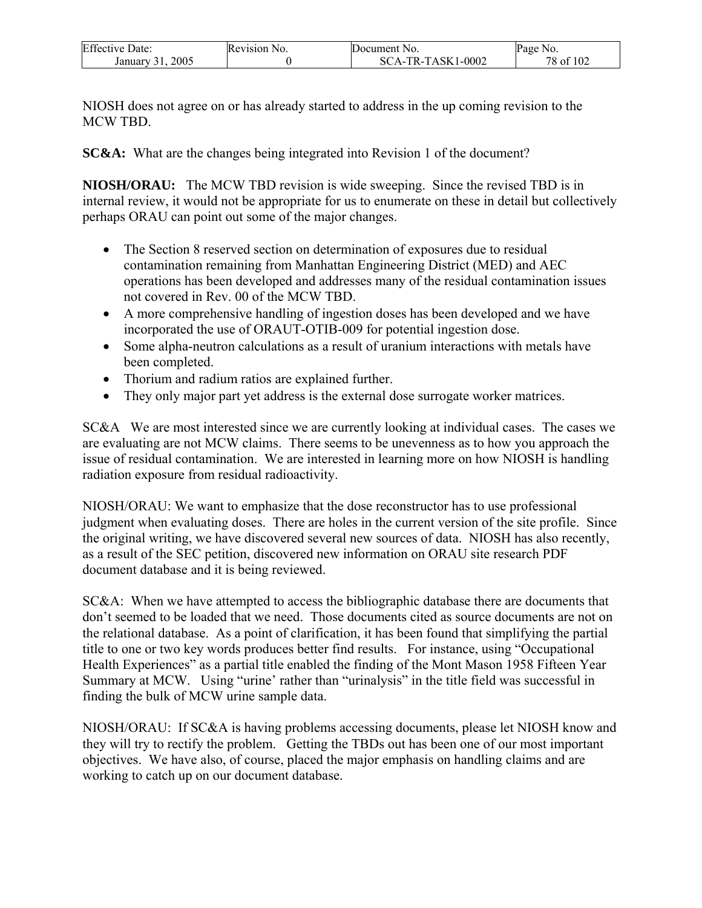NIOSH does not agree on or has already started to address in the up coming revision to the MCW TBD.

**SC&A:** What are the changes being integrated into Revision 1 of the document?

**NIOSH/ORAU:** The MCW TBD revision is wide sweeping. Since the revised TBD is in internal review, it would not be appropriate for us to enumerate on these in detail but collectively perhaps ORAU can point out some of the major changes.

- The Section 8 reserved section on determination of exposures due to residual contamination remaining from Manhattan Engineering District (MED) and AEC operations has been developed and addresses many of the residual contamination issues not covered in Rev. 00 of the MCW TBD.
- A more comprehensive handling of ingestion doses has been developed and we have incorporated the use of ORAUT-OTIB-009 for potential ingestion dose.
- Some alpha-neutron calculations as a result of uranium interactions with metals have been completed.
- Thorium and radium ratios are explained further.
- They only major part yet address is the external dose surrogate worker matrices.

SC&A We are most interested since we are currently looking at individual cases. The cases we are evaluating are not MCW claims. There seems to be unevenness as to how you approach the issue of residual contamination. We are interested in learning more on how NIOSH is handling radiation exposure from residual radioactivity.

NIOSH/ORAU: We want to emphasize that the dose reconstructor has to use professional judgment when evaluating doses. There are holes in the current version of the site profile. Since the original writing, we have discovered several new sources of data. NIOSH has also recently, as a result of the SEC petition, discovered new information on ORAU site research PDF document database and it is being reviewed.

SC&A: When we have attempted to access the bibliographic database there are documents that don't seemed to be loaded that we need. Those documents cited as source documents are not on the relational database. As a point of clarification, it has been found that simplifying the partial title to one or two key words produces better find results. For instance, using "Occupational Health Experiences" as a partial title enabled the finding of the Mont Mason 1958 Fifteen Year Summary at MCW. Using "urine' rather than "urinalysis" in the title field was successful in finding the bulk of MCW urine sample data.

NIOSH/ORAU: If SC&A is having problems accessing documents, please let NIOSH know and they will try to rectify the problem. Getting the TBDs out has been one of our most important objectives. We have also, of course, placed the major emphasis on handling claims and are working to catch up on our document database.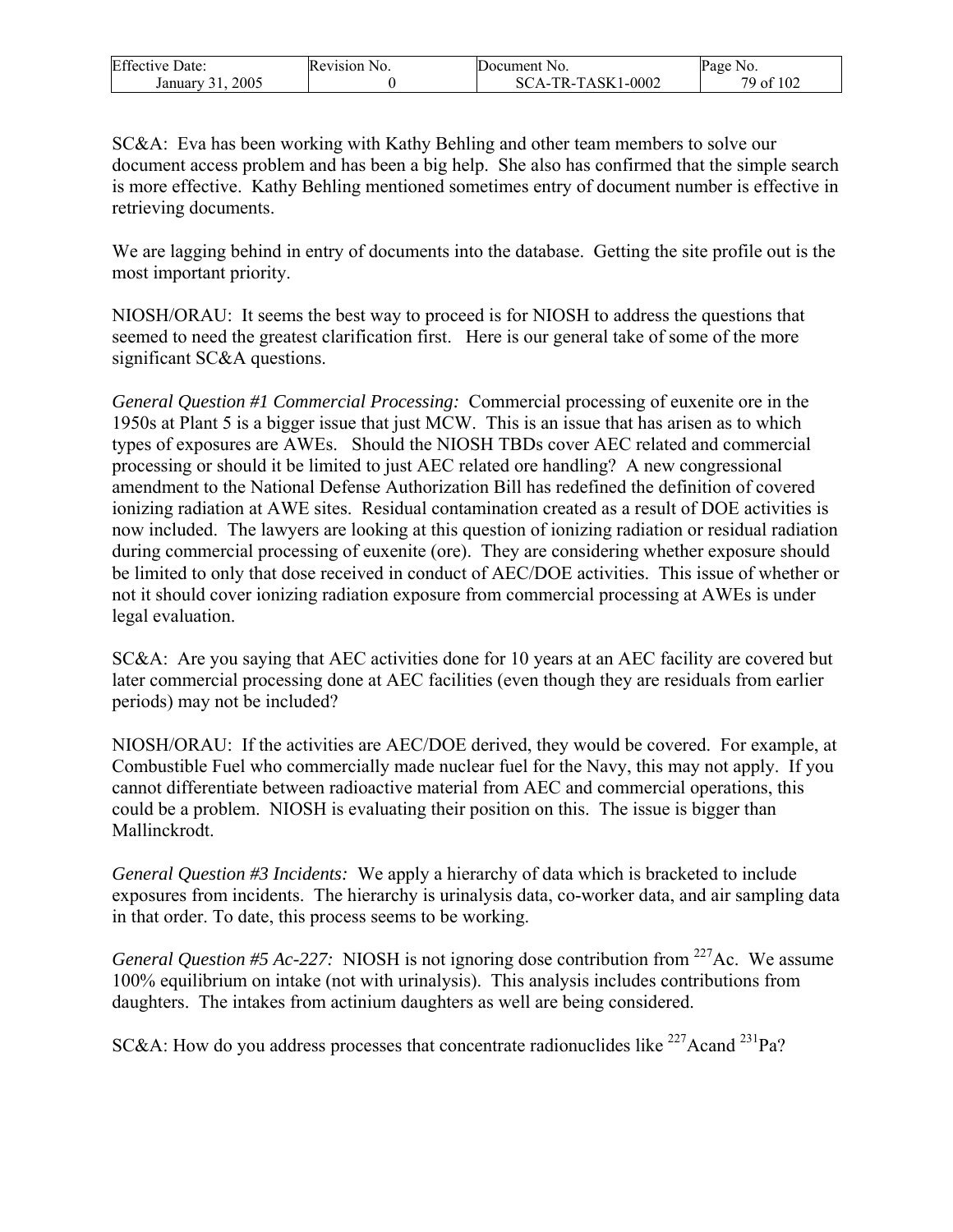SC&A: Eva has been working with Kathy Behling and other team members to solve our document access problem and has been a big help. She also has confirmed that the simple search is more effective. Kathy Behling mentioned sometimes entry of document number is effective in retrieving documents.

We are lagging behind in entry of documents into the database. Getting the site profile out is the most important priority.

NIOSH/ORAU: It seems the best way to proceed is for NIOSH to address the questions that seemed to need the greatest clarification first. Here is our general take of some of the more significant SC&A questions.

*General Question #1 Commercial Processing:* Commercial processing of euxenite ore in the 1950s at Plant 5 is a bigger issue that just MCW. This is an issue that has arisen as to which types of exposures are AWEs. Should the NIOSH TBDs cover AEC related and commercial processing or should it be limited to just AEC related ore handling? A new congressional amendment to the National Defense Authorization Bill has redefined the definition of covered ionizing radiation at AWE sites. Residual contamination created as a result of DOE activities is now included. The lawyers are looking at this question of ionizing radiation or residual radiation during commercial processing of euxenite (ore). They are considering whether exposure should be limited to only that dose received in conduct of AEC/DOE activities. This issue of whether or not it should cover ionizing radiation exposure from commercial processing at AWEs is under legal evaluation.

SC&A: Are you saying that AEC activities done for 10 years at an AEC facility are covered but later commercial processing done at AEC facilities (even though they are residuals from earlier periods) may not be included?

NIOSH/ORAU: If the activities are AEC/DOE derived, they would be covered. For example, at Combustible Fuel who commercially made nuclear fuel for the Navy, this may not apply. If you cannot differentiate between radioactive material from AEC and commercial operations, this could be a problem. NIOSH is evaluating their position on this. The issue is bigger than Mallinckrodt.

*General Question #3 Incidents:* We apply a hierarchy of data which is bracketed to include exposures from incidents. The hierarchy is urinalysis data, co-worker data, and air sampling data in that order. To date, this process seems to be working.

*General Question #5 Ac-227:* NIOSH is not ignoring dose contribution from $^{227}$Ac. We assume 100% equilibrium on intake (not with urinalysis). This analysis includes contributions from daughters. The intakes from actinium daughters as well are being considered.

SC&A: How do you address processes that concentrate radionuclides like $^{227}$Acand $^{231}$Pa?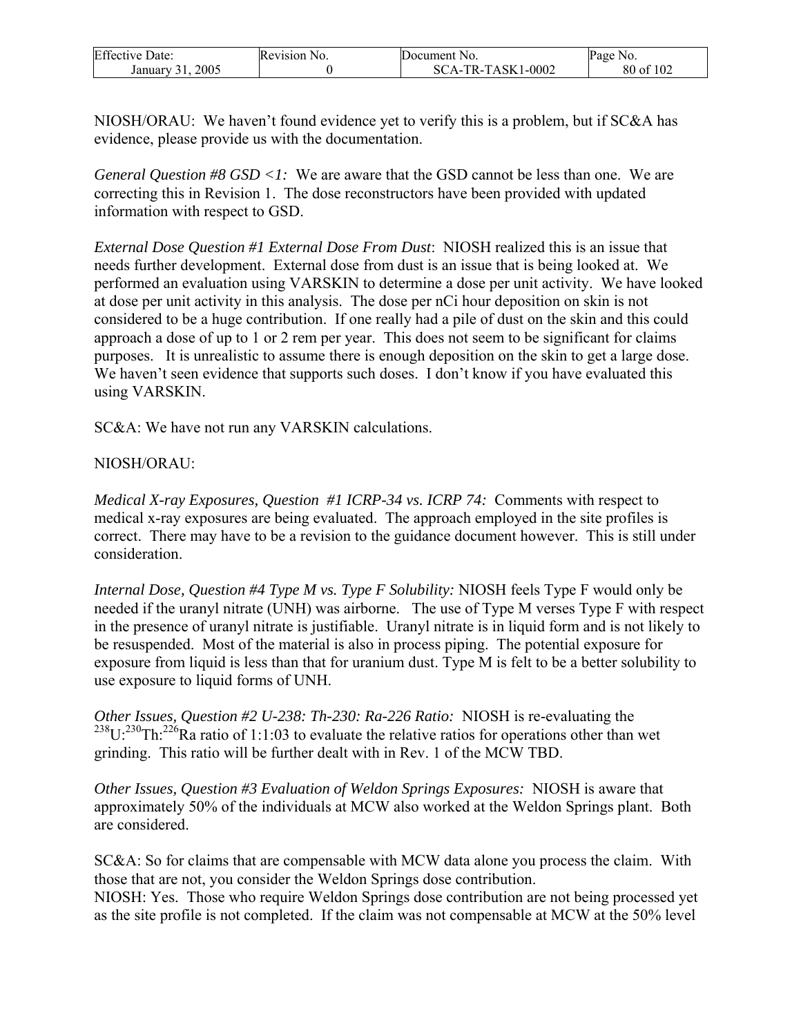NIOSH/ORAU: We haven't found evidence yet to verify this is a problem, but if SC&A has evidence, please provide us with the documentation.

*General Question #8 GSD <1:* We are aware that the GSD cannot be less than one. We are correcting this in Revision 1. The dose reconstructors have been provided with updated information with respect to GSD.

*External Dose Question #1 External Dose From Dust*: NIOSH realized this is an issue that needs further development. External dose from dust is an issue that is being looked at. We performed an evaluation using VARSKIN to determine a dose per unit activity. We have looked at dose per unit activity in this analysis. The dose per nCi hour deposition on skin is not considered to be a huge contribution. If one really had a pile of dust on the skin and this could approach a dose of up to 1 or 2 rem per year. This does not seem to be significant for claims purposes. It is unrealistic to assume there is enough deposition on the skin to get a large dose. We haven't seen evidence that supports such doses. I don't know if you have evaluated this using VARSKIN.

SC&A: We have not run any VARSKIN calculations.

NIOSH/ORAU:

*Medical X-ray Exposures, Question #1 ICRP-34 vs. ICRP 74:* Comments with respect to medical x-ray exposures are being evaluated. The approach employed in the site profiles is correct. There may have to be a revision to the guidance document however. This is still under consideration.

*Internal Dose, Question #4 Type M vs. Type F Solubility:* NIOSH feels Type F would only be needed if the uranyl nitrate (UNH) was airborne. The use of Type M verses Type F with respect in the presence of uranyl nitrate is justifiable. Uranyl nitrate is in liquid form and is not likely to be resuspended. Most of the material is also in process piping. The potential exposure for exposure from liquid is less than that for uranium dust. Type M is felt to be a better solubility to use exposure to liquid forms of UNH.

*Other Issues, Question #2 U-238: Th-230: Ra-226 Ratio:* NIOSH is re-evaluating the $^{238}$U:$^{230}$Th:$^{226}$Ra ratio of 1:1:03 to evaluate the relative ratios for operations other than wet grinding. This ratio will be further dealt with in Rev. 1 of the MCW TBD.

*Other Issues, Question #3 Evaluation of Weldon Springs Exposures:* NIOSH is aware that approximately 50% of the individuals at MCW also worked at the Weldon Springs plant. Both are considered.

SC&A: So for claims that are compensable with MCW data alone you process the claim. With those that are not, you consider the Weldon Springs dose contribution.
NIOSH: Yes. Those who require Weldon Springs dose contribution are not being processed yet as the site profile is not completed. If the claim was not compensable at MCW at the 50% level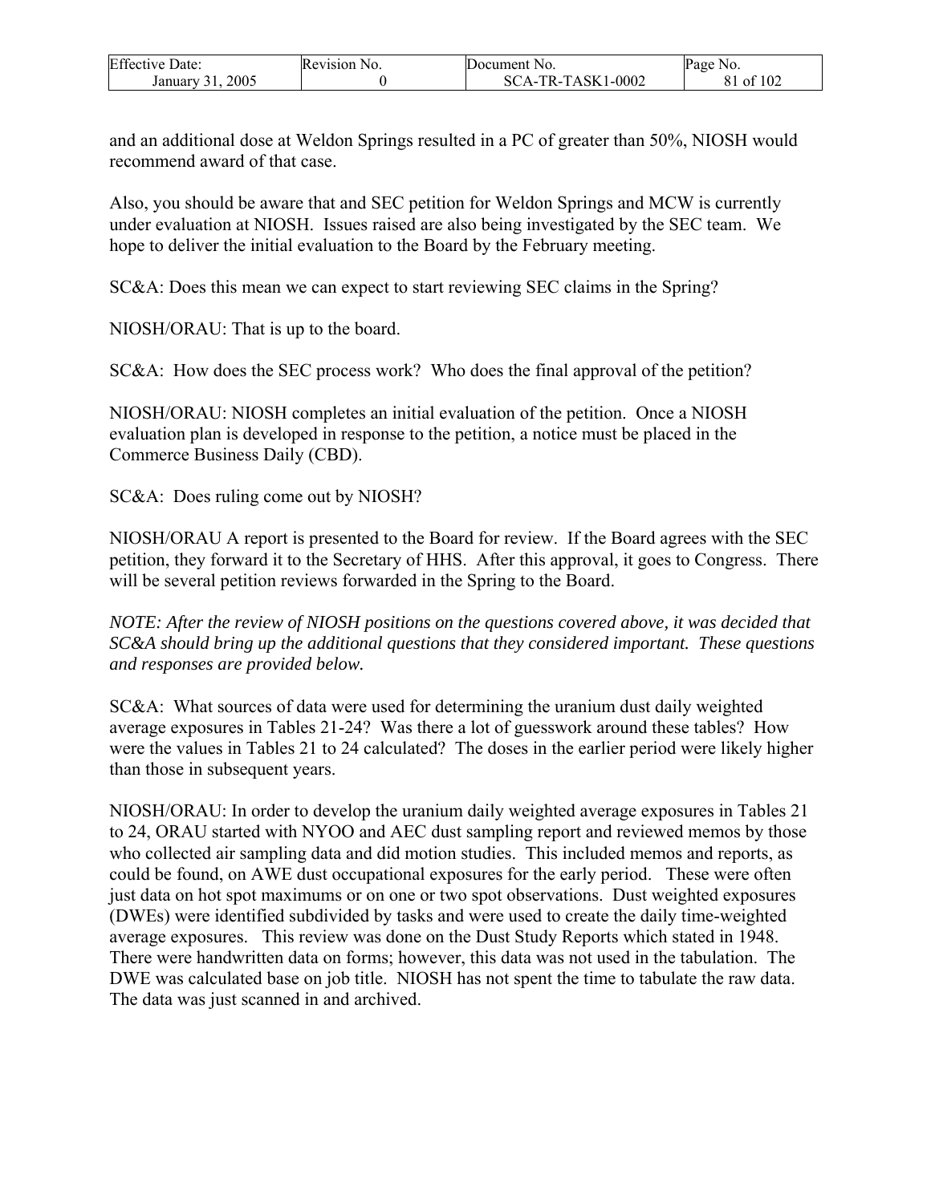and an additional dose at Weldon Springs resulted in a PC of greater than 50%, NIOSH would recommend award of that case.

Also, you should be aware that and SEC petition for Weldon Springs and MCW is currently under evaluation at NIOSH. Issues raised are also being investigated by the SEC team. We hope to deliver the initial evaluation to the Board by the February meeting.

SC&A: Does this mean we can expect to start reviewing SEC claims in the Spring?

NIOSH/ORAU: That is up to the board.

SC&A: How does the SEC process work? Who does the final approval of the petition?

NIOSH/ORAU: NIOSH completes an initial evaluation of the petition. Once a NIOSH evaluation plan is developed in response to the petition, a notice must be placed in the Commerce Business Daily (CBD).

SC&A: Does ruling come out by NIOSH?

NIOSH/ORAU A report is presented to the Board for review. If the Board agrees with the SEC petition, they forward it to the Secretary of HHS. After this approval, it goes to Congress. There will be several petition reviews forwarded in the Spring to the Board.

*NOTE: After the review of NIOSH positions on the questions covered above, it was decided that SC&A should bring up the additional questions that they considered important. These questions and responses are provided below.*

SC&A: What sources of data were used for determining the uranium dust daily weighted average exposures in Tables 21-24? Was there a lot of guesswork around these tables? How were the values in Tables 21 to 24 calculated? The doses in the earlier period were likely higher than those in subsequent years.

NIOSH/ORAU: In order to develop the uranium daily weighted average exposures in Tables 21 to 24, ORAU started with NYOO and AEC dust sampling report and reviewed memos by those who collected air sampling data and did motion studies. This included memos and reports, as could be found, on AWE dust occupational exposures for the early period. These were often just data on hot spot maximums or on one or two spot observations. Dust weighted exposures (DWEs) were identified subdivided by tasks and were used to create the daily time-weighted average exposures. This review was done on the Dust Study Reports which stated in 1948. There were handwritten data on forms; however, this data was not used in the tabulation. The DWE was calculated base on job title. NIOSH has not spent the time to tabulate the raw data. The data was just scanned in and archived.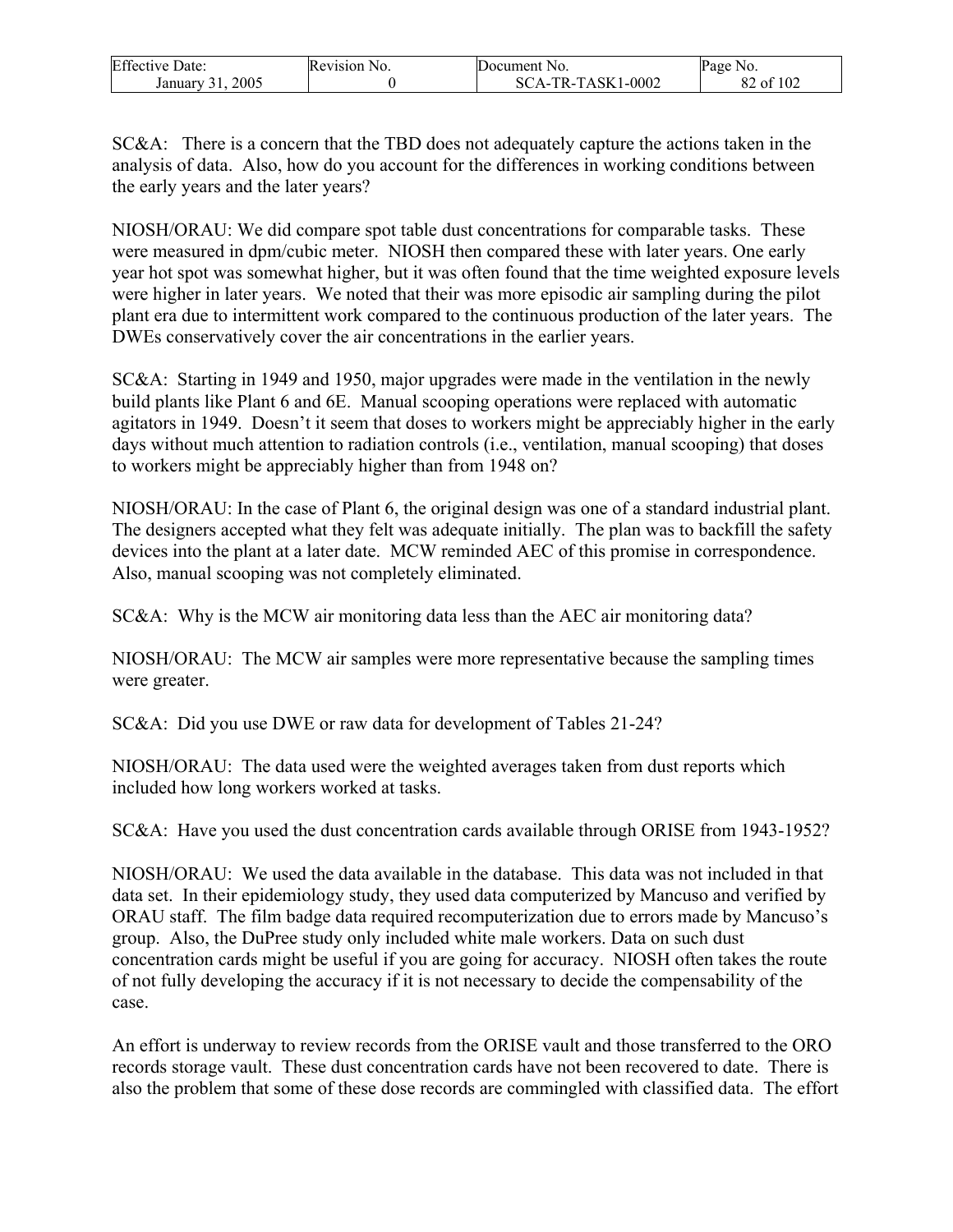SC&A: There is a concern that the TBD does not adequately capture the actions taken in the analysis of data. Also, how do you account for the differences in working conditions between the early years and the later years?

NIOSH/ORAU: We did compare spot table dust concentrations for comparable tasks. These were measured in dpm/cubic meter. NIOSH then compared these with later years. One early year hot spot was somewhat higher, but it was often found that the time weighted exposure levels were higher in later years. We noted that their was more episodic air sampling during the pilot plant era due to intermittent work compared to the continuous production of the later years. The DWEs conservatively cover the air concentrations in the earlier years.

SC&A: Starting in 1949 and 1950, major upgrades were made in the ventilation in the newly build plants like Plant 6 and 6E. Manual scooping operations were replaced with automatic agitators in 1949. Doesn't it seem that doses to workers might be appreciably higher in the early days without much attention to radiation controls (i.e., ventilation, manual scooping) that doses to workers might be appreciably higher than from 1948 on?

NIOSH/ORAU: In the case of Plant 6, the original design was one of a standard industrial plant. The designers accepted what they felt was adequate initially. The plan was to backfill the safety devices into the plant at a later date. MCW reminded AEC of this promise in correspondence. Also, manual scooping was not completely eliminated.

SC&A: Why is the MCW air monitoring data less than the AEC air monitoring data?

NIOSH/ORAU: The MCW air samples were more representative because the sampling times were greater.

SC&A: Did you use DWE or raw data for development of Tables 21-24?

NIOSH/ORAU: The data used were the weighted averages taken from dust reports which included how long workers worked at tasks.

SC&A: Have you used the dust concentration cards available through ORISE from 1943-1952?

NIOSH/ORAU: We used the data available in the database. This data was not included in that data set. In their epidemiology study, they used data computerized by Mancuso and verified by ORAU staff. The film badge data required recomputerization due to errors made by Mancuso's group. Also, the DuPree study only included white male workers. Data on such dust concentration cards might be useful if you are going for accuracy. NIOSH often takes the route of not fully developing the accuracy if it is not necessary to decide the compensability of the case.

An effort is underway to review records from the ORISE vault and those transferred to the ORO records storage vault. These dust concentration cards have not been recovered to date. There is also the problem that some of these dose records are commingled with classified data. The effort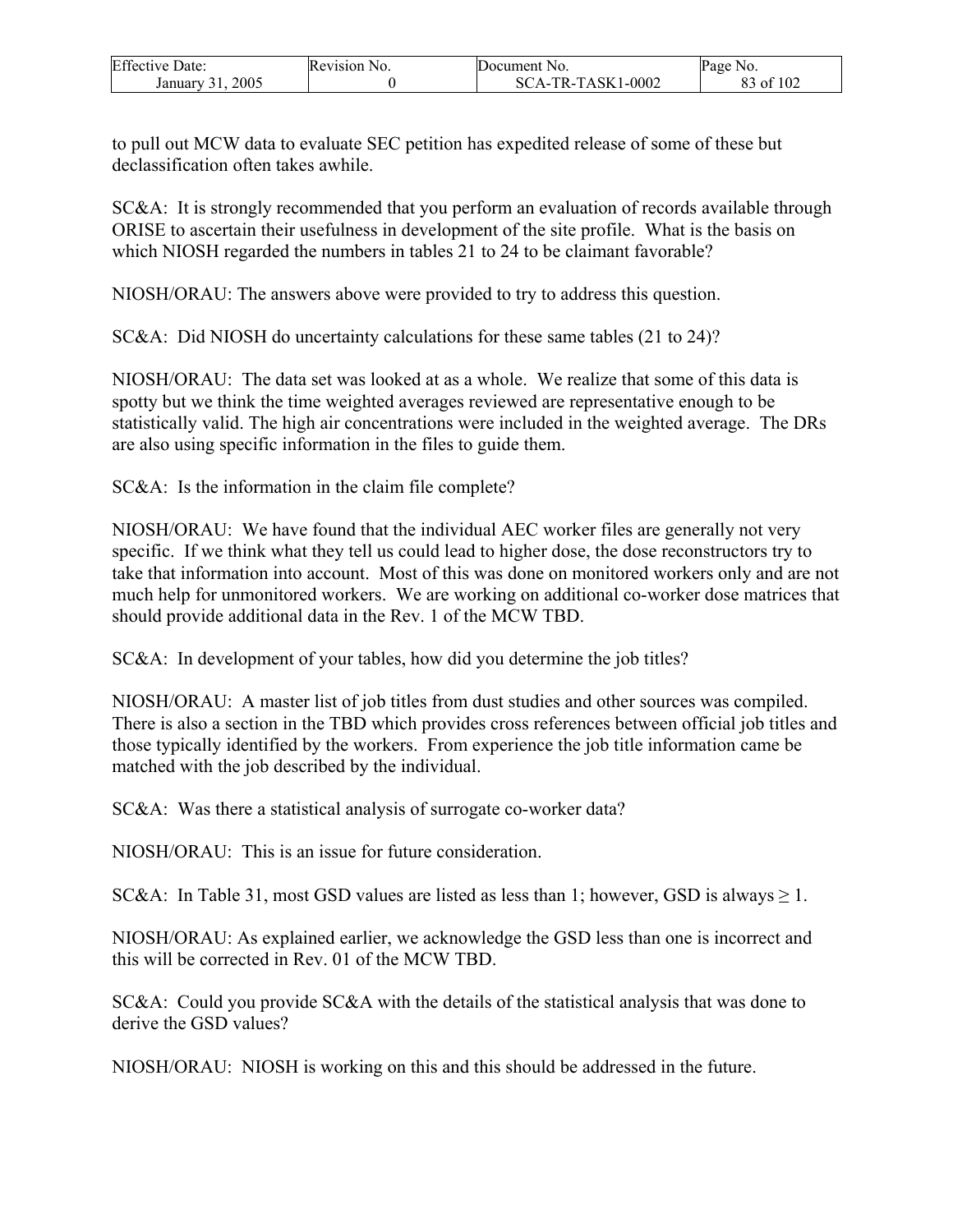to pull out MCW data to evaluate SEC petition has expedited release of some of these but declassification often takes awhile.

SC&A: It is strongly recommended that you perform an evaluation of records available through ORISE to ascertain their usefulness in development of the site profile. What is the basis on which NIOSH regarded the numbers in tables 21 to 24 to be claimant favorable?

NIOSH/ORAU: The answers above were provided to try to address this question.

SC&A: Did NIOSH do uncertainty calculations for these same tables (21 to 24)?

NIOSH/ORAU: The data set was looked at as a whole. We realize that some of this data is spotty but we think the time weighted averages reviewed are representative enough to be statistically valid. The high air concentrations were included in the weighted average. The DRs are also using specific information in the files to guide them.

SC&A: Is the information in the claim file complete?

NIOSH/ORAU: We have found that the individual AEC worker files are generally not very specific. If we think what they tell us could lead to higher dose, the dose reconstructors try to take that information into account. Most of this was done on monitored workers only and are not much help for unmonitored workers. We are working on additional co-worker dose matrices that should provide additional data in the Rev. 1 of the MCW TBD.

SC&A: In development of your tables, how did you determine the job titles?

NIOSH/ORAU: A master list of job titles from dust studies and other sources was compiled. There is also a section in the TBD which provides cross references between official job titles and those typically identified by the workers. From experience the job title information came be matched with the job described by the individual.

SC&A: Was there a statistical analysis of surrogate co-worker data?

NIOSH/ORAU: This is an issue for future consideration.

SC&A: In Table 31, most GSD values are listed as less than 1; however, GSD is always ≥ 1.

NIOSH/ORAU: As explained earlier, we acknowledge the GSD less than one is incorrect and this will be corrected in Rev. 01 of the MCW TBD.

SC&A: Could you provide SC&A with the details of the statistical analysis that was done to derive the GSD values?

NIOSH/ORAU: NIOSH is working on this and this should be addressed in the future.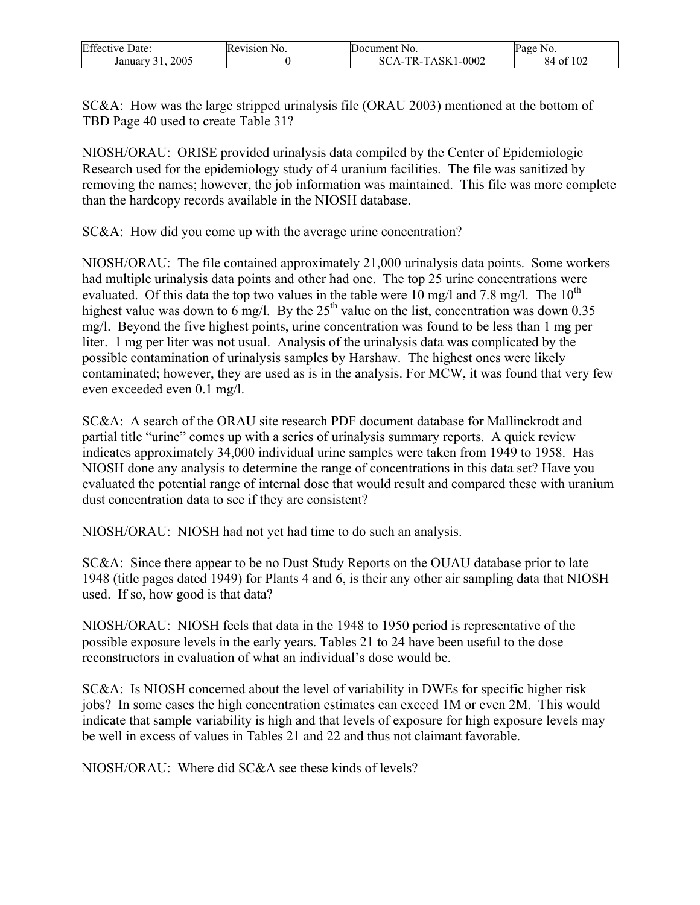SC&A: How was the large stripped urinalysis file (ORAU 2003) mentioned at the bottom of TBD Page 40 used to create Table 31?

NIOSH/ORAU: ORISE provided urinalysis data compiled by the Center of Epidemiologic Research used for the epidemiology study of 4 uranium facilities. The file was sanitized by removing the names; however, the job information was maintained. This file was more complete than the hardcopy records available in the NIOSH database.

SC&A: How did you come up with the average urine concentration?

NIOSH/ORAU: The file contained approximately 21,000 urinalysis data points. Some workers had multiple urinalysis data points and other had one. The top 25 urine concentrations were evaluated. Of this data the top two values in the table were 10 mg/l and 7.8 mg/l. The 10th highest value was down to 6 mg/l. By the 25th value on the list, concentration was down 0.35 mg/l. Beyond the five highest points, urine concentration was found to be less than 1 mg per liter. 1 mg per liter was not usual. Analysis of the urinalysis data was complicated by the possible contamination of urinalysis samples by Harshaw. The highest ones were likely contaminated; however, they are used as is in the analysis. For MCW, it was found that very few even exceeded even 0.1 mg/l.

SC&A: A search of the ORAU site research PDF document database for Mallinckrodt and partial title "urine" comes up with a series of urinalysis summary reports. A quick review indicates approximately 34,000 individual urine samples were taken from 1949 to 1958. Has NIOSH done any analysis to determine the range of concentrations in this data set? Have you evaluated the potential range of internal dose that would result and compared these with uranium dust concentration data to see if they are consistent?

NIOSH/ORAU: NIOSH had not yet had time to do such an analysis.

SC&A: Since there appear to be no Dust Study Reports on the OUAU database prior to late 1948 (title pages dated 1949) for Plants 4 and 6, is their any other air sampling data that NIOSH used. If so, how good is that data?

NIOSH/ORAU: NIOSH feels that data in the 1948 to 1950 period is representative of the possible exposure levels in the early years. Tables 21 to 24 have been useful to the dose reconstructors in evaluation of what an individual's dose would be.

SC&A: Is NIOSH concerned about the level of variability in DWEs for specific higher risk jobs? In some cases the high concentration estimates can exceed 1M or even 2M. This would indicate that sample variability is high and that levels of exposure for high exposure levels may be well in excess of values in Tables 21 and 22 and thus not claimant favorable.

NIOSH/ORAU: Where did SC&A see these kinds of levels?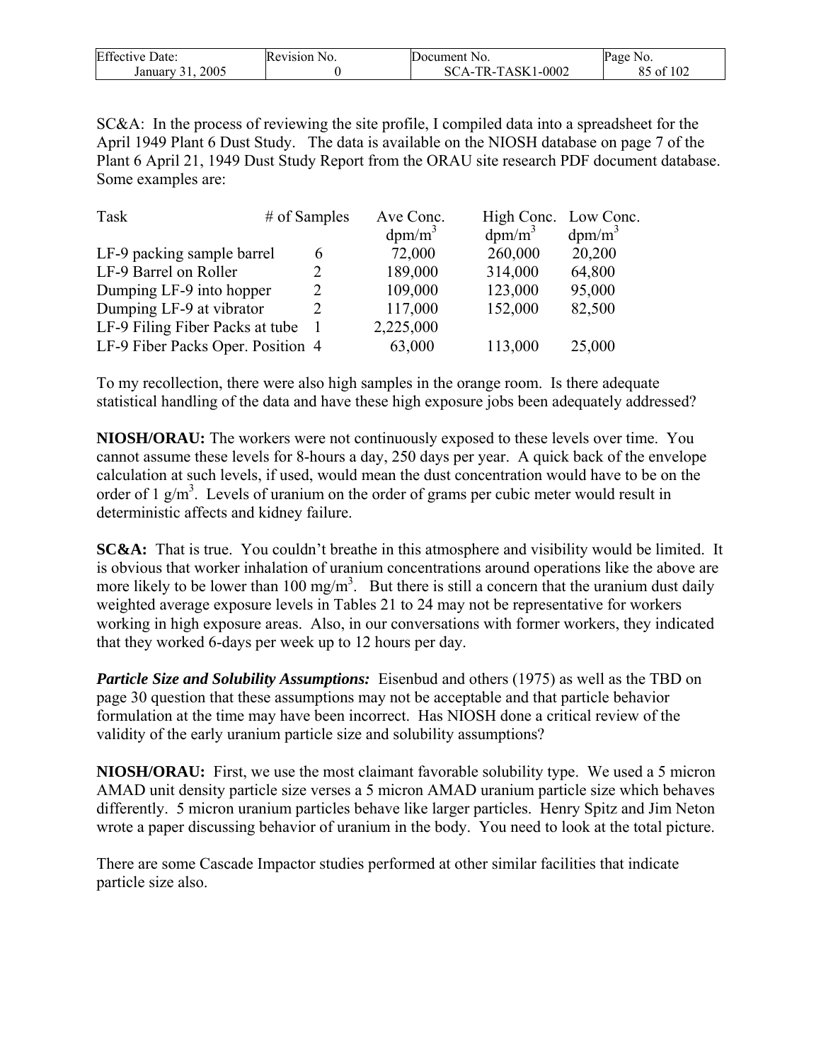SC&A: In the process of reviewing the site profile, I compiled data into a spreadsheet for the April 1949 Plant 6 Dust Study. The data is available on the NIOSH database on page 7 of the Plant 6 April 21, 1949 Dust Study Report from the ORAU site research PDF document database. Some examples are:

| Task | # of Samples | Ave Conc. $dpm/m^3$ | High Conc. $dpm/m^3$ | Low Conc. $dpm/m^3$ |
|---|---|---|---|---|
| LF-9 packing sample barrel | 6 | 72,000 | 260,000 | 20,200 |
| LF-9 Barrel on Roller | 2 | 189,000 | 314,000 | 64,800 |
| Dumping LF-9 into hopper | 2 | 109,000 | 123,000 | 95,000 |
| Dumping LF-9 at vibrator | 2 | 117,000 | 152,000 | 82,500 |
| LF-9 Filing Fiber Packs at tube | 1 | 2,225,000 | | |
| LF-9 Fiber Packs Oper. Position | 4 | 63,000 | 113,000 | 25,000 |

To my recollection, there were also high samples in the orange room. Is there adequate statistical handling of the data and have these high exposure jobs been adequately addressed?

**NIOSH/ORAU:** The workers were not continuously exposed to these levels over time. You cannot assume these levels for 8-hours a day, 250 days per year. A quick back of the envelope calculation at such levels, if used, would mean the dust concentration would have to be on the order of 1 $g/m^3$. Levels of uranium on the order of grams per cubic meter would result in deterministic affects and kidney failure.

**SC&A:** That is true. You couldn't breathe in this atmosphere and visibility would be limited. It is obvious that worker inhalation of uranium concentrations around operations like the above are more likely to be lower than 100 $mg/m^3$. But there is still a concern that the uranium dust daily weighted average exposure levels in Tables 21 to 24 may not be representative for workers working in high exposure areas. Also, in our conversations with former workers, they indicated that they worked 6-days per week up to 12 hours per day.

***Particle Size and Solubility Assumptions:*** Eisenbud and others (1975) as well as the TBD on page 30 question that these assumptions may not be acceptable and that particle behavior formulation at the time may have been incorrect. Has NIOSH done a critical review of the validity of the early uranium particle size and solubility assumptions?

**NIOSH/ORAU:** First, we use the most claimant favorable solubility type. We used a 5 micron AMAD unit density particle size verses a 5 micron AMAD uranium particle size which behaves differently. 5 micron uranium particles behave like larger particles. Henry Spitz and Jim Neton wrote a paper discussing behavior of uranium in the body. You need to look at the total picture.

There are some Cascade Impactor studies performed at other similar facilities that indicate particle size also.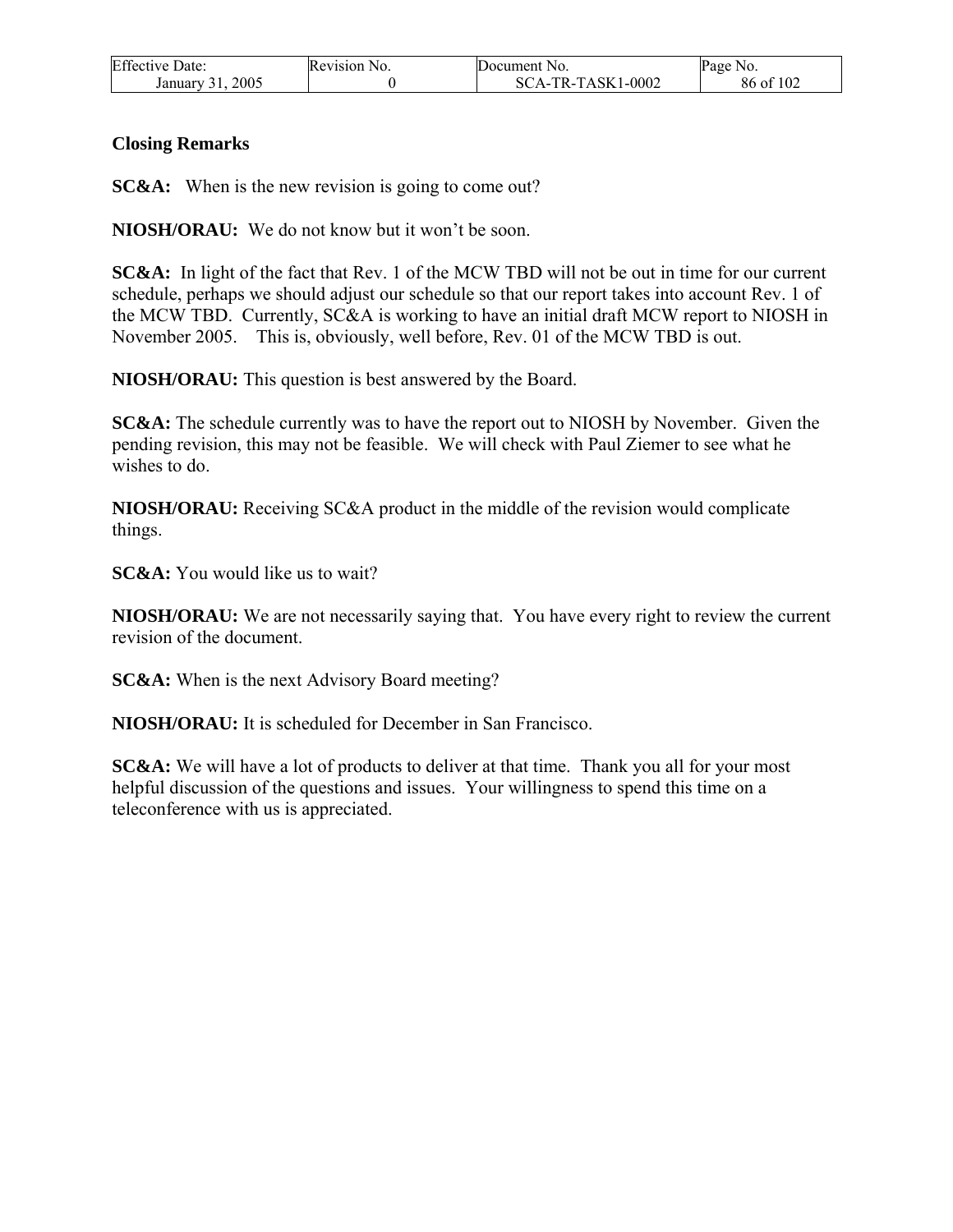**Closing Remarks**

**SC&A:** When is the new revision is going to come out?

**NIOSH/ORAU:** We do not know but it won't be soon.

**SC&A:** In light of the fact that Rev. 1 of the MCW TBD will not be out in time for our current schedule, perhaps we should adjust our schedule so that our report takes into account Rev. 1 of the MCW TBD. Currently, SC&A is working to have an initial draft MCW report to NIOSH in November 2005. This is, obviously, well before, Rev. 01 of the MCW TBD is out.

**NIOSH/ORAU:** This question is best answered by the Board.

**SC&A:** The schedule currently was to have the report out to NIOSH by November. Given the pending revision, this may not be feasible. We will check with Paul Ziemer to see what he wishes to do.

**NIOSH/ORAU:** Receiving SC&A product in the middle of the revision would complicate things.

**SC&A:** You would like us to wait?

**NIOSH/ORAU:** We are not necessarily saying that. You have every right to review the current revision of the document.

**SC&A:** When is the next Advisory Board meeting?

**NIOSH/ORAU:** It is scheduled for December in San Francisco.

**SC&A:** We will have a lot of products to deliver at that time. Thank you all for your most helpful discussion of the questions and issues. Your willingness to spend this time on a teleconference with us is appreciated.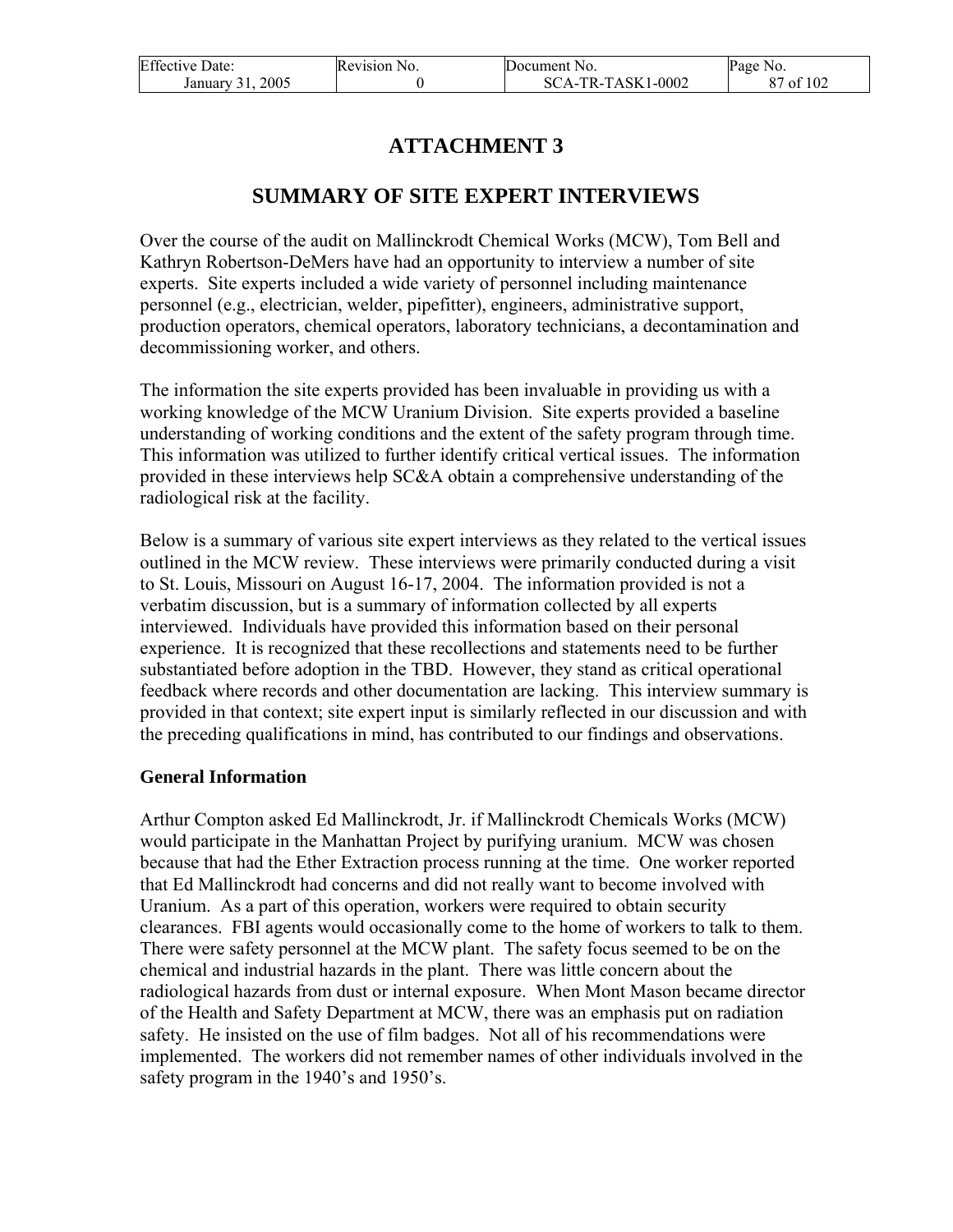# ATTACHMENT 3

## SUMMARY OF SITE EXPERT INTERVIEWS

Over the course of the audit on Mallinckrodt Chemical Works (MCW), Tom Bell and Kathryn Robertson-DeMers have had an opportunity to interview a number of site experts. Site experts included a wide variety of personnel including maintenance personnel (e.g., electrician, welder, pipefitter), engineers, administrative support, production operators, chemical operators, laboratory technicians, a decontamination and decommissioning worker, and others.

The information the site experts provided has been invaluable in providing us with a working knowledge of the MCW Uranium Division. Site experts provided a baseline understanding of working conditions and the extent of the safety program through time. This information was utilized to further identify critical vertical issues. The information provided in these interviews help SC&A obtain a comprehensive understanding of the radiological risk at the facility.

Below is a summary of various site expert interviews as they related to the vertical issues outlined in the MCW review. These interviews were primarily conducted during a visit to St. Louis, Missouri on August 16-17, 2004. The information provided is not a verbatim discussion, but is a summary of information collected by all experts interviewed. Individuals have provided this information based on their personal experience. It is recognized that these recollections and statements need to be further substantiated before adoption in the TBD. However, they stand as critical operational feedback where records and other documentation are lacking. This interview summary is provided in that context; site expert input is similarly reflected in our discussion and with the preceding qualifications in mind, has contributed to our findings and observations.

### General Information

Arthur Compton asked Ed Mallinckrodt, Jr. if Mallinckrodt Chemicals Works (MCW) would participate in the Manhattan Project by purifying uranium. MCW was chosen because that had the Ether Extraction process running at the time. One worker reported that Ed Mallinckrodt had concerns and did not really want to become involved with Uranium. As a part of this operation, workers were required to obtain security clearances. FBI agents would occasionally come to the home of workers to talk to them. There were safety personnel at the MCW plant. The safety focus seemed to be on the chemical and industrial hazards in the plant. There was little concern about the radiological hazards from dust or internal exposure. When Mont Mason became director of the Health and Safety Department at MCW, there was an emphasis put on radiation safety. He insisted on the use of film badges. Not all of his recommendations were implemented. The workers did not remember names of other individuals involved in the safety program in the 1940's and 1950's.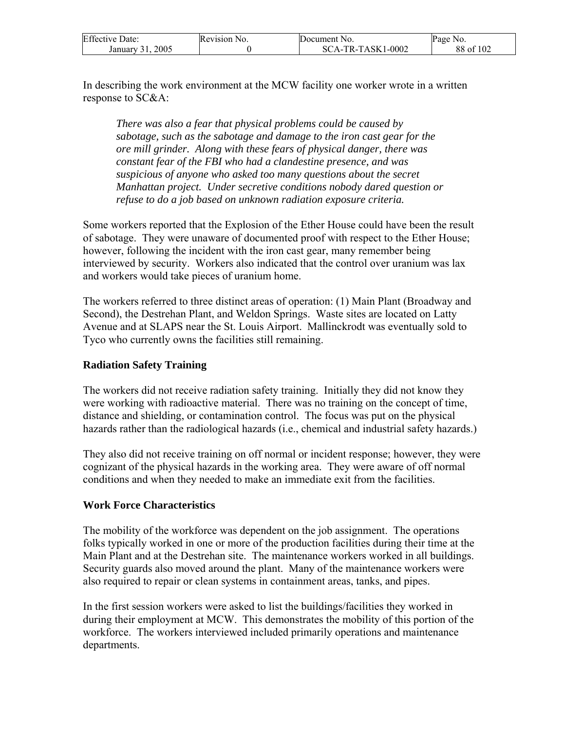In describing the work environment at the MCW facility one worker wrote in a written response to SC&A:

> *There was also a fear that physical problems could be caused by sabotage, such as the sabotage and damage to the iron cast gear for the ore mill grinder. Along with these fears of physical danger, there was constant fear of the FBI who had a clandestine presence, and was suspicious of anyone who asked too many questions about the secret Manhattan project. Under secretive conditions nobody dared question or refuse to do a job based on unknown radiation exposure criteria.*

Some workers reported that the Explosion of the Ether House could have been the result of sabotage. They were unaware of documented proof with respect to the Ether House; however, following the incident with the iron cast gear, many remember being interviewed by security. Workers also indicated that the control over uranium was lax and workers would take pieces of uranium home.

The workers referred to three distinct areas of operation: (1) Main Plant (Broadway and Second), the Destrehan Plant, and Weldon Springs. Waste sites are located on Latty Avenue and at SLAPS near the St. Louis Airport. Mallinckrodt was eventually sold to Tyco who currently owns the facilities still remaining.

**Radiation Safety Training**

The workers did not receive radiation safety training. Initially they did not know they were working with radioactive material. There was no training on the concept of time, distance and shielding, or contamination control. The focus was put on the physical hazards rather than the radiological hazards (i.e., chemical and industrial safety hazards.)

They also did not receive training on off normal or incident response; however, they were cognizant of the physical hazards in the working area. They were aware of off normal conditions and when they needed to make an immediate exit from the facilities.

**Work Force Characteristics**

The mobility of the workforce was dependent on the job assignment. The operations folks typically worked in one or more of the production facilities during their time at the Main Plant and at the Destrehan site. The maintenance workers worked in all buildings. Security guards also moved around the plant. Many of the maintenance workers were also required to repair or clean systems in containment areas, tanks, and pipes.

In the first session workers were asked to list the buildings/facilities they worked in during their employment at MCW. This demonstrates the mobility of this portion of the workforce. The workers interviewed included primarily operations and maintenance departments.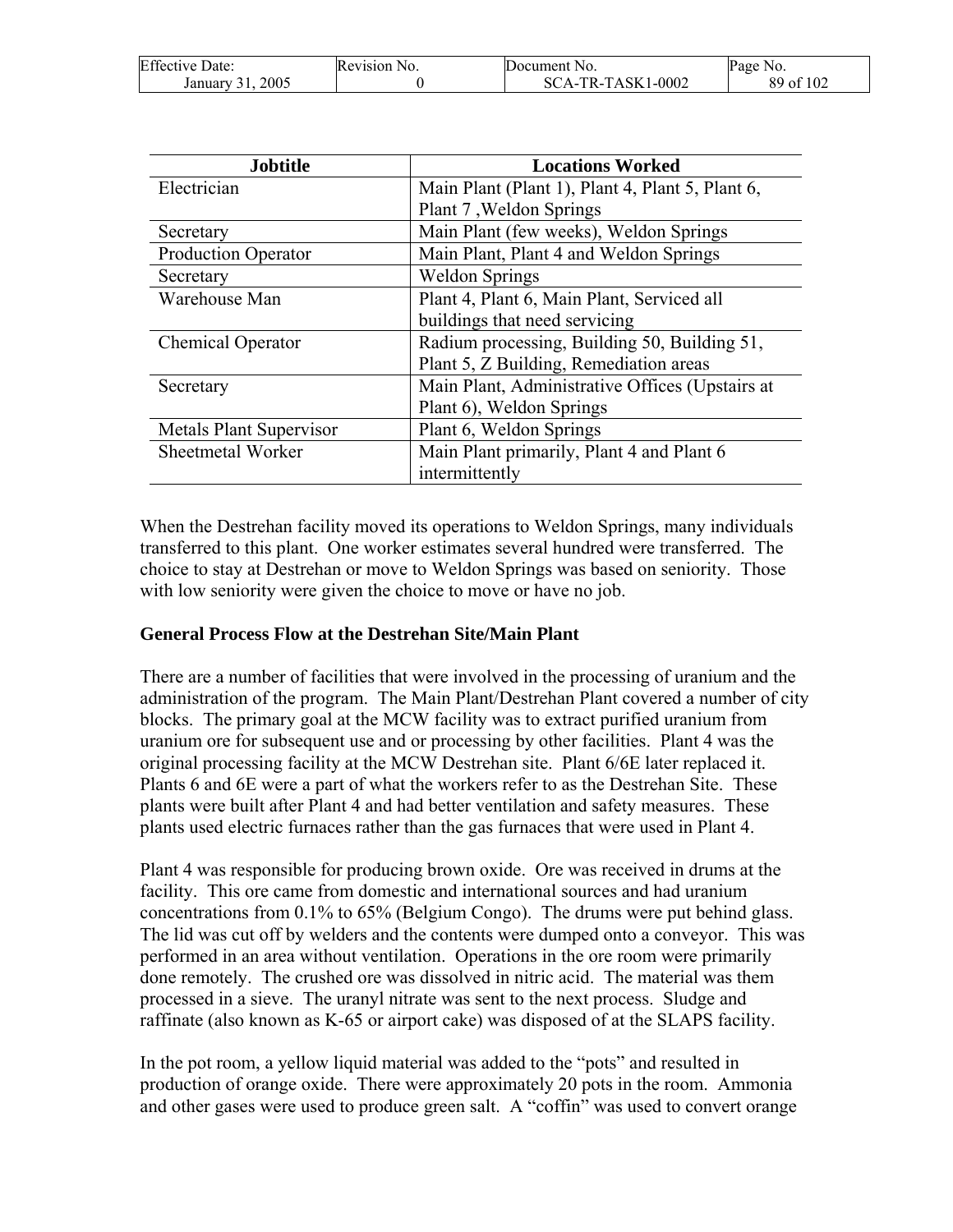| Jobtitle | Locations Worked |
|---|---|
| Electrician | Main Plant (Plant 1), Plant 4, Plant 5, Plant 6, Plant 7 ,Weldon Springs |
| Secretary | Main Plant (few weeks), Weldon Springs |
| Production Operator | Main Plant, Plant 4 and Weldon Springs |
| Secretary | Weldon Springs |
| Warehouse Man | Plant 4, Plant 6, Main Plant, Serviced all buildings that need servicing |
| Chemical Operator | Radium processing, Building 50, Building 51, Plant 5, Z Building, Remediation areas |
| Secretary | Main Plant, Administrative Offices (Upstairs at Plant 6), Weldon Springs |
| Metals Plant Supervisor | Plant 6, Weldon Springs |
| Sheetmetal Worker | Main Plant primarily, Plant 4 and Plant 6 intermittently |

When the Destrehan facility moved its operations to Weldon Springs, many individuals transferred to this plant. One worker estimates several hundred were transferred. The choice to stay at Destrehan or move to Weldon Springs was based on seniority. Those with low seniority were given the choice to move or have no job.

**General Process Flow at the Destrehan Site/Main Plant**

There are a number of facilities that were involved in the processing of uranium and the administration of the program. The Main Plant/Destrehan Plant covered a number of city blocks. The primary goal at the MCW facility was to extract purified uranium from uranium ore for subsequent use and or processing by other facilities. Plant 4 was the original processing facility at the MCW Destrehan site. Plant 6/6E later replaced it. Plants 6 and 6E were a part of what the workers refer to as the Destrehan Site. These plants were built after Plant 4 and had better ventilation and safety measures. These plants used electric furnaces rather than the gas furnaces that were used in Plant 4.

Plant 4 was responsible for producing brown oxide. Ore was received in drums at the facility. This ore came from domestic and international sources and had uranium concentrations from 0.1% to 65% (Belgium Congo). The drums were put behind glass. The lid was cut off by welders and the contents were dumped onto a conveyor. This was performed in an area without ventilation. Operations in the ore room were primarily done remotely. The crushed ore was dissolved in nitric acid. The material was them processed in a sieve. The uranyl nitrate was sent to the next process. Sludge and raffinate (also known as K-65 or airport cake) was disposed of at the SLAPS facility.

In the pot room, a yellow liquid material was added to the "pots" and resulted in production of orange oxide. There were approximately 20 pots in the room. Ammonia and other gases were used to produce green salt. A "coffin" was used to convert orange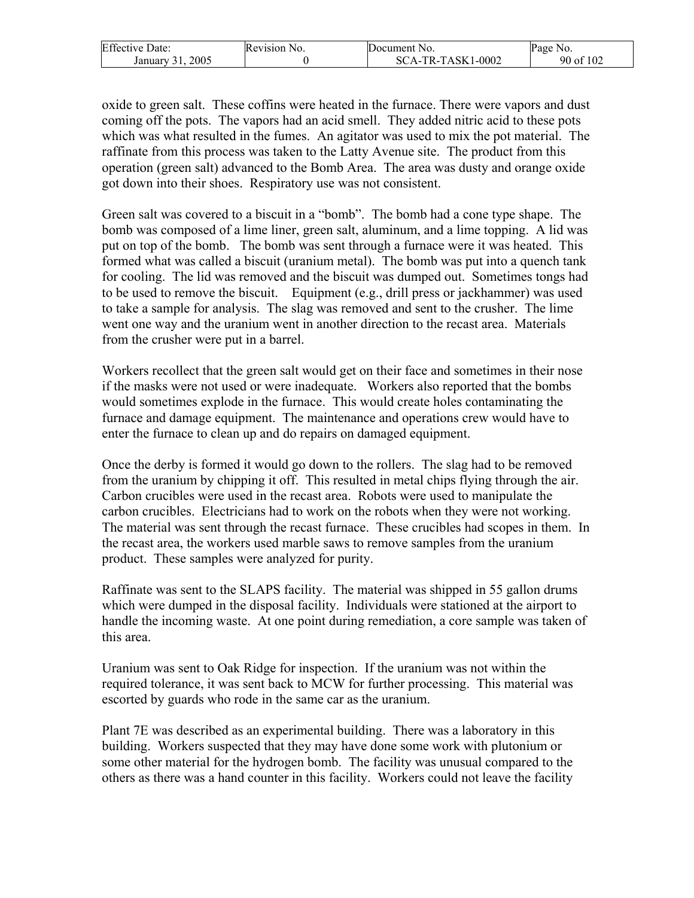oxide to green salt. These coffins were heated in the furnace. There were vapors and dust coming off the pots. The vapors had an acid smell. They added nitric acid to these pots which was what resulted in the fumes. An agitator was used to mix the pot material. The raffinate from this process was taken to the Latty Avenue site. The product from this operation (green salt) advanced to the Bomb Area. The area was dusty and orange oxide got down into their shoes. Respiratory use was not consistent.

Green salt was covered to a biscuit in a "bomb". The bomb had a cone type shape. The bomb was composed of a lime liner, green salt, aluminum, and a lime topping. A lid was put on top of the bomb. The bomb was sent through a furnace were it was heated. This formed what was called a biscuit (uranium metal). The bomb was put into a quench tank for cooling. The lid was removed and the biscuit was dumped out. Sometimes tongs had to be used to remove the biscuit. Equipment (e.g., drill press or jackhammer) was used to take a sample for analysis. The slag was removed and sent to the crusher. The lime went one way and the uranium went in another direction to the recast area. Materials from the crusher were put in a barrel.

Workers recollect that the green salt would get on their face and sometimes in their nose if the masks were not used or were inadequate. Workers also reported that the bombs would sometimes explode in the furnace. This would create holes contaminating the furnace and damage equipment. The maintenance and operations crew would have to enter the furnace to clean up and do repairs on damaged equipment.

Once the derby is formed it would go down to the rollers. The slag had to be removed from the uranium by chipping it off. This resulted in metal chips flying through the air. Carbon crucibles were used in the recast area. Robots were used to manipulate the carbon crucibles. Electricians had to work on the robots when they were not working. The material was sent through the recast furnace. These crucibles had scopes in them. In the recast area, the workers used marble saws to remove samples from the uranium product. These samples were analyzed for purity.

Raffinate was sent to the SLAPS facility. The material was shipped in 55 gallon drums which were dumped in the disposal facility. Individuals were stationed at the airport to handle the incoming waste. At one point during remediation, a core sample was taken of this area.

Uranium was sent to Oak Ridge for inspection. If the uranium was not within the required tolerance, it was sent back to MCW for further processing. This material was escorted by guards who rode in the same car as the uranium.

Plant 7E was described as an experimental building. There was a laboratory in this building. Workers suspected that they may have done some work with plutonium or some other material for the hydrogen bomb. The facility was unusual compared to the others as there was a hand counter in this facility. Workers could not leave the facility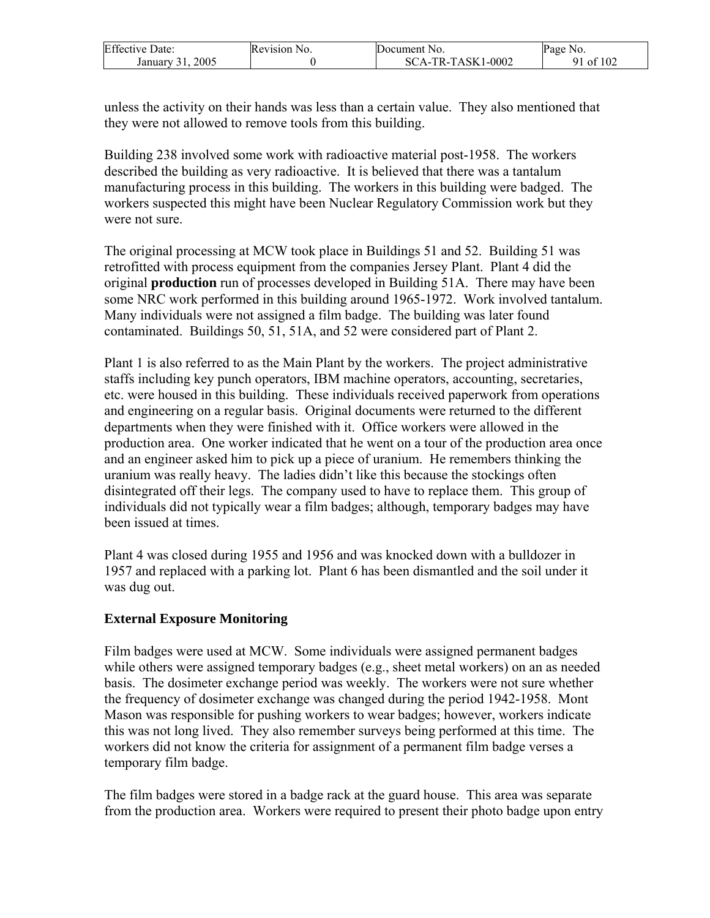unless the activity on their hands was less than a certain value. They also mentioned that they were not allowed to remove tools from this building.

Building 238 involved some work with radioactive material post-1958. The workers described the building as very radioactive. It is believed that there was a tantalum manufacturing process in this building. The workers in this building were badged. The workers suspected this might have been Nuclear Regulatory Commission work but they were not sure.

The original processing at MCW took place in Buildings 51 and 52. Building 51 was retrofitted with process equipment from the companies Jersey Plant. Plant 4 did the original **production** run of processes developed in Building 51A. There may have been some NRC work performed in this building around 1965-1972. Work involved tantalum. Many individuals were not assigned a film badge. The building was later found contaminated. Buildings 50, 51, 51A, and 52 were considered part of Plant 2.

Plant 1 is also referred to as the Main Plant by the workers. The project administrative staffs including key punch operators, IBM machine operators, accounting, secretaries, etc. were housed in this building. These individuals received paperwork from operations and engineering on a regular basis. Original documents were returned to the different departments when they were finished with it. Office workers were allowed in the production area. One worker indicated that he went on a tour of the production area once and an engineer asked him to pick up a piece of uranium. He remembers thinking the uranium was really heavy. The ladies didn't like this because the stockings often disintegrated off their legs. The company used to have to replace them. This group of individuals did not typically wear a film badges; although, temporary badges may have been issued at times.

Plant 4 was closed during 1955 and 1956 and was knocked down with a bulldozer in 1957 and replaced with a parking lot. Plant 6 has been dismantled and the soil under it was dug out.

**External Exposure Monitoring**

Film badges were used at MCW. Some individuals were assigned permanent badges while others were assigned temporary badges (e.g., sheet metal workers) on an as needed basis. The dosimeter exchange period was weekly. The workers were not sure whether the frequency of dosimeter exchange was changed during the period 1942-1958. Mont Mason was responsible for pushing workers to wear badges; however, workers indicate this was not long lived. They also remember surveys being performed at this time. The workers did not know the criteria for assignment of a permanent film badge verses a temporary film badge.

The film badges were stored in a badge rack at the guard house. This area was separate from the production area. Workers were required to present their photo badge upon entry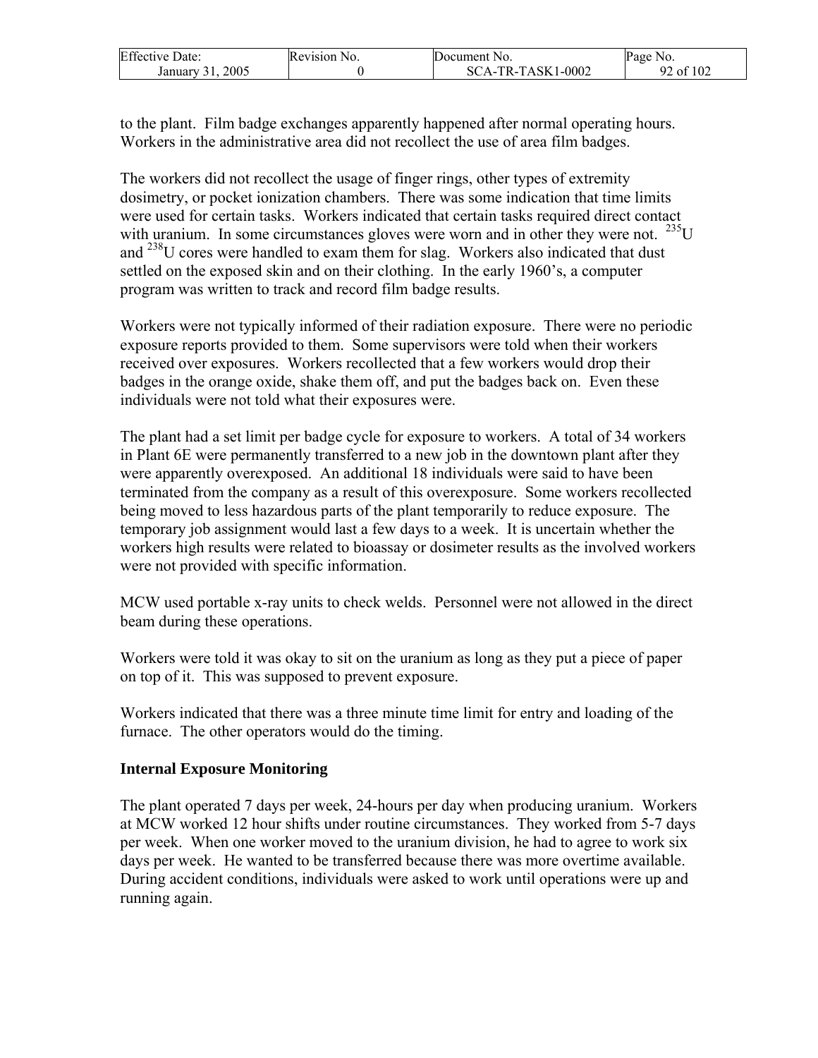to the plant. Film badge exchanges apparently happened after normal operating hours. Workers in the administrative area did not recollect the use of area film badges.

The workers did not recollect the usage of finger rings, other types of extremity dosimetry, or pocket ionization chambers. There was some indication that time limits were used for certain tasks. Workers indicated that certain tasks required direct contact with uranium. In some circumstances gloves were worn and in other they were not. $^{235}U$ and $^{238}U$ cores were handled to exam them for slag. Workers also indicated that dust settled on the exposed skin and on their clothing. In the early 1960's, a computer program was written to track and record film badge results.

Workers were not typically informed of their radiation exposure. There were no periodic exposure reports provided to them. Some supervisors were told when their workers received over exposures. Workers recollected that a few workers would drop their badges in the orange oxide, shake them off, and put the badges back on. Even these individuals were not told what their exposures were.

The plant had a set limit per badge cycle for exposure to workers. A total of 34 workers in Plant 6E were permanently transferred to a new job in the downtown plant after they were apparently overexposed. An additional 18 individuals were said to have been terminated from the company as a result of this overexposure. Some workers recollected being moved to less hazardous parts of the plant temporarily to reduce exposure. The temporary job assignment would last a few days to a week. It is uncertain whether the workers high results were related to bioassay or dosimeter results as the involved workers were not provided with specific information.

MCW used portable x-ray units to check welds. Personnel were not allowed in the direct beam during these operations.

Workers were told it was okay to sit on the uranium as long as they put a piece of paper on top of it. This was supposed to prevent exposure.

Workers indicated that there was a three minute time limit for entry and loading of the furnace. The other operators would do the timing.

### Internal Exposure Monitoring

The plant operated 7 days per week, 24-hours per day when producing uranium. Workers at MCW worked 12 hour shifts under routine circumstances. They worked from 5-7 days per week. When one worker moved to the uranium division, he had to agree to work six days per week. He wanted to be transferred because there was more overtime available. During accident conditions, individuals were asked to work until operations were up and running again.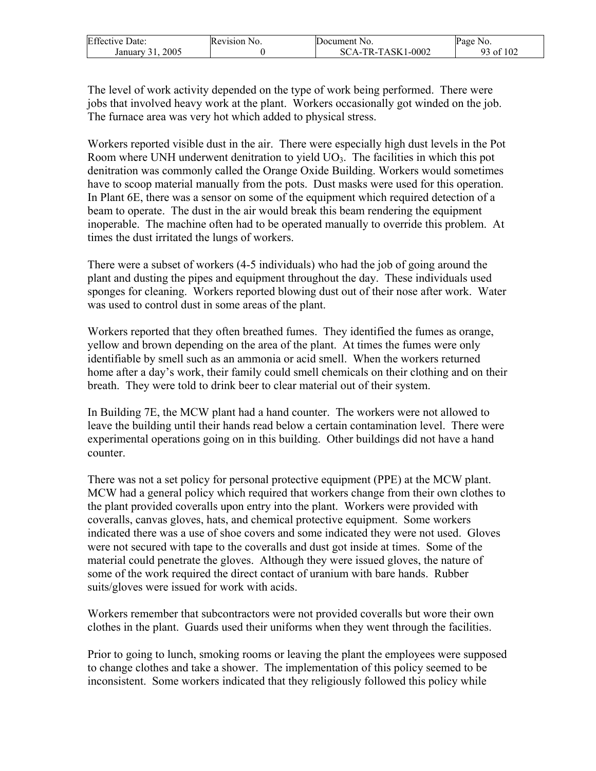The level of work activity depended on the type of work being performed. There were jobs that involved heavy work at the plant. Workers occasionally got winded on the job. The furnace area was very hot which added to physical stress.

Workers reported visible dust in the air. There were especially high dust levels in the Pot Room where UNH underwent denitration to yield $UO_3$. The facilities in which this pot denitration was commonly called the Orange Oxide Building. Workers would sometimes have to scoop material manually from the pots. Dust masks were used for this operation. In Plant 6E, there was a sensor on some of the equipment which required detection of a beam to operate. The dust in the air would break this beam rendering the equipment inoperable. The machine often had to be operated manually to override this problem. At times the dust irritated the lungs of workers.

There were a subset of workers (4-5 individuals) who had the job of going around the plant and dusting the pipes and equipment throughout the day. These individuals used sponges for cleaning. Workers reported blowing dust out of their nose after work. Water was used to control dust in some areas of the plant.

Workers reported that they often breathed fumes. They identified the fumes as orange, yellow and brown depending on the area of the plant. At times the fumes were only identifiable by smell such as an ammonia or acid smell. When the workers returned home after a day's work, their family could smell chemicals on their clothing and on their breath. They were told to drink beer to clear material out of their system.

In Building 7E, the MCW plant had a hand counter. The workers were not allowed to leave the building until their hands read below a certain contamination level. There were experimental operations going on in this building. Other buildings did not have a hand counter.

There was not a set policy for personal protective equipment (PPE) at the MCW plant. MCW had a general policy which required that workers change from their own clothes to the plant provided coveralls upon entry into the plant. Workers were provided with coveralls, canvas gloves, hats, and chemical protective equipment. Some workers indicated there was a use of shoe covers and some indicated they were not used. Gloves were not secured with tape to the coveralls and dust got inside at times. Some of the material could penetrate the gloves. Although they were issued gloves, the nature of some of the work required the direct contact of uranium with bare hands. Rubber suits/gloves were issued for work with acids.

Workers remember that subcontractors were not provided coveralls but wore their own clothes in the plant. Guards used their uniforms when they went through the facilities.

Prior to going to lunch, smoking rooms or leaving the plant the employees were supposed to change clothes and take a shower. The implementation of this policy seemed to be inconsistent. Some workers indicated that they religiously followed this policy while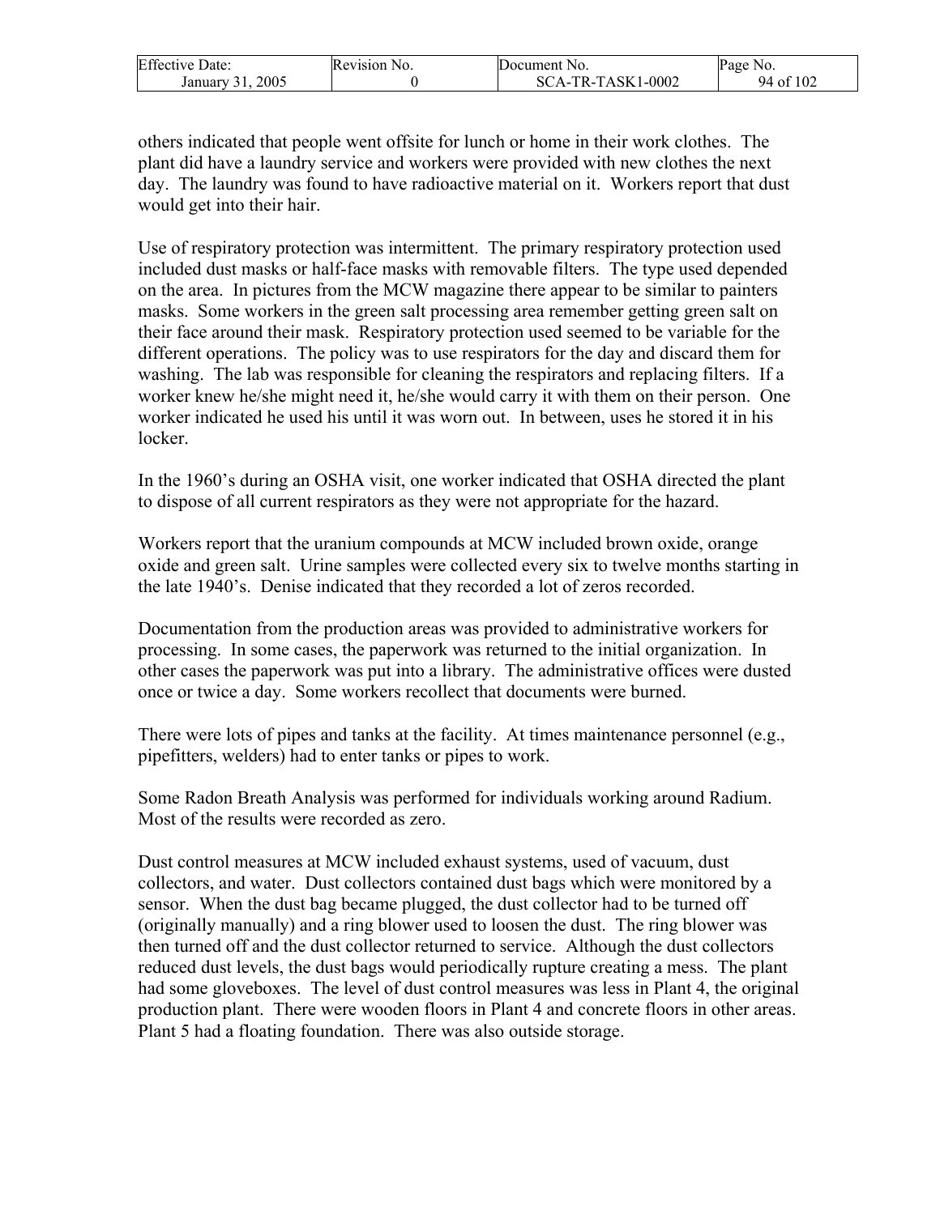others indicated that people went offsite for lunch or home in their work clothes. The plant did have a laundry service and workers were provided with new clothes the next day. The laundry was found to have radioactive material on it. Workers report that dust would get into their hair.

Use of respiratory protection was intermittent. The primary respiratory protection used included dust masks or half-face masks with removable filters. The type used depended on the area. In pictures from the MCW magazine there appear to be similar to painters masks. Some workers in the green salt processing area remember getting green salt on their face around their mask. Respiratory protection used seemed to be variable for the different operations. The policy was to use respirators for the day and discard them for washing. The lab was responsible for cleaning the respirators and replacing filters. If a worker knew he/she might need it, he/she would carry it with them on their person. One worker indicated he used his until it was worn out. In between, uses he stored it in his locker.

In the 1960's during an OSHA visit, one worker indicated that OSHA directed the plant to dispose of all current respirators as they were not appropriate for the hazard.

Workers report that the uranium compounds at MCW included brown oxide, orange oxide and green salt. Urine samples were collected every six to twelve months starting in the late 1940's. Denise indicated that they recorded a lot of zeros recorded.

Documentation from the production areas was provided to administrative workers for processing. In some cases, the paperwork was returned to the initial organization. In other cases the paperwork was put into a library. The administrative offices were dusted once or twice a day. Some workers recollect that documents were burned.

There were lots of pipes and tanks at the facility. At times maintenance personnel (e.g., pipefitters, welders) had to enter tanks or pipes to work.

Some Radon Breath Analysis was performed for individuals working around Radium. Most of the results were recorded as zero.

Dust control measures at MCW included exhaust systems, used of vacuum, dust collectors, and water. Dust collectors contained dust bags which were monitored by a sensor. When the dust bag became plugged, the dust collector had to be turned off (originally manually) and a ring blower used to loosen the dust. The ring blower was then turned off and the dust collector returned to service. Although the dust collectors reduced dust levels, the dust bags would periodically rupture creating a mess. The plant had some gloveboxes. The level of dust control measures was less in Plant 4, the original production plant. There were wooden floors in Plant 4 and concrete floors in other areas. Plant 5 had a floating foundation. There was also outside storage.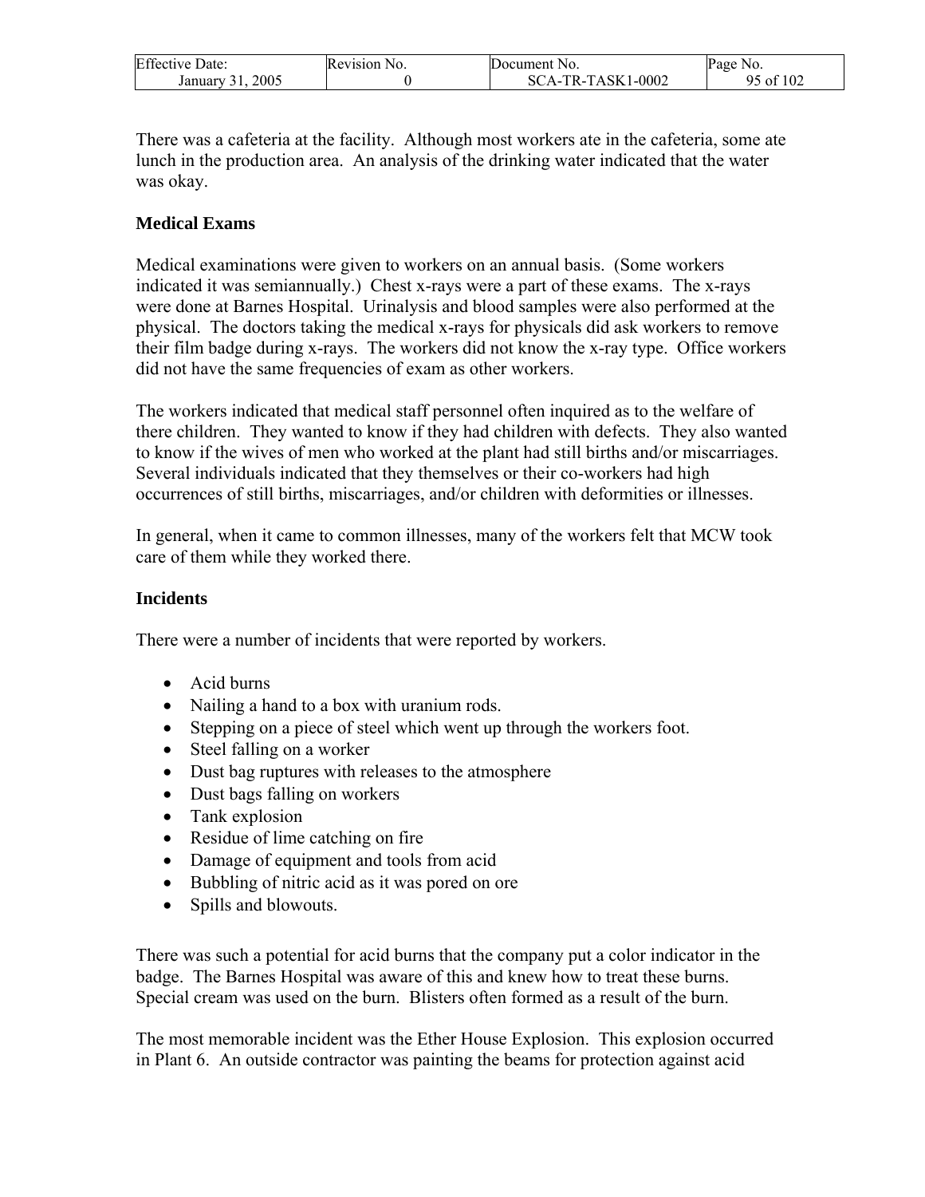There was a cafeteria at the facility. Although most workers ate in the cafeteria, some ate lunch in the production area. An analysis of the drinking water indicated that the water was okay.

**Medical Exams**

Medical examinations were given to workers on an annual basis. (Some workers indicated it was semiannually.) Chest x-rays were a part of these exams. The x-rays were done at Barnes Hospital. Urinalysis and blood samples were also performed at the physical. The doctors taking the medical x-rays for physicals did ask workers to remove their film badge during x-rays. The workers did not know the x-ray type. Office workers did not have the same frequencies of exam as other workers.

The workers indicated that medical staff personnel often inquired as to the welfare of there children. They wanted to know if they had children with defects. They also wanted to know if the wives of men who worked at the plant had still births and/or miscarriages. Several individuals indicated that they themselves or their co-workers had high occurrences of still births, miscarriages, and/or children with deformities or illnesses.

In general, when it came to common illnesses, many of the workers felt that MCW took care of them while they worked there.

**Incidents**

There were a number of incidents that were reported by workers.

- Acid burns
- Nailing a hand to a box with uranium rods.
- Stepping on a piece of steel which went up through the workers foot.
- Steel falling on a worker
- Dust bag ruptures with releases to the atmosphere
- Dust bags falling on workers
- Tank explosion
- Residue of lime catching on fire
- Damage of equipment and tools from acid
- Bubbling of nitric acid as it was pored on ore
- Spills and blowouts.

There was such a potential for acid burns that the company put a color indicator in the badge. The Barnes Hospital was aware of this and knew how to treat these burns. Special cream was used on the burn. Blisters often formed as a result of the burn.

The most memorable incident was the Ether House Explosion. This explosion occurred in Plant 6. An outside contractor was painting the beams for protection against acid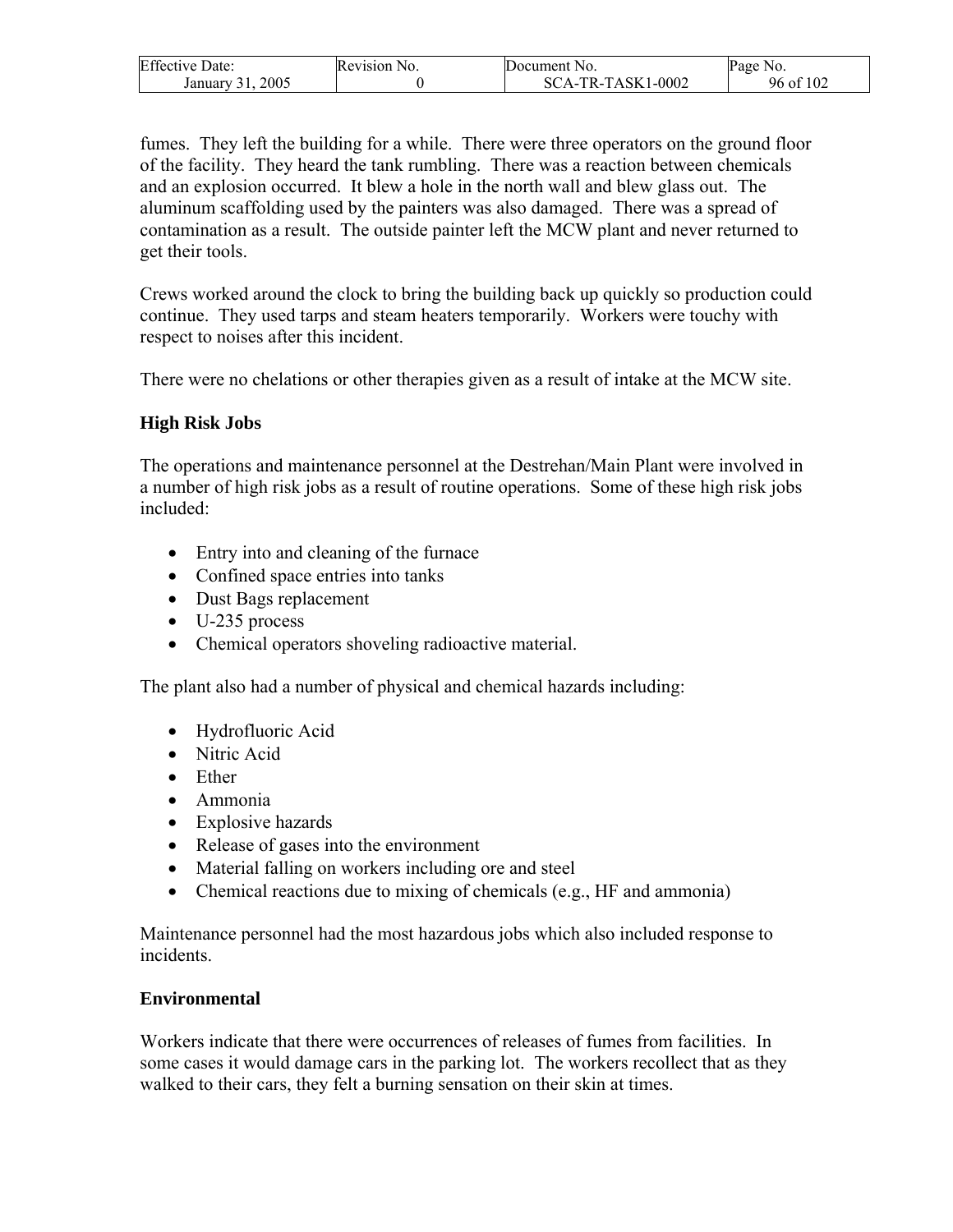fumes. They left the building for a while. There were three operators on the ground floor of the facility. They heard the tank rumbling. There was a reaction between chemicals and an explosion occurred. It blew a hole in the north wall and blew glass out. The aluminum scaffolding used by the painters was also damaged. There was a spread of contamination as a result. The outside painter left the MCW plant and never returned to get their tools.

Crews worked around the clock to bring the building back up quickly so production could continue. They used tarps and steam heaters temporarily. Workers were touchy with respect to noises after this incident.

There were no chelations or other therapies given as a result of intake at the MCW site.

**High Risk Jobs**

The operations and maintenance personnel at the Destrehan/Main Plant were involved in a number of high risk jobs as a result of routine operations. Some of these high risk jobs included:

- Entry into and cleaning of the furnace
- Confined space entries into tanks
- Dust Bags replacement
- U-235 process
- Chemical operators shoveling radioactive material.

The plant also had a number of physical and chemical hazards including:

- Hydrofluoric Acid
- Nitric Acid
- Ether
- Ammonia
- Explosive hazards
- Release of gases into the environment
- Material falling on workers including ore and steel
- Chemical reactions due to mixing of chemicals (e.g., HF and ammonia)

Maintenance personnel had the most hazardous jobs which also included response to incidents.

**Environmental**

Workers indicate that there were occurrences of releases of fumes from facilities. In some cases it would damage cars in the parking lot. The workers recollect that as they walked to their cars, they felt a burning sensation on their skin at times.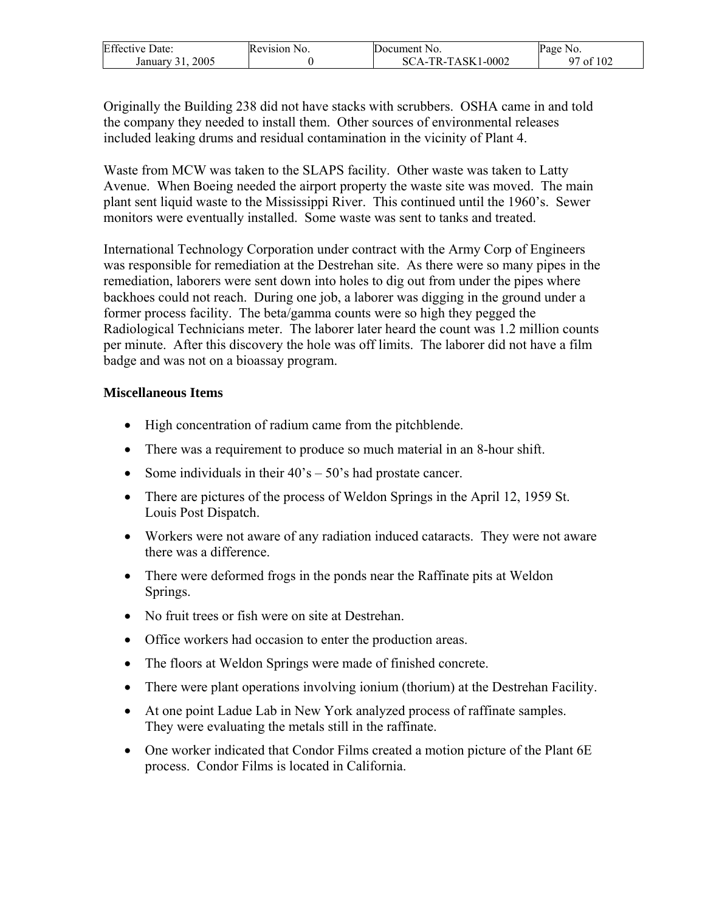Originally the Building 238 did not have stacks with scrubbers. OSHA came in and told the company they needed to install them. Other sources of environmental releases included leaking drums and residual contamination in the vicinity of Plant 4.

Waste from MCW was taken to the SLAPS facility. Other waste was taken to Latty Avenue. When Boeing needed the airport property the waste site was moved. The main plant sent liquid waste to the Mississippi River. This continued until the 1960's. Sewer monitors were eventually installed. Some waste was sent to tanks and treated.

International Technology Corporation under contract with the Army Corp of Engineers was responsible for remediation at the Destrehan site. As there were so many pipes in the remediation, laborers were sent down into holes to dig out from under the pipes where backhoes could not reach. During one job, a laborer was digging in the ground under a former process facility. The beta/gamma counts were so high they pegged the Radiological Technicians meter. The laborer later heard the count was 1.2 million counts per minute. After this discovery the hole was off limits. The laborer did not have a film badge and was not on a bioassay program.

**Miscellaneous Items**

- High concentration of radium came from the pitchblende.
- There was a requirement to produce so much material in an 8-hour shift.
- Some individuals in their 40's – 50's had prostate cancer.
- There are pictures of the process of Weldon Springs in the April 12, 1959 St. Louis Post Dispatch.
- Workers were not aware of any radiation induced cataracts. They were not aware there was a difference.
- There were deformed frogs in the ponds near the Raffinate pits at Weldon Springs.
- No fruit trees or fish were on site at Destrehan.
- Office workers had occasion to enter the production areas.
- The floors at Weldon Springs were made of finished concrete.
- There were plant operations involving ionium (thorium) at the Destrehan Facility.
- At one point Ladue Lab in New York analyzed process of raffinate samples. They were evaluating the metals still in the raffinate.
- One worker indicated that Condor Films created a motion picture of the Plant 6E process. Condor Films is located in California.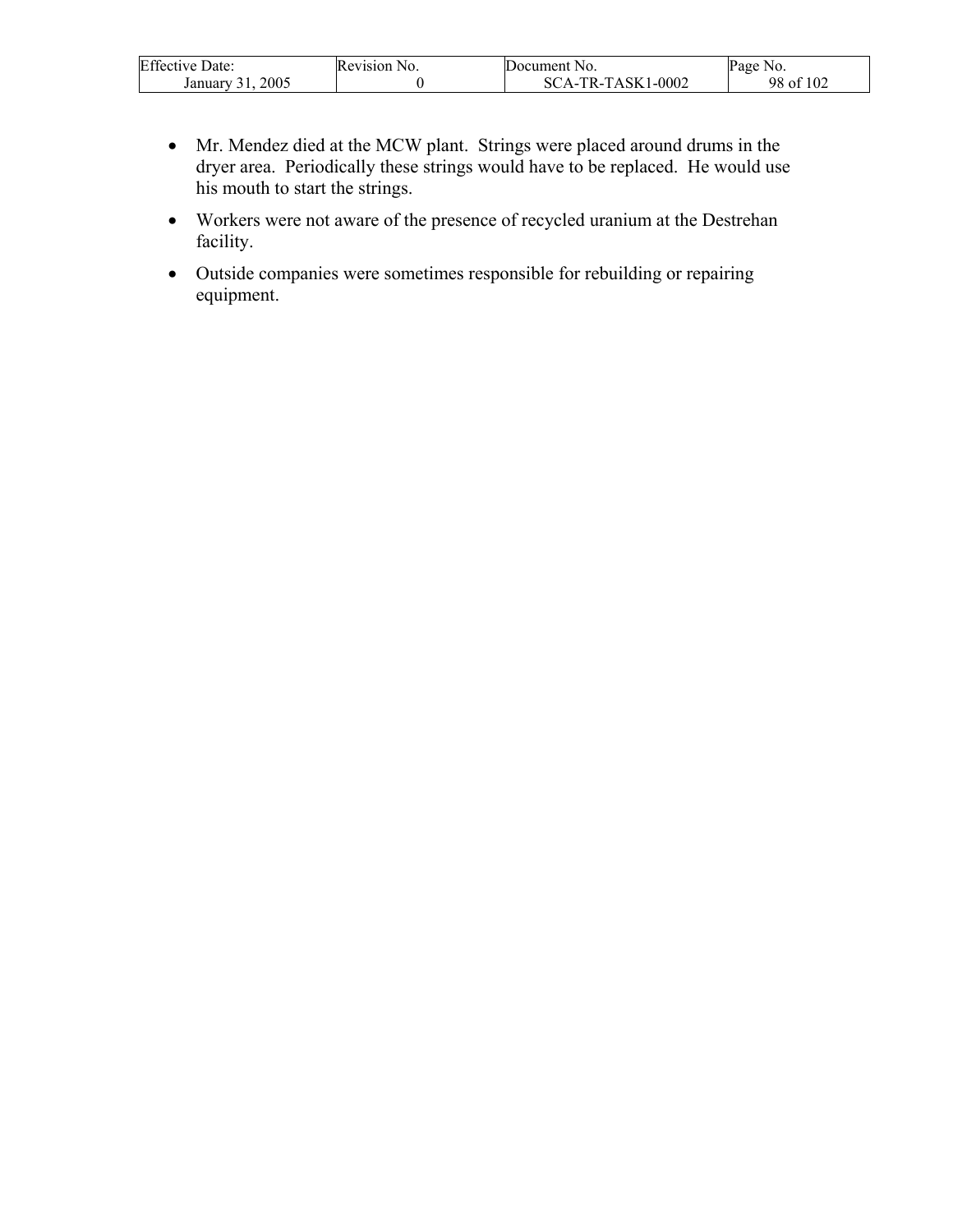- Mr. Mendez died at the MCW plant. Strings were placed around drums in the dryer area. Periodically these strings would have to be replaced. He would use his mouth to start the strings.
- Workers were not aware of the presence of recycled uranium at the Destrehan facility.
- Outside companies were sometimes responsible for rebuilding or repairing equipment.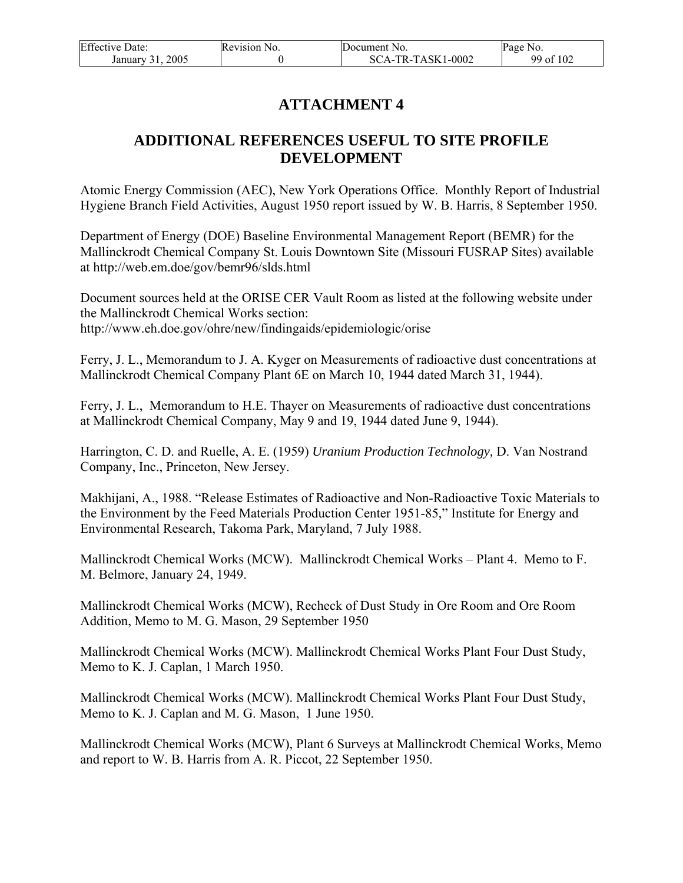# ATTACHMENT 4

## ADDITIONAL REFERENCES USEFUL TO SITE PROFILE DEVELOPMENT

Atomic Energy Commission (AEC), New York Operations Office. Monthly Report of Industrial Hygiene Branch Field Activities, August 1950 report issued by W. B. Harris, 8 September 1950.

Department of Energy (DOE) Baseline Environmental Management Report (BEMR) for the Mallinckrodt Chemical Company St. Louis Downtown Site (Missouri FUSRAP Sites) available at http://web.em.doe/gov/bemr96/slds.html

Document sources held at the ORISE CER Vault Room as listed at the following website under the Mallinckrodt Chemical Works section: http://www.eh.doe.gov/ohre/new/findingaids/epidemiologic/orise

Ferry, J. L., Memorandum to J. A. Kyger on Measurements of radioactive dust concentrations at Mallinckrodt Chemical Company Plant 6E on March 10, 1944 dated March 31, 1944).

Ferry, J. L., Memorandum to H.E. Thayer on Measurements of radioactive dust concentrations at Mallinckrodt Chemical Company, May 9 and 19, 1944 dated June 9, 1944).

Harrington, C. D. and Ruelle, A. E. (1959) *Uranium Production Technology,* D. Van Nostrand Company, Inc., Princeton, New Jersey.

Makhijani, A., 1988. "Release Estimates of Radioactive and Non-Radioactive Toxic Materials to the Environment by the Feed Materials Production Center 1951-85," Institute for Energy and Environmental Research, Takoma Park, Maryland, 7 July 1988.

Mallinckrodt Chemical Works (MCW). Mallinckrodt Chemical Works – Plant 4. Memo to F. M. Belmore, January 24, 1949.

Mallinckrodt Chemical Works (MCW), Recheck of Dust Study in Ore Room and Ore Room Addition, Memo to M. G. Mason, 29 September 1950

Mallinckrodt Chemical Works (MCW). Mallinckrodt Chemical Works Plant Four Dust Study, Memo to K. J. Caplan, 1 March 1950.

Mallinckrodt Chemical Works (MCW). Mallinckrodt Chemical Works Plant Four Dust Study, Memo to K. J. Caplan and M. G. Mason, 1 June 1950.

Mallinckrodt Chemical Works (MCW), Plant 6 Surveys at Mallinckrodt Chemical Works, Memo and report to W. B. Harris from A. R. Piccot, 22 September 1950.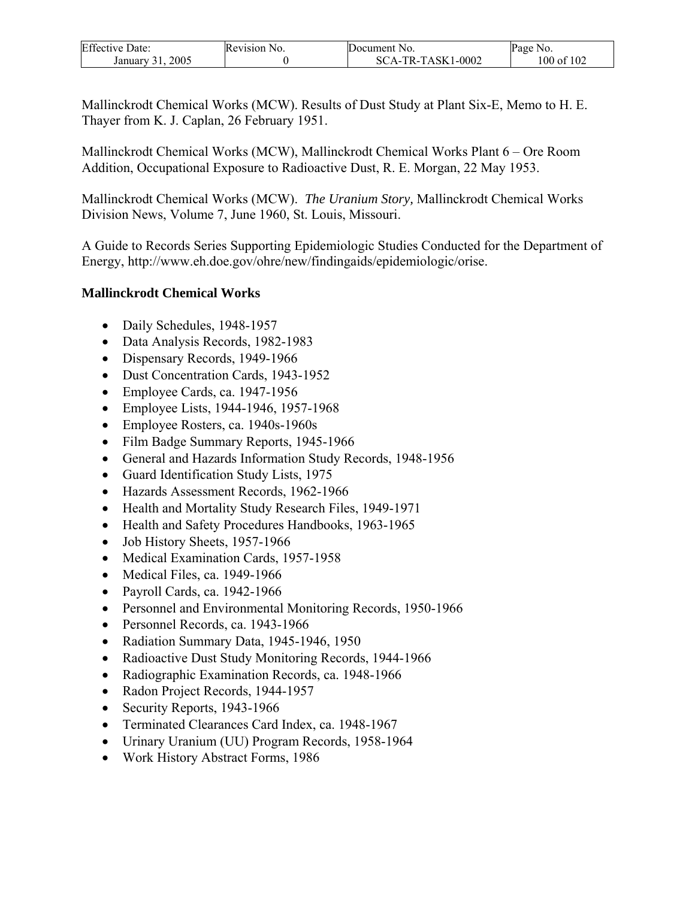Mallinckrodt Chemical Works (MCW). Results of Dust Study at Plant Six-E, Memo to H. E. Thayer from K. J. Caplan, 26 February 1951.

Mallinckrodt Chemical Works (MCW), Mallinckrodt Chemical Works Plant 6 – Ore Room Addition, Occupational Exposure to Radioactive Dust, R. E. Morgan, 22 May 1953.

Mallinckrodt Chemical Works (MCW). *The Uranium Story,* Mallinckrodt Chemical Works Division News, Volume 7, June 1960, St. Louis, Missouri.

A Guide to Records Series Supporting Epidemiologic Studies Conducted for the Department of Energy, http://www.eh.doe.gov/ohre/new/findingaids/epidemiologic/orise.

**Mallinckrodt Chemical Works**

- Daily Schedules, 1948-1957
- Data Analysis Records, 1982-1983
- Dispensary Records, 1949-1966
- Dust Concentration Cards, 1943-1952
- Employee Cards, ca. 1947-1956
- Employee Lists, 1944-1946, 1957-1968
- Employee Rosters, ca. 1940s-1960s
- Film Badge Summary Reports, 1945-1966
- General and Hazards Information Study Records, 1948-1956
- Guard Identification Study Lists, 1975
- Hazards Assessment Records, 1962-1966
- Health and Mortality Study Research Files, 1949-1971
- Health and Safety Procedures Handbooks, 1963-1965
- Job History Sheets, 1957-1966
- Medical Examination Cards, 1957-1958
- Medical Files, ca. 1949-1966
- Payroll Cards, ca. 1942-1966
- Personnel and Environmental Monitoring Records, 1950-1966
- Personnel Records, ca. 1943-1966
- Radiation Summary Data, 1945-1946, 1950
- Radioactive Dust Study Monitoring Records, 1944-1966
- Radiographic Examination Records, ca. 1948-1966
- Radon Project Records, 1944-1957
- Security Reports, 1943-1966
- Terminated Clearances Card Index, ca. 1948-1967
- Urinary Uranium (UU) Program Records, 1958-1964
- Work History Abstract Forms, 1986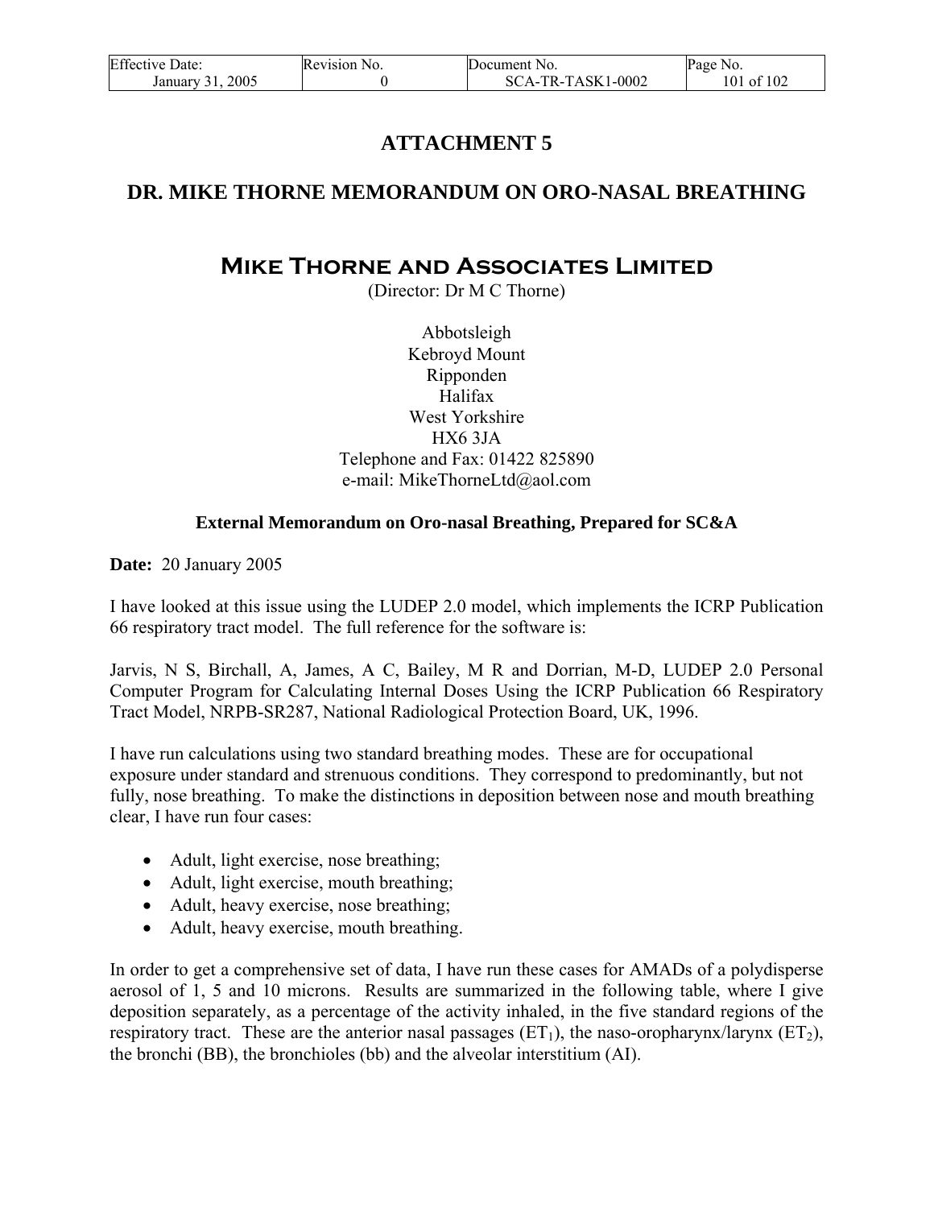# ATTACHMENT 5

## DR. MIKE THORNE MEMORANDUM ON ORO-NASAL BREATHING

## Mike Thorne and Associates Limited

(Director: Dr M C Thorne)

Abbotsleigh
Kebroyd Mount
Ripponden
Halifax
West Yorkshire
HX6 3JA
Telephone and Fax: 01422 825890
e-mail: MikeThorneLtd@aol.com

**External Memorandum on Oro-nasal Breathing, Prepared for SC&A**

**Date:** 20 January 2005

I have looked at this issue using the LUDEP 2.0 model, which implements the ICRP Publication 66 respiratory tract model. The full reference for the software is:

Jarvis, N S, Birchall, A, James, A C, Bailey, M R and Dorrian, M-D, LUDEP 2.0 Personal Computer Program for Calculating Internal Doses Using the ICRP Publication 66 Respiratory Tract Model, NRPB-SR287, National Radiological Protection Board, UK, 1996.

I have run calculations using two standard breathing modes. These are for occupational exposure under standard and strenuous conditions. They correspond to predominantly, but not fully, nose breathing. To make the distinctions in deposition between nose and mouth breathing clear, I have run four cases:

- Adult, light exercise, nose breathing;
- Adult, light exercise, mouth breathing;
- Adult, heavy exercise, nose breathing;
- Adult, heavy exercise, mouth breathing.

In order to get a comprehensive set of data, I have run these cases for AMADs of a polydisperse aerosol of 1, 5 and 10 microns. Results are summarized in the following table, where I give deposition separately, as a percentage of the activity inhaled, in the five standard regions of the respiratory tract. These are the anterior nasal passages ($ET_1$), the naso-oropharynx/larynx ($ET_2$), the bronchi (BB), the bronchioles (bb) and the alveolar interstitium (AI).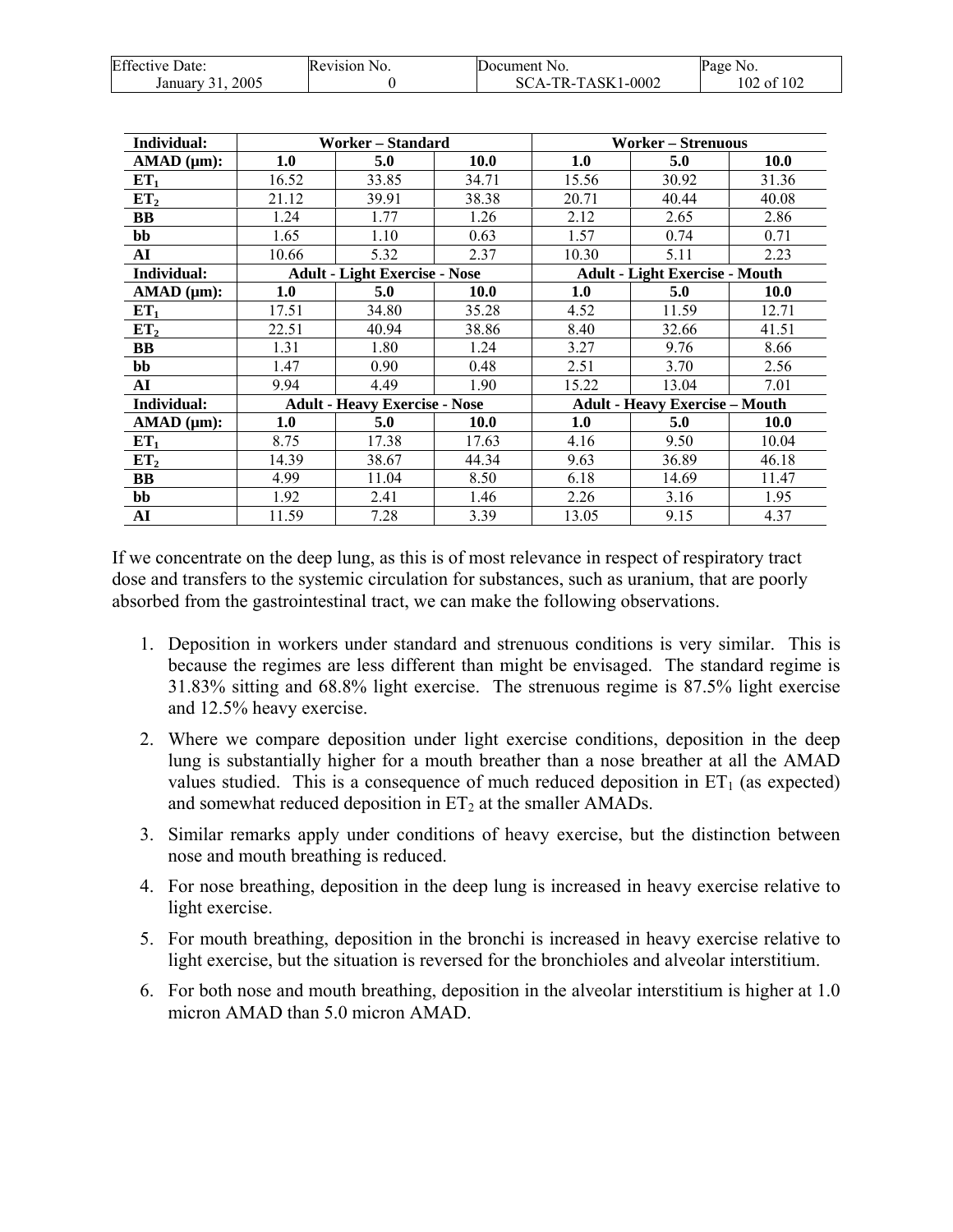| Individual: | Worker – Standard | | | Worker – Strenuous | | |
|---|---|---|---|---|---|---|
| **AMAD (μm):** | **1.0** | **5.0** | **10.0** | **1.0** | **5.0** | **10.0** |
| **$ET_1$** | 16.52 | 33.85 | 34.71 | 15.56 | 30.92 | 31.36 |
| **$ET_2$** | 21.12 | 39.91 | 38.38 | 20.71 | 40.44 | 40.08 |
| **BB** | 1.24 | 1.77 | 1.26 | 2.12 | 2.65 | 2.86 |
| **bb** | 1.65 | 1.10 | 0.63 | 1.57 | 0.74 | 0.71 |
| **AI** | 10.66 | 5.32 | 2.37 | 10.30 | 5.11 | 2.23 |
| **Individual:** | **Adult - Light Exercise - Nose** | | | **Adult - Light Exercise - Mouth** | | |
| **AMAD (μm):** | **1.0** | **5.0** | **10.0** | **1.0** | **5.0** | **10.0** |
| **$ET_1$** | 17.51 | 34.80 | 35.28 | 4.52 | 11.59 | 12.71 |
| **$ET_2$** | 22.51 | 40.94 | 38.86 | 8.40 | 32.66 | 41.51 |
| **BB** | 1.31 | 1.80 | 1.24 | 3.27 | 9.76 | 8.66 |
| **bb** | 1.47 | 0.90 | 0.48 | 2.51 | 3.70 | 2.56 |
| **AI** | 9.94 | 4.49 | 1.90 | 15.22 | 13.04 | 7.01 |
| **Individual:** | **Adult - Heavy Exercise - Nose** | | | **Adult - Heavy Exercise – Mouth** | | |
| **AMAD (μm):** | **1.0** | **5.0** | **10.0** | **1.0** | **5.0** | **10.0** |
| **$ET_1$** | 8.75 | 17.38 | 17.63 | 4.16 | 9.50 | 10.04 |
| **$ET_2$** | 14.39 | 38.67 | 44.34 | 9.63 | 36.89 | 46.18 |
| **BB** | 4.99 | 11.04 | 8.50 | 6.18 | 14.69 | 11.47 |
| **bb** | 1.92 | 2.41 | 1.46 | 2.26 | 3.16 | 1.95 |
| **AI** | 11.59 | 7.28 | 3.39 | 13.05 | 9.15 | 4.37 |

If we concentrate on the deep lung, as this is of most relevance in respect of respiratory tract dose and transfers to the systemic circulation for substances, such as uranium, that are poorly absorbed from the gastrointestinal tract, we can make the following observations.

1. Deposition in workers under standard and strenuous conditions is very similar. This is because the regimes are less different than might be envisaged. The standard regime is 31.83% sitting and 68.8% light exercise. The strenuous regime is 87.5% light exercise and 12.5% heavy exercise.
2. Where we compare deposition under light exercise conditions, deposition in the deep lung is substantially higher for a mouth breather than a nose breather at all the AMAD values studied. This is a consequence of much reduced deposition in $ET_1$ (as expected) and somewhat reduced deposition in $ET_2$ at the smaller AMADs.
3. Similar remarks apply under conditions of heavy exercise, but the distinction between nose and mouth breathing is reduced.
4. For nose breathing, deposition in the deep lung is increased in heavy exercise relative to light exercise.
5. For mouth breathing, deposition in the bronchi is increased in heavy exercise relative to light exercise, but the situation is reversed for the bronchioles and alveolar interstitium.
6. For both nose and mouth breathing, deposition in the alveolar interstitium is higher at 1.0 micron AMAD than 5.0 micron AMAD.